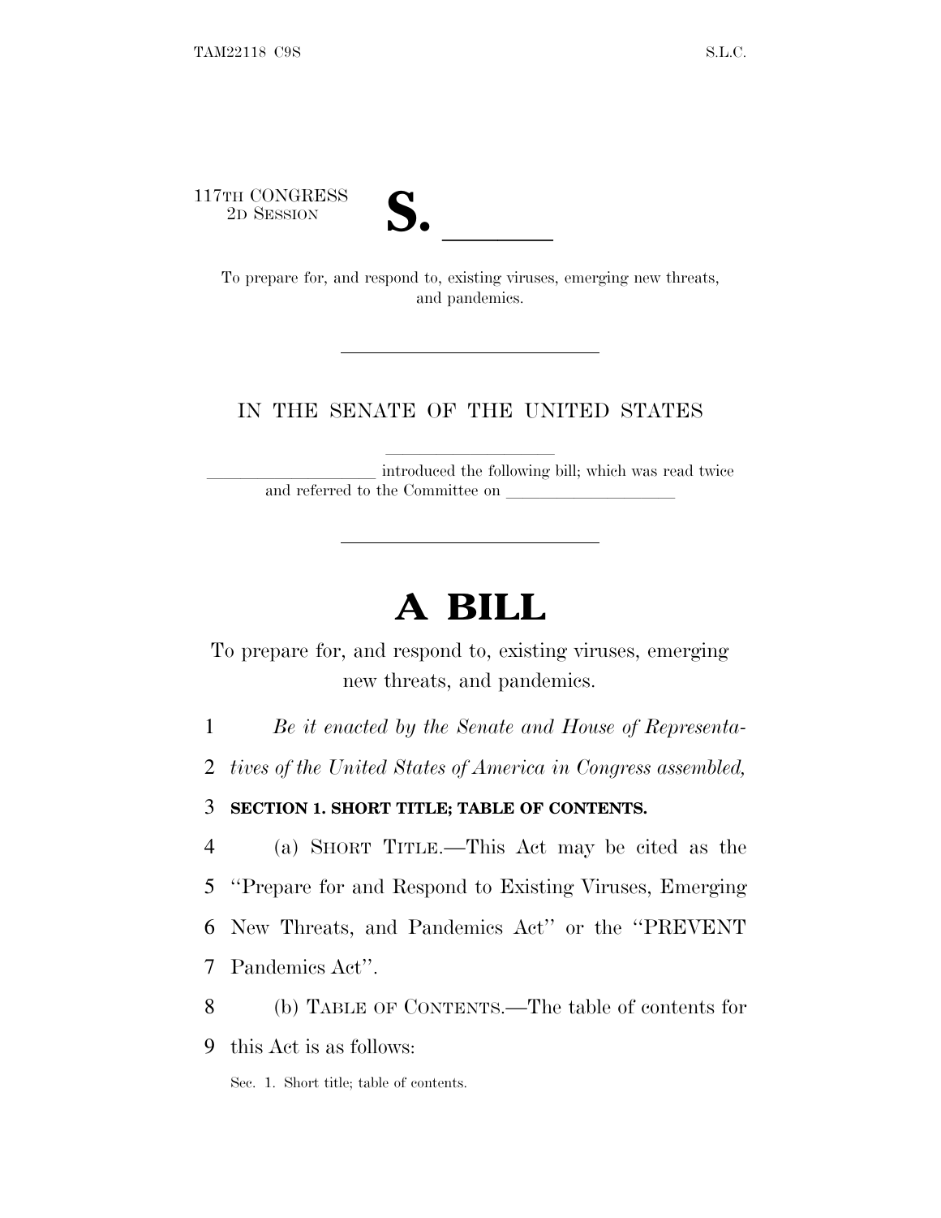117TH CONGRESS
2D SESSION

# S. ______

To prepare for, and respond to, existing viruses, emerging new threats, and pandemics.

---

IN THE SENATE OF THE UNITED STATES

______________________ introduced the following bill; which was read twice and referred to the Committee on ______________________

---

# A BILL

To prepare for, and respond to, existing viruses, emerging new threats, and pandemics.

1 *Be it enacted by the Senate and House of Representa-*
2 *tives of the United States of America in Congress assembled,*

3 **SECTION 1. SHORT TITLE; TABLE OF CONTENTS.**

4 (a) SHORT TITLE.—This Act may be cited as the
5 ''Prepare for and Respond to Existing Viruses, Emerging
6 New Threats, and Pandemics Act'' or the ''PREVENT
7 Pandemics Act''.

8 (b) TABLE OF CONTENTS.—The table of contents for
9 this Act is as follows:

Sec. 1. Short title; table of contents.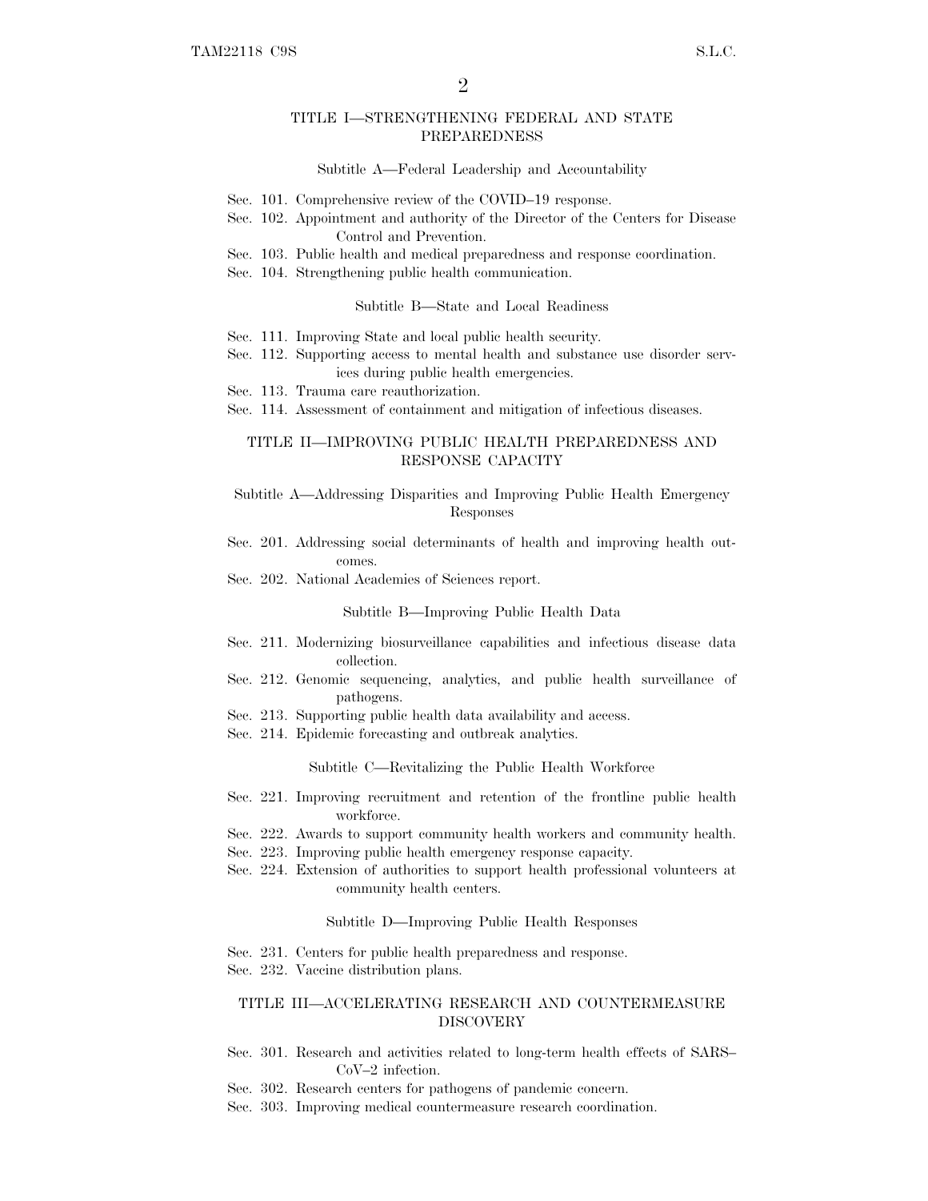## TITLE I—STRENGTHENING FEDERAL AND STATE PREPAREDNESS

### Subtitle A—Federal Leadership and Accountability

Sec. 101. Comprehensive review of the COVID–19 response.
Sec. 102. Appointment and authority of the Director of the Centers for Disease Control and Prevention.
Sec. 103. Public health and medical preparedness and response coordination.
Sec. 104. Strengthening public health communication.

### Subtitle B—State and Local Readiness

Sec. 111. Improving State and local public health security.
Sec. 112. Supporting access to mental health and substance use disorder services during public health emergencies.
Sec. 113. Trauma care reauthorization.
Sec. 114. Assessment of containment and mitigation of infectious diseases.

## TITLE II—IMPROVING PUBLIC HEALTH PREPAREDNESS AND RESPONSE CAPACITY

### Subtitle A—Addressing Disparities and Improving Public Health Emergency Responses

Sec. 201. Addressing social determinants of health and improving health outcomes.
Sec. 202. National Academies of Sciences report.

### Subtitle B—Improving Public Health Data

Sec. 211. Modernizing biosurveillance capabilities and infectious disease data collection.
Sec. 212. Genomic sequencing, analytics, and public health surveillance of pathogens.
Sec. 213. Supporting public health data availability and access.
Sec. 214. Epidemic forecasting and outbreak analytics.

### Subtitle C—Revitalizing the Public Health Workforce

Sec. 221. Improving recruitment and retention of the frontline public health workforce.
Sec. 222. Awards to support community health workers and community health.
Sec. 223. Improving public health emergency response capacity.
Sec. 224. Extension of authorities to support health professional volunteers at community health centers.

### Subtitle D—Improving Public Health Responses

Sec. 231. Centers for public health preparedness and response.
Sec. 232. Vaccine distribution plans.

## TITLE III—ACCELERATING RESEARCH AND COUNTERMEASURE DISCOVERY

Sec. 301. Research and activities related to long-term health effects of SARS–CoV–2 infection.
Sec. 302. Research centers for pathogens of pandemic concern.
Sec. 303. Improving medical countermeasure research coordination.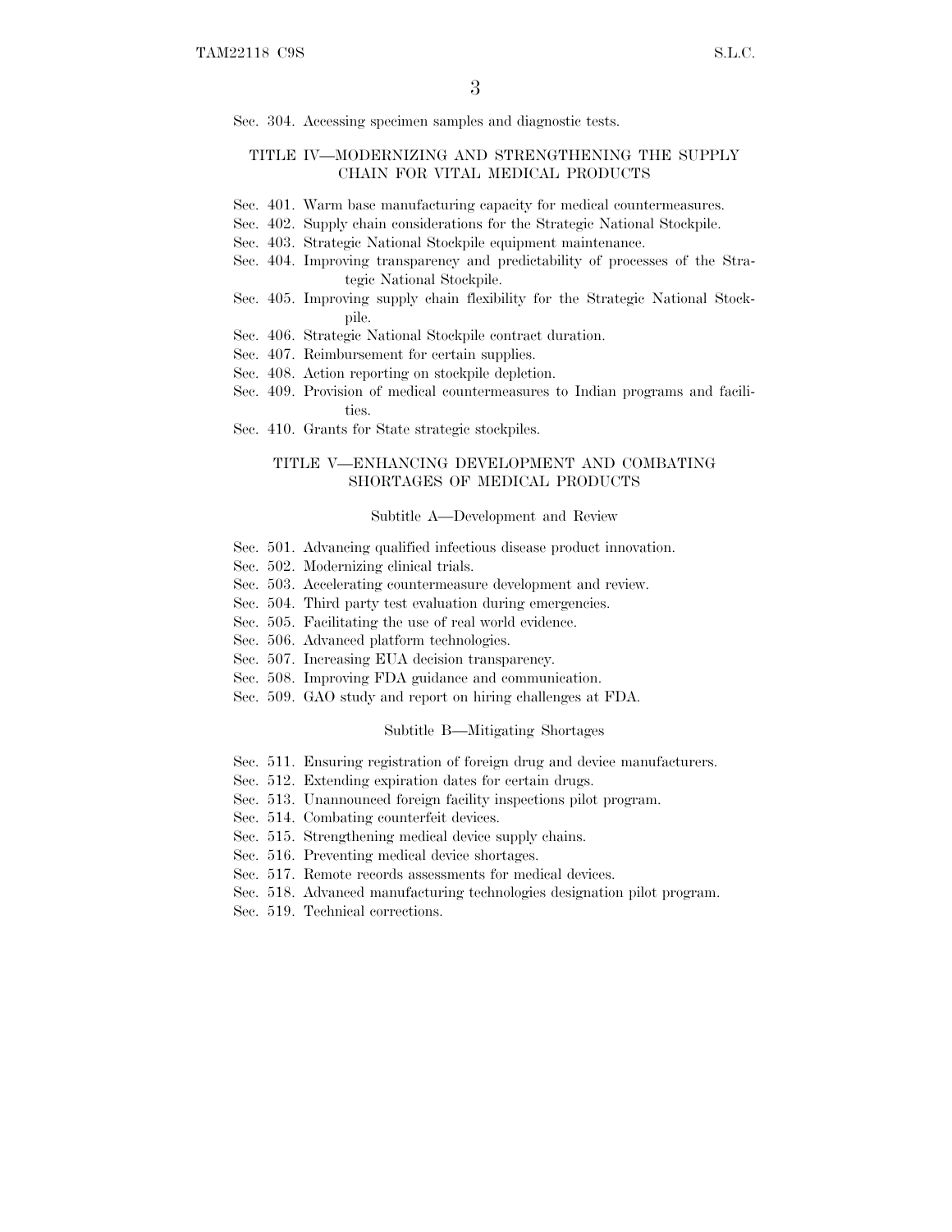Sec. 304. Accessing specimen samples and diagnostic tests.

### TITLE IV—MODERNIZING AND STRENGTHENING THE SUPPLY CHAIN FOR VITAL MEDICAL PRODUCTS

Sec. 401. Warm base manufacturing capacity for medical countermeasures.
Sec. 402. Supply chain considerations for the Strategic National Stockpile.
Sec. 403. Strategic National Stockpile equipment maintenance.
Sec. 404. Improving transparency and predictability of processes of the Strategic National Stockpile.
Sec. 405. Improving supply chain flexibility for the Strategic National Stockpile.
Sec. 406. Strategic National Stockpile contract duration.
Sec. 407. Reimbursement for certain supplies.
Sec. 408. Action reporting on stockpile depletion.
Sec. 409. Provision of medical countermeasures to Indian programs and facilities.
Sec. 410. Grants for State strategic stockpiles.

### TITLE V—ENHANCING DEVELOPMENT AND COMBATING SHORTAGES OF MEDICAL PRODUCTS

#### Subtitle A—Development and Review

Sec. 501. Advancing qualified infectious disease product innovation.
Sec. 502. Modernizing clinical trials.
Sec. 503. Accelerating countermeasure development and review.
Sec. 504. Third party test evaluation during emergencies.
Sec. 505. Facilitating the use of real world evidence.
Sec. 506. Advanced platform technologies.
Sec. 507. Increasing EUA decision transparency.
Sec. 508. Improving FDA guidance and communication.
Sec. 509. GAO study and report on hiring challenges at FDA.

#### Subtitle B—Mitigating Shortages

Sec. 511. Ensuring registration of foreign drug and device manufacturers.
Sec. 512. Extending expiration dates for certain drugs.
Sec. 513. Unannounced foreign facility inspections pilot program.
Sec. 514. Combating counterfeit devices.
Sec. 515. Strengthening medical device supply chains.
Sec. 516. Preventing medical device shortages.
Sec. 517. Remote records assessments for medical devices.
Sec. 518. Advanced manufacturing technologies designation pilot program.
Sec. 519. Technical corrections.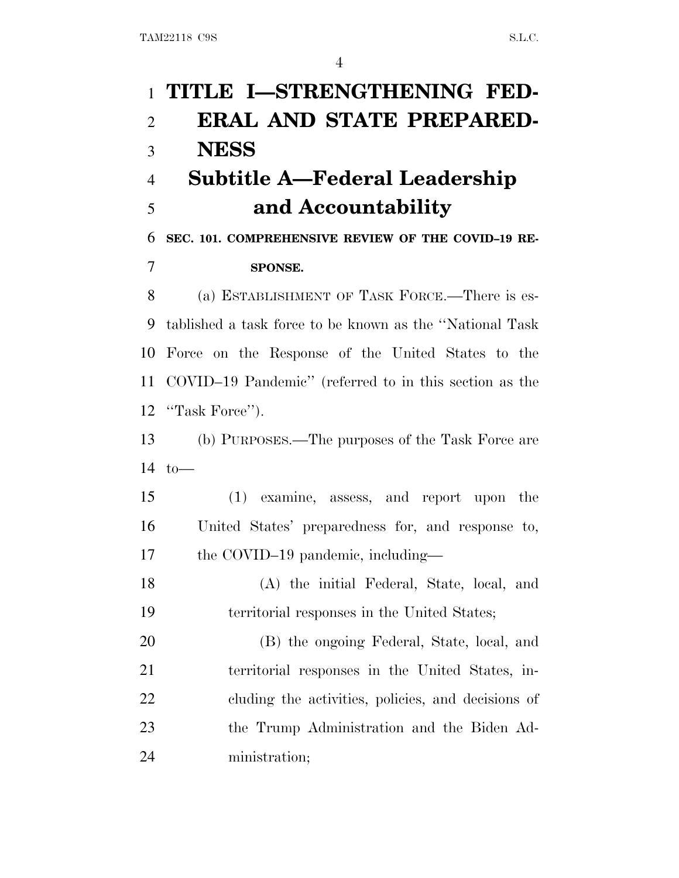# TITLE I—STRENGTHENING FEDERAL AND STATE PREPAREDNESS

## Subtitle A—Federal Leadership and Accountability

### SEC. 101. COMPREHENSIVE REVIEW OF THE COVID–19 RESPONSE.

(a) ESTABLISHMENT OF TASK FORCE.—There is established a task force to be known as the ''National Task Force on the Response of the United States to the COVID–19 Pandemic'' (referred to in this section as the ''Task Force'').

(b) PURPOSES.—The purposes of the Task Force are to—

(1) examine, assess, and report upon the United States' preparedness for, and response to, the COVID–19 pandemic, including—

(A) the initial Federal, State, local, and territorial responses in the United States;

(B) the ongoing Federal, State, local, and territorial responses in the United States, including the activities, policies, and decisions of the Trump Administration and the Biden Administration;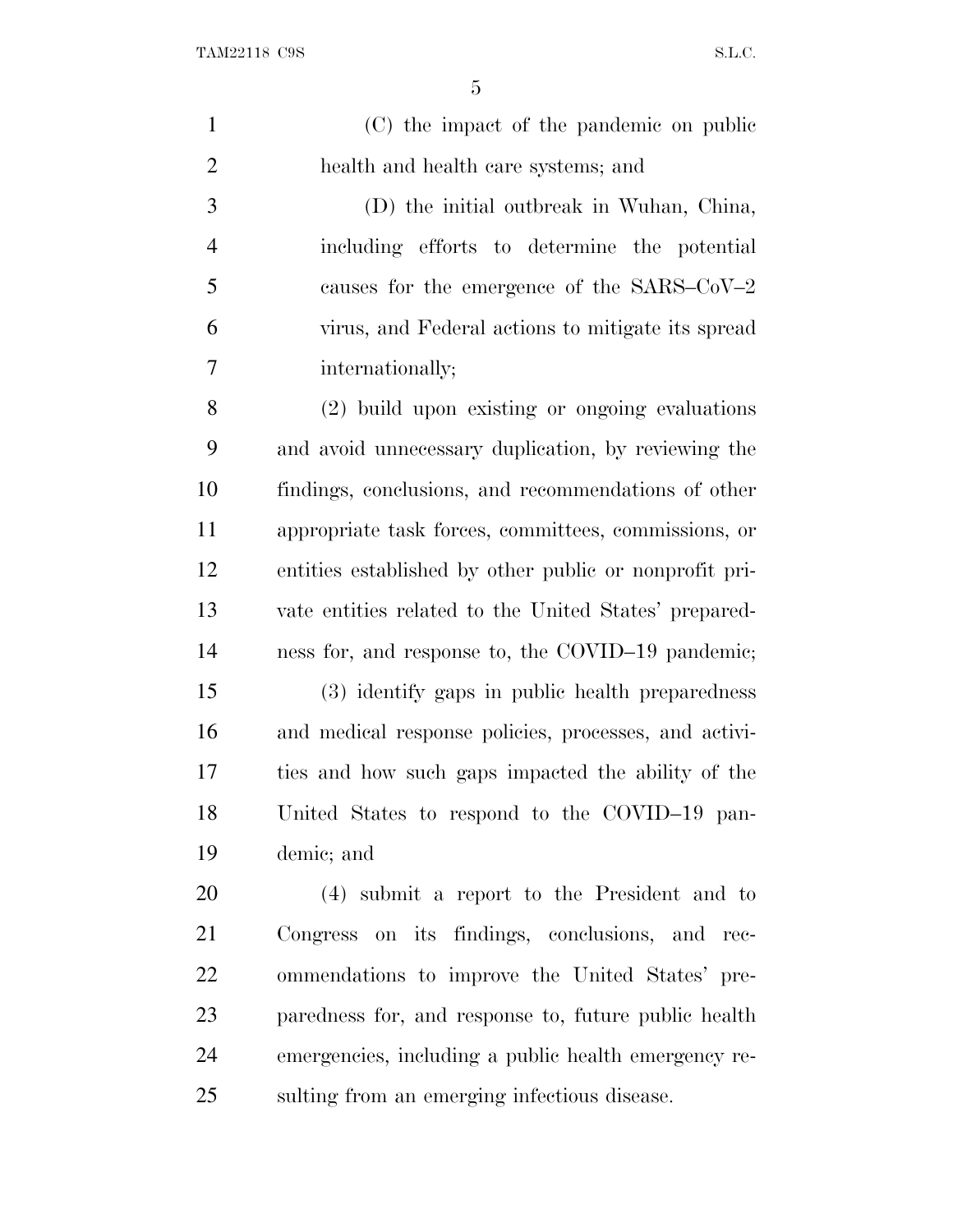(C) the impact of the pandemic on public health and health care systems; and

(D) the initial outbreak in Wuhan, China, including efforts to determine the potential causes for the emergence of the SARS–CoV–2 virus, and Federal actions to mitigate its spread internationally;

(2) build upon existing or ongoing evaluations and avoid unnecessary duplication, by reviewing the findings, conclusions, and recommendations of other appropriate task forces, committees, commissions, or entities established by other public or nonprofit private entities related to the United States' preparedness for, and response to, the COVID–19 pandemic;

(3) identify gaps in public health preparedness and medical response policies, processes, and activities and how such gaps impacted the ability of the United States to respond to the COVID–19 pandemic; and

(4) submit a report to the President and to Congress on its findings, conclusions, and recommendations to improve the United States' preparedness for, and response to, future public health emergencies, including a public health emergency resulting from an emerging infectious disease.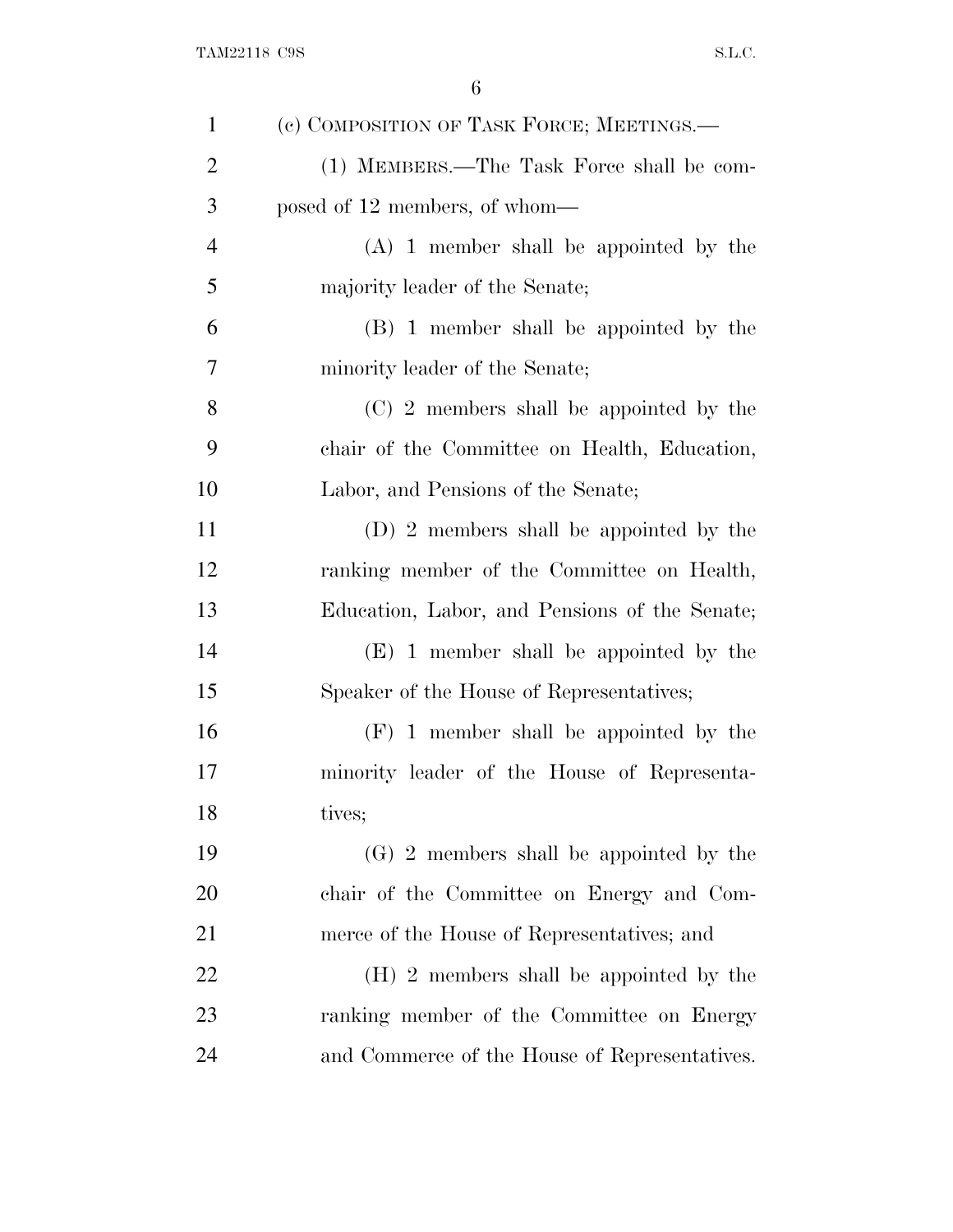(c) COMPOSITION OF TASK FORCE; MEETINGS.—

(1) MEMBERS.—The Task Force shall be composed of 12 members, of whom—

(A) 1 member shall be appointed by the majority leader of the Senate;

(B) 1 member shall be appointed by the minority leader of the Senate;

(C) 2 members shall be appointed by the chair of the Committee on Health, Education, Labor, and Pensions of the Senate;

(D) 2 members shall be appointed by the ranking member of the Committee on Health, Education, Labor, and Pensions of the Senate;

(E) 1 member shall be appointed by the Speaker of the House of Representatives;

(F) 1 member shall be appointed by the minority leader of the House of Representatives;

(G) 2 members shall be appointed by the chair of the Committee on Energy and Commerce of the House of Representatives; and

(H) 2 members shall be appointed by the ranking member of the Committee on Energy and Commerce of the House of Representatives.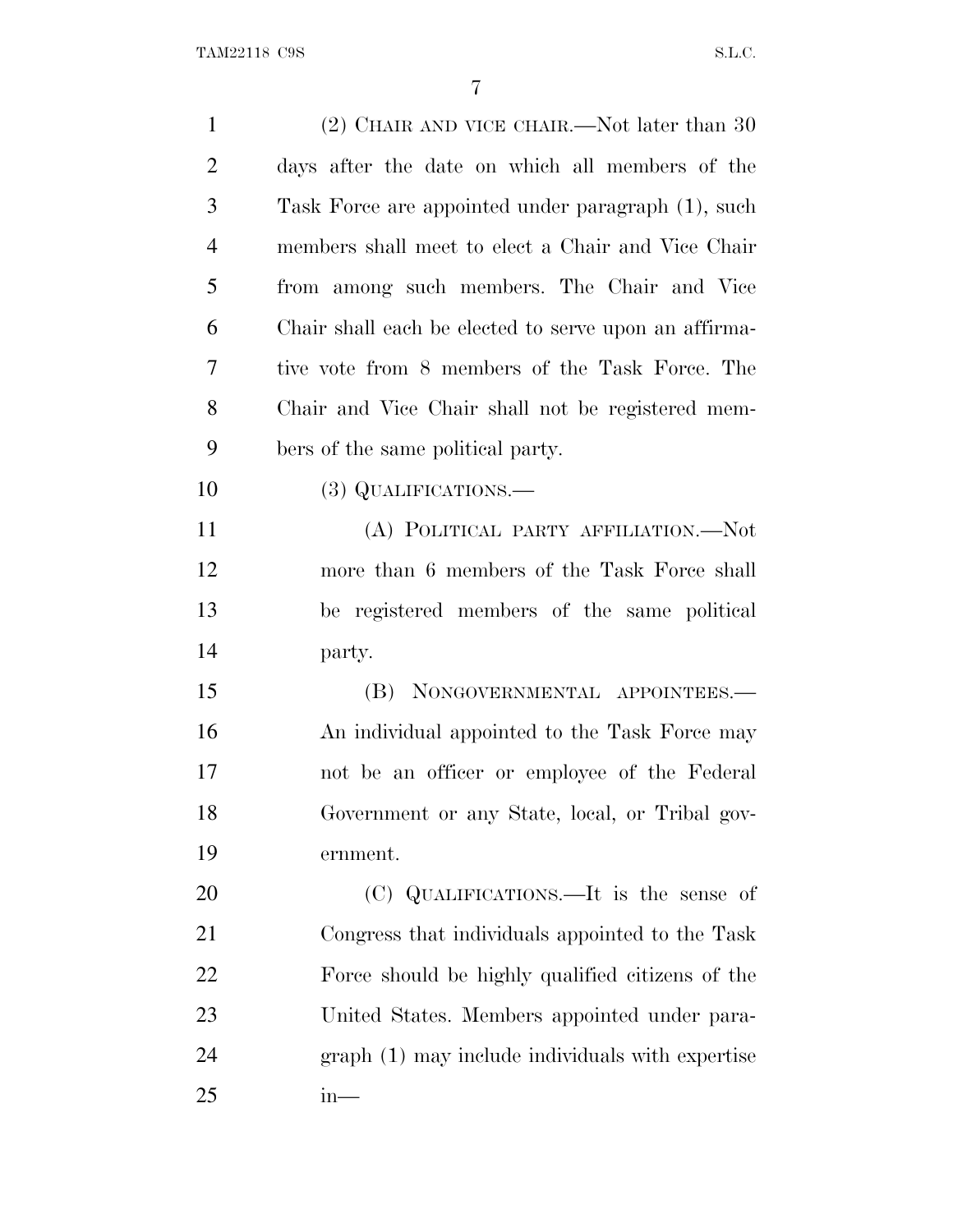(2) CHAIR AND VICE CHAIR.—Not later than 30 days after the date on which all members of the Task Force are appointed under paragraph (1), such members shall meet to elect a Chair and Vice Chair from among such members. The Chair and Vice Chair shall each be elected to serve upon an affirmative vote from 8 members of the Task Force. The Chair and Vice Chair shall not be registered members of the same political party.

(3) QUALIFICATIONS.—

(A) POLITICAL PARTY AFFILIATION.—Not more than 6 members of the Task Force shall be registered members of the same political party.

(B) NONGOVERNMENTAL APPOINTEES.—An individual appointed to the Task Force may not be an officer or employee of the Federal Government or any State, local, or Tribal government.

(C) QUALIFICATIONS.—It is the sense of Congress that individuals appointed to the Task Force should be highly qualified citizens of the United States. Members appointed under paragraph (1) may include individuals with expertise in—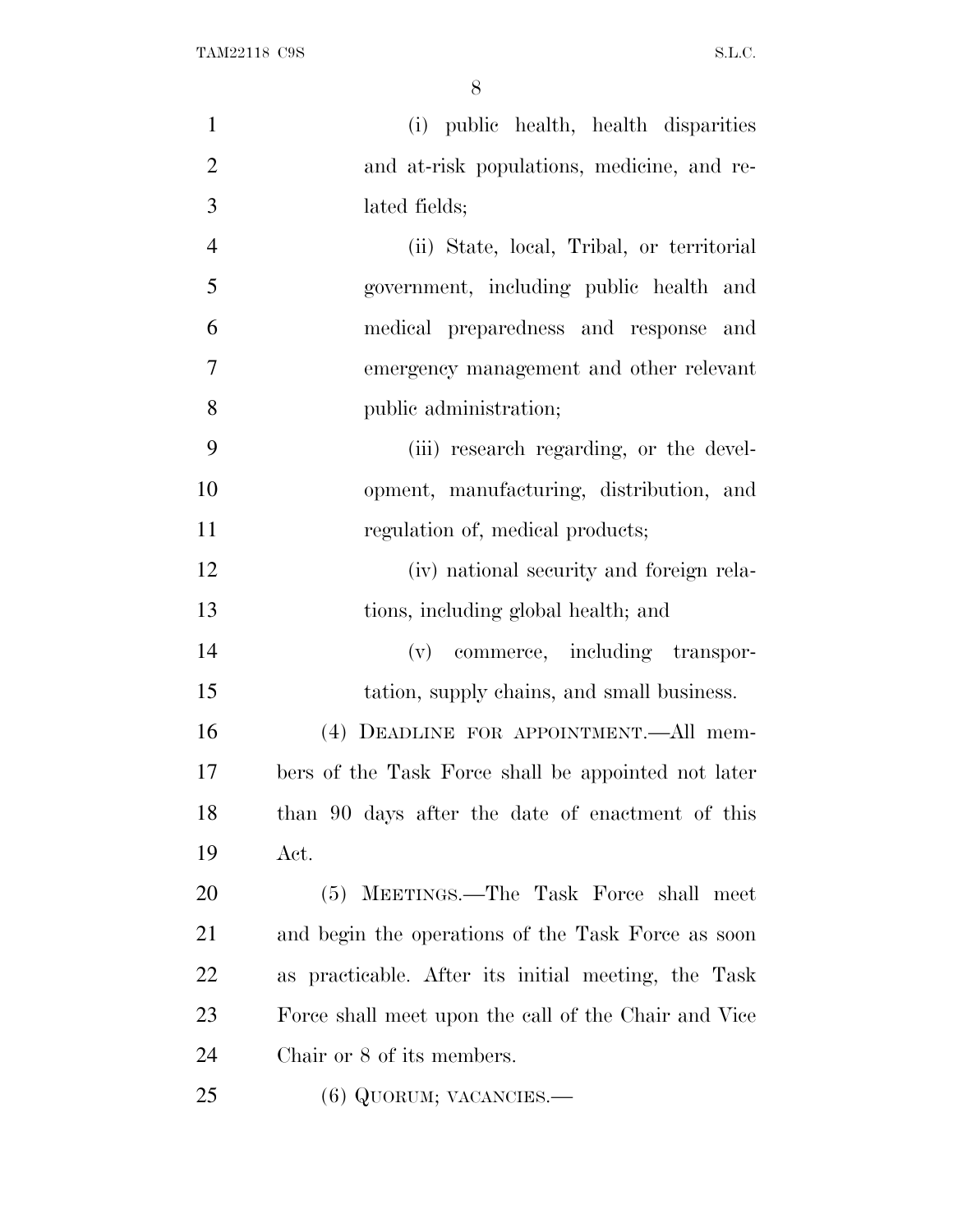(i) public health, health disparities and at-risk populations, medicine, and related fields;

(ii) State, local, Tribal, or territorial government, including public health and medical preparedness and response and emergency management and other relevant public administration;

(iii) research regarding, or the development, manufacturing, distribution, and regulation of, medical products;

(iv) national security and foreign relations, including global health; and

(v) commerce, including transportation, supply chains, and small business.

(4) DEADLINE FOR APPOINTMENT.—All members of the Task Force shall be appointed not later than 90 days after the date of enactment of this Act.

(5) MEETINGS.—The Task Force shall meet and begin the operations of the Task Force as soon as practicable. After its initial meeting, the Task Force shall meet upon the call of the Chair and Vice Chair or 8 of its members.

(6) QUORUM; VACANCIES.—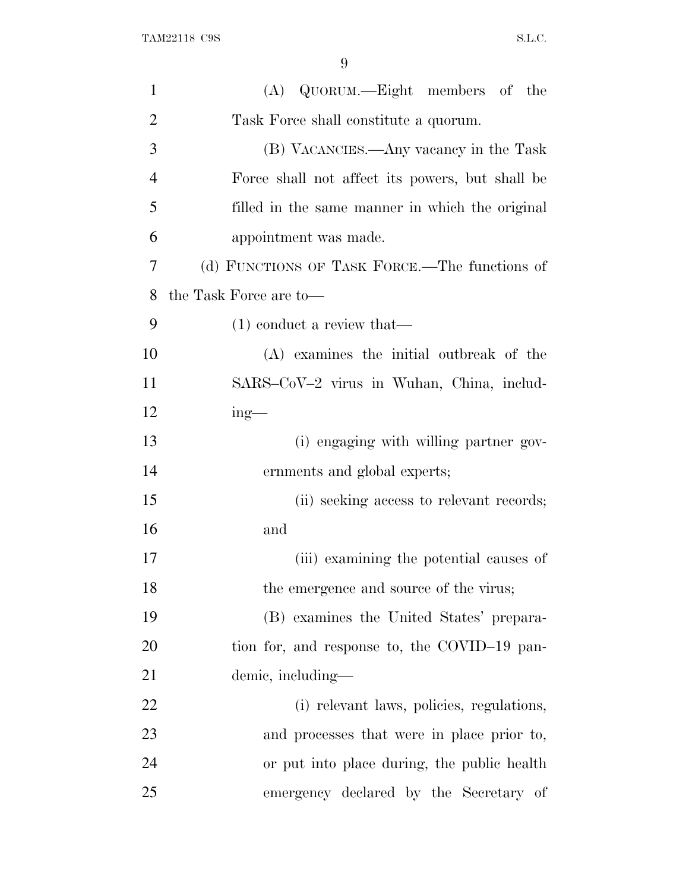(A) QUORUM.—Eight members of the Task Force shall constitute a quorum.

(B) VACANCIES.—Any vacancy in the Task Force shall not affect its powers, but shall be filled in the same manner in which the original appointment was made.

(d) FUNCTIONS OF TASK FORCE.—The functions of the Task Force are to—

(1) conduct a review that—

(A) examines the initial outbreak of the SARS–CoV–2 virus in Wuhan, China, including—

(i) engaging with willing partner governments and global experts;

(ii) seeking access to relevant records; and

(iii) examining the potential causes of the emergence and source of the virus;

(B) examines the United States' preparation for, and response to, the COVID–19 pandemic, including—

(i) relevant laws, policies, regulations, and processes that were in place prior to, or put into place during, the public health emergency declared by the Secretary of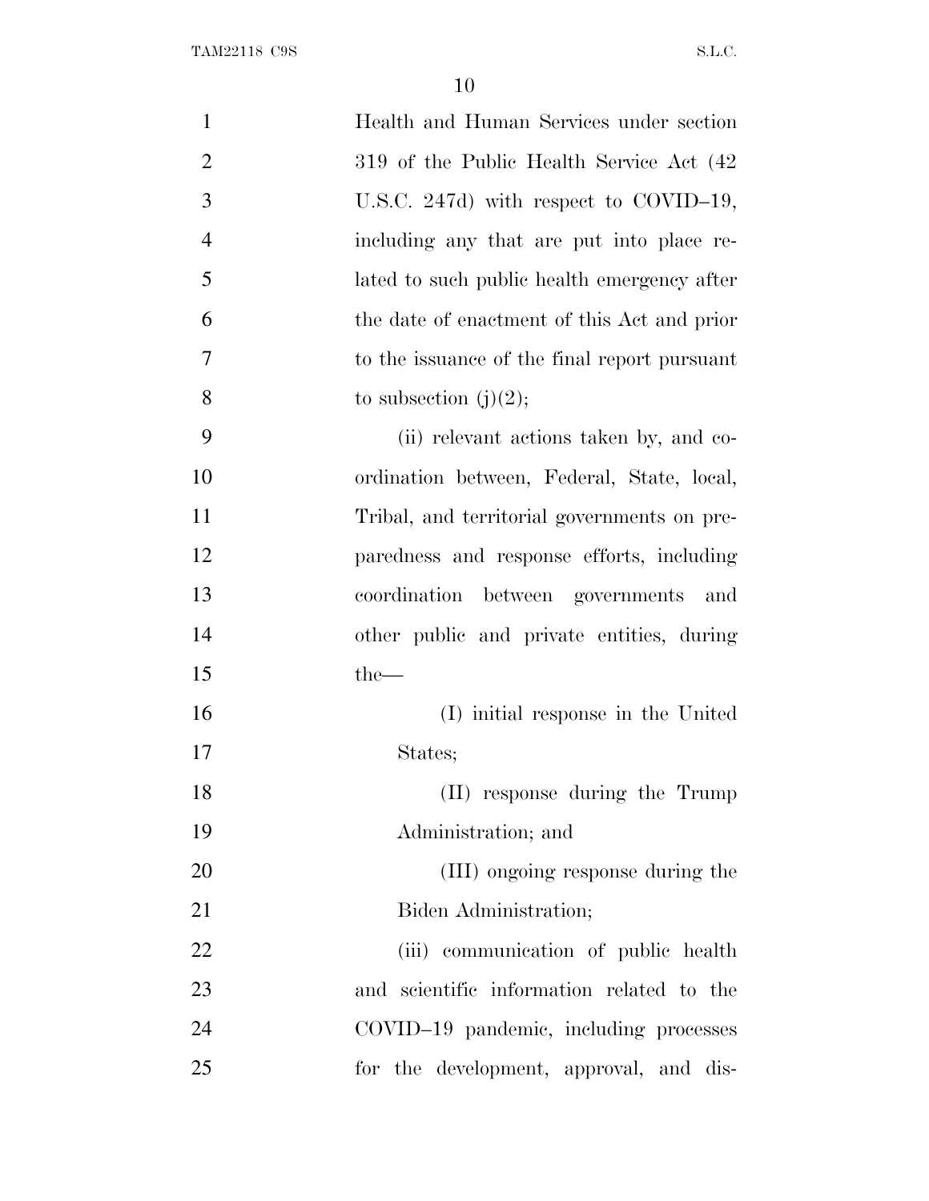Health and Human Services under section 319 of the Public Health Service Act (42 U.S.C. 247d) with respect to COVID–19, including any that are put into place related to such public health emergency after the date of enactment of this Act and prior to the issuance of the final report pursuant to subsection (j)(2);

(ii) relevant actions taken by, and coordination between, Federal, State, local, Tribal, and territorial governments on preparedness and response efforts, including coordination between governments and other public and private entities, during the—

(I) initial response in the United States;

(II) response during the Trump Administration; and

(III) ongoing response during the Biden Administration;

(iii) communication of public health and scientific information related to the COVID–19 pandemic, including processes for the development, approval, and dis-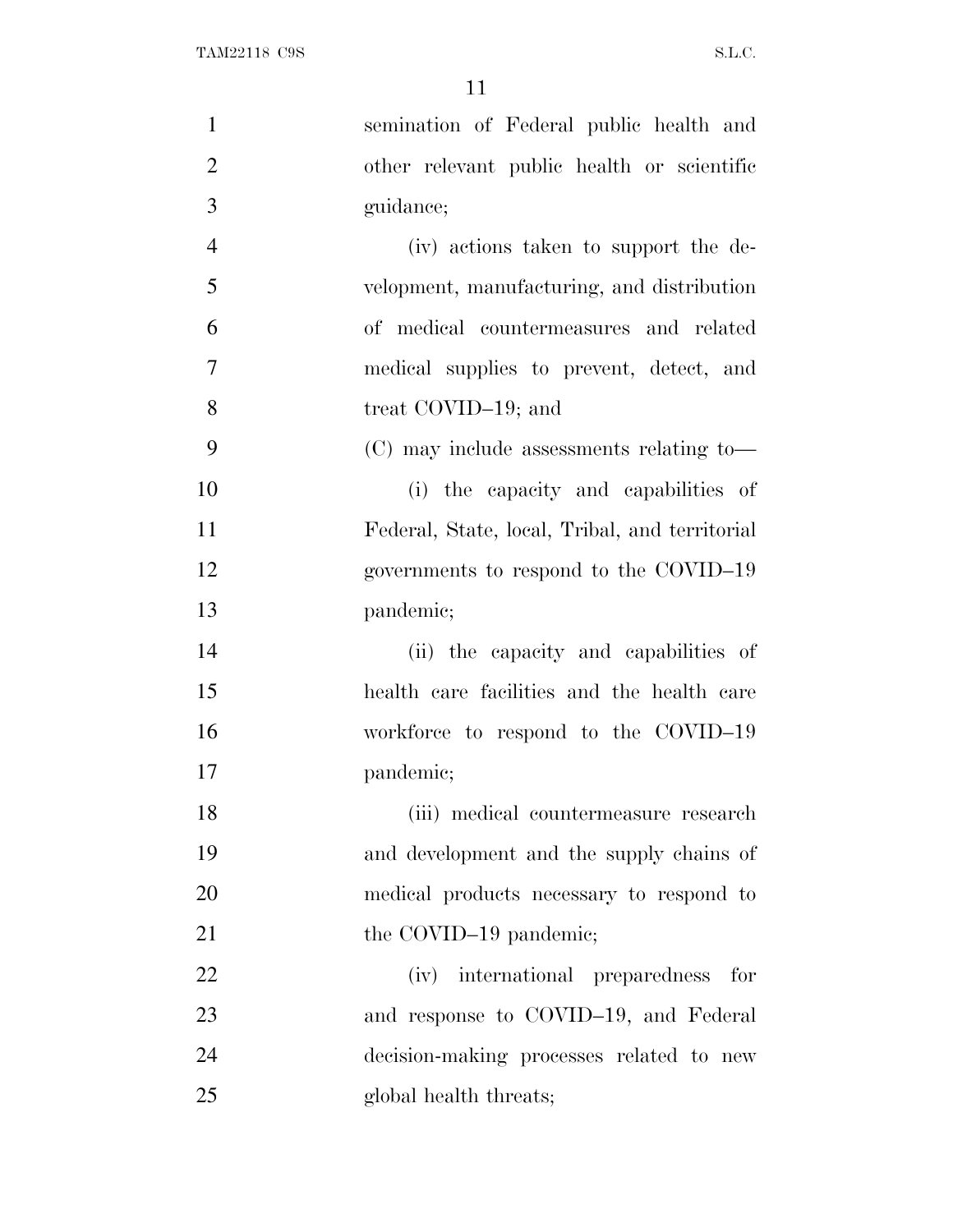semination of Federal public health and other relevant public health or scientific guidance;

(iv) actions taken to support the development, manufacturing, and distribution of medical countermeasures and related medical supplies to prevent, detect, and treat COVID–19; and

(C) may include assessments relating to—

(i) the capacity and capabilities of Federal, State, local, Tribal, and territorial governments to respond to the COVID–19 pandemic;

(ii) the capacity and capabilities of health care facilities and the health care workforce to respond to the COVID–19 pandemic;

(iii) medical countermeasure research and development and the supply chains of medical products necessary to respond to the COVID–19 pandemic;

(iv) international preparedness for and response to COVID–19, and Federal decision-making processes related to new global health threats;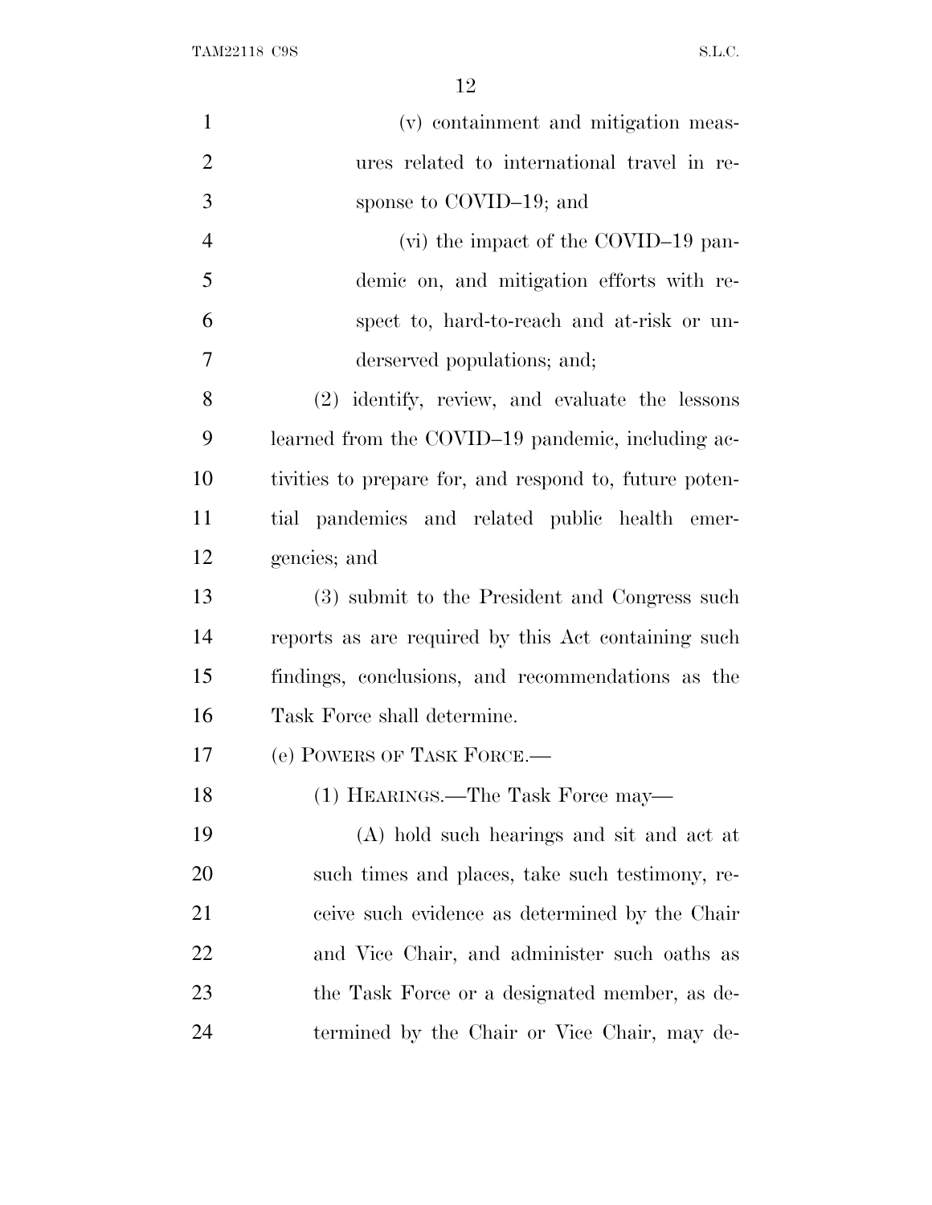(v) containment and mitigation measures related to international travel in response to COVID–19; and

(vi) the impact of the COVID–19 pandemic on, and mitigation efforts with respect to, hard-to-reach and at-risk or underserved populations; and;

(2) identify, review, and evaluate the lessons learned from the COVID–19 pandemic, including activities to prepare for, and respond to, future potential pandemics and related public health emergencies; and

(3) submit to the President and Congress such reports as are required by this Act containing such findings, conclusions, and recommendations as the Task Force shall determine.

(e) POWERS OF TASK FORCE.—

(1) HEARINGS.—The Task Force may—

(A) hold such hearings and sit and act at such times and places, take such testimony, receive such evidence as determined by the Chair and Vice Chair, and administer such oaths as the Task Force or a designated member, as determined by the Chair or Vice Chair, may de-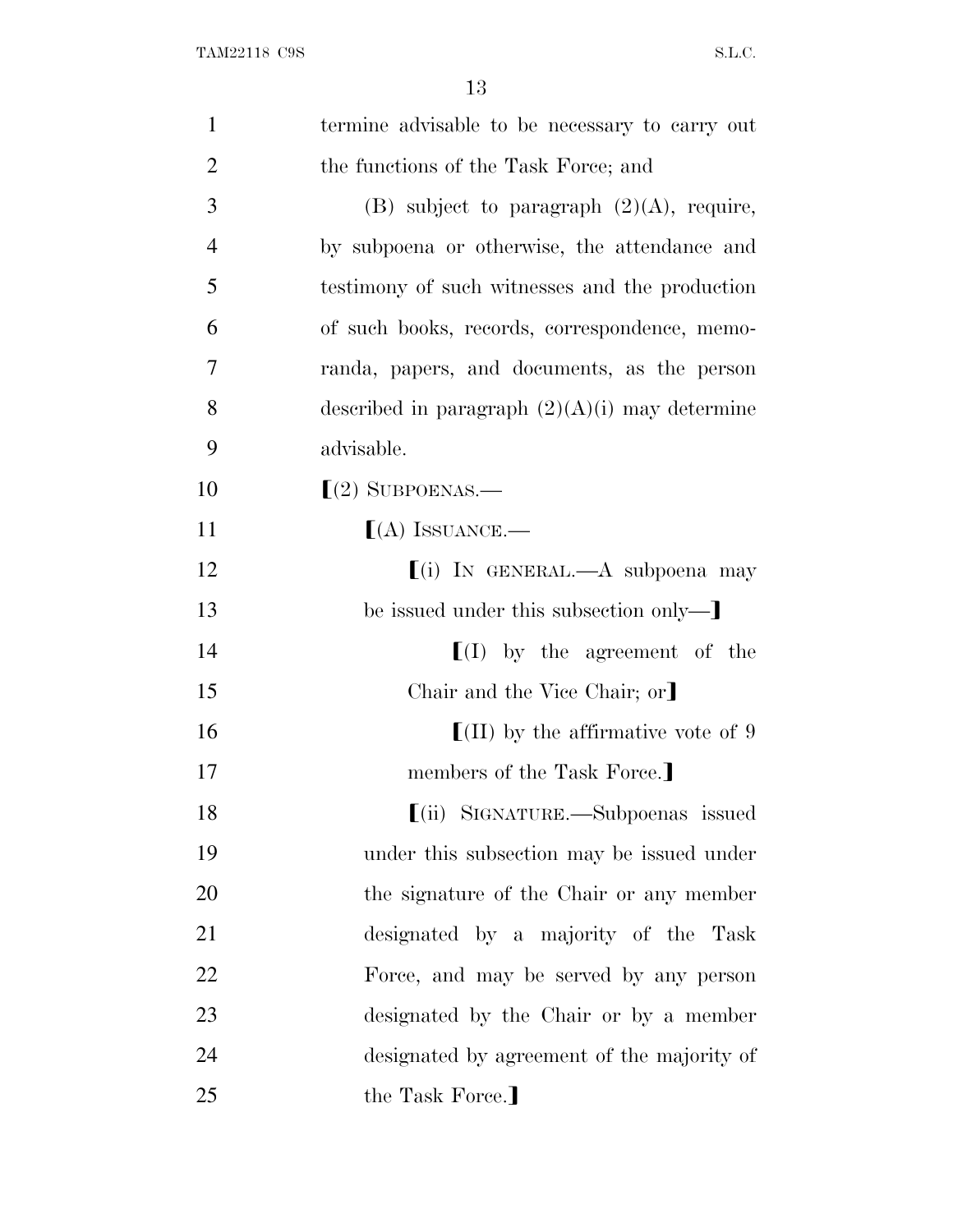termine advisable to be necessary to carry out the functions of the Task Force; and

(B) subject to paragraph (2)(A), require, by subpoena or otherwise, the attendance and testimony of such witnesses and the production of such books, records, correspondence, memoranda, papers, and documents, as the person described in paragraph (2)(A)(i) may determine advisable.

⟦(2) SUBPOENAS.—

⟦(A) ISSUANCE.—

⟦(i) IN GENERAL.—A subpoena may be issued under this subsection only—⟧

⟦(I) by the agreement of the Chair and the Vice Chair; or⟧

⟦(II) by the affirmative vote of 9 members of the Task Force.⟧

⟦(ii) SIGNATURE.—Subpoenas issued under this subsection may be issued under the signature of the Chair or any member designated by a majority of the Task Force, and may be served by any person designated by the Chair or by a member designated by agreement of the majority of the Task Force.⟧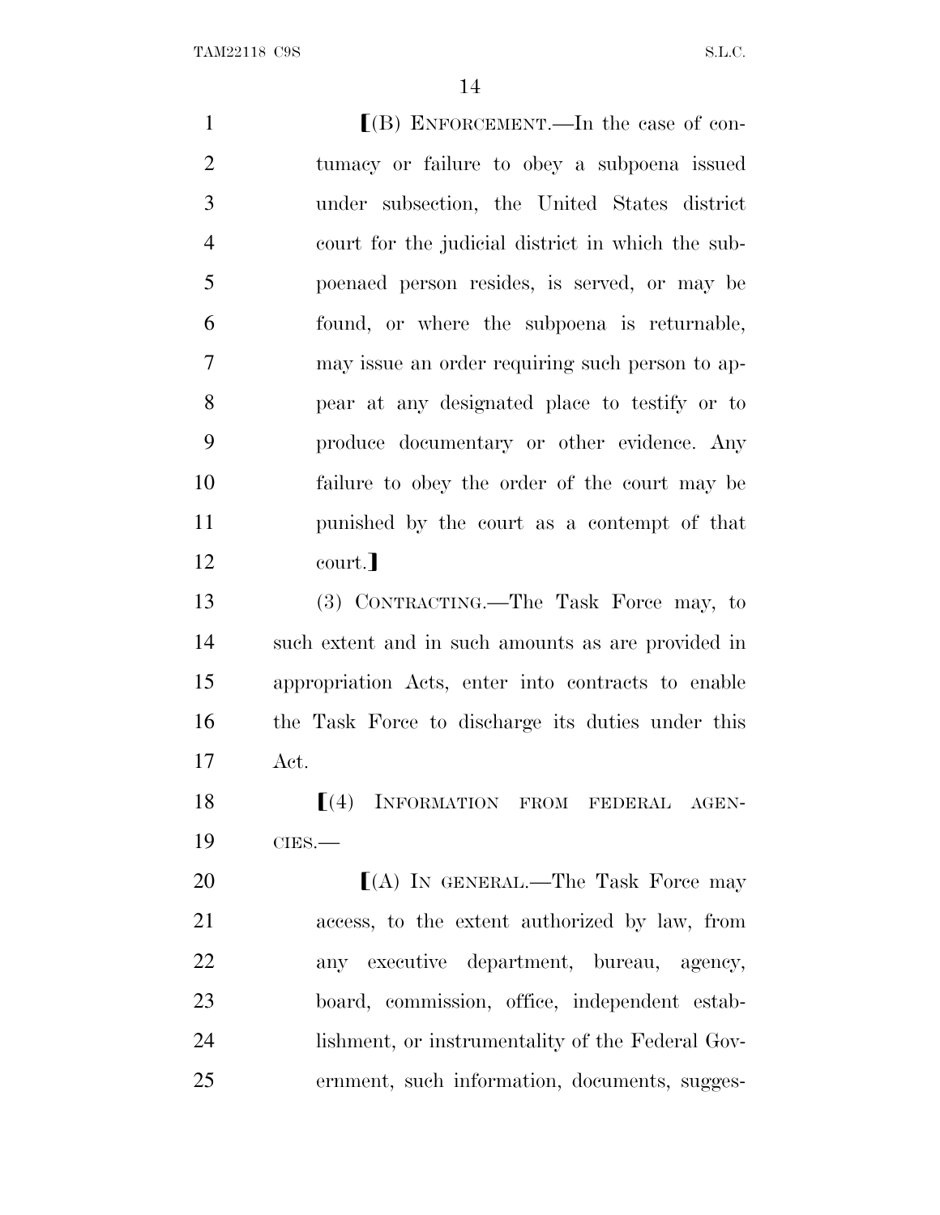⟦(B) ENFORCEMENT.—In the case of contumacy or failure to obey a subpoena issued under subsection, the United States district court for the judicial district in which the subpoenaed person resides, is served, or may be found, or where the subpoena is returnable, may issue an order requiring such person to appear at any designated place to testify or to produce documentary or other evidence. Any failure to obey the order of the court may be punished by the court as a contempt of that court.⟧

(3) CONTRACTING.—The Task Force may, to such extent and in such amounts as are provided in appropriation Acts, enter into contracts to enable the Task Force to discharge its duties under this Act.

⟦(4) INFORMATION FROM FEDERAL AGENCIES.—

⟦(A) IN GENERAL.—The Task Force may access, to the extent authorized by law, from any executive department, bureau, agency, board, commission, office, independent establishment, or instrumentality of the Federal Government, such information, documents, sugges-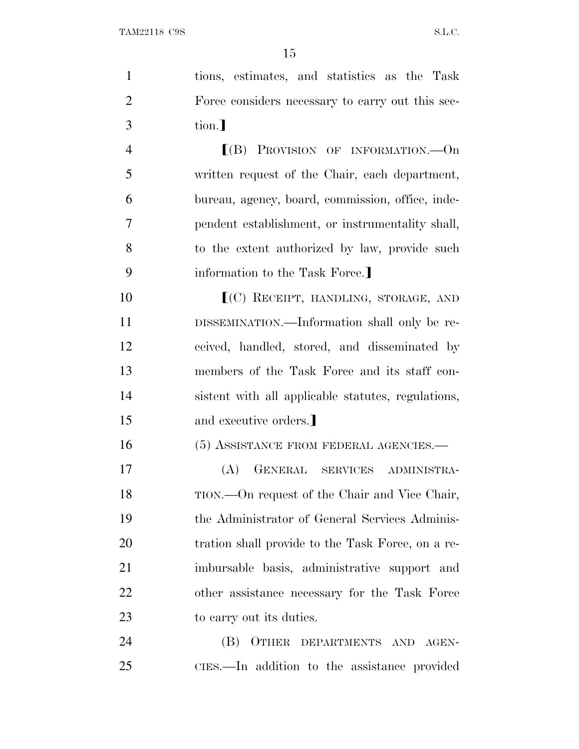tions, estimates, and statistics as the Task Force considers necessary to carry out this section.⟧

⟦(B) PROVISION OF INFORMATION.—On written request of the Chair, each department, bureau, agency, board, commission, office, independent establishment, or instrumentality shall, to the extent authorized by law, provide such information to the Task Force.⟧

⟦(C) RECEIPT, HANDLING, STORAGE, AND DISSEMINATION.—Information shall only be received, handled, stored, and disseminated by members of the Task Force and its staff consistent with all applicable statutes, regulations, and executive orders.⟧

(5) ASSISTANCE FROM FEDERAL AGENCIES.—

(A) GENERAL SERVICES ADMINISTRATION.—On request of the Chair and Vice Chair, the Administrator of General Services Administration shall provide to the Task Force, on a reimbursable basis, administrative support and other assistance necessary for the Task Force to carry out its duties.

(B) OTHER DEPARTMENTS AND AGENCIES.—In addition to the assistance provided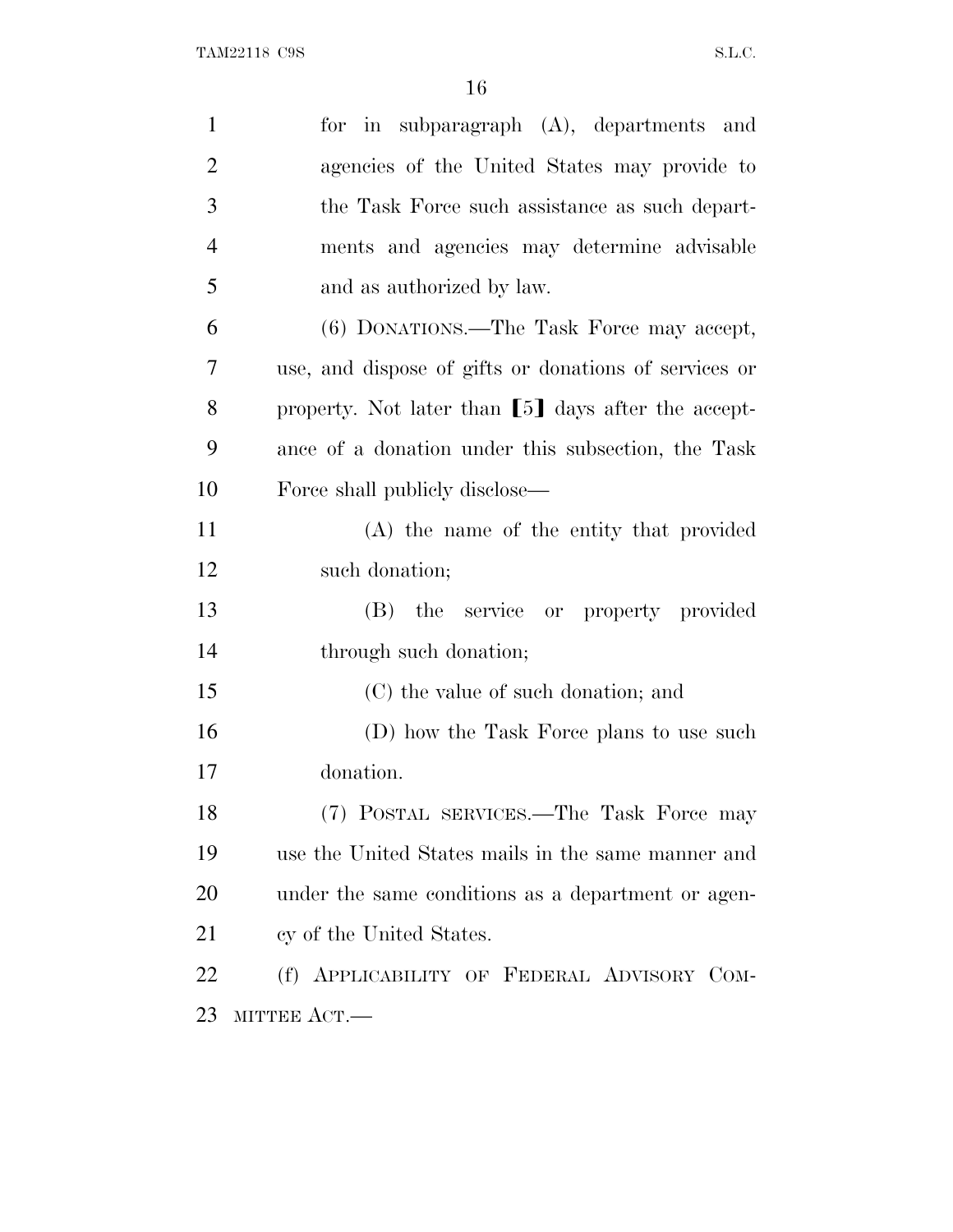for in subparagraph (A), departments and agencies of the United States may provide to the Task Force such assistance as such departments and agencies may determine advisable and as authorized by law.

(6) DONATIONS.—The Task Force may accept, use, and dispose of gifts or donations of services or property. Not later than ⟦5⟧ days after the acceptance of a donation under this subsection, the Task Force shall publicly disclose—

(A) the name of the entity that provided such donation;

(B) the service or property provided through such donation;

(C) the value of such donation; and

(D) how the Task Force plans to use such donation.

(7) POSTAL SERVICES.—The Task Force may use the United States mails in the same manner and under the same conditions as a department or agency of the United States.

(f) APPLICABILITY OF FEDERAL ADVISORY COMMITTEE ACT.—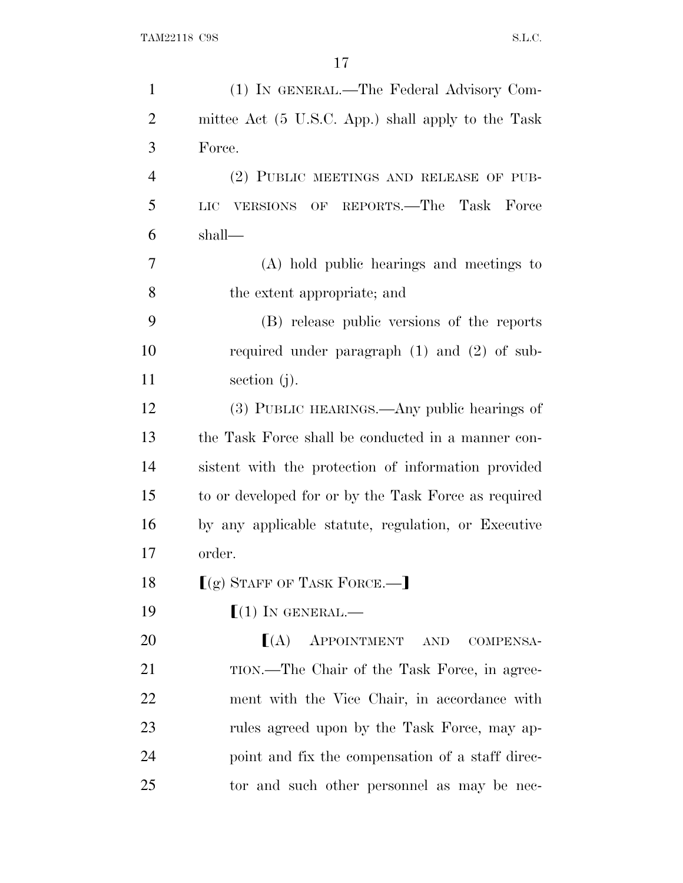(1) IN GENERAL.—The Federal Advisory Committee Act (5 U.S.C. App.) shall apply to the Task Force.

(2) PUBLIC MEETINGS AND RELEASE OF PUBLIC VERSIONS OF REPORTS.—The Task Force shall—

(A) hold public hearings and meetings to the extent appropriate; and

(B) release public versions of the reports required under paragraph (1) and (2) of subsection (j).

(3) PUBLIC HEARINGS.—Any public hearings of the Task Force shall be conducted in a manner consistent with the protection of information provided to or developed for or by the Task Force as required by any applicable statute, regulation, or Executive order.

⟦(g) STAFF OF TASK FORCE.—⟧

⟦(1) IN GENERAL.—

⟦(A) APPOINTMENT AND COMPENSATION.—The Chair of the Task Force, in agreement with the Vice Chair, in accordance with rules agreed upon by the Task Force, may appoint and fix the compensation of a staff director and such other personnel as may be nec-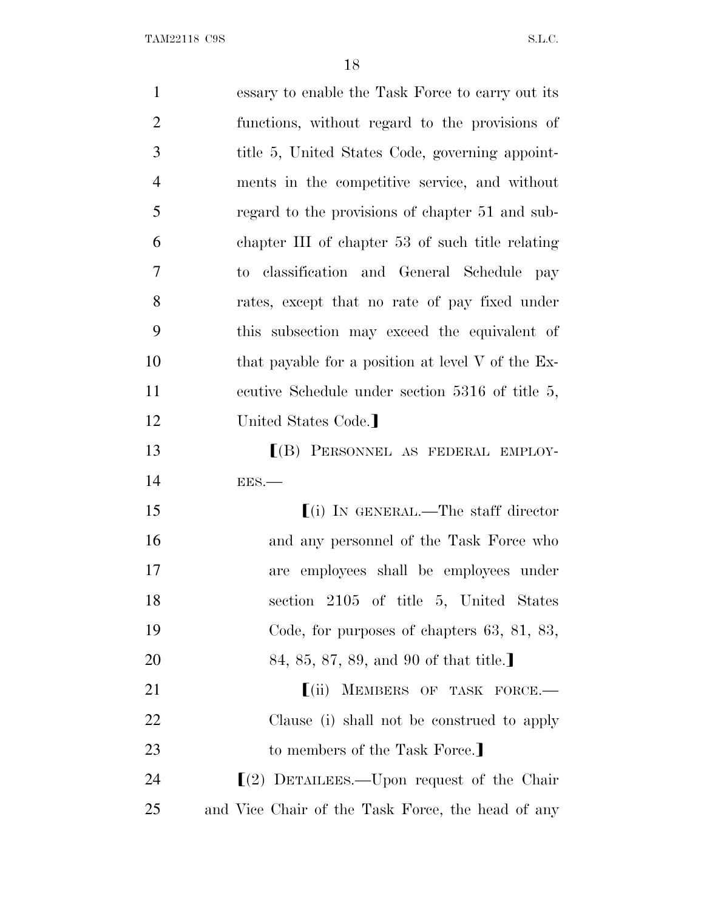essary to enable the Task Force to carry out its functions, without regard to the provisions of title 5, United States Code, governing appointments in the competitive service, and without regard to the provisions of chapter 51 and subchapter III of chapter 53 of such title relating to classification and General Schedule pay rates, except that no rate of pay fixed under this subsection may exceed the equivalent of that payable for a position at level V of the Executive Schedule under section 5316 of title 5, United States Code.】

【(B) PERSONNEL AS FEDERAL EMPLOYEES.—

【(i) IN GENERAL.—The staff director and any personnel of the Task Force who are employees shall be employees under section 2105 of title 5, United States Code, for purposes of chapters 63, 81, 83, 84, 85, 87, 89, and 90 of that title.】

【(ii) MEMBERS OF TASK FORCE.—Clause (i) shall not be construed to apply to members of the Task Force.】

【(2) DETAILEES.—Upon request of the Chair and Vice Chair of the Task Force, the head of any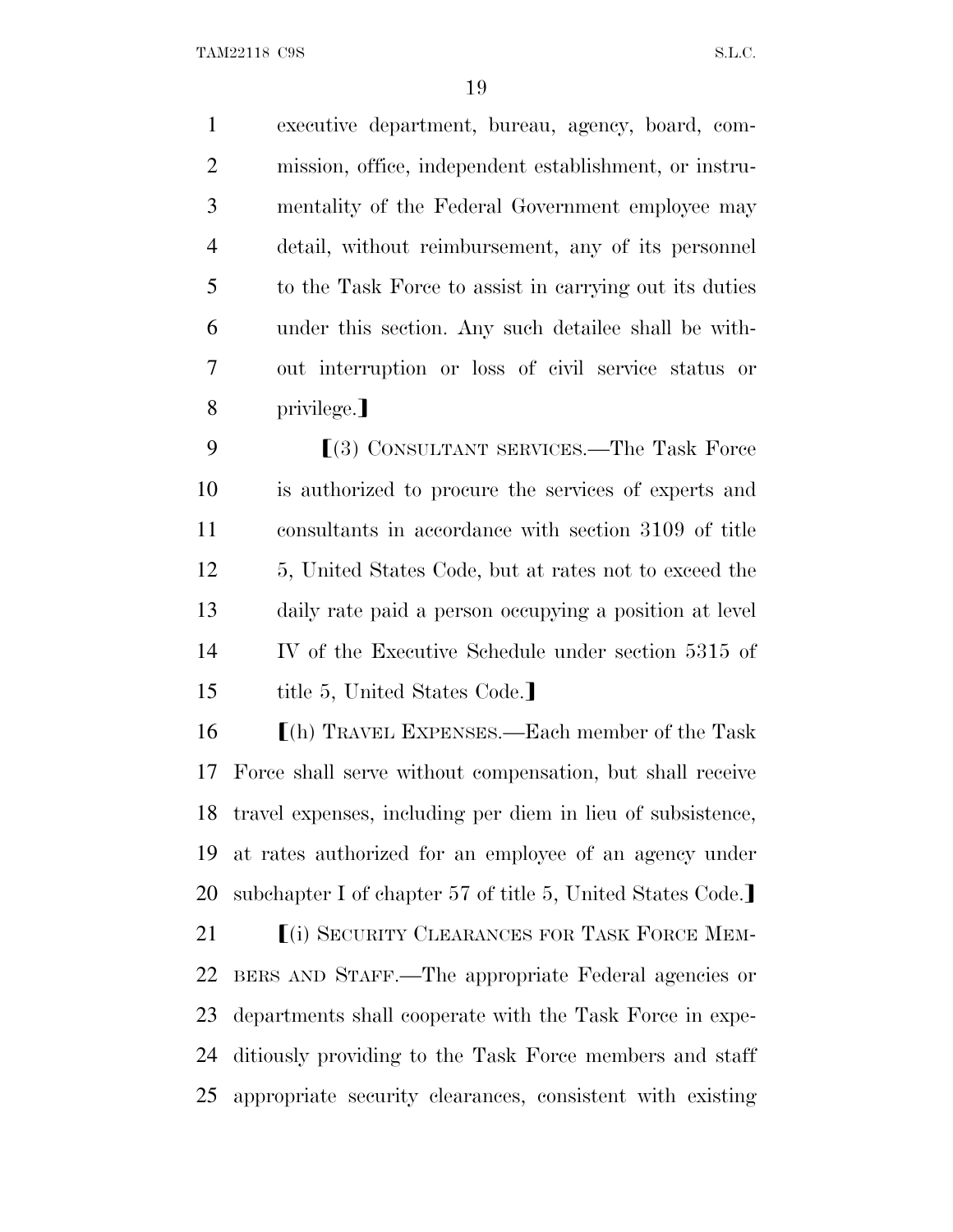executive department, bureau, agency, board, commission, office, independent establishment, or instrumentality of the Federal Government employee may detail, without reimbursement, any of its personnel to the Task Force to assist in carrying out its duties under this section. Any such detailee shall be without interruption or loss of civil service status or privilege.⟧

⟦(3) CONSULTANT SERVICES.—The Task Force is authorized to procure the services of experts and consultants in accordance with section 3109 of title 5, United States Code, but at rates not to exceed the daily rate paid a person occupying a position at level IV of the Executive Schedule under section 5315 of title 5, United States Code.⟧

⟦(h) TRAVEL EXPENSES.—Each member of the Task Force shall serve without compensation, but shall receive travel expenses, including per diem in lieu of subsistence, at rates authorized for an employee of an agency under subchapter I of chapter 57 of title 5, United States Code.⟧

⟦(i) SECURITY CLEARANCES FOR TASK FORCE MEMBERS AND STAFF.—The appropriate Federal agencies or departments shall cooperate with the Task Force in expeditiously providing to the Task Force members and staff appropriate security clearances, consistent with existing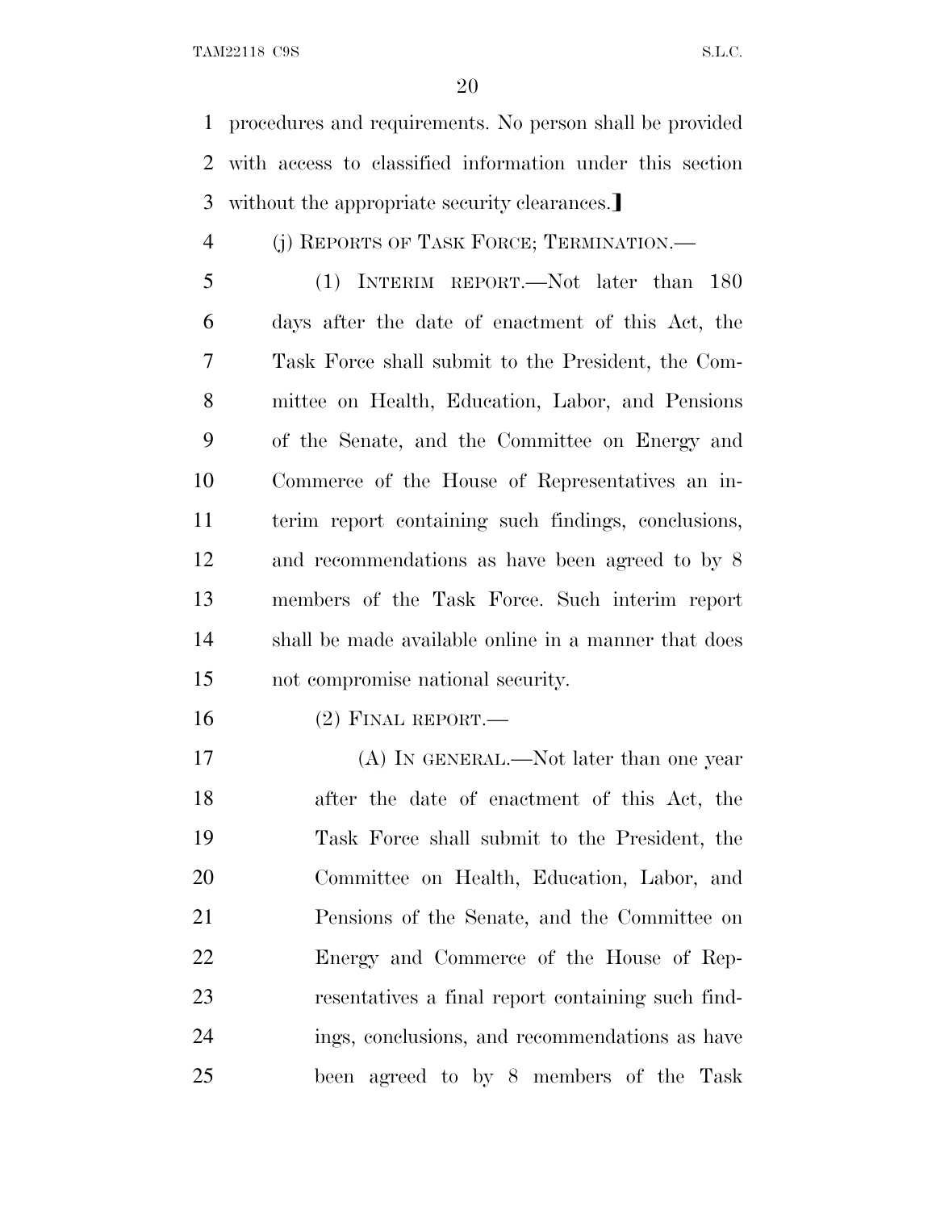procedures and requirements. No person shall be provided with access to classified information under this section without the appropriate security clearances.]

(j) REPORTS OF TASK FORCE; TERMINATION.—

(1) INTERIM REPORT.—Not later than 180 days after the date of enactment of this Act, the Task Force shall submit to the President, the Committee on Health, Education, Labor, and Pensions of the Senate, and the Committee on Energy and Commerce of the House of Representatives an interim report containing such findings, conclusions, and recommendations as have been agreed to by 8 members of the Task Force. Such interim report shall be made available online in a manner that does not compromise national security.

(2) FINAL REPORT.—

(A) IN GENERAL.—Not later than one year after the date of enactment of this Act, the Task Force shall submit to the President, the Committee on Health, Education, Labor, and Pensions of the Senate, and the Committee on Energy and Commerce of the House of Representatives a final report containing such findings, conclusions, and recommendations as have been agreed to by 8 members of the Task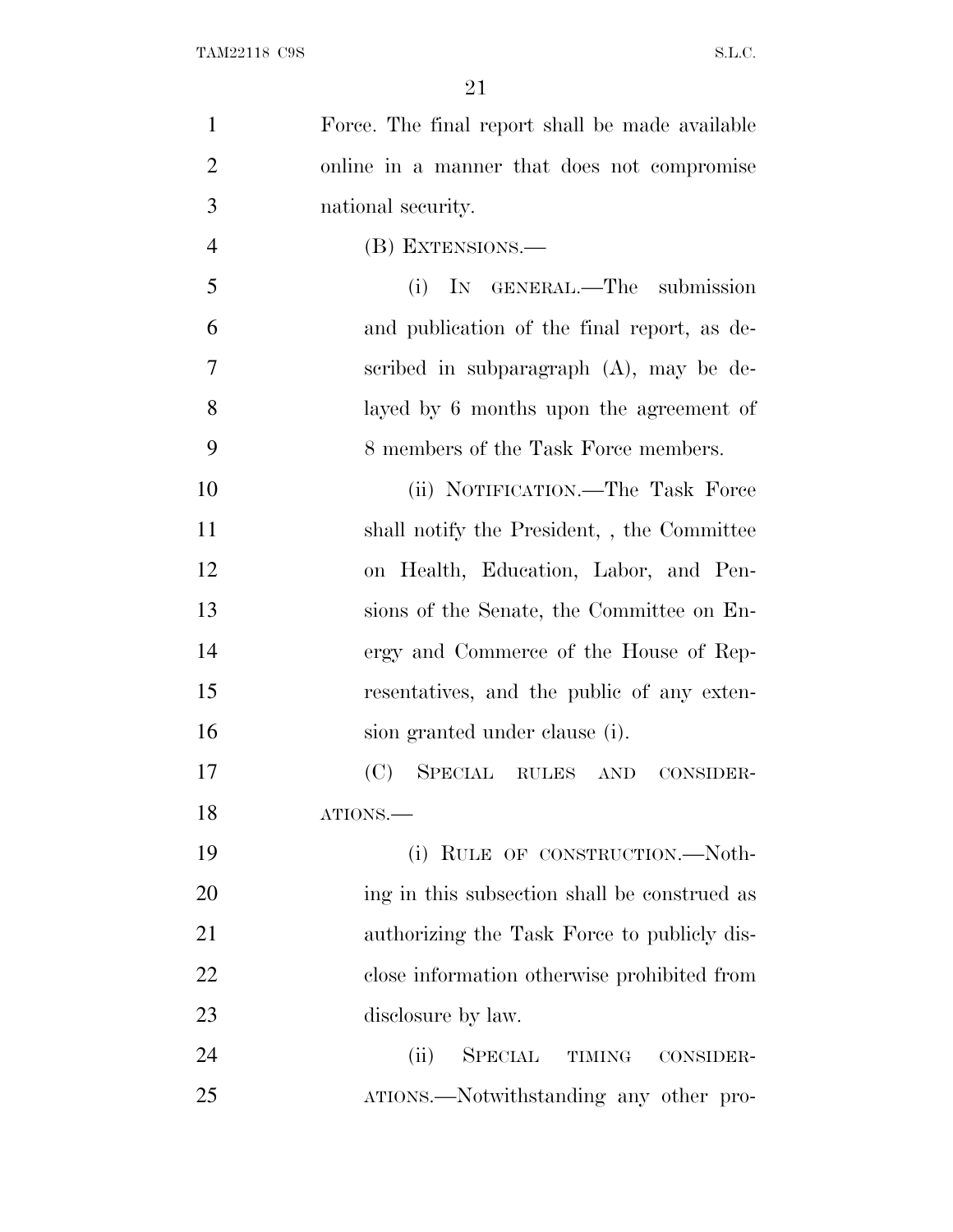Force. The final report shall be made available online in a manner that does not compromise national security.

(B) EXTENSIONS.—

(i) IN GENERAL.—The submission and publication of the final report, as described in subparagraph (A), may be delayed by 6 months upon the agreement of 8 members of the Task Force members.

(ii) NOTIFICATION.—The Task Force shall notify the President, , the Committee on Health, Education, Labor, and Pensions of the Senate, the Committee on Energy and Commerce of the House of Representatives, and the public of any extension granted under clause (i).

(C) SPECIAL RULES AND CONSIDERATIONS.—

(i) RULE OF CONSTRUCTION.—Nothing in this subsection shall be construed as authorizing the Task Force to publicly disclose information otherwise prohibited from disclosure by law.

(ii) SPECIAL TIMING CONSIDERATIONS.—Notwithstanding any other pro-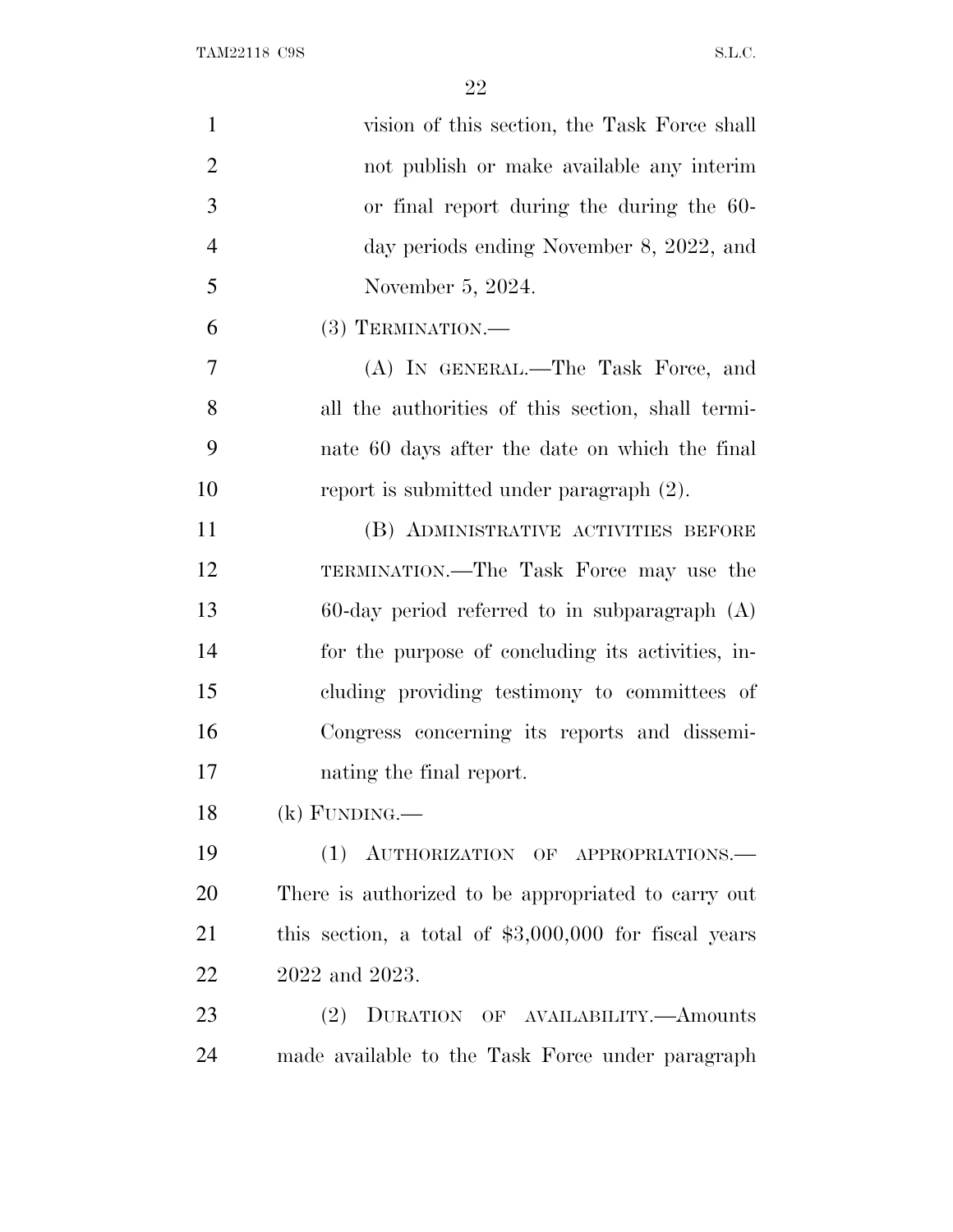vision of this section, the Task Force shall not publish or make available any interim or final report during the during the 60-day periods ending November 8, 2022, and November 5, 2024.

(3) TERMINATION.—

(A) IN GENERAL.—The Task Force, and all the authorities of this section, shall terminate 60 days after the date on which the final report is submitted under paragraph (2).

(B) ADMINISTRATIVE ACTIVITIES BEFORE TERMINATION.—The Task Force may use the 60-day period referred to in subparagraph (A) for the purpose of concluding its activities, including providing testimony to committees of Congress concerning its reports and disseminating the final report.

(k) FUNDING.—

(1) AUTHORIZATION OF APPROPRIATIONS.—There is authorized to be appropriated to carry out this section, a total of $3,000,000 for fiscal years 2022 and 2023.

(2) DURATION OF AVAILABILITY.—Amounts made available to the Task Force under paragraph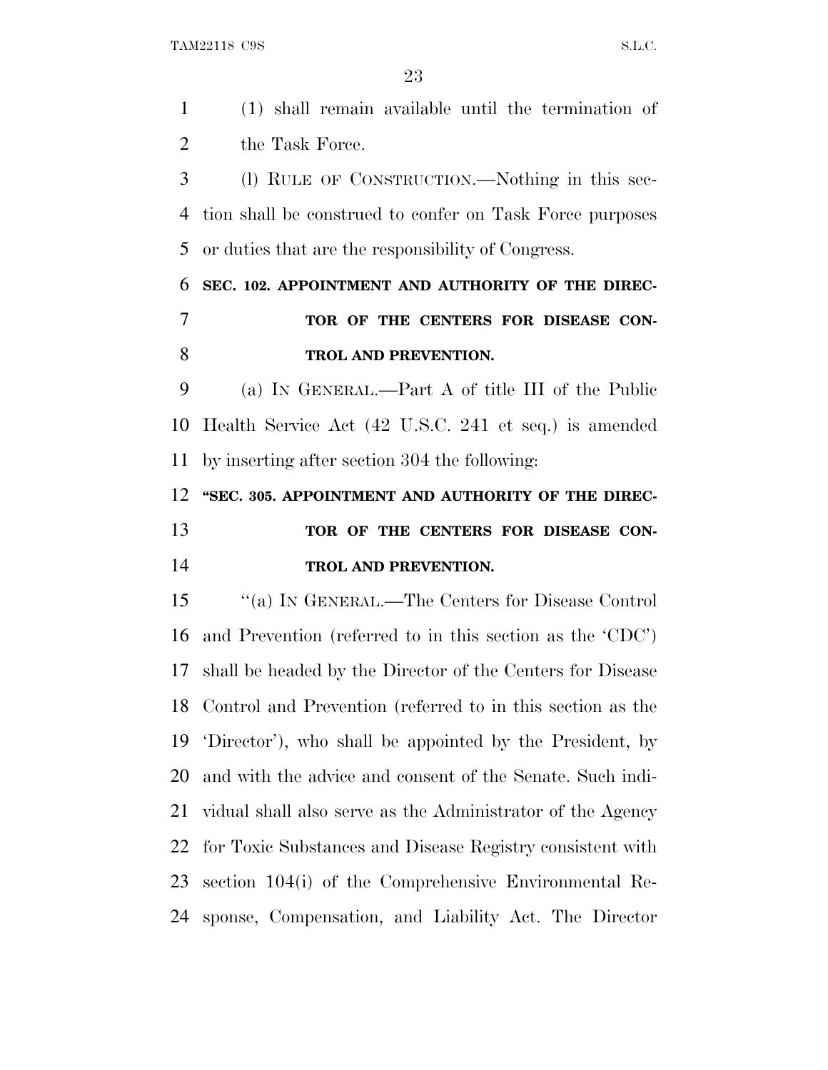(1) shall remain available until the termination of the Task Force.

(l) RULE OF CONSTRUCTION.—Nothing in this section shall be construed to confer on Task Force purposes or duties that are the responsibility of Congress.

**SEC. 102. APPOINTMENT AND AUTHORITY OF THE DIRECTOR OF THE CENTERS FOR DISEASE CONTROL AND PREVENTION.**

(a) IN GENERAL.—Part A of title III of the Public Health Service Act (42 U.S.C. 241 et seq.) is amended by inserting after section 304 the following:

**"SEC. 305. APPOINTMENT AND AUTHORITY OF THE DIRECTOR OF THE CENTERS FOR DISEASE CONTROL AND PREVENTION.**

"(a) IN GENERAL.—The Centers for Disease Control and Prevention (referred to in this section as the 'CDC') shall be headed by the Director of the Centers for Disease Control and Prevention (referred to in this section as the 'Director'), who shall be appointed by the President, by and with the advice and consent of the Senate. Such individual shall also serve as the Administrator of the Agency for Toxic Substances and Disease Registry consistent with section 104(i) of the Comprehensive Environmental Response, Compensation, and Liability Act. The Director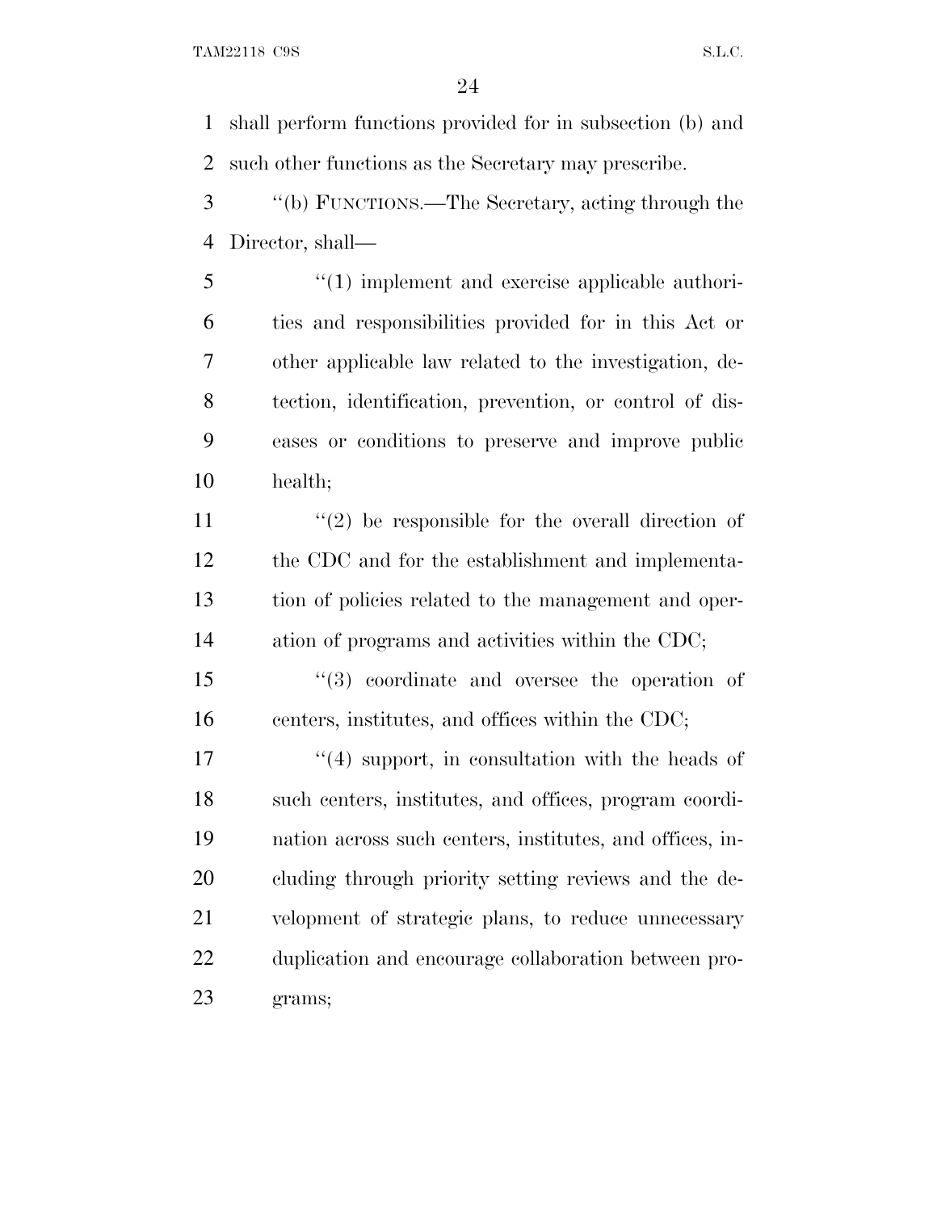shall perform functions provided for in subsection (b) and such other functions as the Secretary may prescribe.

''(b) FUNCTIONS.—The Secretary, acting through the Director, shall—

''(1) implement and exercise applicable authorities and responsibilities provided for in this Act or other applicable law related to the investigation, detection, identification, prevention, or control of diseases or conditions to preserve and improve public health;

''(2) be responsible for the overall direction of the CDC and for the establishment and implementation of policies related to the management and operation of programs and activities within the CDC;

''(3) coordinate and oversee the operation of centers, institutes, and offices within the CDC;

''(4) support, in consultation with the heads of such centers, institutes, and offices, program coordination across such centers, institutes, and offices, including through priority setting reviews and the development of strategic plans, to reduce unnecessary duplication and encourage collaboration between programs;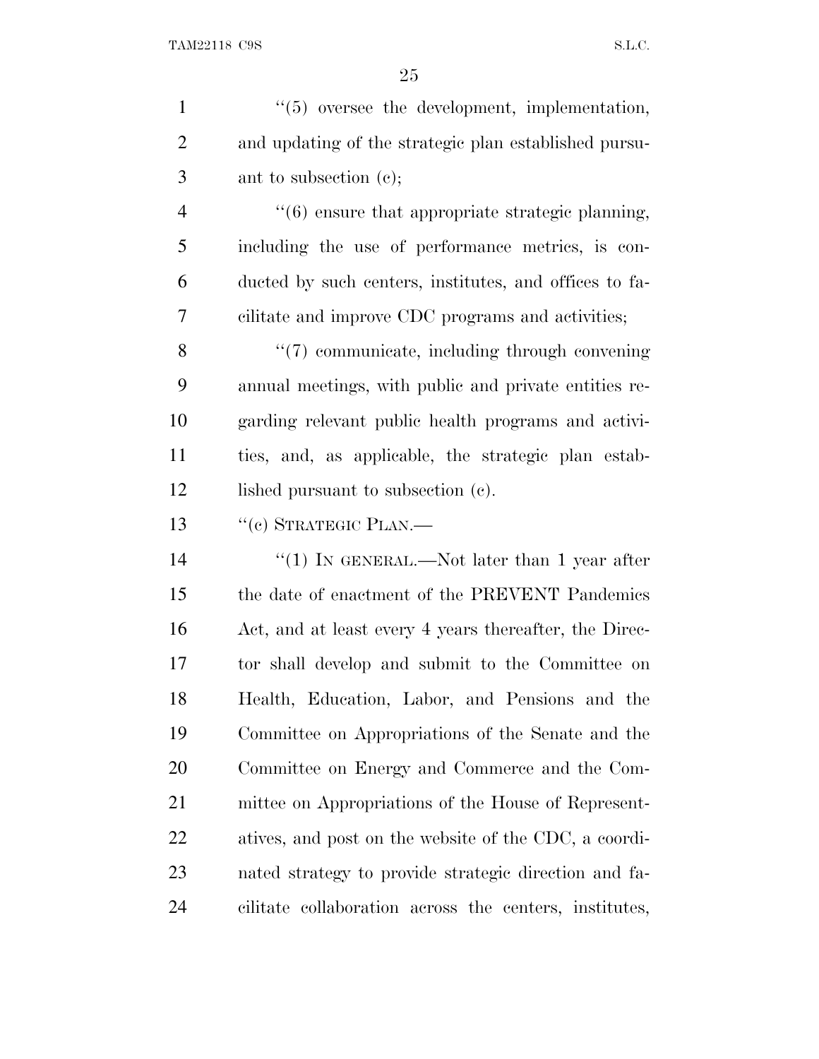''(5) oversee the development, implementation, and updating of the strategic plan established pursuant to subsection (c);

''(6) ensure that appropriate strategic planning, including the use of performance metrics, is conducted by such centers, institutes, and offices to facilitate and improve CDC programs and activities;

''(7) communicate, including through convening annual meetings, with public and private entities regarding relevant public health programs and activities, and, as applicable, the strategic plan established pursuant to subsection (c).

''(c) STRATEGIC PLAN.—

''(1) IN GENERAL.—Not later than 1 year after the date of enactment of the PREVENT Pandemics Act, and at least every 4 years thereafter, the Director shall develop and submit to the Committee on Health, Education, Labor, and Pensions and the Committee on Appropriations of the Senate and the Committee on Energy and Commerce and the Committee on Appropriations of the House of Representatives, and post on the website of the CDC, a coordinated strategy to provide strategic direction and facilitate collaboration across the centers, institutes,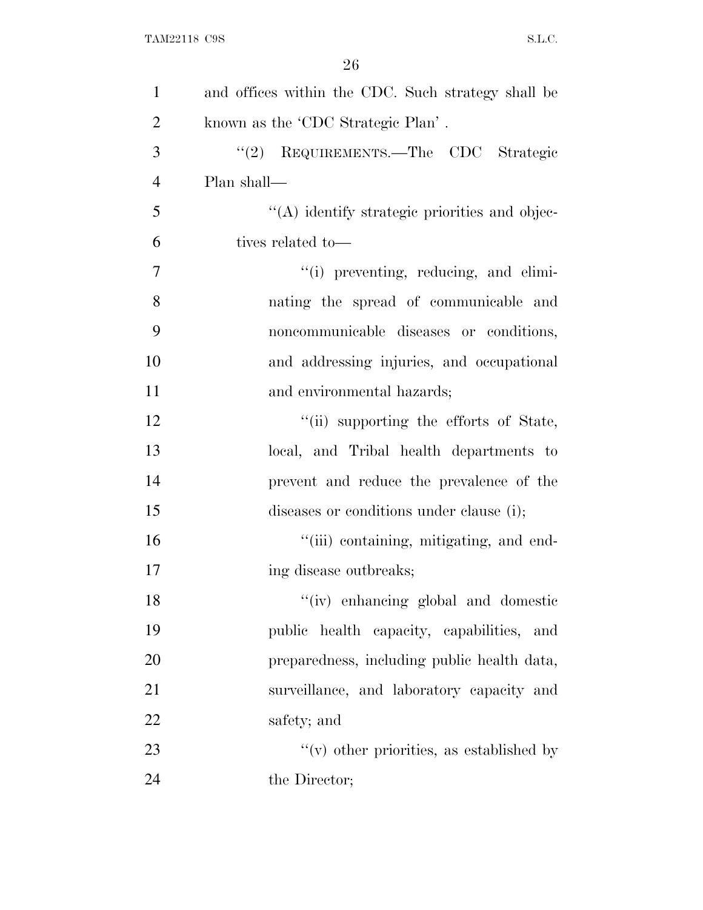and offices within the CDC. Such strategy shall be known as the 'CDC Strategic Plan'.

"(2) REQUIREMENTS.—The CDC Strategic Plan shall—

"(A) identify strategic priorities and objectives related to—

"(i) preventing, reducing, and eliminating the spread of communicable and noncommunicable diseases or conditions, and addressing injuries, and occupational and environmental hazards;

"(ii) supporting the efforts of State, local, and Tribal health departments to prevent and reduce the prevalence of the diseases or conditions under clause (i);

"(iii) containing, mitigating, and ending disease outbreaks;

"(iv) enhancing global and domestic public health capacity, capabilities, and preparedness, including public health data, surveillance, and laboratory capacity and safety; and

"(v) other priorities, as established by the Director;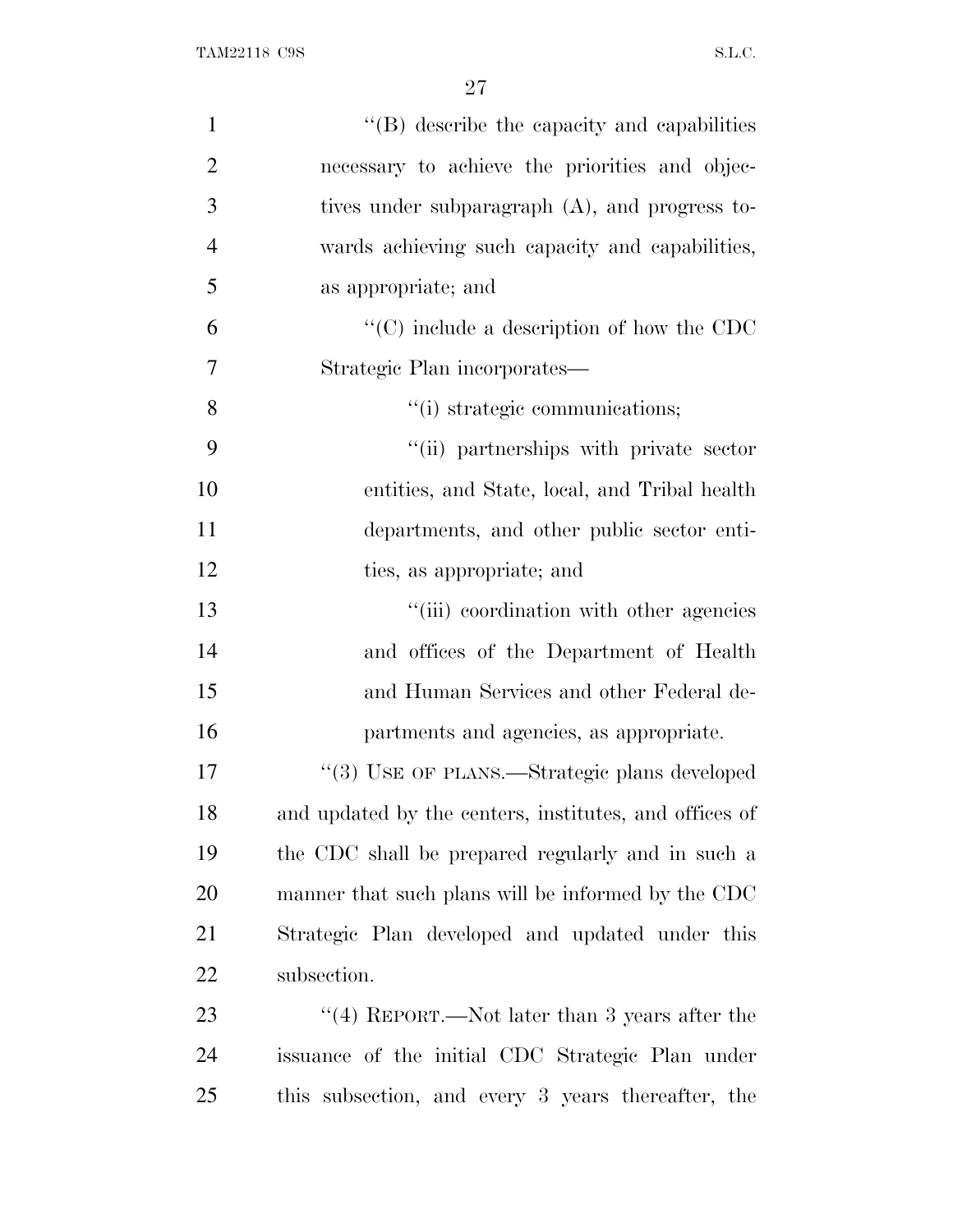''(B) describe the capacity and capabilities necessary to achieve the priorities and objectives under subparagraph (A), and progress towards achieving such capacity and capabilities, as appropriate; and

''(C) include a description of how the CDC Strategic Plan incorporates—

''(i) strategic communications;

''(ii) partnerships with private sector entities, and State, local, and Tribal health departments, and other public sector entities, as appropriate; and

''(iii) coordination with other agencies and offices of the Department of Health and Human Services and other Federal departments and agencies, as appropriate.

''(3) USE OF PLANS.—Strategic plans developed and updated by the centers, institutes, and offices of the CDC shall be prepared regularly and in such a manner that such plans will be informed by the CDC Strategic Plan developed and updated under this subsection.

''(4) REPORT.—Not later than 3 years after the issuance of the initial CDC Strategic Plan under this subsection, and every 3 years thereafter, the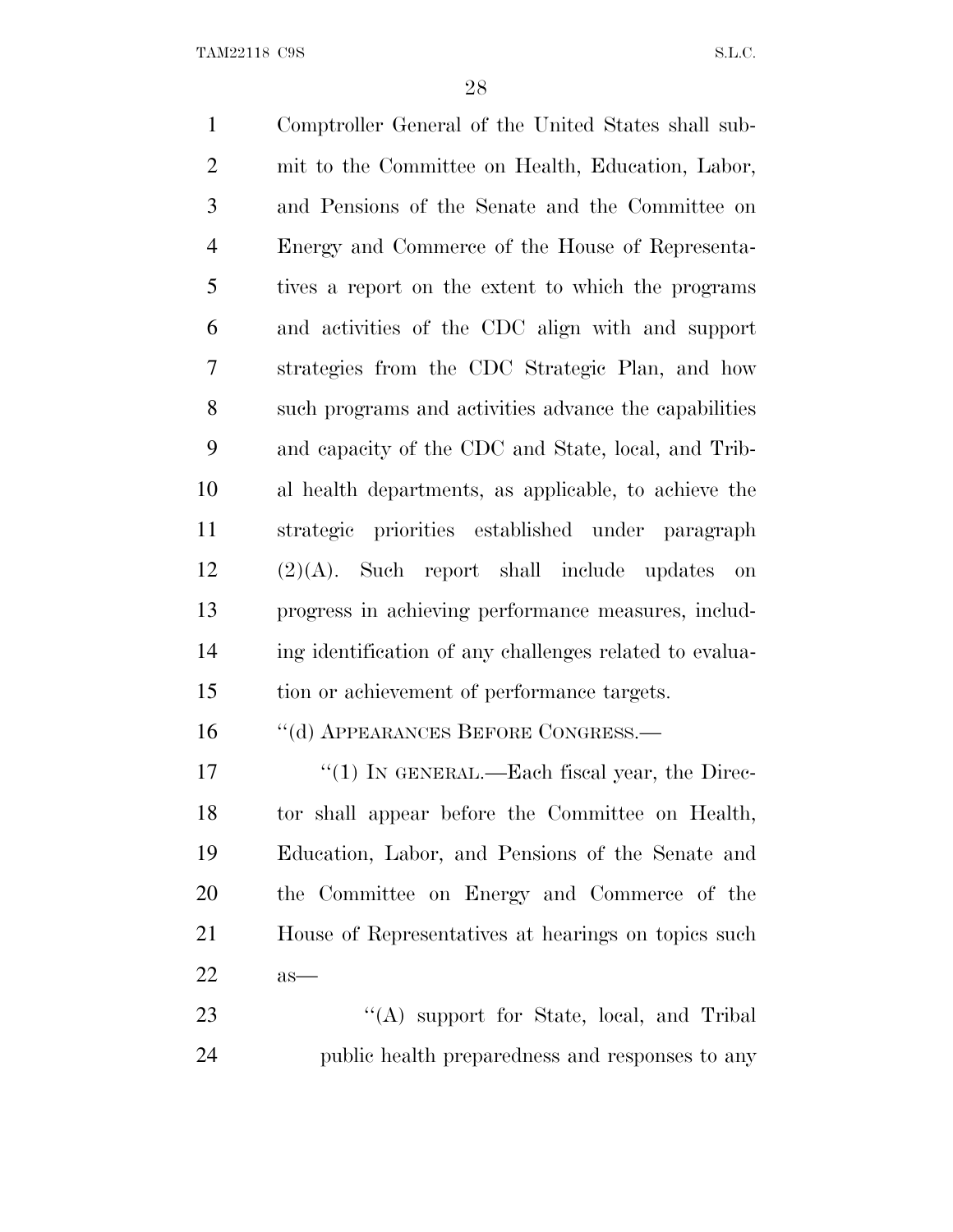Comptroller General of the United States shall submit to the Committee on Health, Education, Labor, and Pensions of the Senate and the Committee on Energy and Commerce of the House of Representatives a report on the extent to which the programs and activities of the CDC align with and support strategies from the CDC Strategic Plan, and how such programs and activities advance the capabilities and capacity of the CDC and State, local, and Tribal health departments, as applicable, to achieve the strategic priorities established under paragraph (2)(A). Such report shall include updates on progress in achieving performance measures, including identification of any challenges related to evaluation or achievement of performance targets.

''(d) APPEARANCES BEFORE CONGRESS.—

''(1) IN GENERAL.—Each fiscal year, the Director shall appear before the Committee on Health, Education, Labor, and Pensions of the Senate and the Committee on Energy and Commerce of the House of Representatives at hearings on topics such as—

''(A) support for State, local, and Tribal public health preparedness and responses to any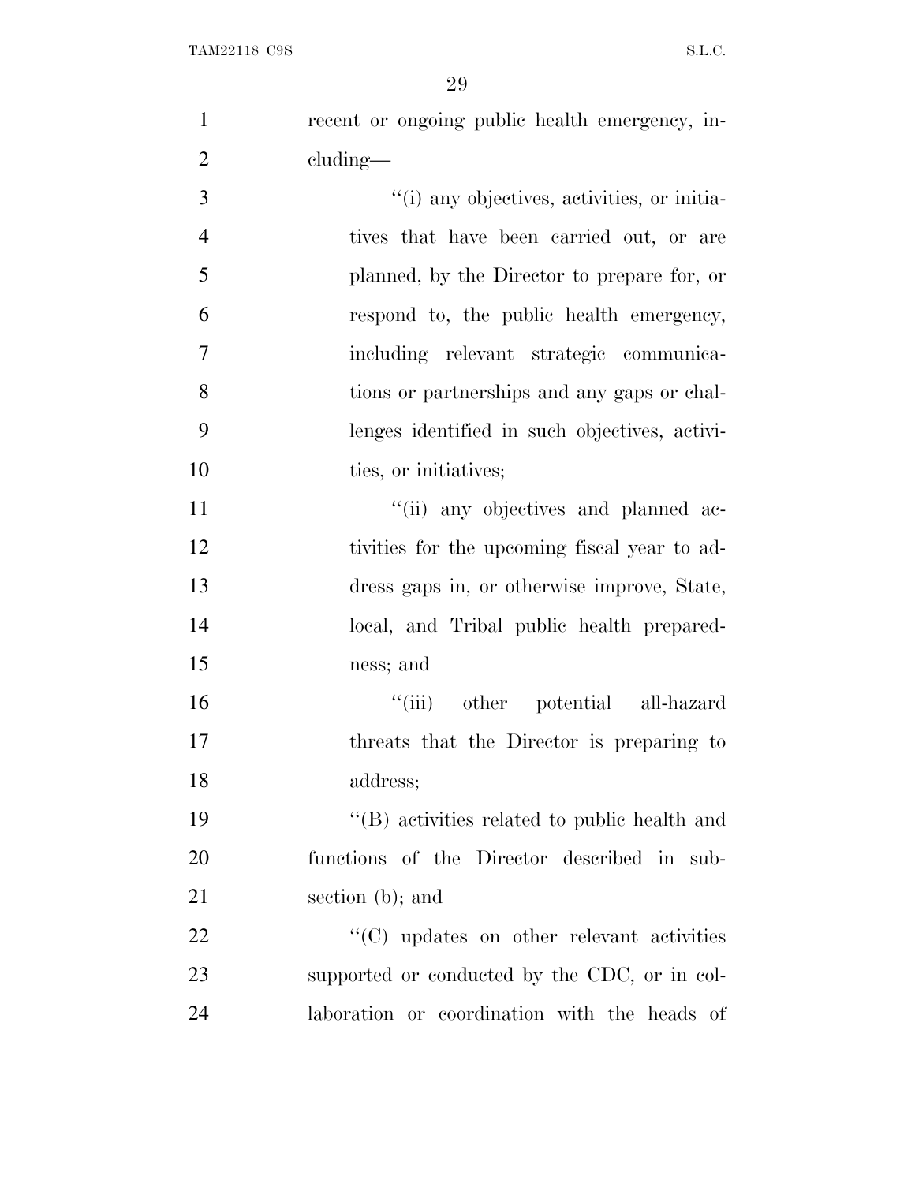recent or ongoing public health emergency, including—

''(i) any objectives, activities, or initiatives that have been carried out, or are planned, by the Director to prepare for, or respond to, the public health emergency, including relevant strategic communications or partnerships and any gaps or challenges identified in such objectives, activities, or initiatives;

''(ii) any objectives and planned activities for the upcoming fiscal year to address gaps in, or otherwise improve, State, local, and Tribal public health preparedness; and

''(iii) other potential all-hazard threats that the Director is preparing to address;

''(B) activities related to public health and functions of the Director described in subsection (b); and

''(C) updates on other relevant activities supported or conducted by the CDC, or in collaboration or coordination with the heads of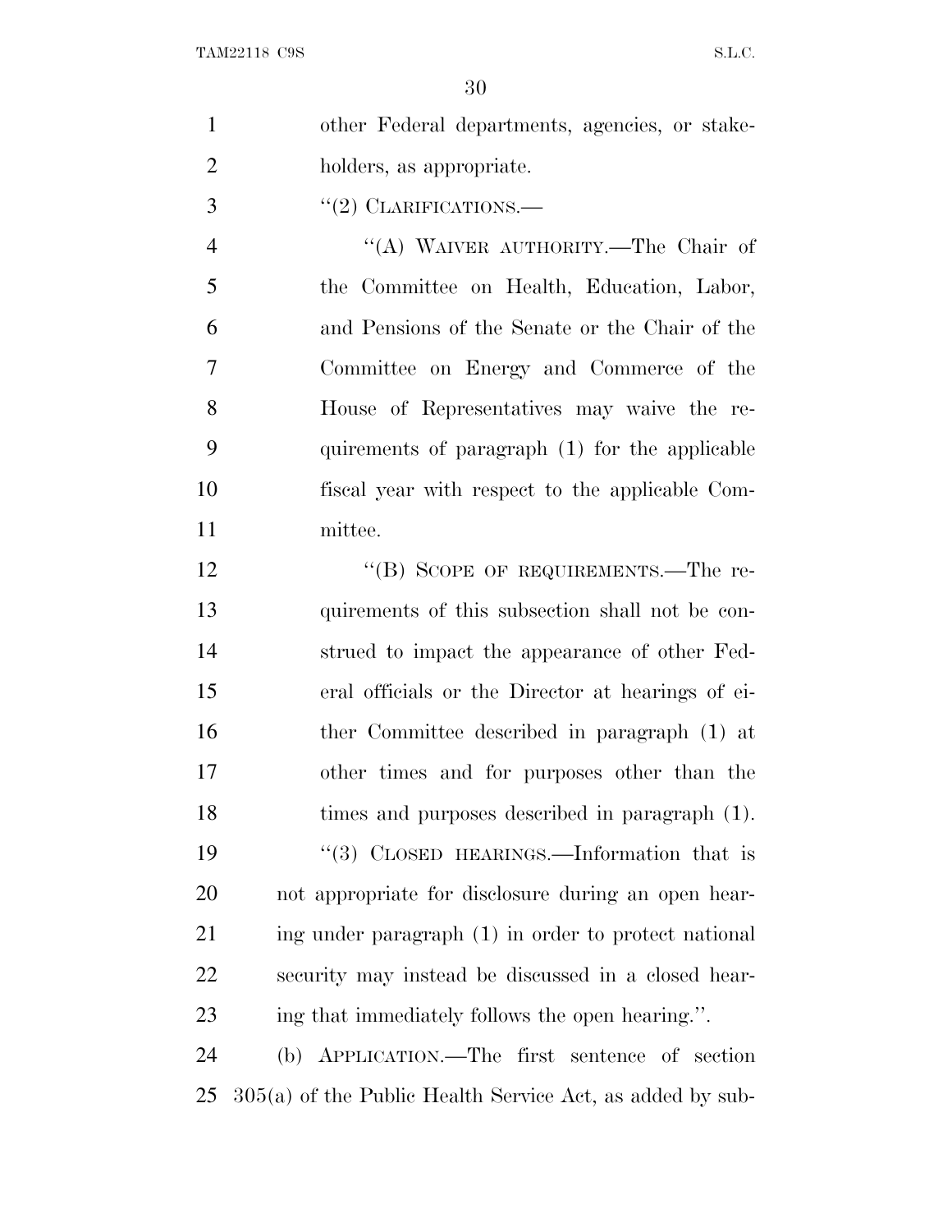other Federal departments, agencies, or stakeholders, as appropriate.

"(2) CLARIFICATIONS.—

"(A) WAIVER AUTHORITY.—The Chair of the Committee on Health, Education, Labor, and Pensions of the Senate or the Chair of the Committee on Energy and Commerce of the House of Representatives may waive the requirements of paragraph (1) for the applicable fiscal year with respect to the applicable Committee.

"(B) SCOPE OF REQUIREMENTS.—The requirements of this subsection shall not be construed to impact the appearance of other Federal officials or the Director at hearings of either Committee described in paragraph (1) at other times and for purposes other than the times and purposes described in paragraph (1).

"(3) CLOSED HEARINGS.—Information that is not appropriate for disclosure during an open hearing under paragraph (1) in order to protect national security may instead be discussed in a closed hearing that immediately follows the open hearing.".

(b) APPLICATION.—The first sentence of section 305(a) of the Public Health Service Act, as added by sub-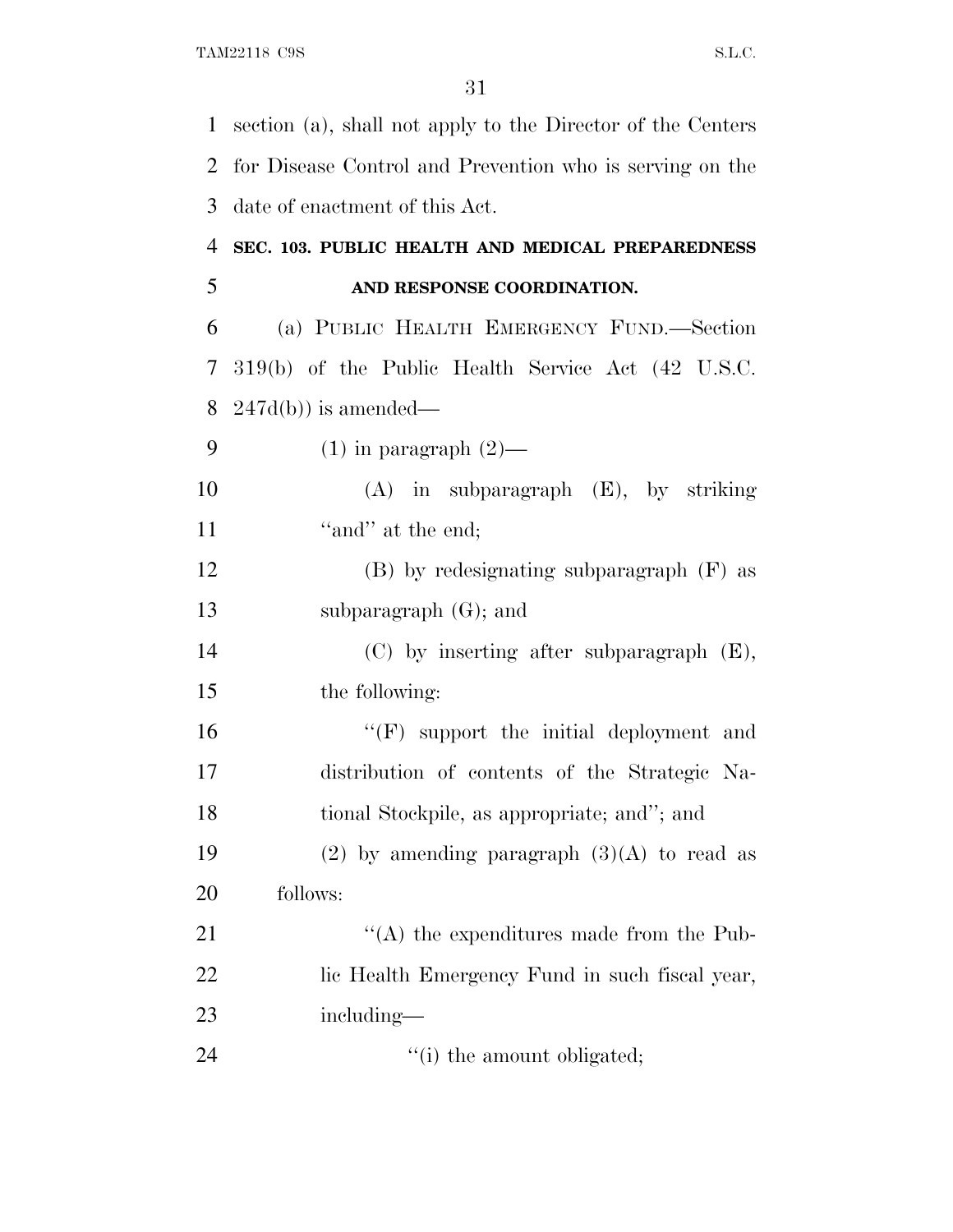section (a), shall not apply to the Director of the Centers for Disease Control and Prevention who is serving on the date of enactment of this Act.

**SEC. 103. PUBLIC HEALTH AND MEDICAL PREPAREDNESS AND RESPONSE COORDINATION.**

(a) PUBLIC HEALTH EMERGENCY FUND.—Section 319(b) of the Public Health Service Act (42 U.S.C. 247d(b)) is amended—

(1) in paragraph (2)—

(A) in subparagraph (E), by striking "and" at the end;

(B) by redesignating subparagraph (F) as subparagraph (G); and

(C) by inserting after subparagraph (E), the following:

"(F) support the initial deployment and distribution of contents of the Strategic National Stockpile, as appropriate; and"; and

(2) by amending paragraph (3)(A) to read as follows:

"(A) the expenditures made from the Public Health Emergency Fund in such fiscal year, including—

"(i) the amount obligated;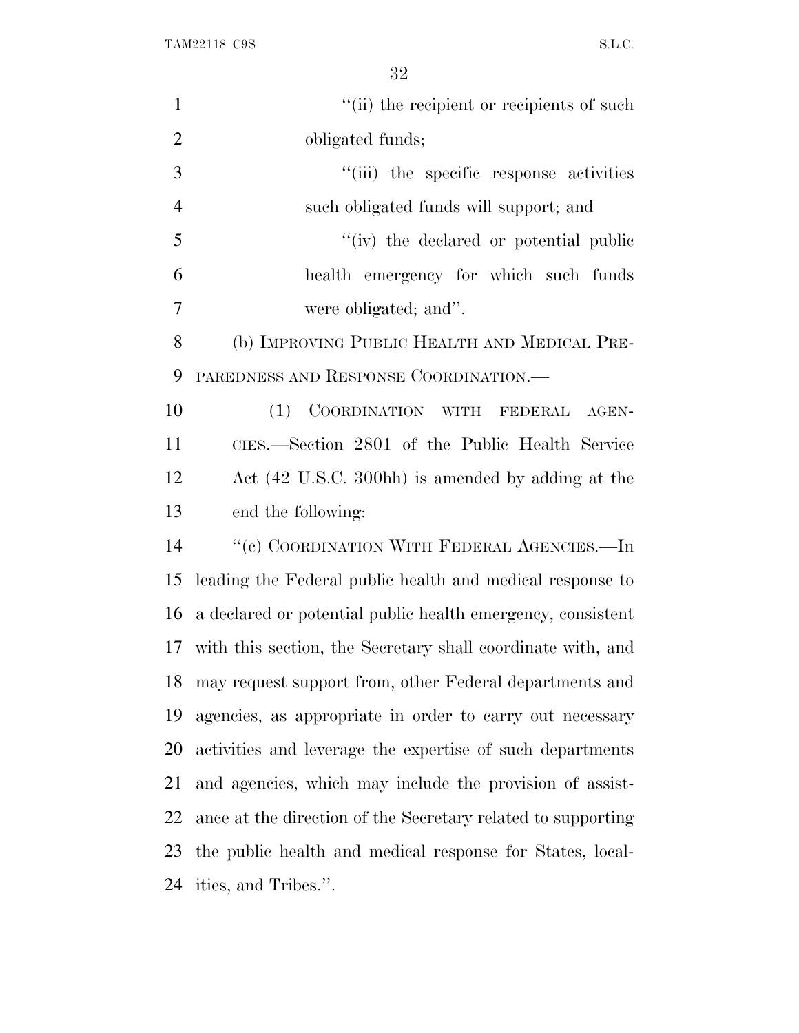"(ii) the recipient or recipients of such obligated funds;

"(iii) the specific response activities such obligated funds will support; and

"(iv) the declared or potential public health emergency for which such funds were obligated; and".

(b) IMPROVING PUBLIC HEALTH AND MEDICAL PREPAREDNESS AND RESPONSE COORDINATION.—

(1) COORDINATION WITH FEDERAL AGENCIES.—Section 2801 of the Public Health Service Act (42 U.S.C. 300hh) is amended by adding at the end the following:

"(c) COORDINATION WITH FEDERAL AGENCIES.—In leading the Federal public health and medical response to a declared or potential public health emergency, consistent with this section, the Secretary shall coordinate with, and may request support from, other Federal departments and agencies, as appropriate in order to carry out necessary activities and leverage the expertise of such departments and agencies, which may include the provision of assistance at the direction of the Secretary related to supporting the public health and medical response for States, localities, and Tribes.".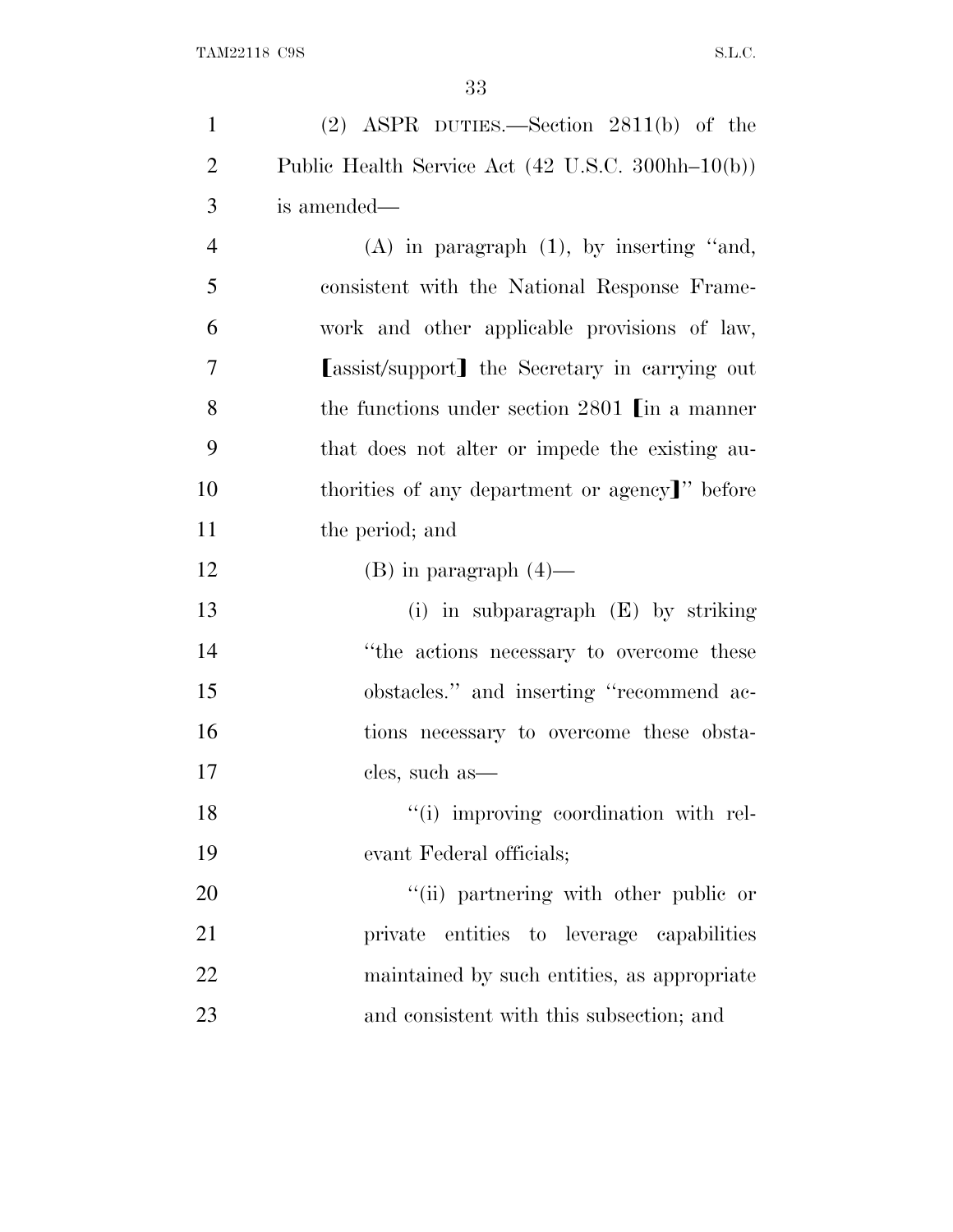(2) ASPR DUTIES.—Section 2811(b) of the Public Health Service Act (42 U.S.C. 300hh–10(b)) is amended—

(A) in paragraph (1), by inserting ''and, consistent with the National Response Framework and other applicable provisions of law, ⟦assist/support⟧ the Secretary in carrying out the functions under section 2801 ⟦in a manner that does not alter or impede the existing authorities of any department or agency⟧'' before the period; and

(B) in paragraph (4)—

(i) in subparagraph (E) by striking ''the actions necessary to overcome these obstacles.'' and inserting ''recommend actions necessary to overcome these obstacles, such as—

''(i) improving coordination with relevant Federal officials;

''(ii) partnering with other public or private entities to leverage capabilities maintained by such entities, as appropriate and consistent with this subsection; and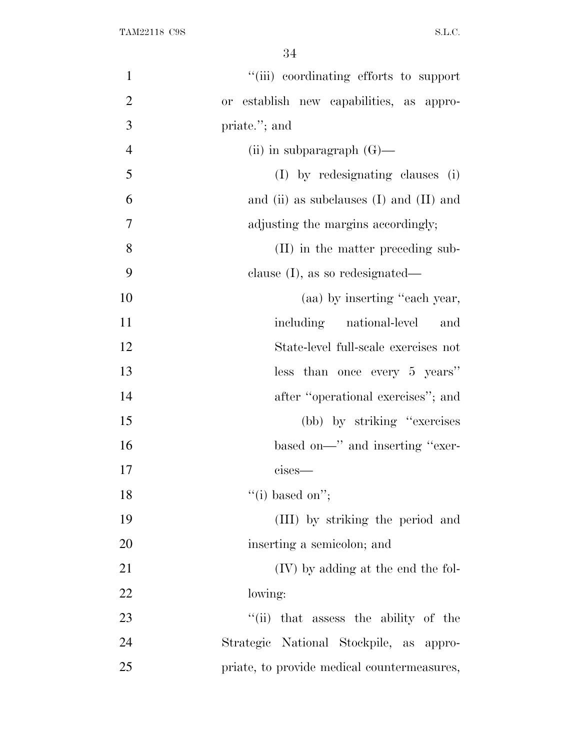"(iii) coordinating efforts to support or establish new capabilities, as appropriate."; and

(ii) in subparagraph (G)—

(I) by redesignating clauses (i) and (ii) as subclauses (I) and (II) and adjusting the margins accordingly;

(II) in the matter preceding subclause (I), as so redesignated—

(aa) by inserting "each year, including national-level and State-level full-scale exercises not less than once every 5 years" after "operational exercises"; and

(bb) by striking "exercises based on—" and inserting "exercises—

"(i) based on";

(III) by striking the period and inserting a semicolon; and

(IV) by adding at the end the following:

"(ii) that assess the ability of the Strategic National Stockpile, as appropriate, to provide medical countermeasures,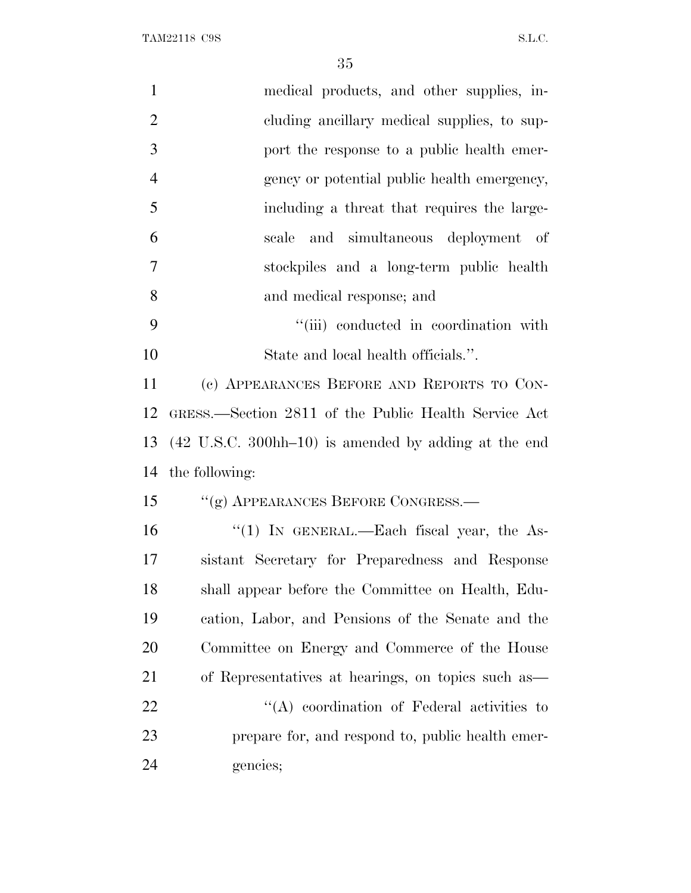medical products, and other supplies, including ancillary medical supplies, to support the response to a public health emergency or potential public health emergency, including a threat that requires the large-scale and simultaneous deployment of stockpiles and a long-term public health and medical response; and

"(iii) conducted in coordination with State and local health officials.".

(c) APPEARANCES BEFORE AND REPORTS TO CONGRESS.—Section 2811 of the Public Health Service Act (42 U.S.C. 300hh–10) is amended by adding at the end the following:

"(g) APPEARANCES BEFORE CONGRESS.—

"(1) IN GENERAL.—Each fiscal year, the Assistant Secretary for Preparedness and Response shall appear before the Committee on Health, Education, Labor, and Pensions of the Senate and the Committee on Energy and Commerce of the House of Representatives at hearings, on topics such as—

"(A) coordination of Federal activities to prepare for, and respond to, public health emergencies;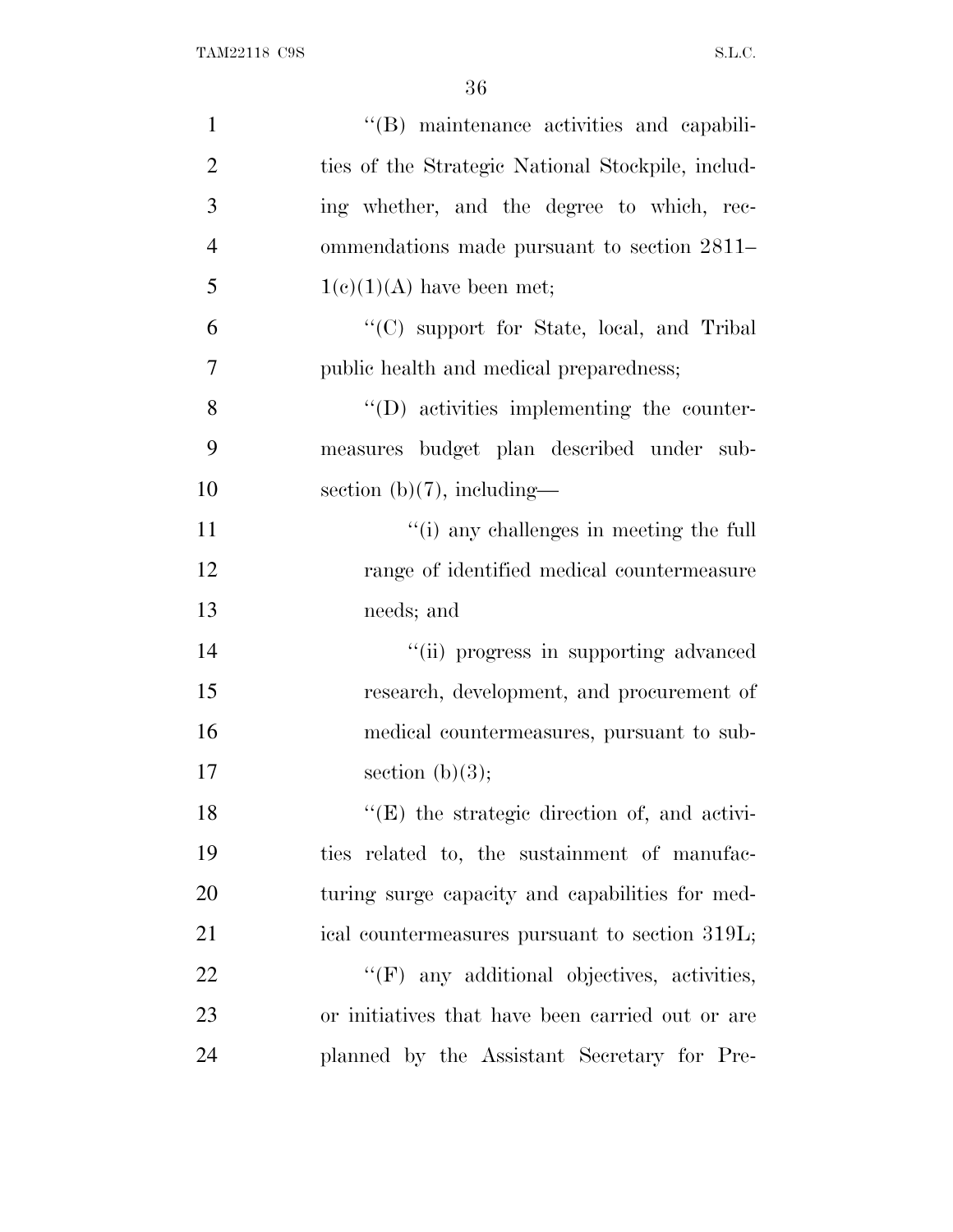"(B) maintenance activities and capabilities of the Strategic National Stockpile, including whether, and the degree to which, recommendations made pursuant to section 2811–1(c)(1)(A) have been met;

"(C) support for State, local, and Tribal public health and medical preparedness;

"(D) activities implementing the countermeasures budget plan described under subsection (b)(7), including—

"(i) any challenges in meeting the full range of identified medical countermeasure needs; and

"(ii) progress in supporting advanced research, development, and procurement of medical countermeasures, pursuant to subsection (b)(3);

"(E) the strategic direction of, and activities related to, the sustainment of manufacturing surge capacity and capabilities for medical countermeasures pursuant to section 319L;

"(F) any additional objectives, activities, or initiatives that have been carried out or are planned by the Assistant Secretary for Pre-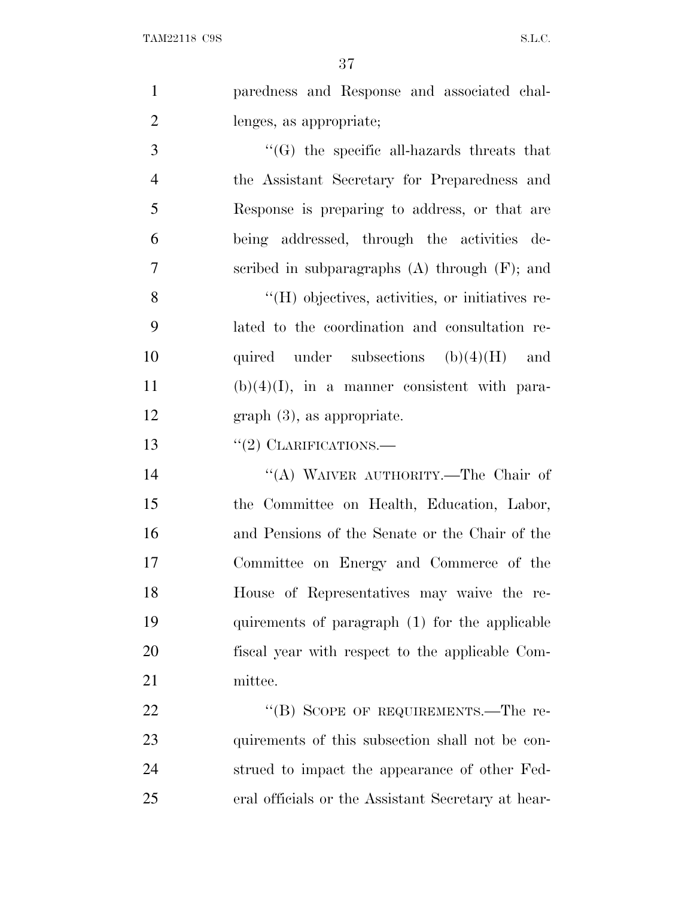paredness and Response and associated challenges, as appropriate;

''(G) the specific all-hazards threats that the Assistant Secretary for Preparedness and Response is preparing to address, or that are being addressed, through the activities described in subparagraphs (A) through (F); and

''(H) objectives, activities, or initiatives related to the coordination and consultation required under subsections (b)(4)(H) and (b)(4)(I), in a manner consistent with paragraph (3), as appropriate.

''(2) CLARIFICATIONS.—

''(A) WAIVER AUTHORITY.—The Chair of the Committee on Health, Education, Labor, and Pensions of the Senate or the Chair of the Committee on Energy and Commerce of the House of Representatives may waive the requirements of paragraph (1) for the applicable fiscal year with respect to the applicable Committee.

''(B) SCOPE OF REQUIREMENTS.—The requirements of this subsection shall not be construed to impact the appearance of other Federal officials or the Assistant Secretary at hear-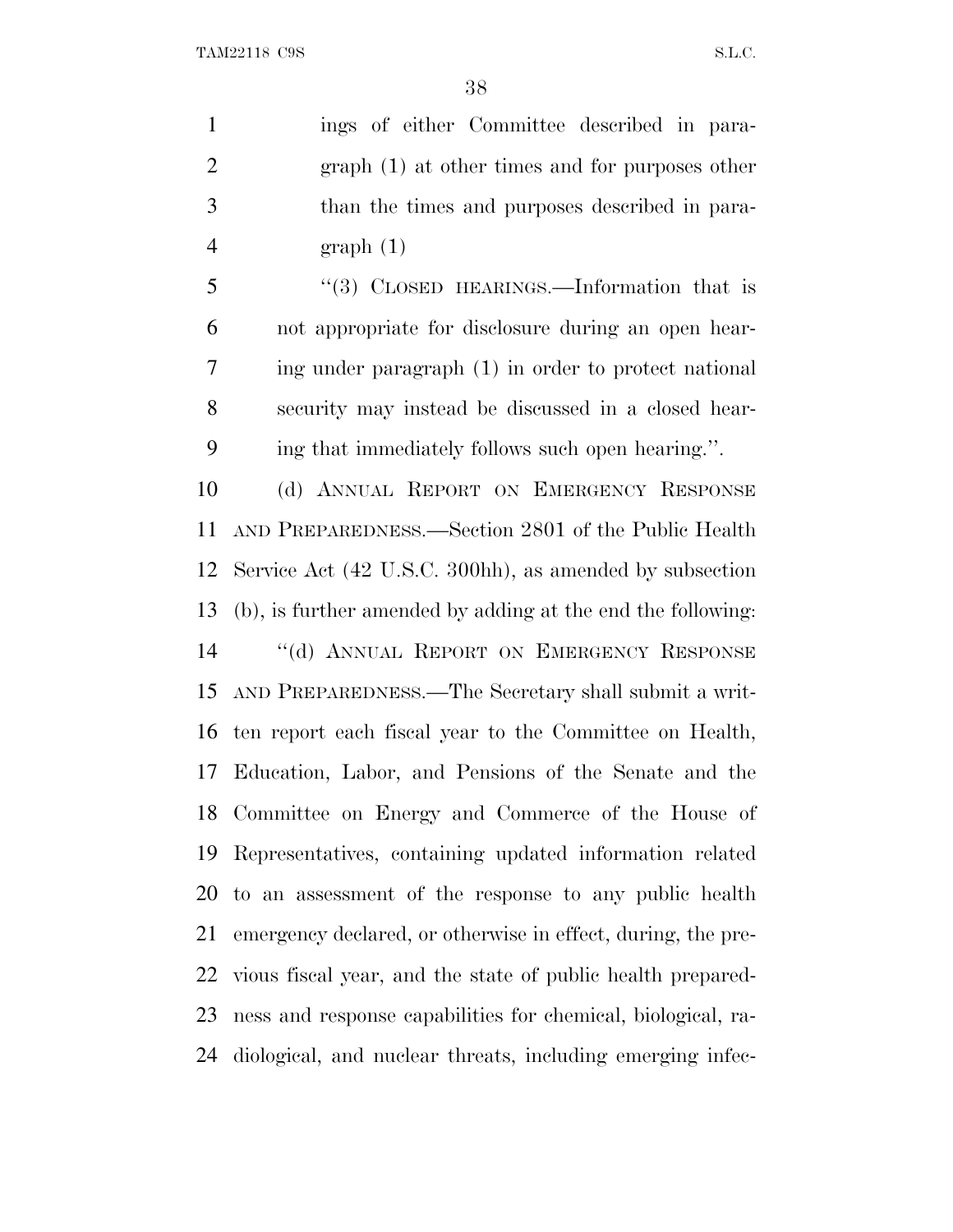ings of either Committee described in paragraph (1) at other times and for purposes other than the times and purposes described in paragraph (1)

"(3) CLOSED HEARINGS.—Information that is not appropriate for disclosure during an open hearing under paragraph (1) in order to protect national security may instead be discussed in a closed hearing that immediately follows such open hearing.".

(d) ANNUAL REPORT ON EMERGENCY RESPONSE AND PREPAREDNESS.—Section 2801 of the Public Health Service Act (42 U.S.C. 300hh), as amended by subsection (b), is further amended by adding at the end the following:

"(d) ANNUAL REPORT ON EMERGENCY RESPONSE AND PREPAREDNESS.—The Secretary shall submit a written report each fiscal year to the Committee on Health, Education, Labor, and Pensions of the Senate and the Committee on Energy and Commerce of the House of Representatives, containing updated information related to an assessment of the response to any public health emergency declared, or otherwise in effect, during, the previous fiscal year, and the state of public health preparedness and response capabilities for chemical, biological, radiological, and nuclear threats, including emerging infec-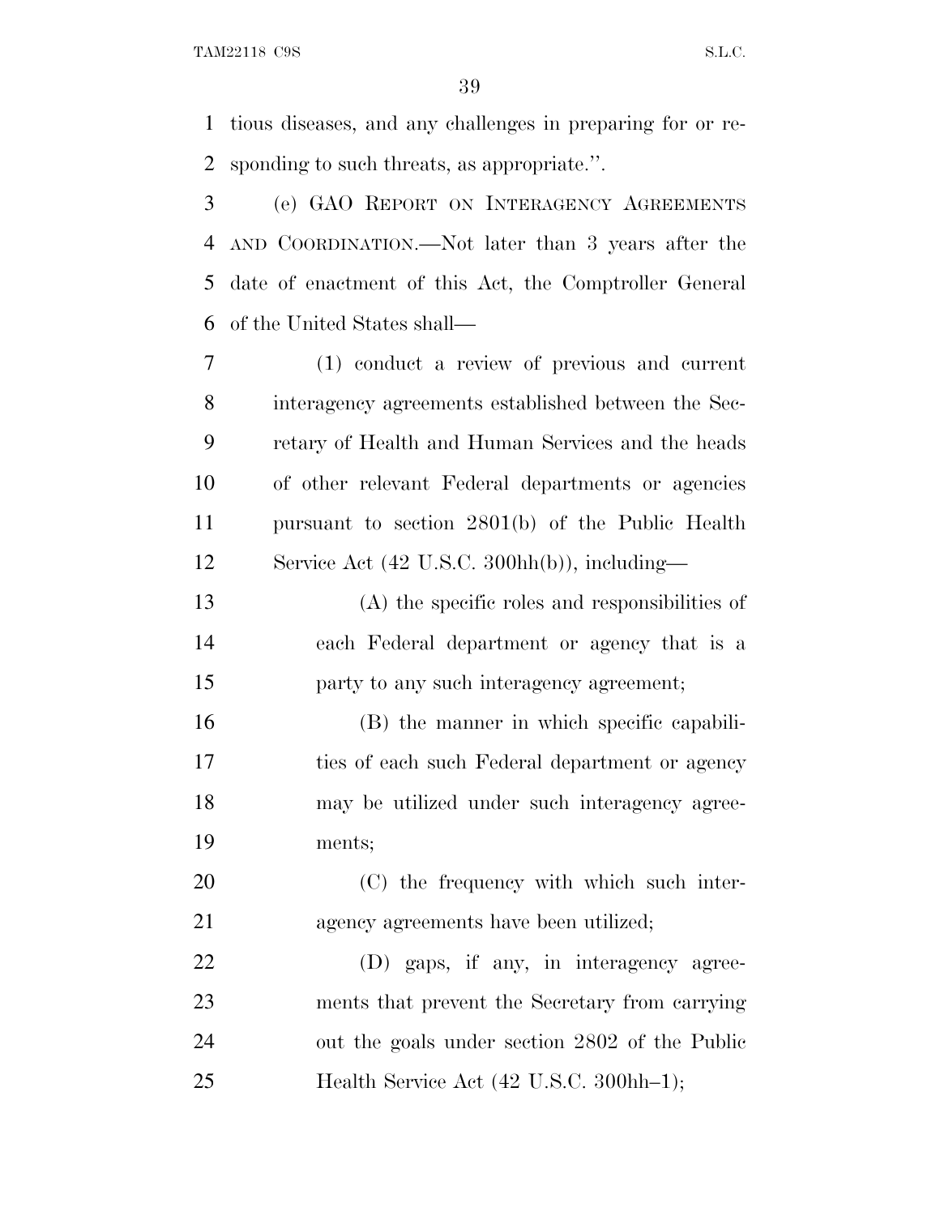tious diseases, and any challenges in preparing for or responding to such threats, as appropriate.''.

(e) GAO REPORT ON INTERAGENCY AGREEMENTS AND COORDINATION.—Not later than 3 years after the date of enactment of this Act, the Comptroller General of the United States shall—

(1) conduct a review of previous and current interagency agreements established between the Secretary of Health and Human Services and the heads of other relevant Federal departments or agencies pursuant to section 2801(b) of the Public Health Service Act (42 U.S.C. 300hh(b)), including—

(A) the specific roles and responsibilities of each Federal department or agency that is a party to any such interagency agreement;

(B) the manner in which specific capabilities of each such Federal department or agency may be utilized under such interagency agreements;

(C) the frequency with which such interagency agreements have been utilized;

(D) gaps, if any, in interagency agreements that prevent the Secretary from carrying out the goals under section 2802 of the Public Health Service Act (42 U.S.C. 300hh–1);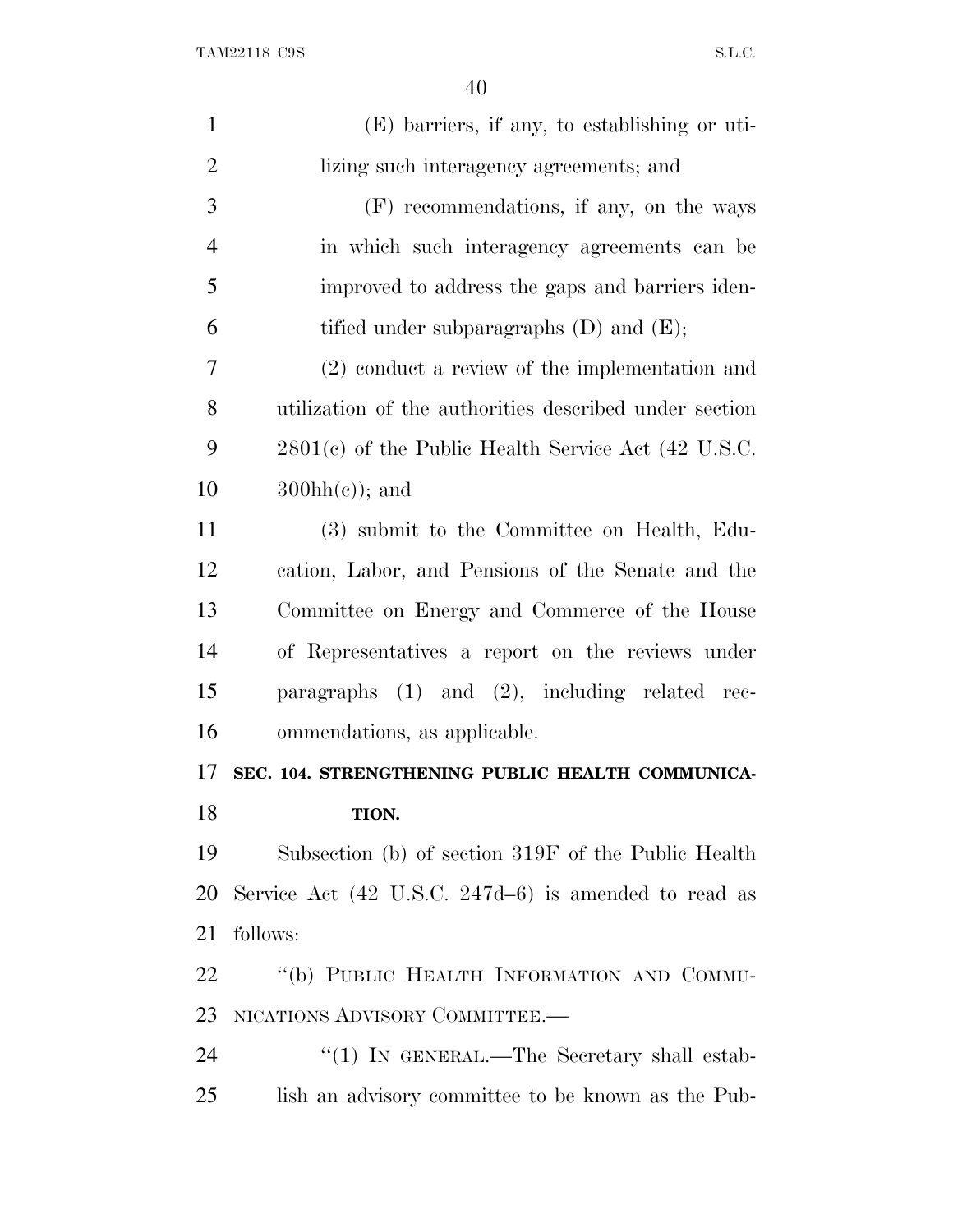(E) barriers, if any, to establishing or utilizing such interagency agreements; and

(F) recommendations, if any, on the ways in which such interagency agreements can be improved to address the gaps and barriers identified under subparagraphs (D) and (E);

(2) conduct a review of the implementation and utilization of the authorities described under section 2801(c) of the Public Health Service Act (42 U.S.C. 300hh(c)); and

(3) submit to the Committee on Health, Education, Labor, and Pensions of the Senate and the Committee on Energy and Commerce of the House of Representatives a report on the reviews under paragraphs (1) and (2), including related recommendations, as applicable.

**SEC. 104. STRENGTHENING PUBLIC HEALTH COMMUNICATION.**

Subsection (b) of section 319F of the Public Health Service Act (42 U.S.C. 247d–6) is amended to read as follows:

"(b) PUBLIC HEALTH INFORMATION AND COMMUNICATIONS ADVISORY COMMITTEE.—

"(1) IN GENERAL.—The Secretary shall establish an advisory committee to be known as the Pub-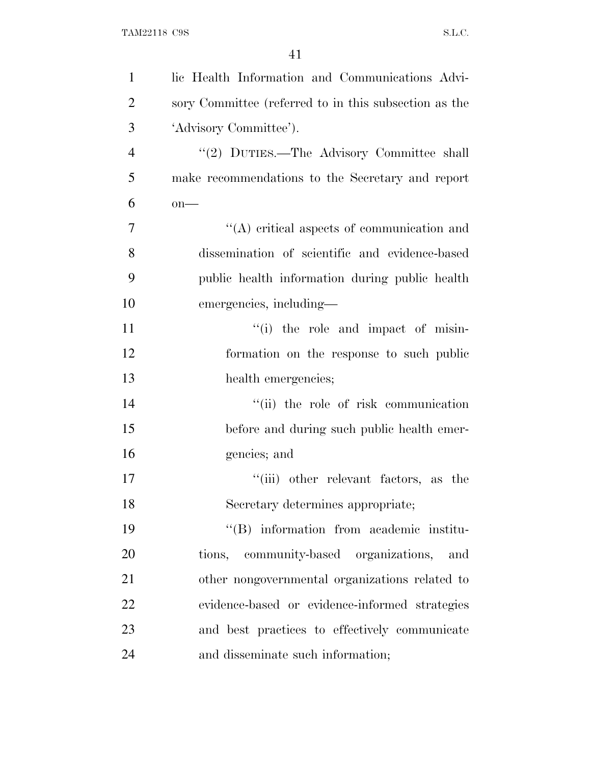lic Health Information and Communications Advisory Committee (referred to in this subsection as the 'Advisory Committee').

''(2) DUTIES.—The Advisory Committee shall make recommendations to the Secretary and report on—

''(A) critical aspects of communication and dissemination of scientific and evidence-based public health information during public health emergencies, including—

''(i) the role and impact of misinformation on the response to such public health emergencies;

''(ii) the role of risk communication before and during such public health emergencies; and

''(iii) other relevant factors, as the Secretary determines appropriate;

''(B) information from academic institutions, community-based organizations, and other nongovernmental organizations related to evidence-based or evidence-informed strategies and best practices to effectively communicate and disseminate such information;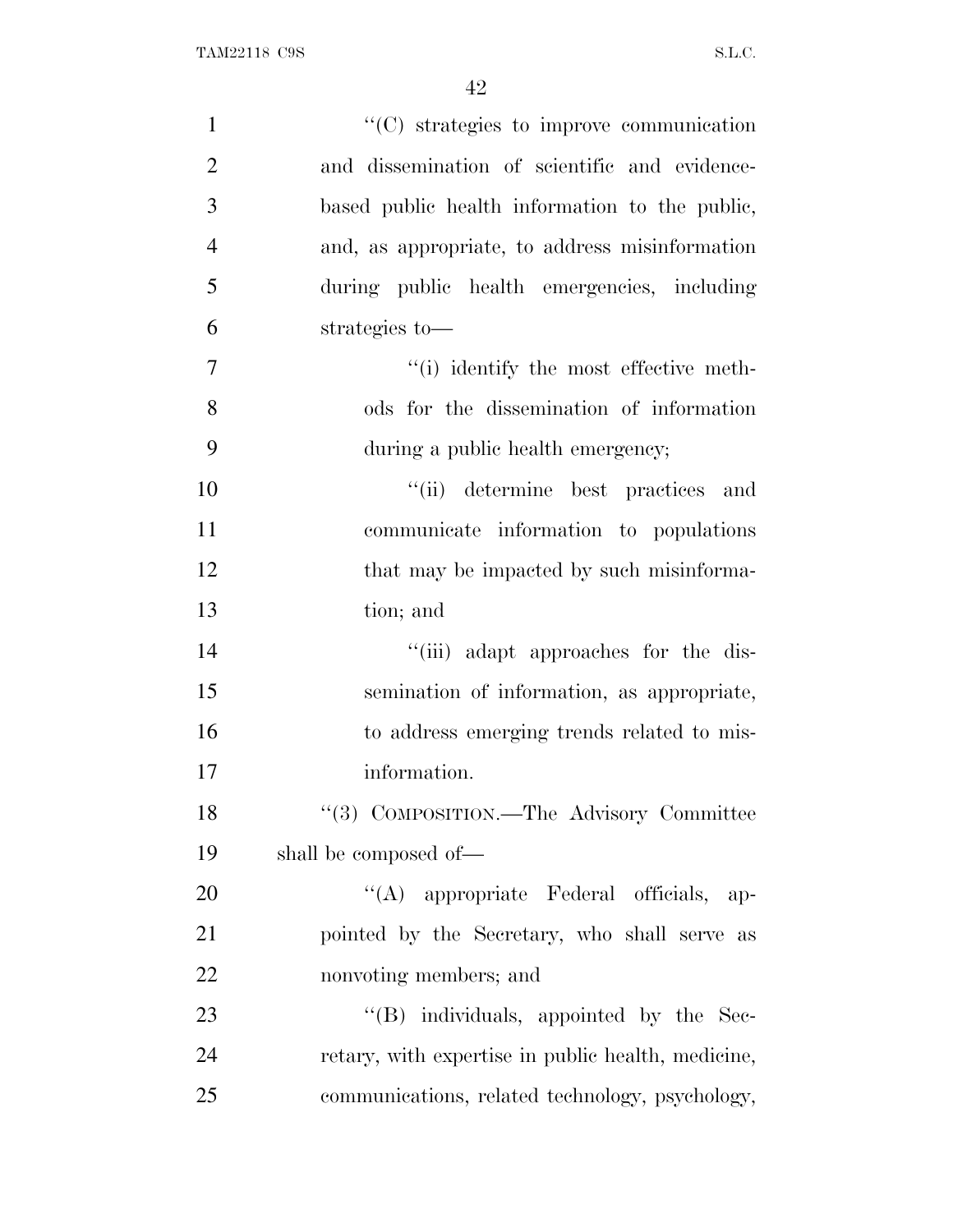"(C) strategies to improve communication and dissemination of scientific and evidence-based public health information to the public, and, as appropriate, to address misinformation during public health emergencies, including strategies to—

"(i) identify the most effective methods for the dissemination of information during a public health emergency;

"(ii) determine best practices and communicate information to populations that may be impacted by such misinformation; and

"(iii) adapt approaches for the dissemination of information, as appropriate, to address emerging trends related to misinformation.

"(3) COMPOSITION.—The Advisory Committee shall be composed of—

"(A) appropriate Federal officials, appointed by the Secretary, who shall serve as nonvoting members; and

"(B) individuals, appointed by the Secretary, with expertise in public health, medicine, communications, related technology, psychology,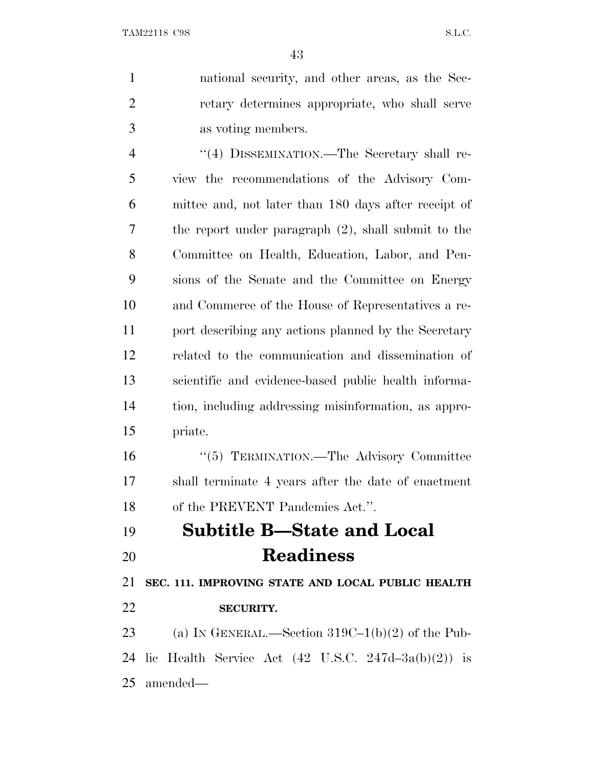national security, and other areas, as the Secretary determines appropriate, who shall serve as voting members.

"(4) DISSEMINATION.—The Secretary shall review the recommendations of the Advisory Committee and, not later than 180 days after receipt of the report under paragraph (2), shall submit to the Committee on Health, Education, Labor, and Pensions of the Senate and the Committee on Energy and Commerce of the House of Representatives a report describing any actions planned by the Secretary related to the communication and dissemination of scientific and evidence-based public health information, including addressing misinformation, as appropriate.

"(5) TERMINATION.—The Advisory Committee shall terminate 4 years after the date of enactment of the PREVENT Pandemics Act.".

## Subtitle B—State and Local Readiness

**SEC. 111. IMPROVING STATE AND LOCAL PUBLIC HEALTH SECURITY.**

(a) IN GENERAL.—Section 319C–1(b)(2) of the Public Health Service Act (42 U.S.C. 247d–3a(b)(2)) is amended—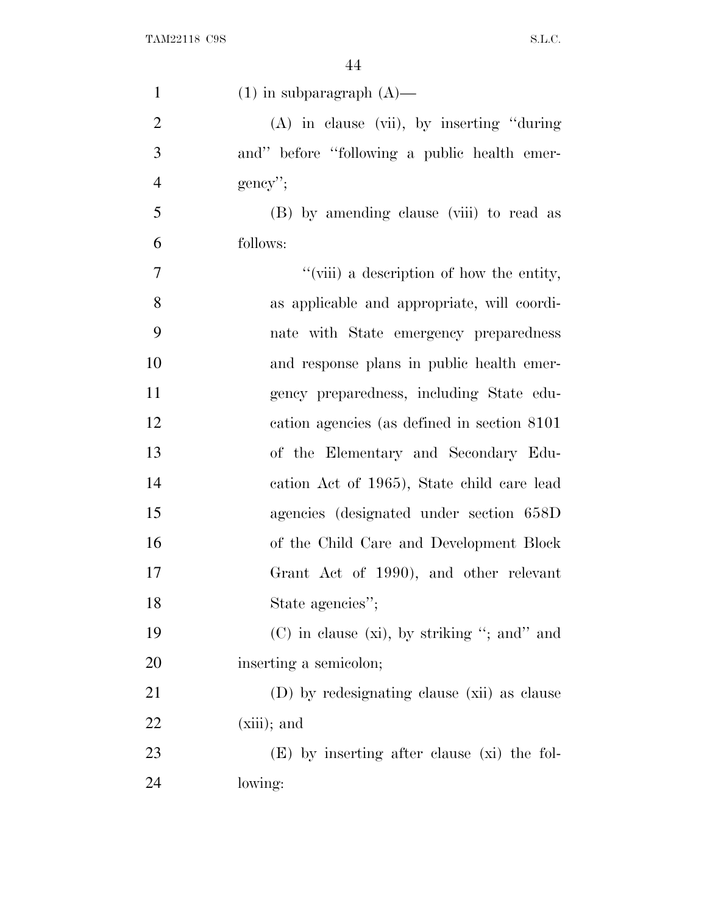(1) in subparagraph (A)—

(A) in clause (vii), by inserting "during and" before "following a public health emergency";

(B) by amending clause (viii) to read as follows:

"(viii) a description of how the entity, as applicable and appropriate, will coordinate with State emergency preparedness and response plans in public health emergency preparedness, including State education agencies (as defined in section 8101 of the Elementary and Secondary Education Act of 1965), State child care lead agencies (designated under section 658D of the Child Care and Development Block Grant Act of 1990), and other relevant State agencies";

(C) in clause (xi), by striking "; and" and inserting a semicolon;

(D) by redesignating clause (xii) as clause (xiii); and

(E) by inserting after clause (xi) the following: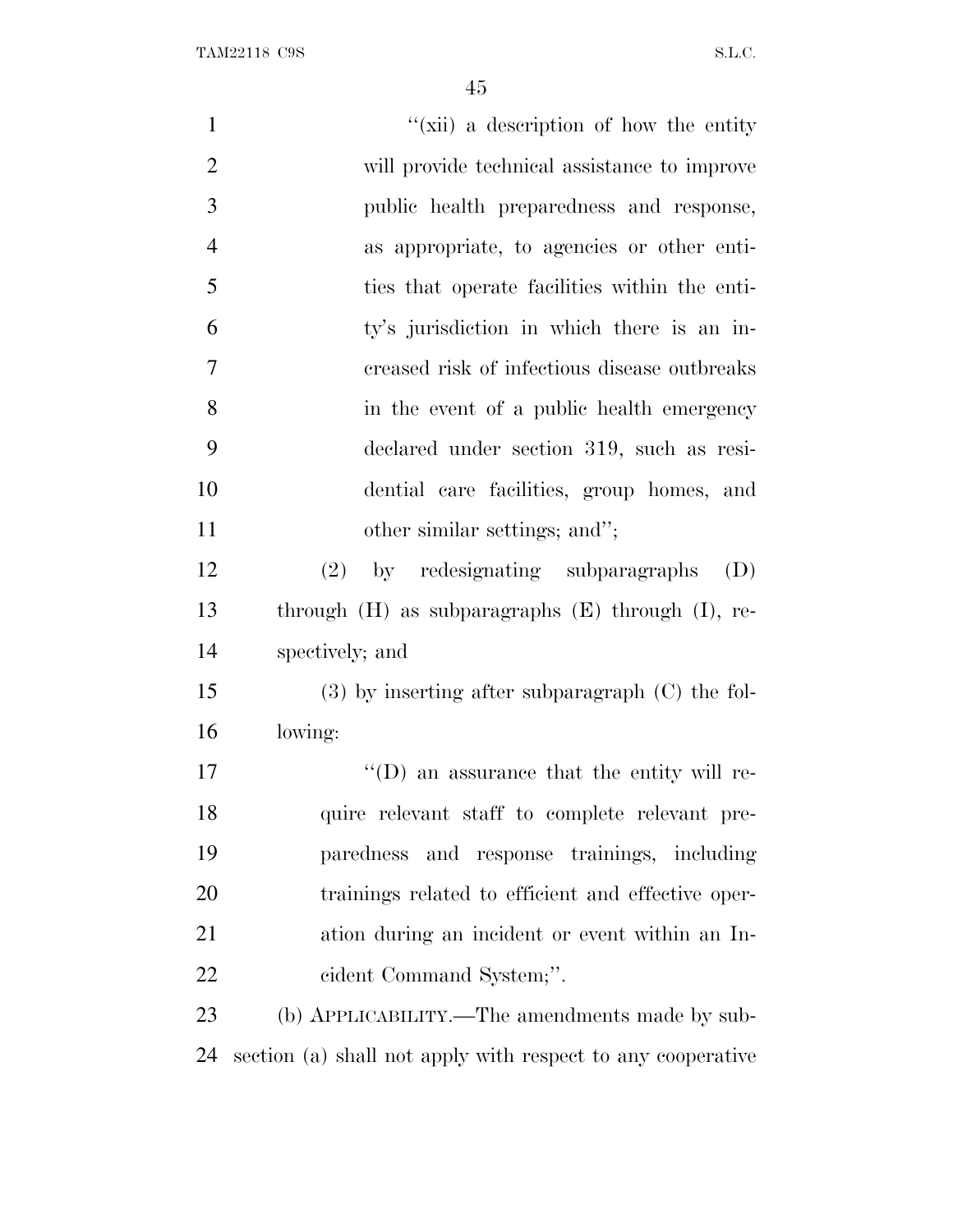"(xii) a description of how the entity will provide technical assistance to improve public health preparedness and response, as appropriate, to agencies or other entities that operate facilities within the entity's jurisdiction in which there is an increased risk of infectious disease outbreaks in the event of a public health emergency declared under section 319, such as residential care facilities, group homes, and other similar settings; and";

(2) by redesignating subparagraphs (D) through (H) as subparagraphs (E) through (I), respectively; and

(3) by inserting after subparagraph (C) the following:

"(D) an assurance that the entity will require relevant staff to complete relevant preparedness and response trainings, including trainings related to efficient and effective operation during an incident or event within an Incident Command System;".

(b) APPLICABILITY.—The amendments made by subsection (a) shall not apply with respect to any cooperative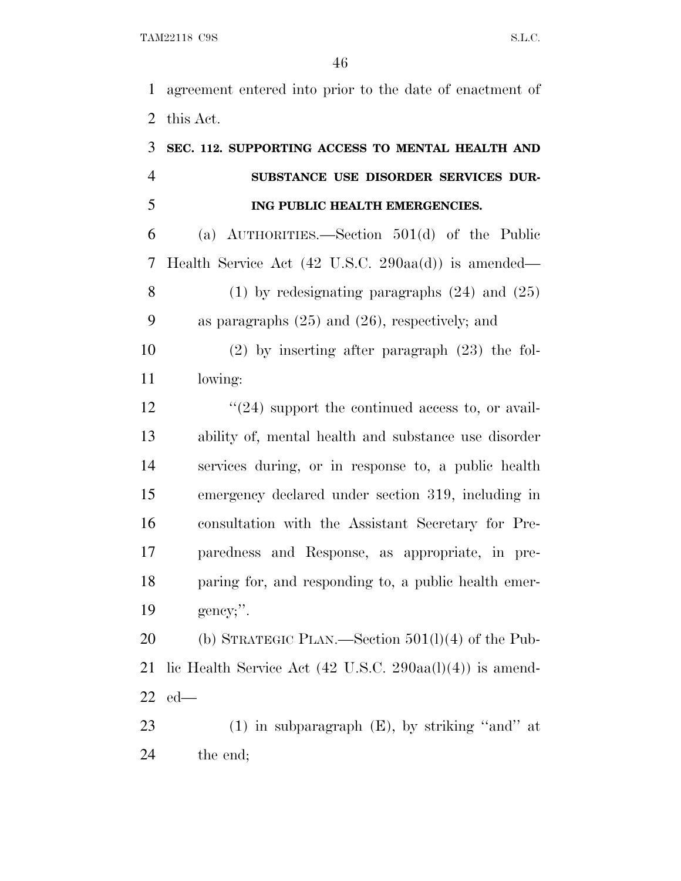agreement entered into prior to the date of enactment of this Act.

**SEC. 112. SUPPORTING ACCESS TO MENTAL HEALTH AND SUBSTANCE USE DISORDER SERVICES DURING PUBLIC HEALTH EMERGENCIES.**

(a) AUTHORITIES.—Section 501(d) of the Public Health Service Act (42 U.S.C. 290aa(d)) is amended—

(1) by redesignating paragraphs (24) and (25) as paragraphs (25) and (26), respectively; and

(2) by inserting after paragraph (23) the following:

''(24) support the continued access to, or availability of, mental health and substance use disorder services during, or in response to, a public health emergency declared under section 319, including in consultation with the Assistant Secretary for Preparedness and Response, as appropriate, in preparing for, and responding to, a public health emergency;''.

(b) STRATEGIC PLAN.—Section 501(l)(4) of the Public Health Service Act (42 U.S.C. 290aa(l)(4)) is amended—

(1) in subparagraph (E), by striking ''and'' at the end;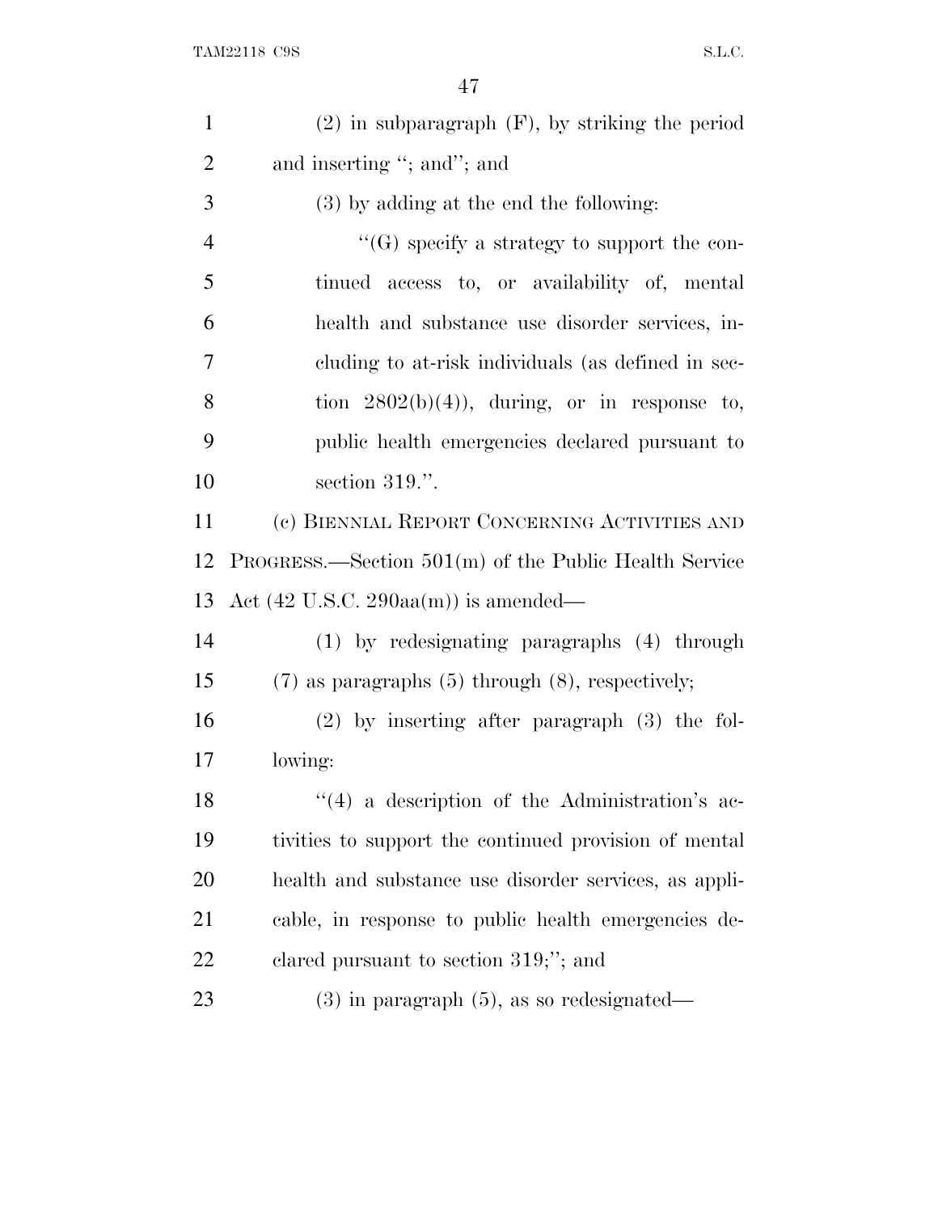(2) in subparagraph (F), by striking the period and inserting "; and"; and

(3) by adding at the end the following:

"(G) specify a strategy to support the continued access to, or availability of, mental health and substance use disorder services, including to at-risk individuals (as defined in section 2802(b)(4)), during, or in response to, public health emergencies declared pursuant to section 319.".

(c) BIENNIAL REPORT CONCERNING ACTIVITIES AND PROGRESS.—Section 501(m) of the Public Health Service Act (42 U.S.C. 290aa(m)) is amended—

(1) by redesignating paragraphs (4) through (7) as paragraphs (5) through (8), respectively;

(2) by inserting after paragraph (3) the following:

"(4) a description of the Administration's activities to support the continued provision of mental health and substance use disorder services, as applicable, in response to public health emergencies declared pursuant to section 319;"; and

(3) in paragraph (5), as so redesignated—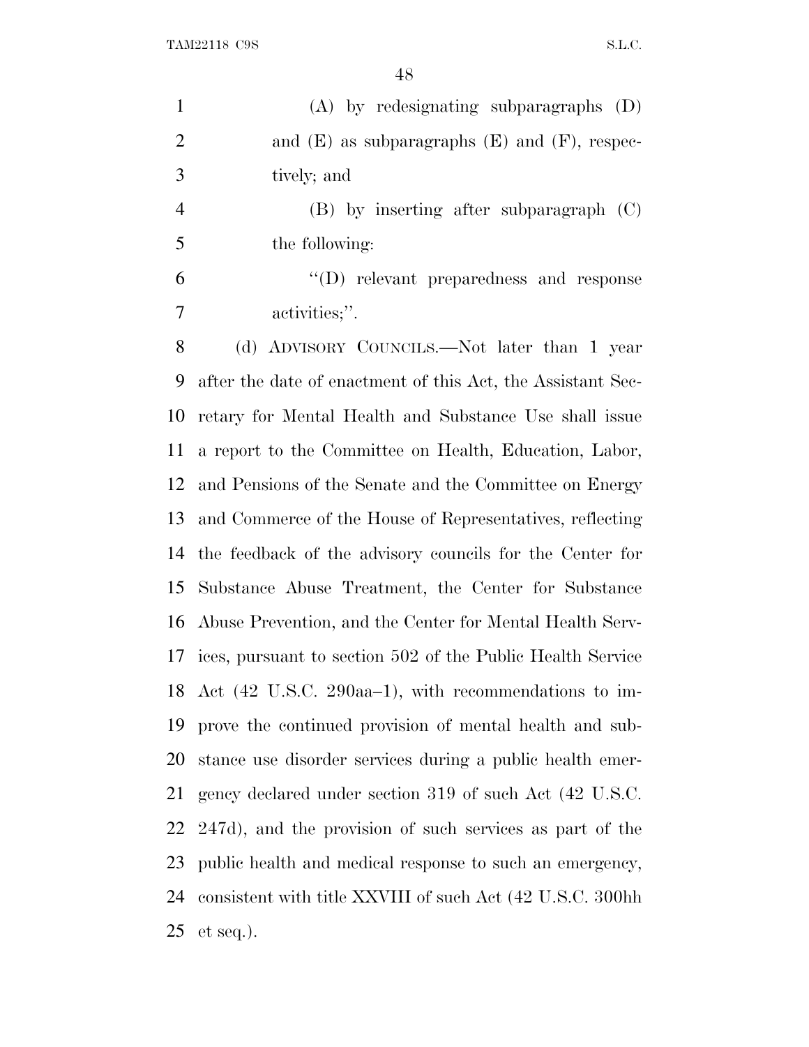(A) by redesignating subparagraphs (D) and (E) as subparagraphs (E) and (F), respectively; and

(B) by inserting after subparagraph (C) the following:

"(D) relevant preparedness and response activities;".

(d) ADVISORY COUNCILS.—Not later than 1 year after the date of enactment of this Act, the Assistant Secretary for Mental Health and Substance Use shall issue a report to the Committee on Health, Education, Labor, and Pensions of the Senate and the Committee on Energy and Commerce of the House of Representatives, reflecting the feedback of the advisory councils for the Center for Substance Abuse Treatment, the Center for Substance Abuse Prevention, and the Center for Mental Health Services, pursuant to section 502 of the Public Health Service Act (42 U.S.C. 290aa–1), with recommendations to improve the continued provision of mental health and substance use disorder services during a public health emergency declared under section 319 of such Act (42 U.S.C. 247d), and the provision of such services as part of the public health and medical response to such an emergency, consistent with title XXVIII of such Act (42 U.S.C. 300hh et seq.).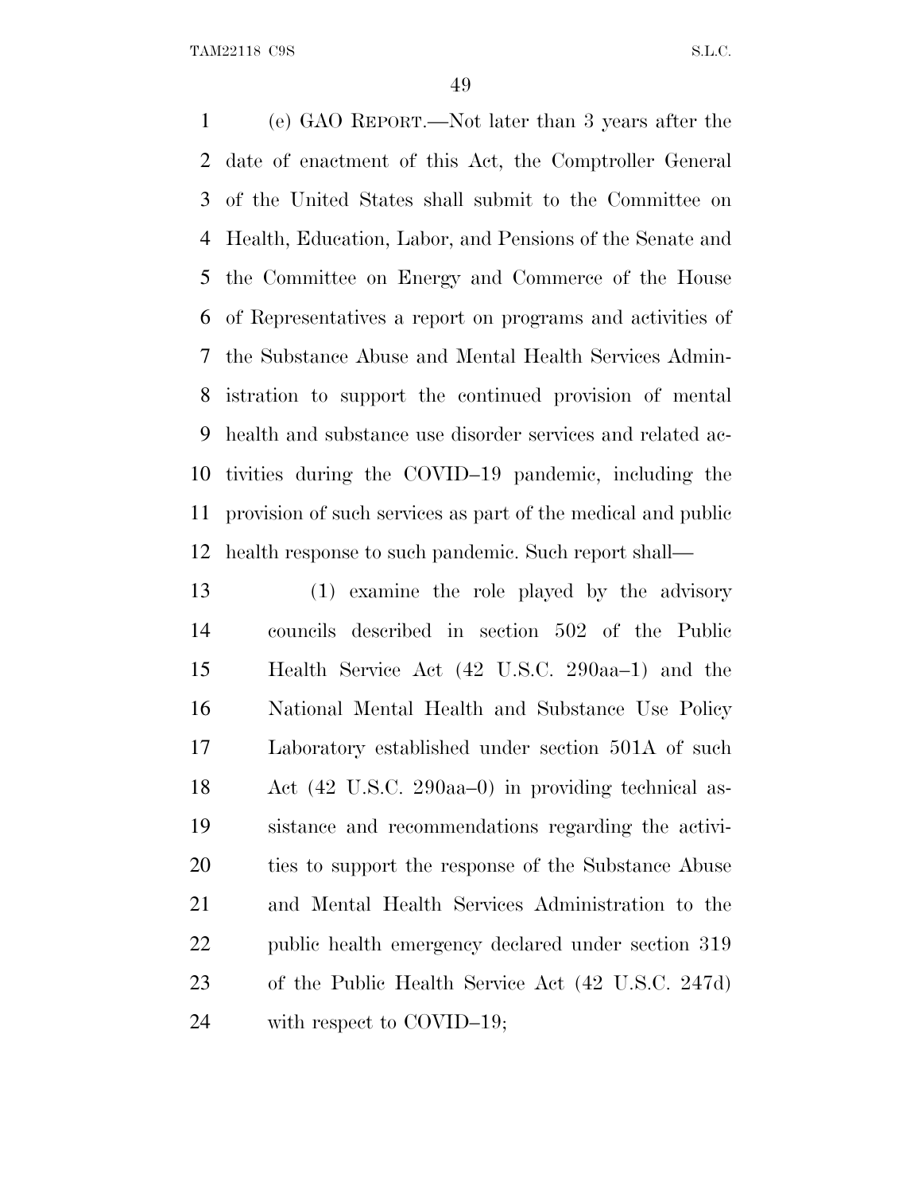(e) GAO REPORT.—Not later than 3 years after the date of enactment of this Act, the Comptroller General of the United States shall submit to the Committee on Health, Education, Labor, and Pensions of the Senate and the Committee on Energy and Commerce of the House of Representatives a report on programs and activities of the Substance Abuse and Mental Health Services Administration to support the continued provision of mental health and substance use disorder services and related activities during the COVID–19 pandemic, including the provision of such services as part of the medical and public health response to such pandemic. Such report shall—

(1) examine the role played by the advisory councils described in section 502 of the Public Health Service Act (42 U.S.C. 290aa–1) and the National Mental Health and Substance Use Policy Laboratory established under section 501A of such Act (42 U.S.C. 290aa–0) in providing technical assistance and recommendations regarding the activities to support the response of the Substance Abuse and Mental Health Services Administration to the public health emergency declared under section 319 of the Public Health Service Act (42 U.S.C. 247d) with respect to COVID–19;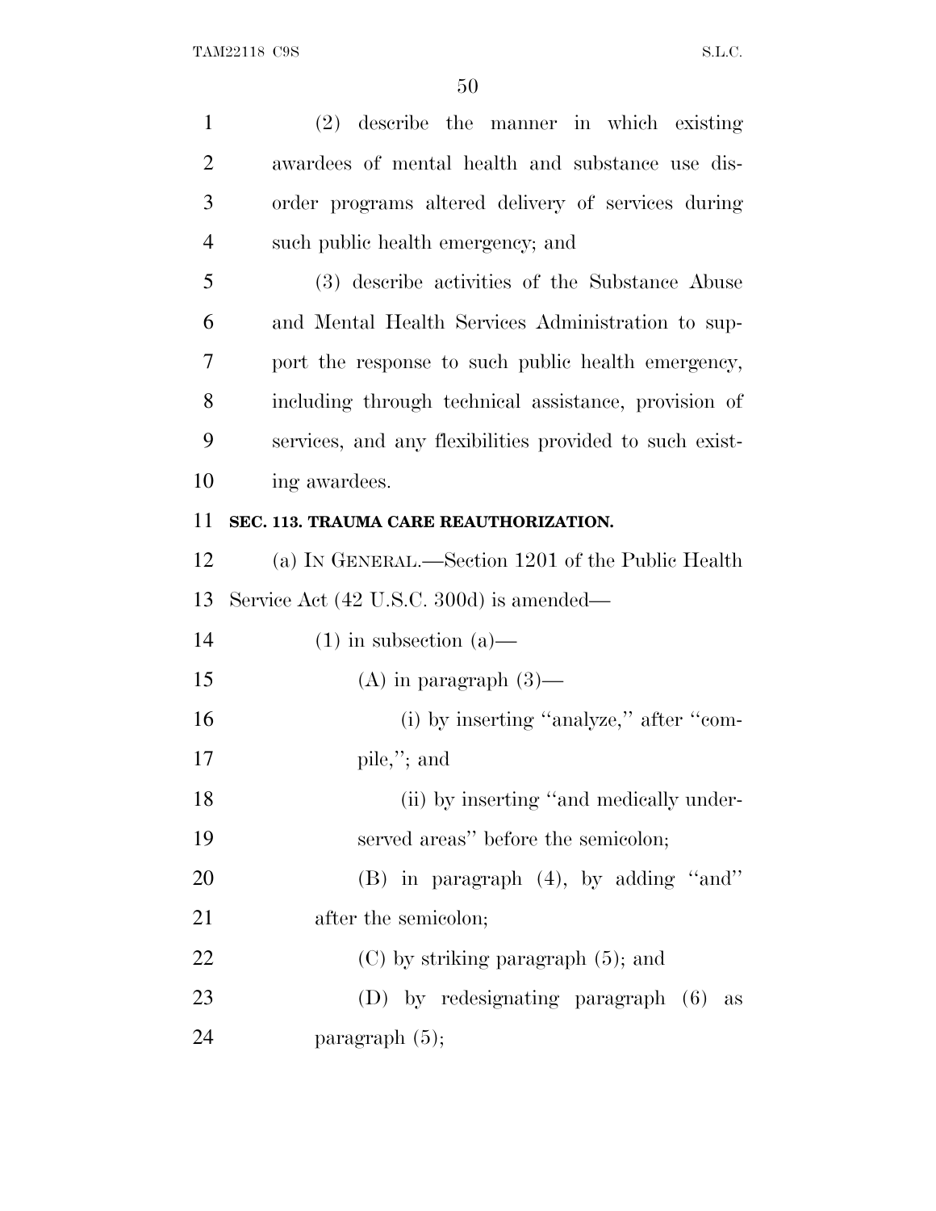(2) describe the manner in which existing awardees of mental health and substance use disorder programs altered delivery of services during such public health emergency; and

(3) describe activities of the Substance Abuse and Mental Health Services Administration to support the response to such public health emergency, including through technical assistance, provision of services, and any flexibilities provided to such existing awardees.

**SEC. 113. TRAUMA CARE REAUTHORIZATION.**

(a) IN GENERAL.—Section 1201 of the Public Health Service Act (42 U.S.C. 300d) is amended—

(1) in subsection (a)—

(A) in paragraph (3)—

(i) by inserting ''analyze,'' after ''compile,''; and

(ii) by inserting ''and medically underserved areas'' before the semicolon;

(B) in paragraph (4), by adding ''and'' after the semicolon;

(C) by striking paragraph (5); and

(D) by redesignating paragraph (6) as paragraph (5);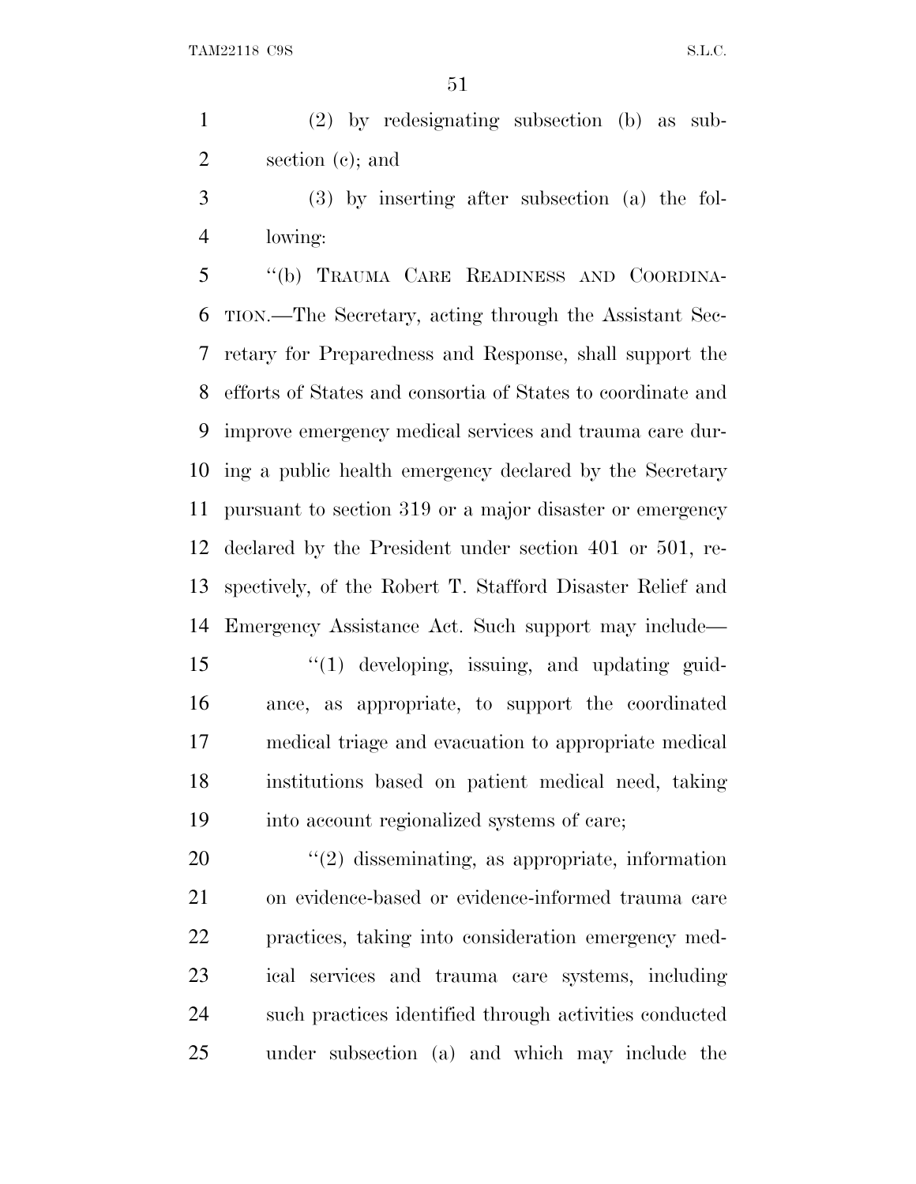(2) by redesignating subsection (b) as subsection (c); and

(3) by inserting after subsection (a) the following:

"(b) TRAUMA CARE READINESS AND COORDINATION.—The Secretary, acting through the Assistant Secretary for Preparedness and Response, shall support the efforts of States and consortia of States to coordinate and improve emergency medical services and trauma care during a public health emergency declared by the Secretary pursuant to section 319 or a major disaster or emergency declared by the President under section 401 or 501, respectively, of the Robert T. Stafford Disaster Relief and Emergency Assistance Act. Such support may include—

"(1) developing, issuing, and updating guidance, as appropriate, to support the coordinated medical triage and evacuation to appropriate medical institutions based on patient medical need, taking into account regionalized systems of care;

"(2) disseminating, as appropriate, information on evidence-based or evidence-informed trauma care practices, taking into consideration emergency medical services and trauma care systems, including such practices identified through activities conducted under subsection (a) and which may include the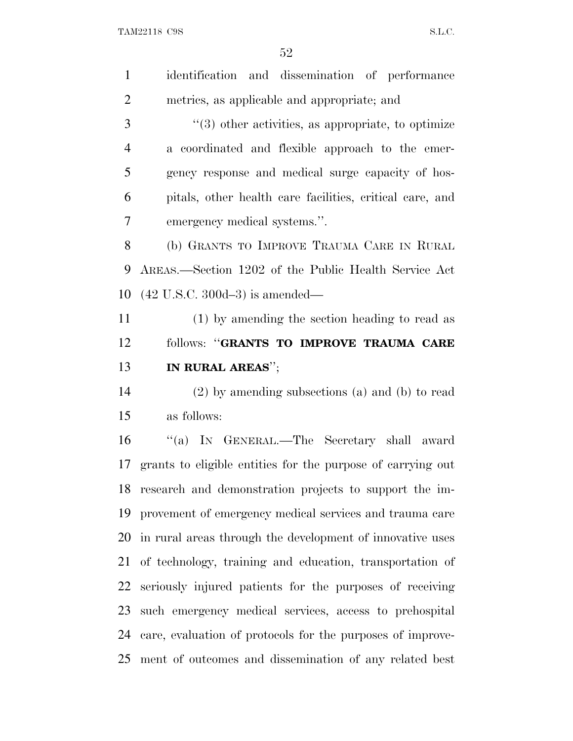identification and dissemination of performance metrics, as applicable and appropriate; and

"(3) other activities, as appropriate, to optimize a coordinated and flexible approach to the emergency response and medical surge capacity of hospitals, other health care facilities, critical care, and emergency medical systems.".

(b) GRANTS TO IMPROVE TRAUMA CARE IN RURAL AREAS.—Section 1202 of the Public Health Service Act (42 U.S.C. 300d–3) is amended—

(1) by amending the section heading to read as follows: "**GRANTS TO IMPROVE TRAUMA CARE IN RURAL AREAS**";

(2) by amending subsections (a) and (b) to read as follows:

"(a) IN GENERAL.—The Secretary shall award grants to eligible entities for the purpose of carrying out research and demonstration projects to support the improvement of emergency medical services and trauma care in rural areas through the development of innovative uses of technology, training and education, transportation of seriously injured patients for the purposes of receiving such emergency medical services, access to prehospital care, evaluation of protocols for the purposes of improvement of outcomes and dissemination of any related best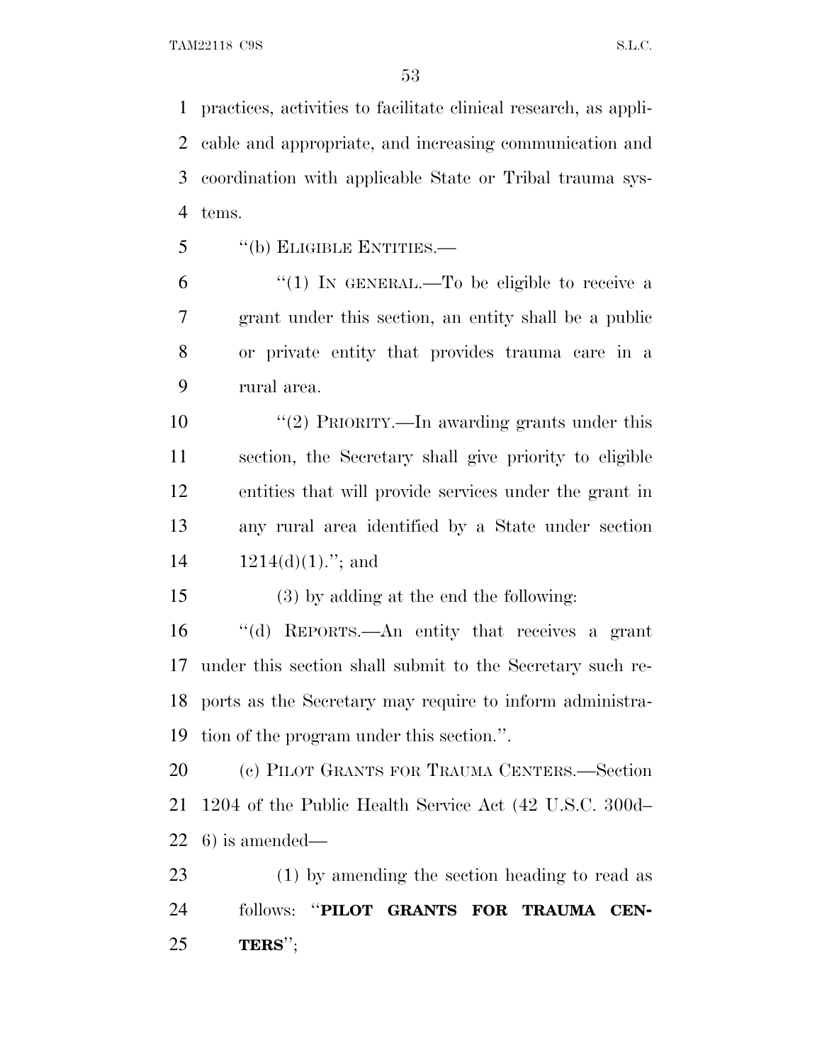practices, activities to facilitate clinical research, as applicable and appropriate, and increasing communication and coordination with applicable State or Tribal trauma systems.

"(b) ELIGIBLE ENTITIES.—

"(1) IN GENERAL.—To be eligible to receive a grant under this section, an entity shall be a public or private entity that provides trauma care in a rural area.

"(2) PRIORITY.—In awarding grants under this section, the Secretary shall give priority to eligible entities that will provide services under the grant in any rural area identified by a State under section 1214(d)(1)."; and

(3) by adding at the end the following:

"(d) REPORTS.—An entity that receives a grant under this section shall submit to the Secretary such reports as the Secretary may require to inform administration of the program under this section.".

(c) PILOT GRANTS FOR TRAUMA CENTERS.—Section 1204 of the Public Health Service Act (42 U.S.C. 300d–6) is amended—

(1) by amending the section heading to read as follows: "**PILOT GRANTS FOR TRAUMA CENTERS**";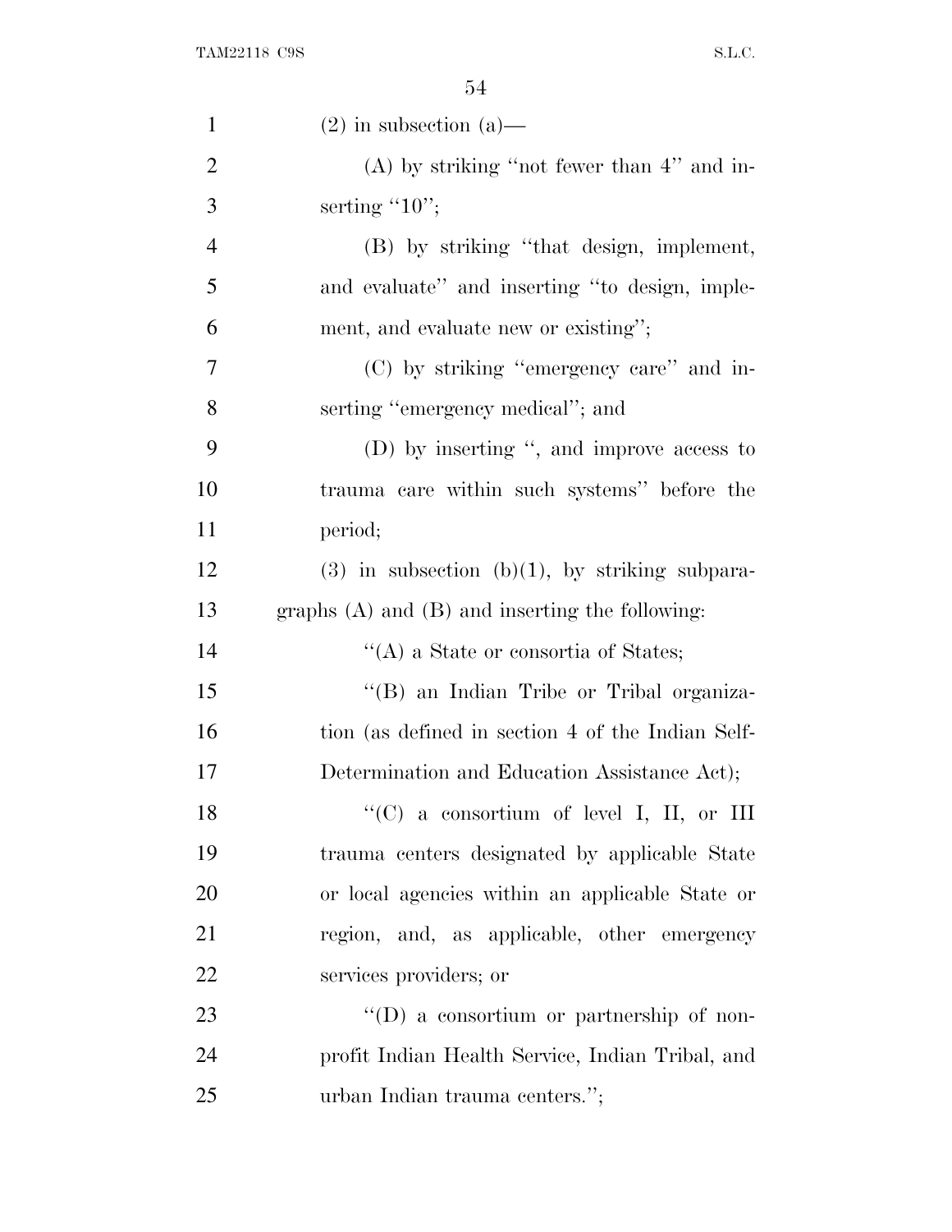(2) in subsection (a)—

(A) by striking "not fewer than 4" and inserting "10";

(B) by striking "that design, implement, and evaluate" and inserting "to design, implement, and evaluate new or existing";

(C) by striking "emergency care" and inserting "emergency medical"; and

(D) by inserting ", and improve access to trauma care within such systems" before the period;

(3) in subsection (b)(1), by striking subparagraphs (A) and (B) and inserting the following:

"(A) a State or consortia of States;

"(B) an Indian Tribe or Tribal organization (as defined in section 4 of the Indian Self-Determination and Education Assistance Act);

"(C) a consortium of level I, II, or III trauma centers designated by applicable State or local agencies within an applicable State or region, and, as applicable, other emergency services providers; or

"(D) a consortium or partnership of non-profit Indian Health Service, Indian Tribal, and urban Indian trauma centers.";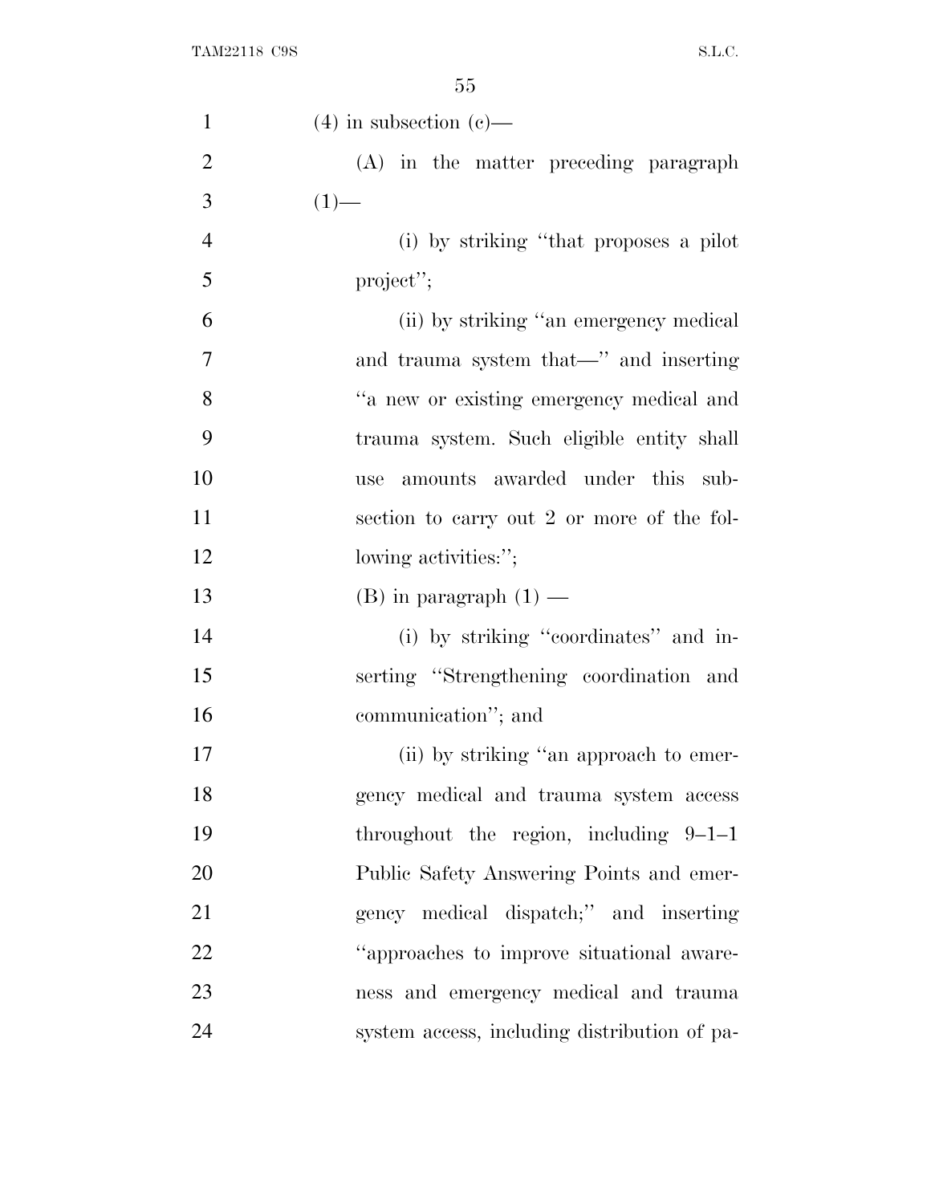(4) in subsection (c)—

(A) in the matter preceding paragraph (1)—

(i) by striking ''that proposes a pilot project'';

(ii) by striking ''an emergency medical and trauma system that—'' and inserting ''a new or existing emergency medical and trauma system. Such eligible entity shall use amounts awarded under this subsection to carry out 2 or more of the following activities:'';

(B) in paragraph (1) —

(i) by striking ''coordinates'' and inserting ''Strengthening coordination and communication''; and

(ii) by striking ''an approach to emergency medical and trauma system access throughout the region, including 9–1–1 Public Safety Answering Points and emergency medical dispatch;'' and inserting ''approaches to improve situational awareness and emergency medical and trauma system access, including distribution of pa-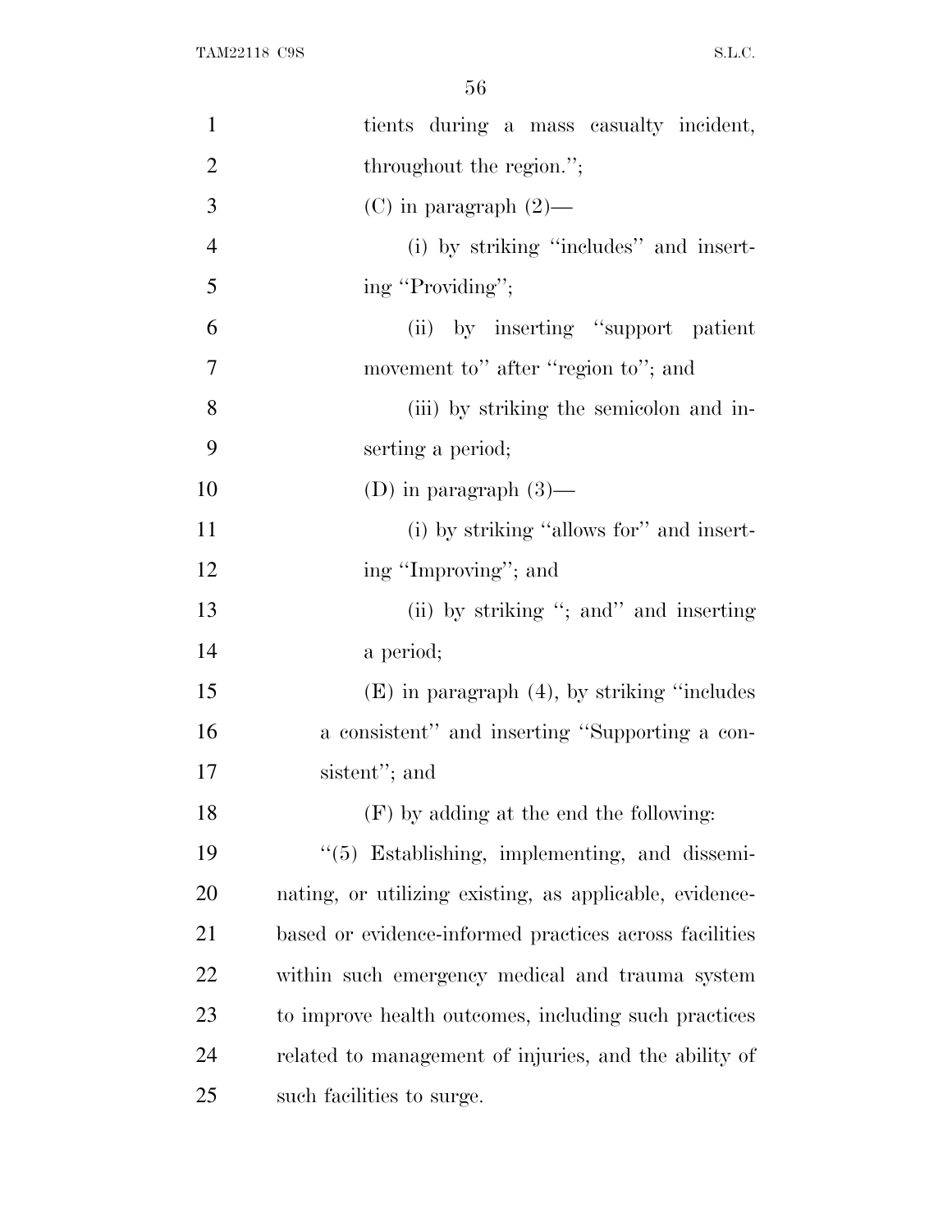tients during a mass casualty incident, throughout the region.'';

(C) in paragraph (2)—

(i) by striking ''includes'' and inserting ''Providing'';

(ii) by inserting ''support patient movement to'' after ''region to''; and

(iii) by striking the semicolon and inserting a period;

(D) in paragraph (3)—

(i) by striking ''allows for'' and inserting ''Improving''; and

(ii) by striking ''; and'' and inserting a period;

(E) in paragraph (4), by striking ''includes a consistent'' and inserting ''Supporting a consistent''; and

(F) by adding at the end the following:

''(5) Establishing, implementing, and disseminating, or utilizing existing, as applicable, evidence-based or evidence-informed practices across facilities within such emergency medical and trauma system to improve health outcomes, including such practices related to management of injuries, and the ability of such facilities to surge.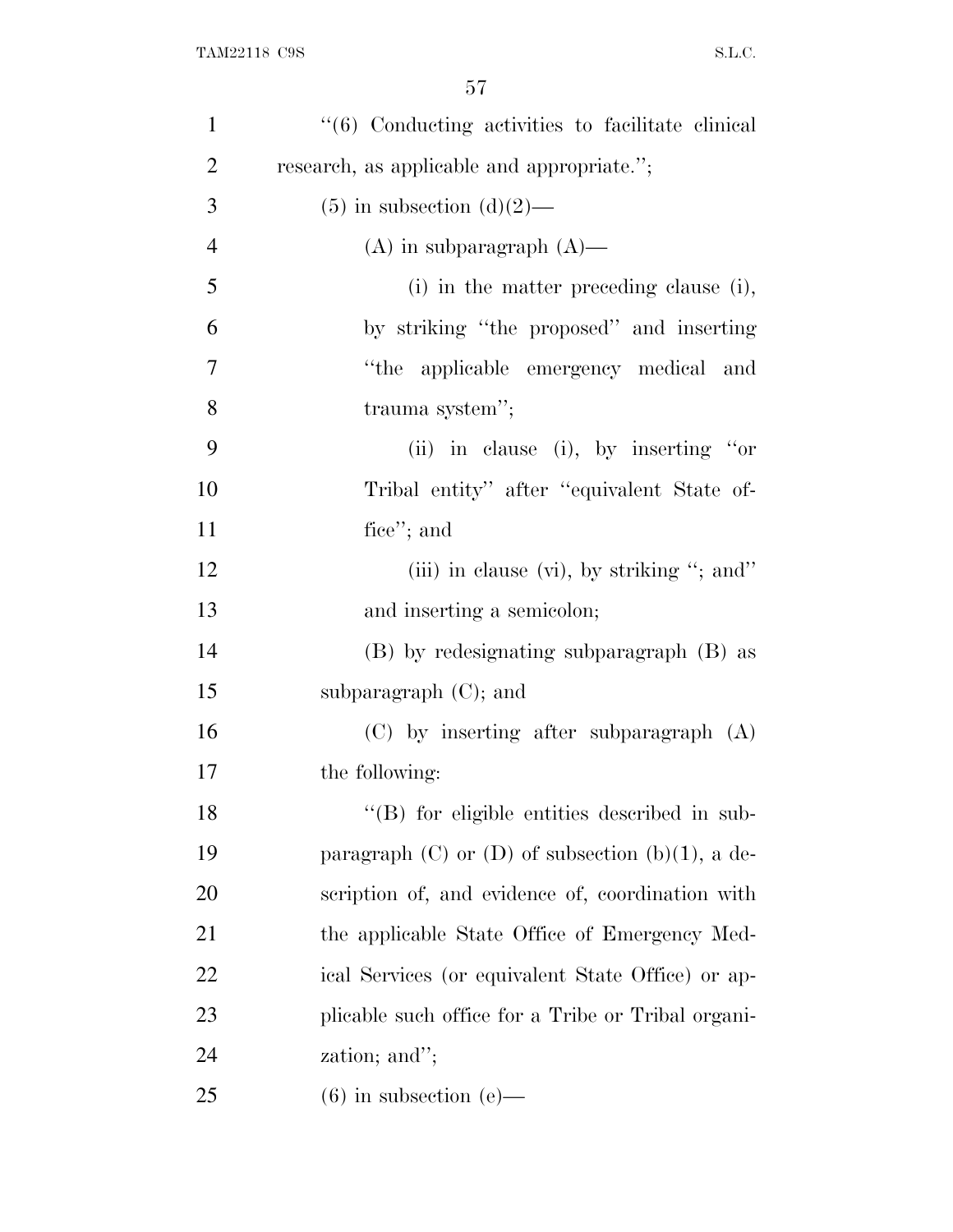"(6) Conducting activities to facilitate clinical research, as applicable and appropriate.";

(5) in subsection (d)(2)—

(A) in subparagraph (A)—

(i) in the matter preceding clause (i), by striking "the proposed" and inserting "the applicable emergency medical and trauma system";

(ii) in clause (i), by inserting "or Tribal entity" after "equivalent State office"; and

(iii) in clause (vi), by striking "; and" and inserting a semicolon;

(B) by redesignating subparagraph (B) as subparagraph (C); and

(C) by inserting after subparagraph (A) the following:

"(B) for eligible entities described in subparagraph (C) or (D) of subsection (b)(1), a description of, and evidence of, coordination with the applicable State Office of Emergency Medical Services (or equivalent State Office) or applicable such office for a Tribe or Tribal organization; and";

(6) in subsection (e)—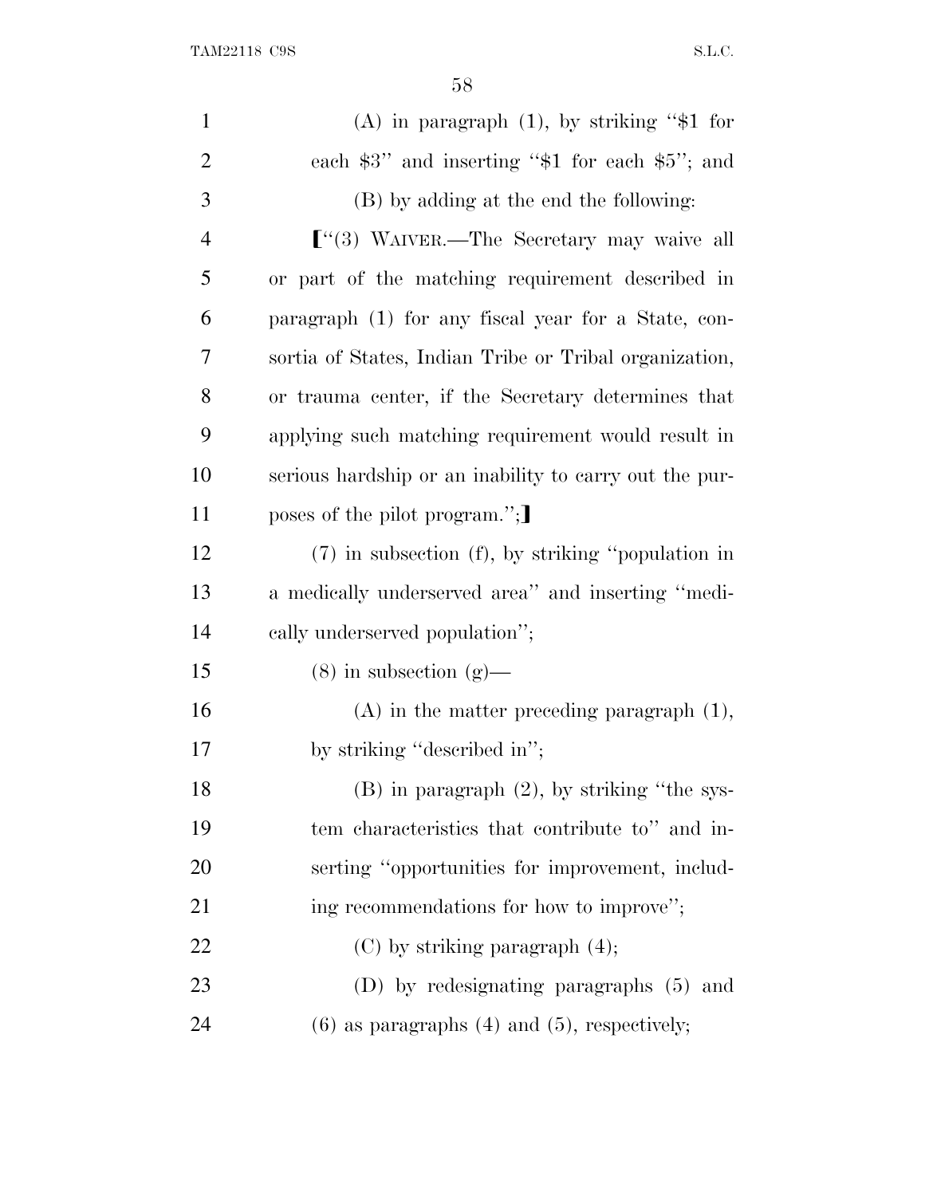(A) in paragraph (1), by striking "$1 for each $3" and inserting "$1 for each $5"; and

(B) by adding at the end the following:

["(3) WAIVER.—The Secretary may waive all or part of the matching requirement described in paragraph (1) for any fiscal year for a State, consortia of States, Indian Tribe or Tribal organization, or trauma center, if the Secretary determines that applying such matching requirement would result in serious hardship or an inability to carry out the purposes of the pilot program.";]

(7) in subsection (f), by striking "population in a medically underserved area" and inserting "medically underserved population";

(8) in subsection (g)—

(A) in the matter preceding paragraph (1), by striking "described in";

(B) in paragraph (2), by striking "the system characteristics that contribute to" and inserting "opportunities for improvement, including recommendations for how to improve";

(C) by striking paragraph (4);

(D) by redesignating paragraphs (5) and (6) as paragraphs (4) and (5), respectively;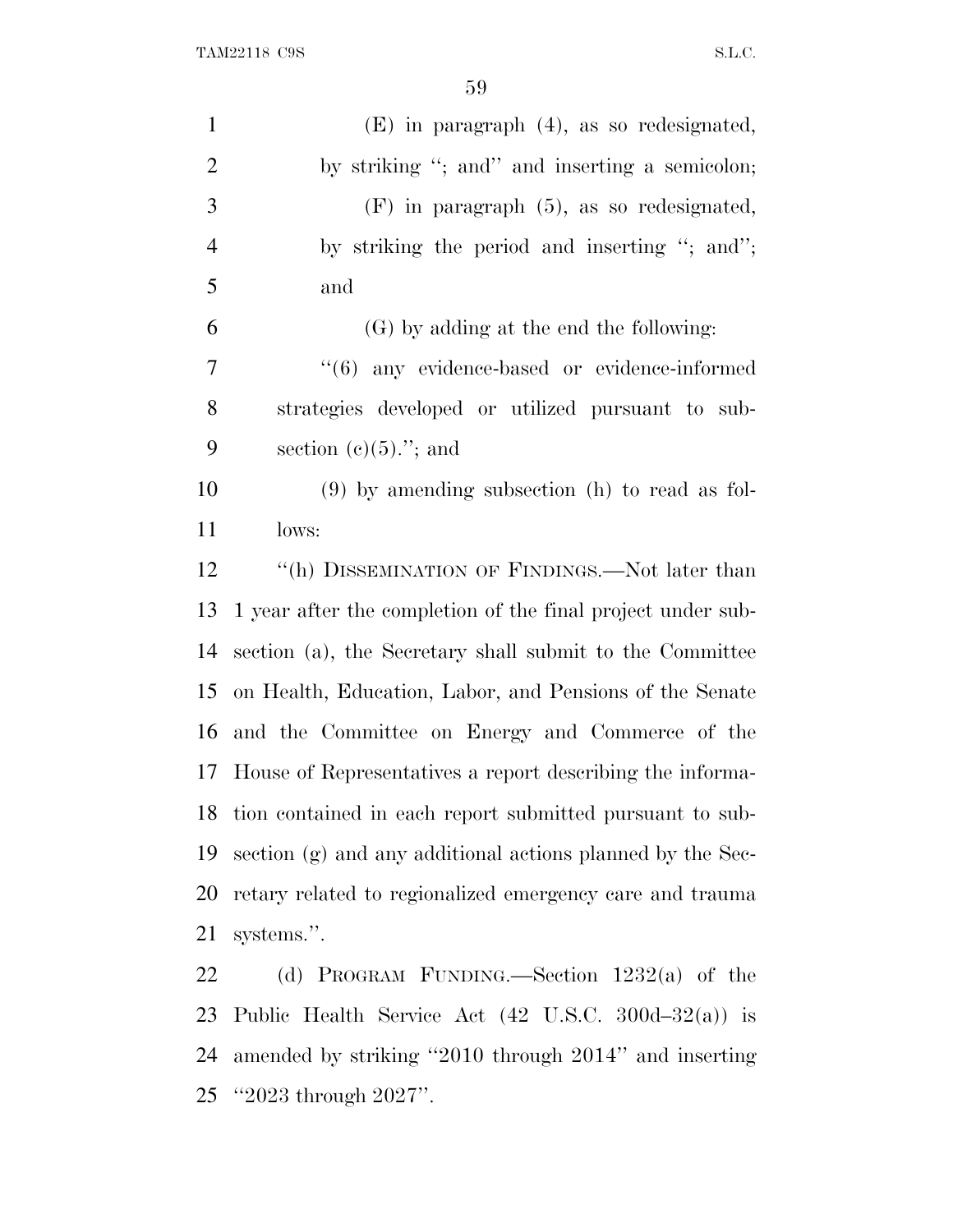(E) in paragraph (4), as so redesignated, by striking ''; and'' and inserting a semicolon;

(F) in paragraph (5), as so redesignated, by striking the period and inserting ''; and''; and

(G) by adding at the end the following:

''(6) any evidence-based or evidence-informed strategies developed or utilized pursuant to subsection (c)(5).''; and

(9) by amending subsection (h) to read as follows:

''(h) DISSEMINATION OF FINDINGS.—Not later than 1 year after the completion of the final project under subsection (a), the Secretary shall submit to the Committee on Health, Education, Labor, and Pensions of the Senate and the Committee on Energy and Commerce of the House of Representatives a report describing the information contained in each report submitted pursuant to subsection (g) and any additional actions planned by the Secretary related to regionalized emergency care and trauma systems.''.

(d) PROGRAM FUNDING.—Section 1232(a) of the Public Health Service Act (42 U.S.C. 300d–32(a)) is amended by striking ''2010 through 2014'' and inserting ''2023 through 2027''.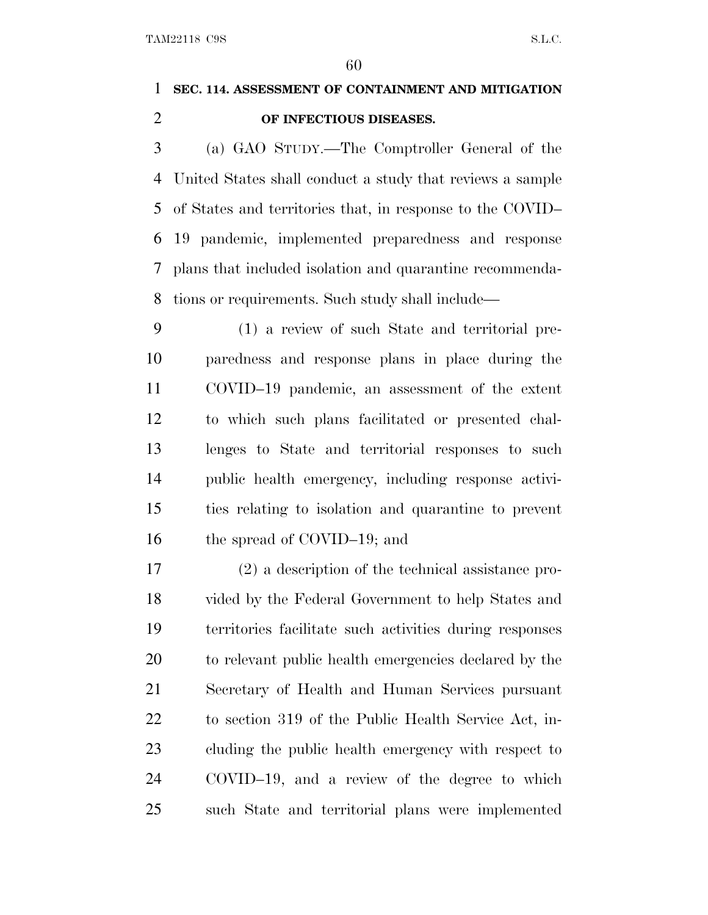**SEC. 114. ASSESSMENT OF CONTAINMENT AND MITIGATION OF INFECTIOUS DISEASES.**

(a) GAO STUDY.—The Comptroller General of the United States shall conduct a study that reviews a sample of States and territories that, in response to the COVID–19 pandemic, implemented preparedness and response plans that included isolation and quarantine recommendations or requirements. Such study shall include—

(1) a review of such State and territorial preparedness and response plans in place during the COVID–19 pandemic, an assessment of the extent to which such plans facilitated or presented challenges to State and territorial responses to such public health emergency, including response activities relating to isolation and quarantine to prevent the spread of COVID–19; and

(2) a description of the technical assistance provided by the Federal Government to help States and territories facilitate such activities during responses to relevant public health emergencies declared by the Secretary of Health and Human Services pursuant to section 319 of the Public Health Service Act, including the public health emergency with respect to COVID–19, and a review of the degree to which such State and territorial plans were implemented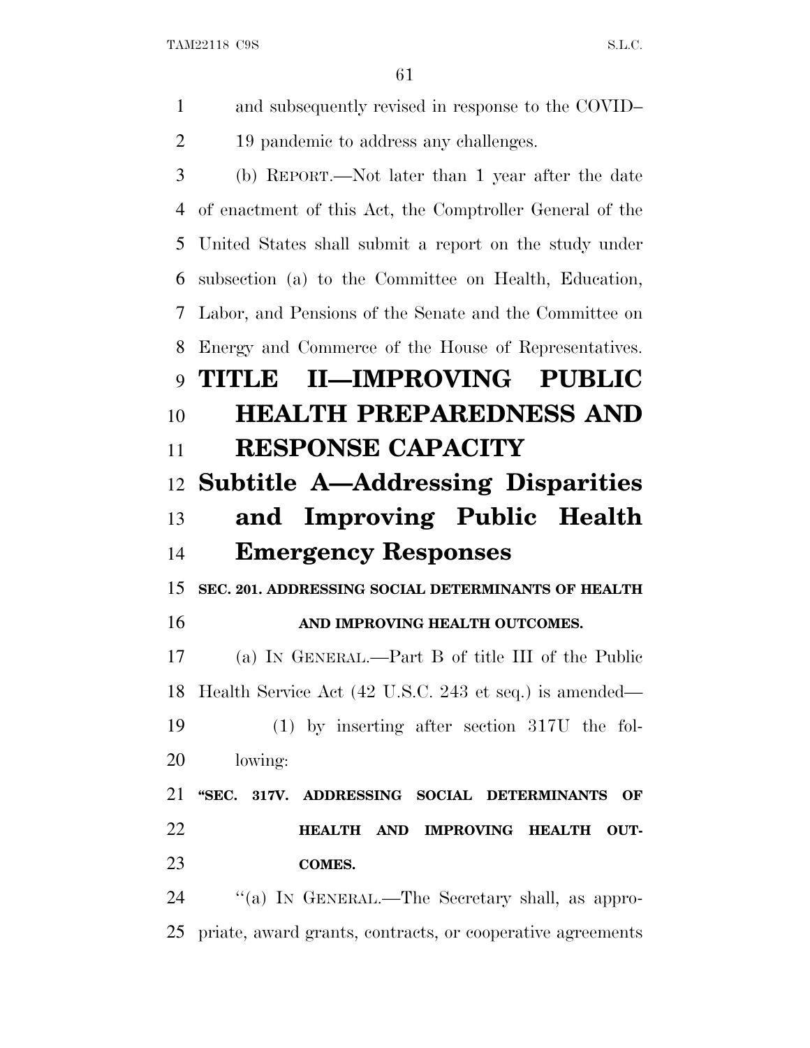and subsequently revised in response to the COVID–19 pandemic to address any challenges.

(b) REPORT.—Not later than 1 year after the date of enactment of this Act, the Comptroller General of the United States shall submit a report on the study under subsection (a) to the Committee on Health, Education, Labor, and Pensions of the Senate and the Committee on Energy and Commerce of the House of Representatives.

# TITLE II—IMPROVING PUBLIC HEALTH PREPAREDNESS AND RESPONSE CAPACITY

## Subtitle A—Addressing Disparities and Improving Public Health Emergency Responses

### SEC. 201. ADDRESSING SOCIAL DETERMINANTS OF HEALTH AND IMPROVING HEALTH OUTCOMES.

(a) IN GENERAL.—Part B of title III of the Public Health Service Act (42 U.S.C. 243 et seq.) is amended—

(1) by inserting after section 317U the following:

**"SEC. 317V. ADDRESSING SOCIAL DETERMINANTS OF HEALTH AND IMPROVING HEALTH OUTCOMES.**

"(a) IN GENERAL.—The Secretary shall, as appropriate, award grants, contracts, or cooperative agreements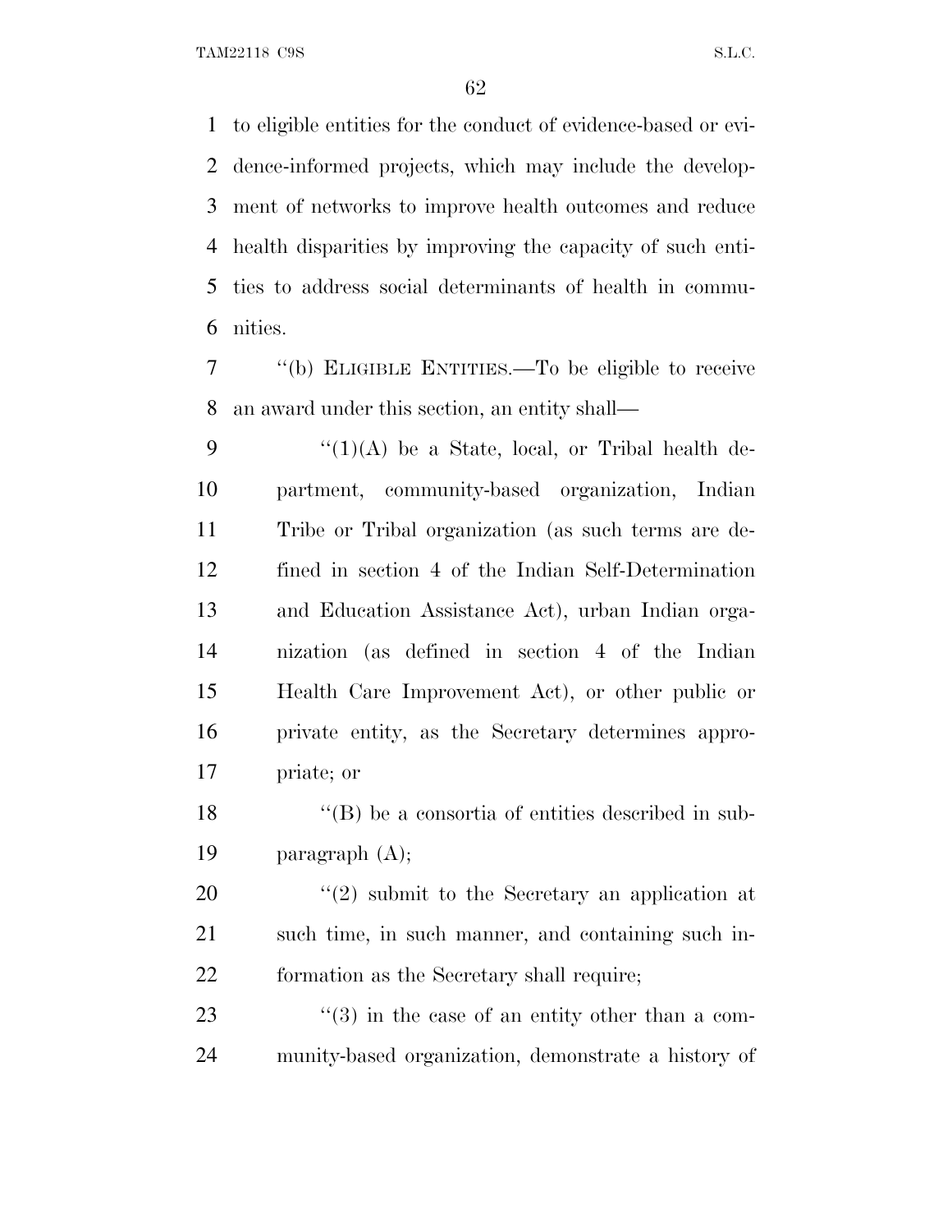to eligible entities for the conduct of evidence-based or evidence-informed projects, which may include the development of networks to improve health outcomes and reduce health disparities by improving the capacity of such entities to address social determinants of health in communities.

"(b) ELIGIBLE ENTITIES.—To be eligible to receive an award under this section, an entity shall—

"(1)(A) be a State, local, or Tribal health department, community-based organization, Indian Tribe or Tribal organization (as such terms are defined in section 4 of the Indian Self-Determination and Education Assistance Act), urban Indian organization (as defined in section 4 of the Indian Health Care Improvement Act), or other public or private entity, as the Secretary determines appropriate; or

"(B) be a consortia of entities described in subparagraph (A);

"(2) submit to the Secretary an application at such time, in such manner, and containing such information as the Secretary shall require;

"(3) in the case of an entity other than a community-based organization, demonstrate a history of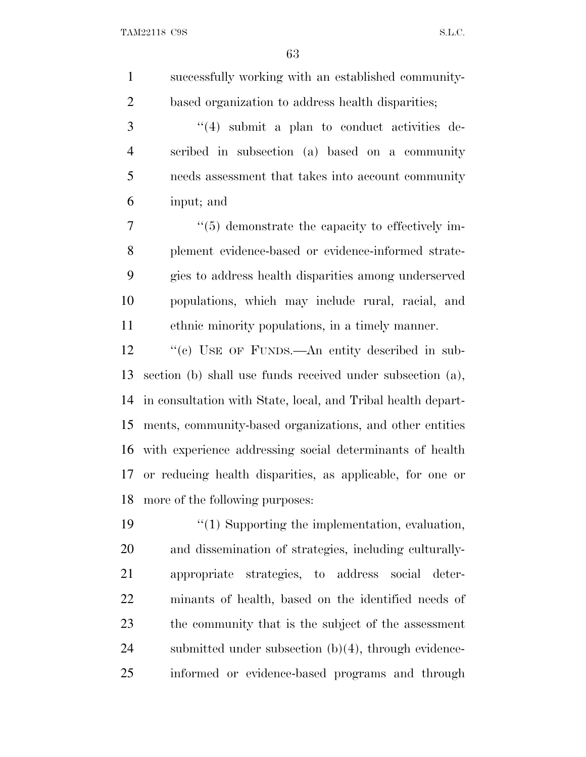successfully working with an established community-based organization to address health disparities;

"(4) submit a plan to conduct activities described in subsection (a) based on a community needs assessment that takes into account community input; and

"(5) demonstrate the capacity to effectively implement evidence-based or evidence-informed strategies to address health disparities among underserved populations, which may include rural, racial, and ethnic minority populations, in a timely manner.

"(c) USE OF FUNDS.—An entity described in subsection (b) shall use funds received under subsection (a), in consultation with State, local, and Tribal health departments, community-based organizations, and other entities with experience addressing social determinants of health or reducing health disparities, as applicable, for one or more of the following purposes:

"(1) Supporting the implementation, evaluation, and dissemination of strategies, including culturally-appropriate strategies, to address social determinants of health, based on the identified needs of the community that is the subject of the assessment submitted under subsection (b)(4), through evidence-informed or evidence-based programs and through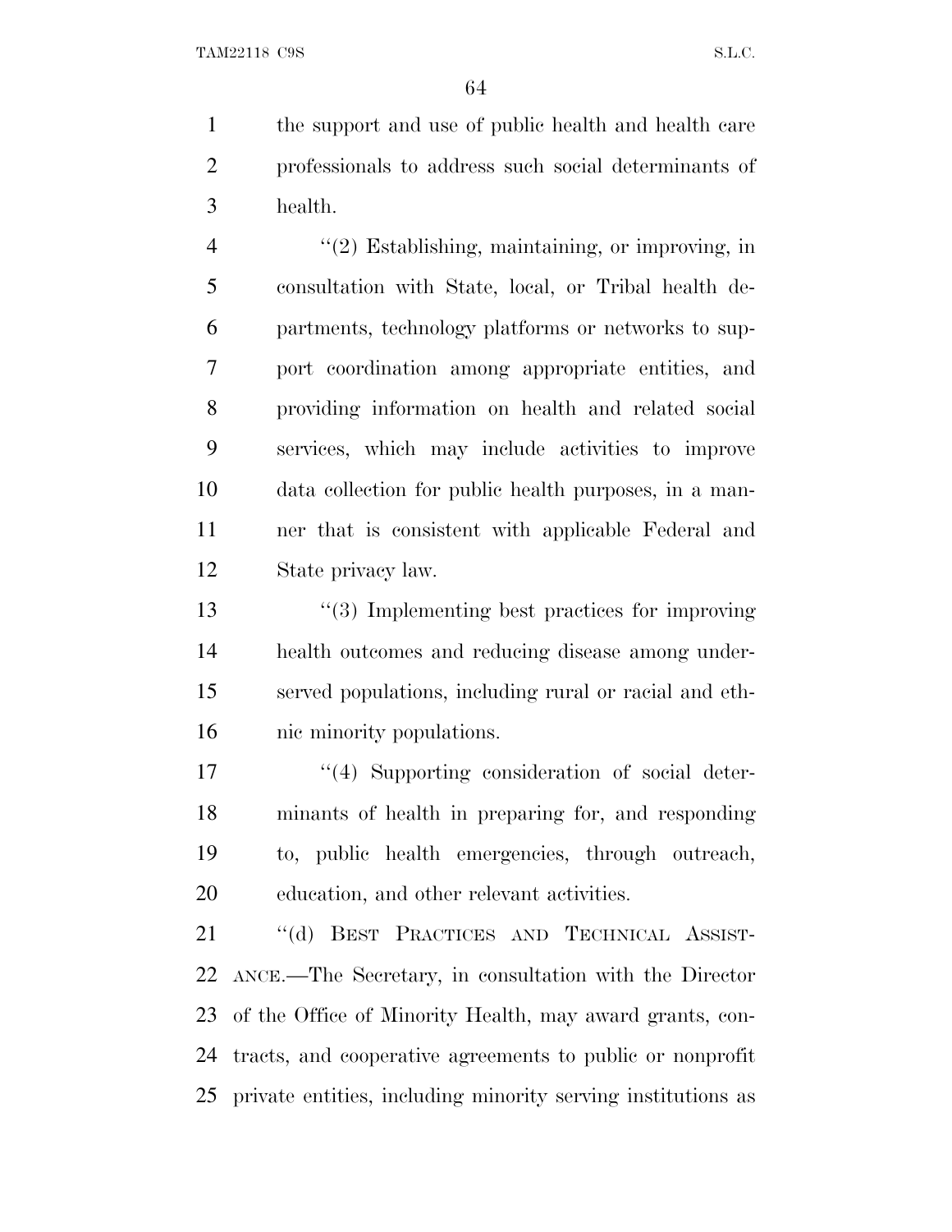the support and use of public health and health care professionals to address such social determinants of health.

''(2) Establishing, maintaining, or improving, in consultation with State, local, or Tribal health departments, technology platforms or networks to support coordination among appropriate entities, and providing information on health and related social services, which may include activities to improve data collection for public health purposes, in a manner that is consistent with applicable Federal and State privacy law.

''(3) Implementing best practices for improving health outcomes and reducing disease among underserved populations, including rural or racial and ethnic minority populations.

''(4) Supporting consideration of social determinants of health in preparing for, and responding to, public health emergencies, through outreach, education, and other relevant activities.

''(d) BEST PRACTICES AND TECHNICAL ASSISTANCE.—The Secretary, in consultation with the Director of the Office of Minority Health, may award grants, contracts, and cooperative agreements to public or nonprofit private entities, including minority serving institutions as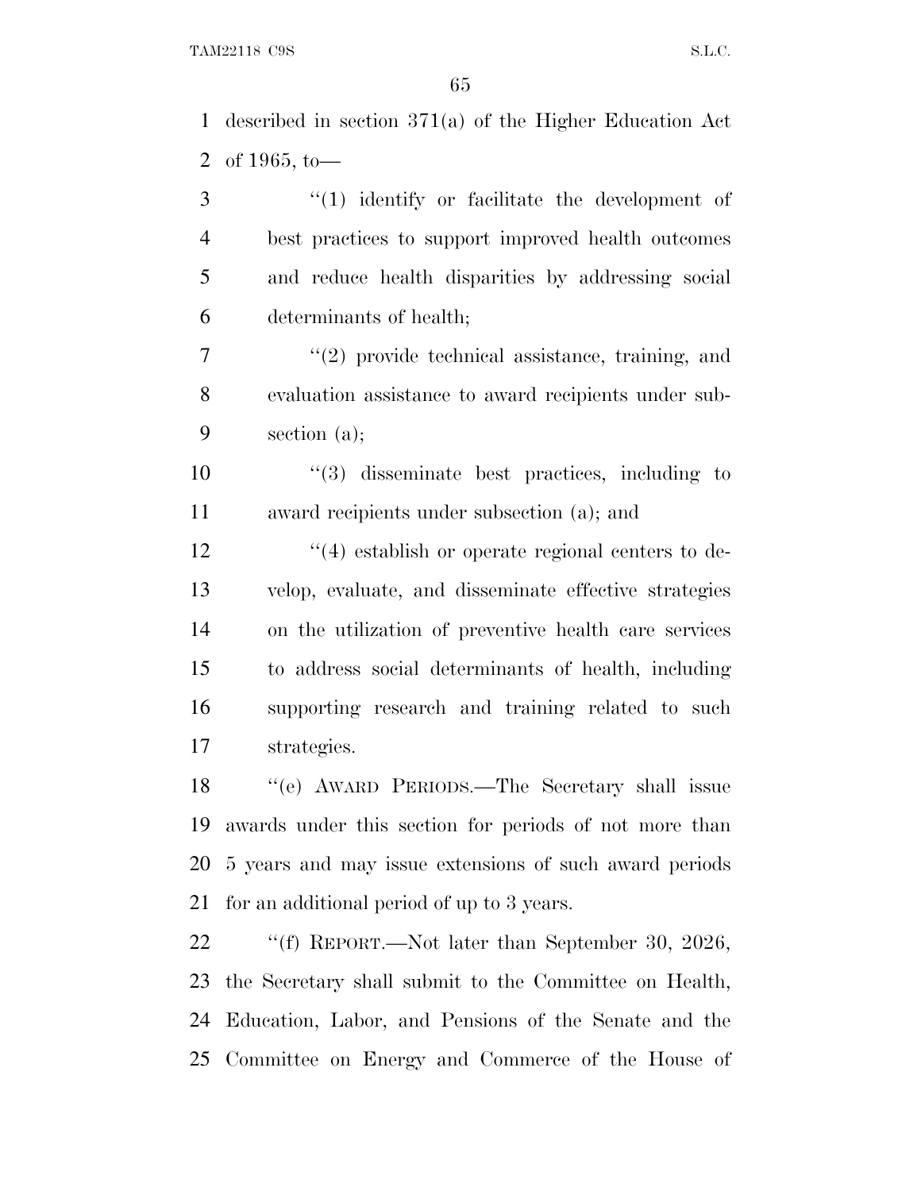described in section 371(a) of the Higher Education Act of 1965, to—

"(1) identify or facilitate the development of best practices to support improved health outcomes and reduce health disparities by addressing social determinants of health;

"(2) provide technical assistance, training, and evaluation assistance to award recipients under subsection (a);

"(3) disseminate best practices, including to award recipients under subsection (a); and

"(4) establish or operate regional centers to develop, evaluate, and disseminate effective strategies on the utilization of preventive health care services to address social determinants of health, including supporting research and training related to such strategies.

"(e) AWARD PERIODS.—The Secretary shall issue awards under this section for periods of not more than 5 years and may issue extensions of such award periods for an additional period of up to 3 years.

"(f) REPORT.—Not later than September 30, 2026, the Secretary shall submit to the Committee on Health, Education, Labor, and Pensions of the Senate and the Committee on Energy and Commerce of the House of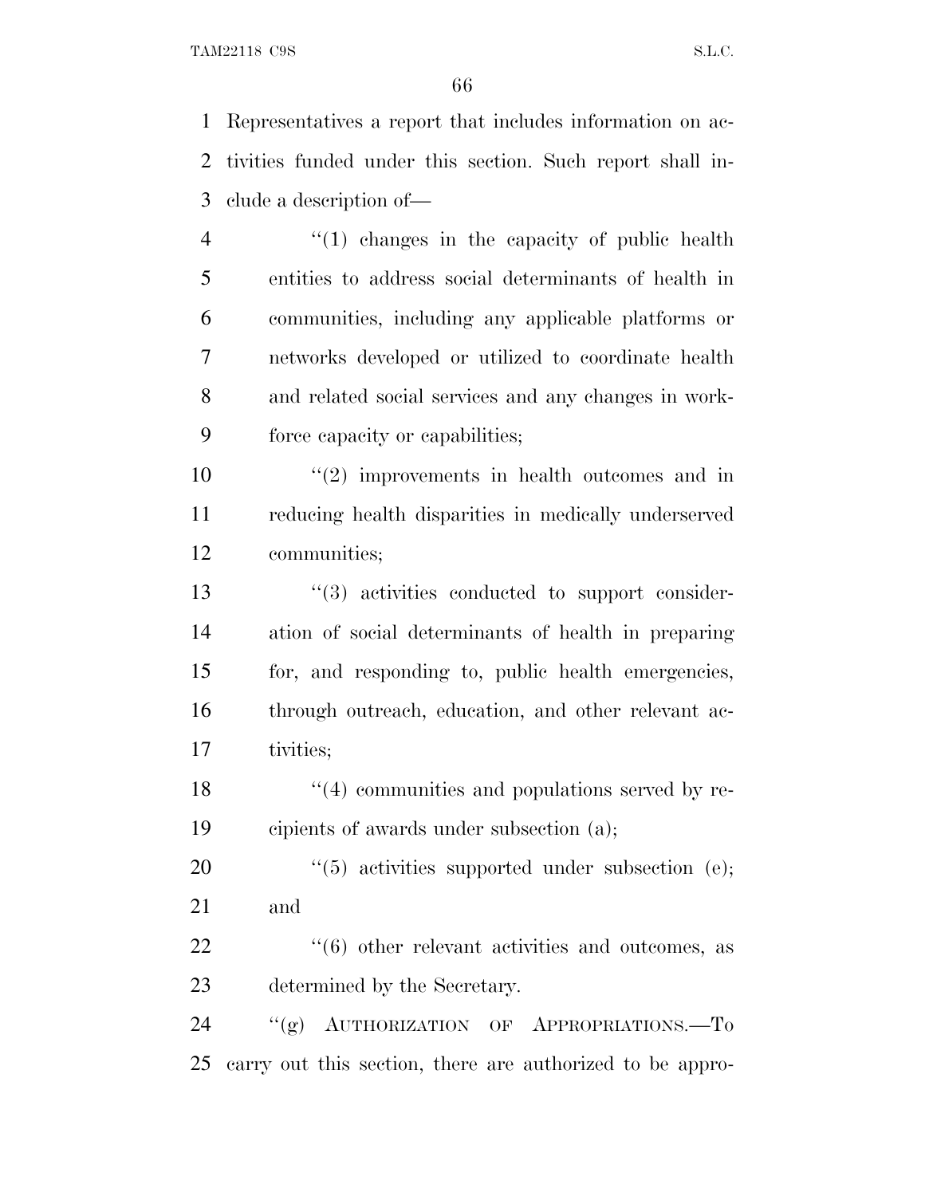Representatives a report that includes information on activities funded under this section. Such report shall include a description of—

> "(1) changes in the capacity of public health entities to address social determinants of health in communities, including any applicable platforms or networks developed or utilized to coordinate health and related social services and any changes in workforce capacity or capabilities;
>
> "(2) improvements in health outcomes and in reducing health disparities in medically underserved communities;
>
> "(3) activities conducted to support consideration of social determinants of health in preparing for, and responding to, public health emergencies, through outreach, education, and other relevant activities;
>
> "(4) communities and populations served by recipients of awards under subsection (a);
>
> "(5) activities supported under subsection (e); and
>
> "(6) other relevant activities and outcomes, as determined by the Secretary.

"(g) AUTHORIZATION OF APPROPRIATIONS.—To carry out this section, there are authorized to be appro-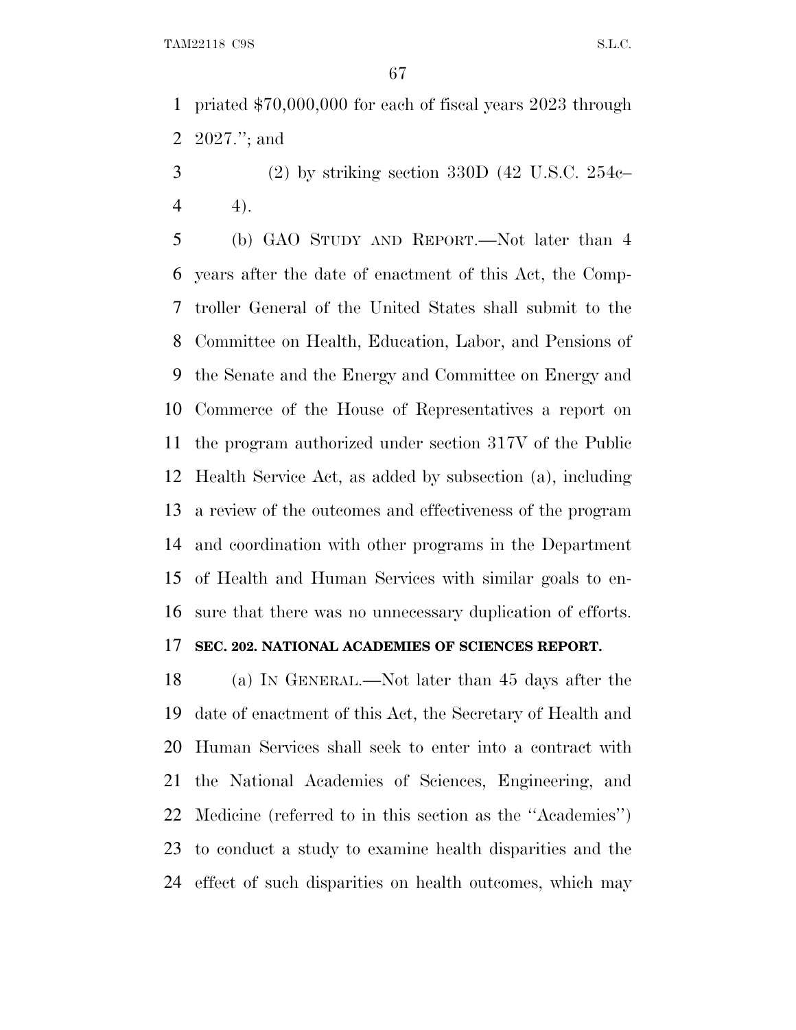priated $70,000,000 for each of fiscal years 2023 through 2027.''; and

(2) by striking section 330D (42 U.S.C. 254c–4).

(b) GAO STUDY AND REPORT.—Not later than 4 years after the date of enactment of this Act, the Comptroller General of the United States shall submit to the Committee on Health, Education, Labor, and Pensions of the Senate and the Energy and Committee on Energy and Commerce of the House of Representatives a report on the program authorized under section 317V of the Public Health Service Act, as added by subsection (a), including a review of the outcomes and effectiveness of the program and coordination with other programs in the Department of Health and Human Services with similar goals to ensure that there was no unnecessary duplication of efforts.

**SEC. 202. NATIONAL ACADEMIES OF SCIENCES REPORT.**

(a) IN GENERAL.—Not later than 45 days after the date of enactment of this Act, the Secretary of Health and Human Services shall seek to enter into a contract with the National Academies of Sciences, Engineering, and Medicine (referred to in this section as the ''Academies'') to conduct a study to examine health disparities and the effect of such disparities on health outcomes, which may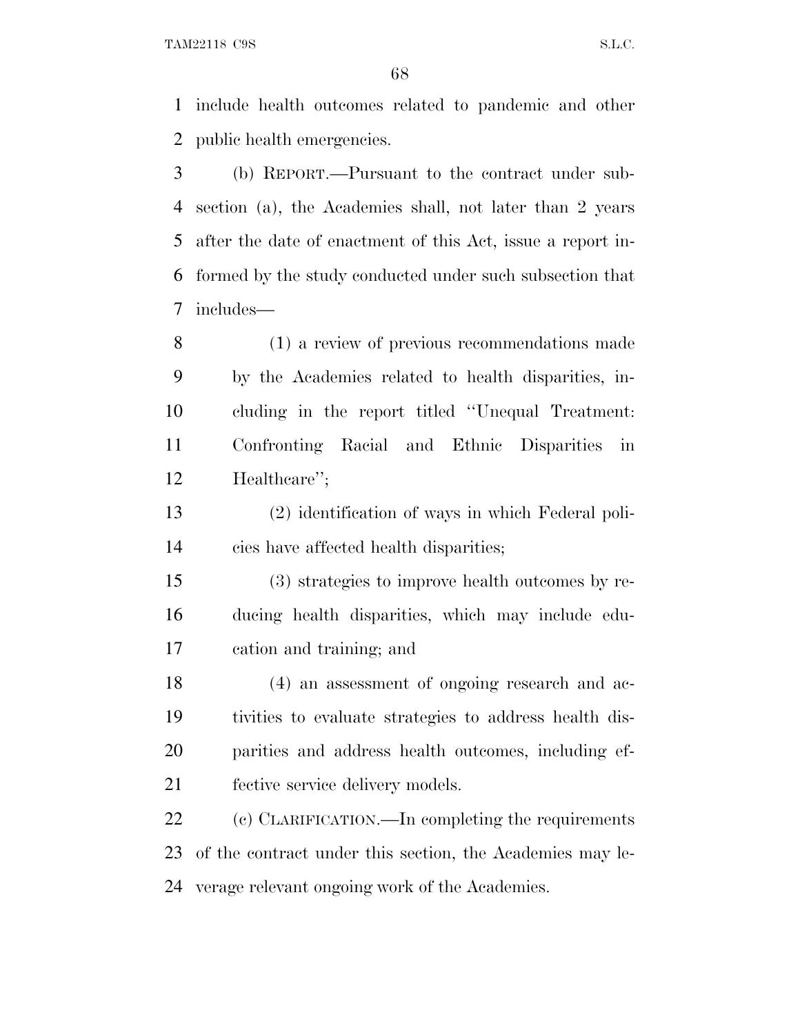include health outcomes related to pandemic and other public health emergencies.

(b) REPORT.—Pursuant to the contract under subsection (a), the Academies shall, not later than 2 years after the date of enactment of this Act, issue a report informed by the study conducted under such subsection that includes—

(1) a review of previous recommendations made by the Academies related to health disparities, including in the report titled "Unequal Treatment: Confronting Racial and Ethnic Disparities in Healthcare";

(2) identification of ways in which Federal policies have affected health disparities;

(3) strategies to improve health outcomes by reducing health disparities, which may include education and training; and

(4) an assessment of ongoing research and activities to evaluate strategies to address health disparities and address health outcomes, including effective service delivery models.

(c) CLARIFICATION.—In completing the requirements of the contract under this section, the Academies may leverage relevant ongoing work of the Academies.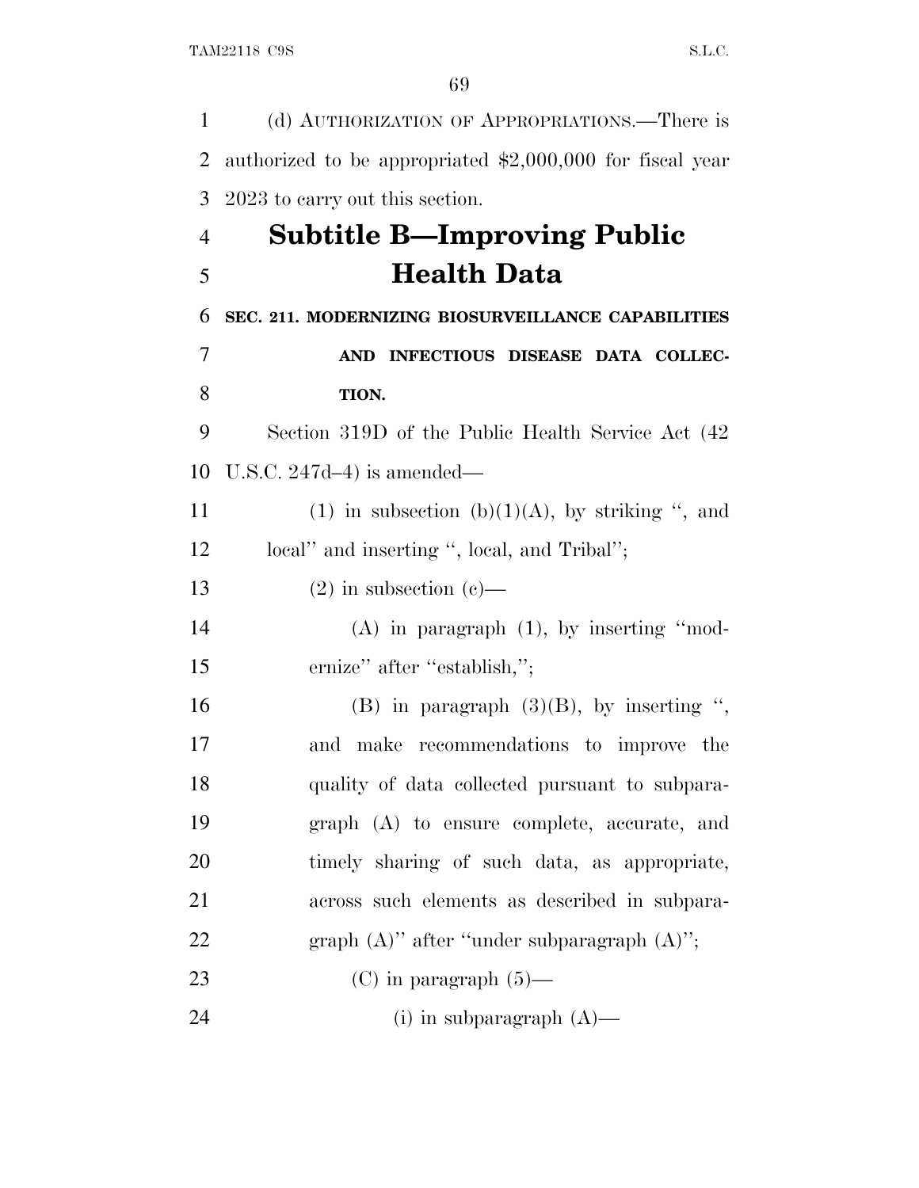(d) AUTHORIZATION OF APPROPRIATIONS.—There is authorized to be appropriated $2,000,000 for fiscal year 2023 to carry out this section.

## Subtitle B—Improving Public Health Data

### SEC. 211. MODERNIZING BIOSURVEILLANCE CAPABILITIES AND INFECTIOUS DISEASE DATA COLLECTION.

Section 319D of the Public Health Service Act (42 U.S.C. 247d–4) is amended—

(1) in subsection (b)(1)(A), by striking ", and local" and inserting ", local, and Tribal";

(2) in subsection (c)—

(A) in paragraph (1), by inserting "modernize" after "establish,";

(B) in paragraph (3)(B), by inserting ", and make recommendations to improve the quality of data collected pursuant to subparagraph (A) to ensure complete, accurate, and timely sharing of such data, as appropriate, across such elements as described in subparagraph (A)" after "under subparagraph (A)";

(C) in paragraph (5)—

(i) in subparagraph (A)—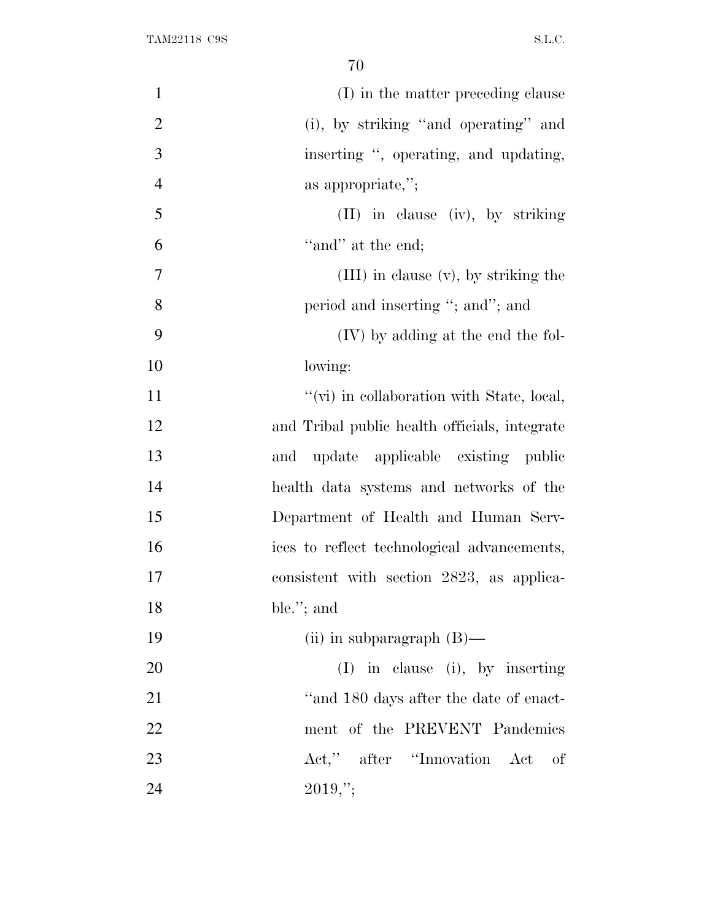(I) in the matter preceding clause (i), by striking "and operating" and inserting ", operating, and updating, as appropriate,";

(II) in clause (iv), by striking "and" at the end;

(III) in clause (v), by striking the period and inserting "; and"; and

(IV) by adding at the end the following:

"(vi) in collaboration with State, local, and Tribal public health officials, integrate and update applicable existing public health data systems and networks of the Department of Health and Human Services to reflect technological advancements, consistent with section 2823, as applicable."; and

(ii) in subparagraph (B)—

(I) in clause (i), by inserting "and 180 days after the date of enactment of the PREVENT Pandemics Act," after "Innovation Act of 2019,";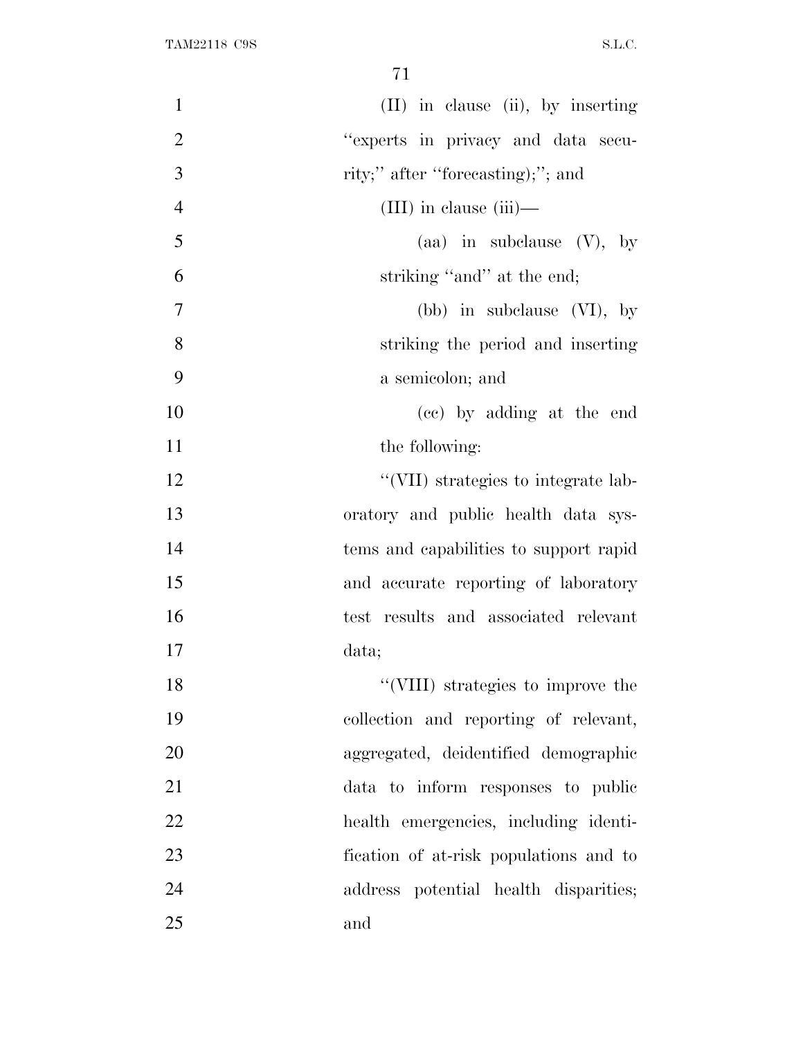(II) in clause (ii), by inserting "experts in privacy and data security;" after "forecasting);"; and

(III) in clause (iii)—

(aa) in subclause (V), by striking "and" at the end;

(bb) in subclause (VI), by striking the period and inserting a semicolon; and

(cc) by adding at the end the following:

"(VII) strategies to integrate laboratory and public health data systems and capabilities to support rapid and accurate reporting of laboratory test results and associated relevant data;

"(VIII) strategies to improve the collection and reporting of relevant, aggregated, deidentified demographic data to inform responses to public health emergencies, including identification of at-risk populations and to address potential health disparities; and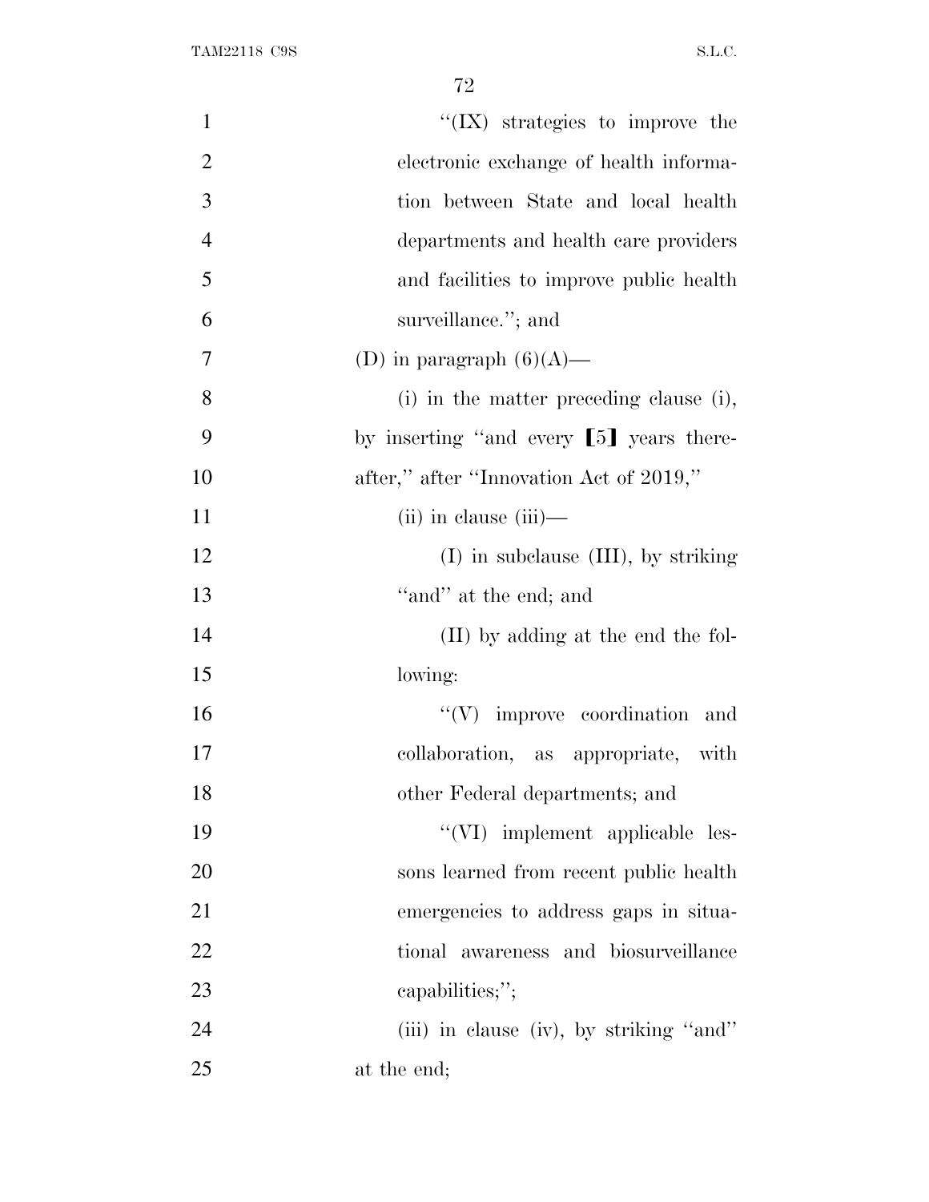"(IX) strategies to improve the electronic exchange of health information between State and local health departments and health care providers and facilities to improve public health surveillance."; and

(D) in paragraph (6)(A)—

(i) in the matter preceding clause (i), by inserting "and every [5] years thereafter," after "Innovation Act of 2019,"

(ii) in clause (iii)—

(I) in subclause (III), by striking "and" at the end; and

(II) by adding at the end the following:

"(V) improve coordination and collaboration, as appropriate, with other Federal departments; and

"(VI) implement applicable lessons learned from recent public health emergencies to address gaps in situational awareness and biosurveillance capabilities;";

(iii) in clause (iv), by striking "and" at the end;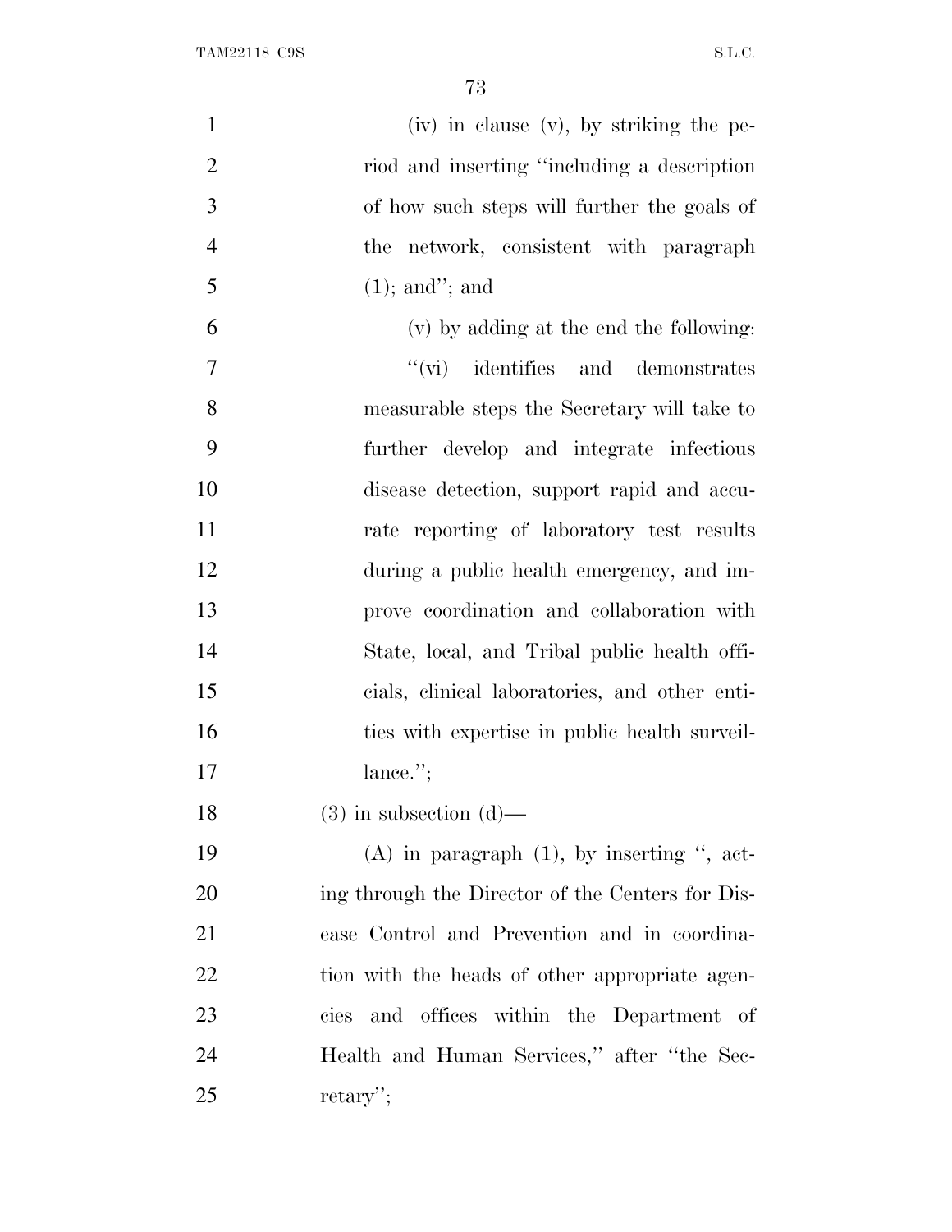(iv) in clause (v), by striking the period and inserting "including a description of how such steps will further the goals of the network, consistent with paragraph (1); and"; and

(v) by adding at the end the following:

"(vi) identifies and demonstrates measurable steps the Secretary will take to further develop and integrate infectious disease detection, support rapid and accurate reporting of laboratory test results during a public health emergency, and improve coordination and collaboration with State, local, and Tribal public health officials, clinical laboratories, and other entities with expertise in public health surveillance.";

(3) in subsection (d)—

(A) in paragraph (1), by inserting ", acting through the Director of the Centers for Disease Control and Prevention and in coordination with the heads of other appropriate agencies and offices within the Department of Health and Human Services," after "the Secretary";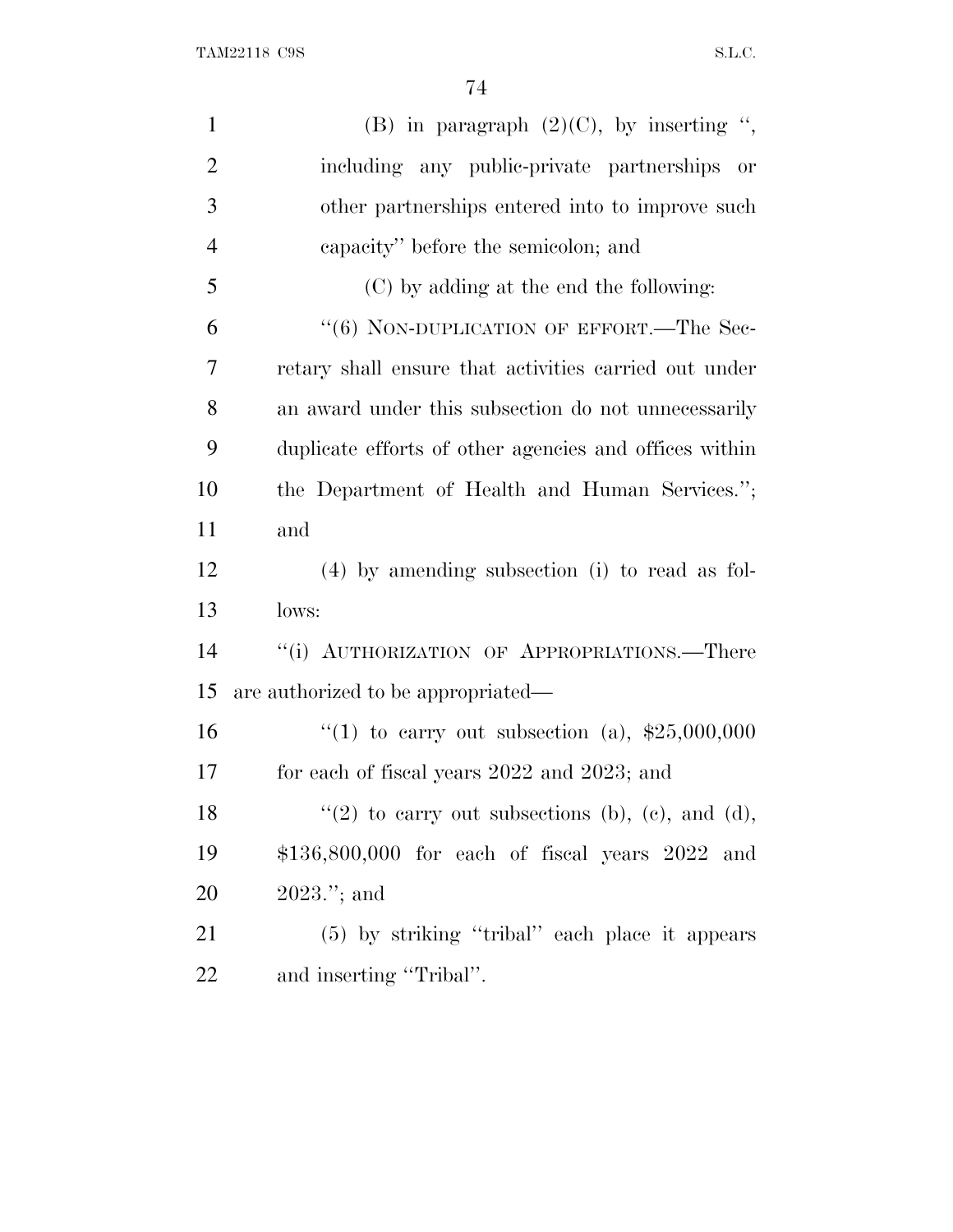(B) in paragraph (2)(C), by inserting ", including any public-private partnerships or other partnerships entered into to improve such capacity" before the semicolon; and

(C) by adding at the end the following:

"(6) NON-DUPLICATION OF EFFORT.—The Secretary shall ensure that activities carried out under an award under this subsection do not unnecessarily duplicate efforts of other agencies and offices within the Department of Health and Human Services."; and

(4) by amending subsection (i) to read as follows:

"(i) AUTHORIZATION OF APPROPRIATIONS.—There are authorized to be appropriated—

"(1) to carry out subsection (a), $25,000,000 for each of fiscal years 2022 and 2023; and

"(2) to carry out subsections (b), (c), and (d), $136,800,000 for each of fiscal years 2022 and 2023."; and

(5) by striking "tribal" each place it appears and inserting "Tribal".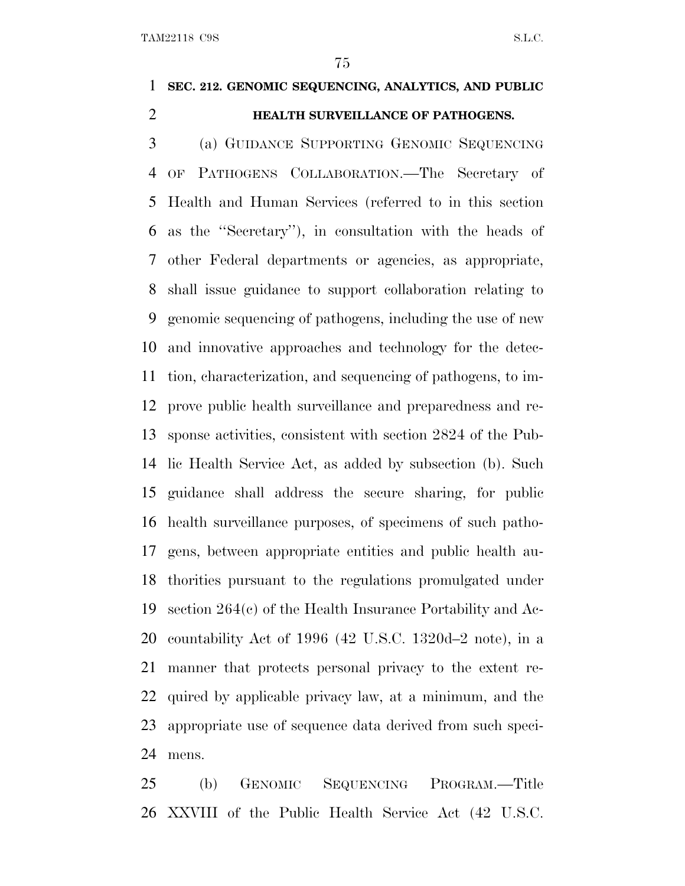**SEC. 212. GENOMIC SEQUENCING, ANALYTICS, AND PUBLIC HEALTH SURVEILLANCE OF PATHOGENS.**

(a) GUIDANCE SUPPORTING GENOMIC SEQUENCING OF PATHOGENS COLLABORATION.—The Secretary of Health and Human Services (referred to in this section as the ''Secretary''), in consultation with the heads of other Federal departments or agencies, as appropriate, shall issue guidance to support collaboration relating to genomic sequencing of pathogens, including the use of new and innovative approaches and technology for the detection, characterization, and sequencing of pathogens, to improve public health surveillance and preparedness and response activities, consistent with section 2824 of the Public Health Service Act, as added by subsection (b). Such guidance shall address the secure sharing, for public health surveillance purposes, of specimens of such pathogens, between appropriate entities and public health authorities pursuant to the regulations promulgated under section 264(c) of the Health Insurance Portability and Accountability Act of 1996 (42 U.S.C. 1320d–2 note), in a manner that protects personal privacy to the extent required by applicable privacy law, at a minimum, and the appropriate use of sequence data derived from such specimens.

(b) GENOMIC SEQUENCING PROGRAM.—Title XXVIII of the Public Health Service Act (42 U.S.C.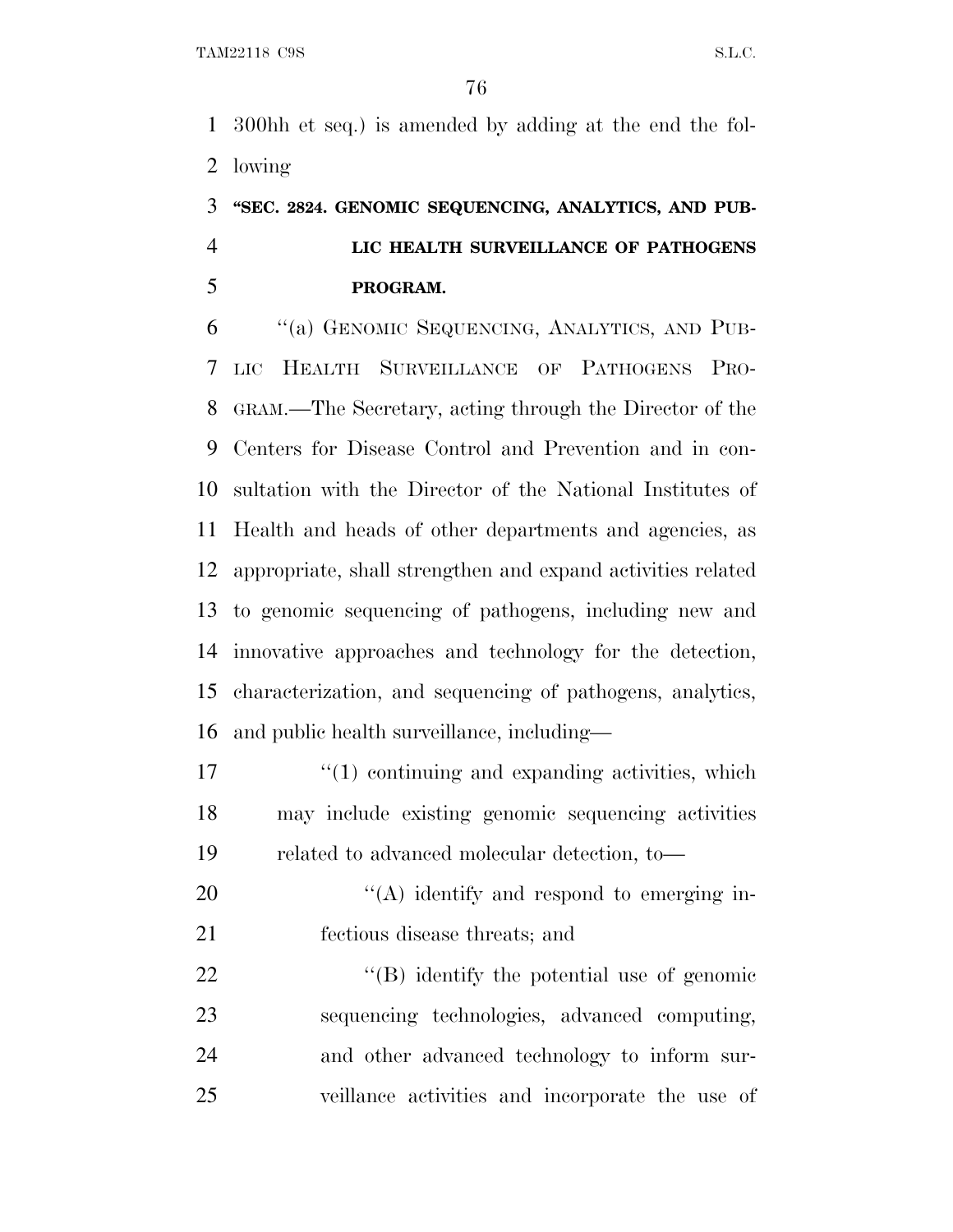300hh et seq.) is amended by adding at the end the following

### "SEC. 2824. GENOMIC SEQUENCING, ANALYTICS, AND PUBLIC HEALTH SURVEILLANCE OF PATHOGENS PROGRAM.

"(a) GENOMIC SEQUENCING, ANALYTICS, AND PUBLIC HEALTH SURVEILLANCE OF PATHOGENS PROGRAM.—The Secretary, acting through the Director of the Centers for Disease Control and Prevention and in consultation with the Director of the National Institutes of Health and heads of other departments and agencies, as appropriate, shall strengthen and expand activities related to genomic sequencing of pathogens, including new and innovative approaches and technology for the detection, characterization, and sequencing of pathogens, analytics, and public health surveillance, including—

"(1) continuing and expanding activities, which may include existing genomic sequencing activities related to advanced molecular detection, to—

"(A) identify and respond to emerging infectious disease threats; and

"(B) identify the potential use of genomic sequencing technologies, advanced computing, and other advanced technology to inform surveillance activities and incorporate the use of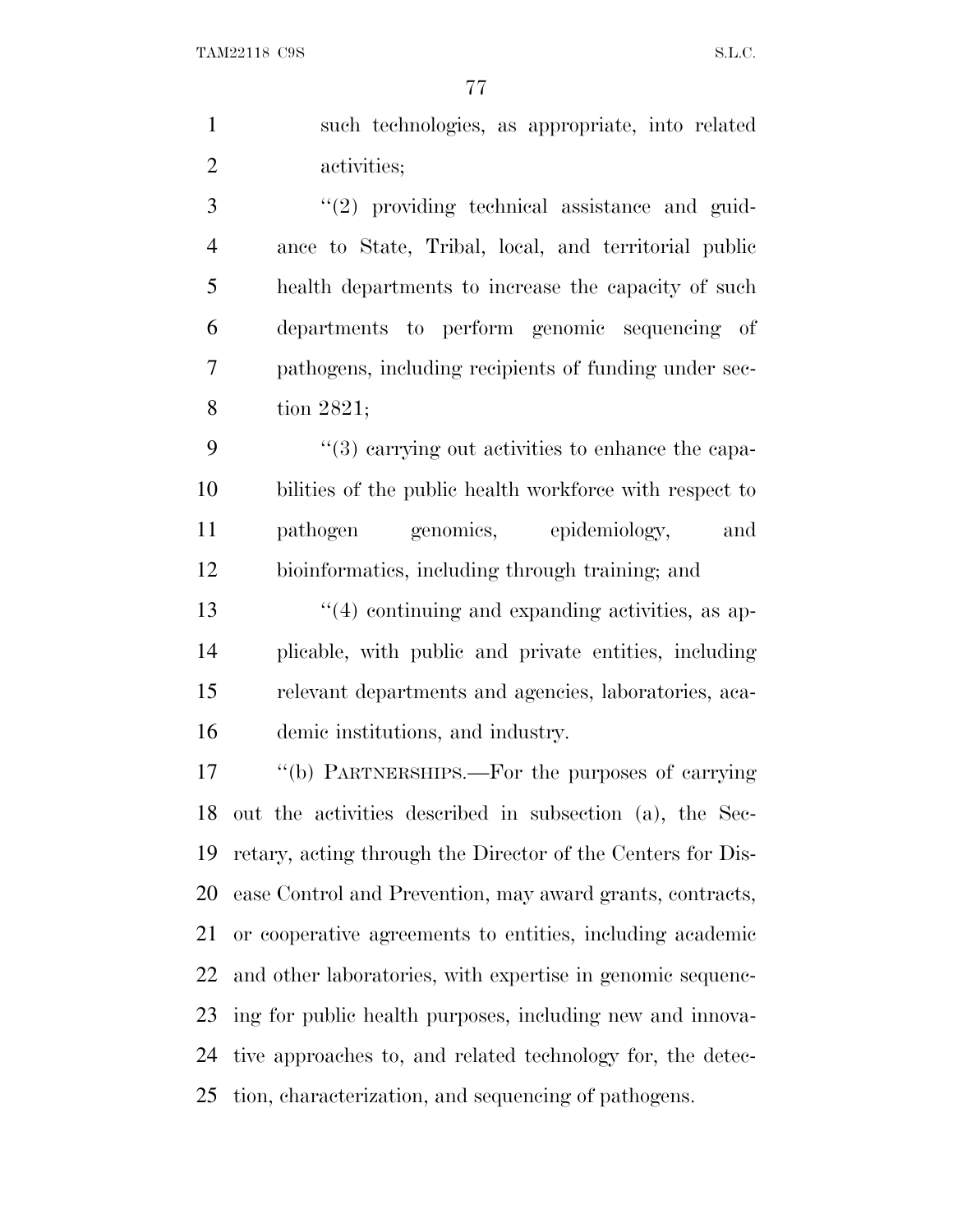such technologies, as appropriate, into related activities;

''(2) providing technical assistance and guidance to State, Tribal, local, and territorial public health departments to increase the capacity of such departments to perform genomic sequencing of pathogens, including recipients of funding under section 2821;

''(3) carrying out activities to enhance the capabilities of the public health workforce with respect to pathogen genomics, epidemiology, and bioinformatics, including through training; and

''(4) continuing and expanding activities, as applicable, with public and private entities, including relevant departments and agencies, laboratories, academic institutions, and industry.

''(b) PARTNERSHIPS.—For the purposes of carrying out the activities described in subsection (a), the Secretary, acting through the Director of the Centers for Disease Control and Prevention, may award grants, contracts, or cooperative agreements to entities, including academic and other laboratories, with expertise in genomic sequencing for public health purposes, including new and innovative approaches to, and related technology for, the detection, characterization, and sequencing of pathogens.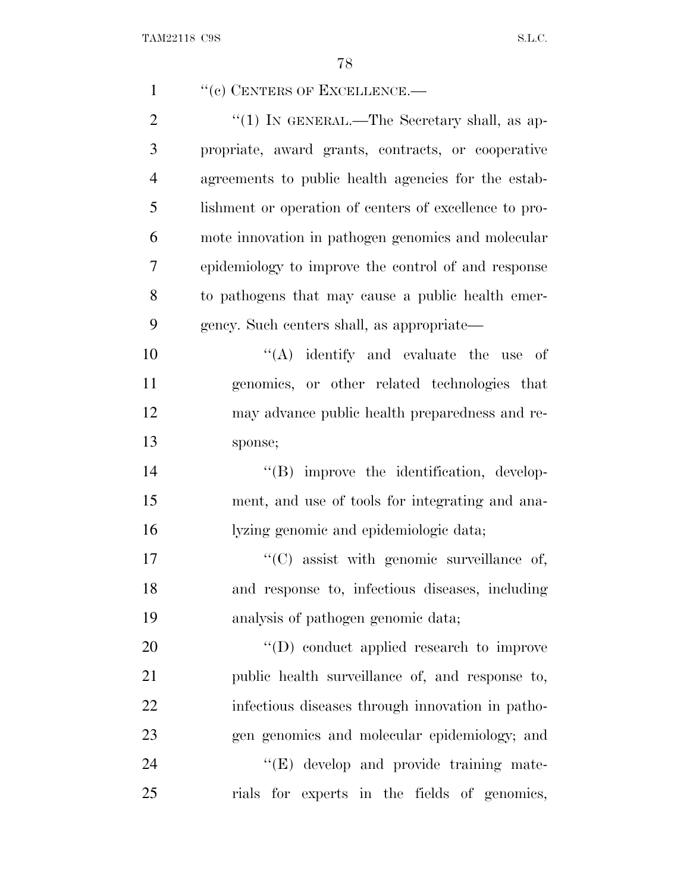"(c) CENTERS OF EXCELLENCE.—

"(1) IN GENERAL.—The Secretary shall, as appropriate, award grants, contracts, or cooperative agreements to public health agencies for the establishment or operation of centers of excellence to promote innovation in pathogen genomics and molecular epidemiology to improve the control of and response to pathogens that may cause a public health emergency. Such centers shall, as appropriate—

"(A) identify and evaluate the use of genomics, or other related technologies that may advance public health preparedness and response;

"(B) improve the identification, development, and use of tools for integrating and analyzing genomic and epidemiologic data;

"(C) assist with genomic surveillance of, and response to, infectious diseases, including analysis of pathogen genomic data;

"(D) conduct applied research to improve public health surveillance of, and response to, infectious diseases through innovation in pathogen genomics and molecular epidemiology; and

"(E) develop and provide training materials for experts in the fields of genomics,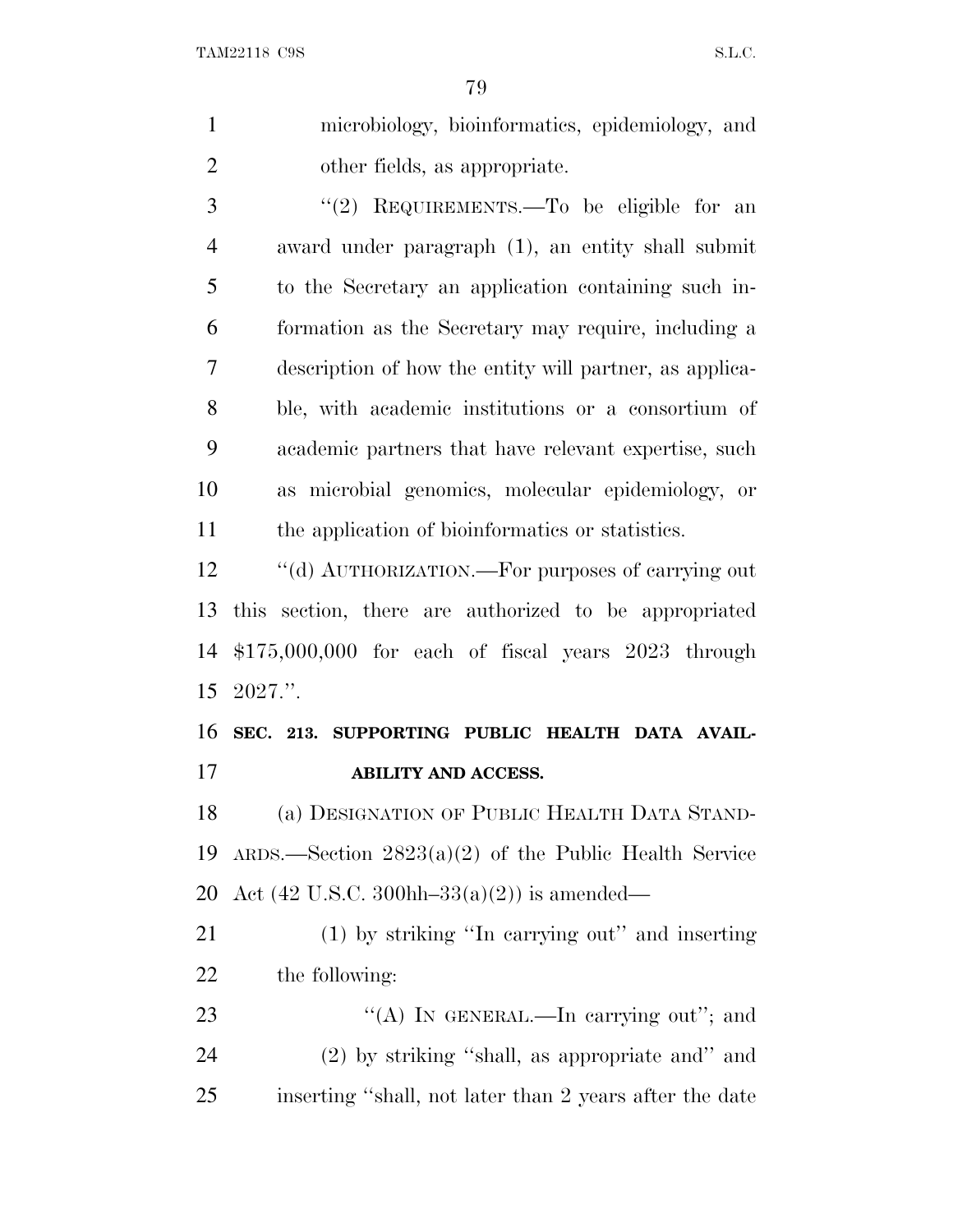microbiology, bioinformatics, epidemiology, and other fields, as appropriate.

''(2) REQUIREMENTS.—To be eligible for an award under paragraph (1), an entity shall submit to the Secretary an application containing such information as the Secretary may require, including a description of how the entity will partner, as applicable, with academic institutions or a consortium of academic partners that have relevant expertise, such as microbial genomics, molecular epidemiology, or the application of bioinformatics or statistics.

''(d) AUTHORIZATION.—For purposes of carrying out this section, there are authorized to be appropriated $175,000,000 for each of fiscal years 2023 through 2027.''.

**SEC. 213. SUPPORTING PUBLIC HEALTH DATA AVAILABILITY AND ACCESS.**

(a) DESIGNATION OF PUBLIC HEALTH DATA STANDARDS.—Section 2823(a)(2) of the Public Health Service Act (42 U.S.C. 300hh–33(a)(2)) is amended—

(1) by striking ''In carrying out'' and inserting the following:

''(A) IN GENERAL.—In carrying out''; and

(2) by striking ''shall, as appropriate and'' and inserting ''shall, not later than 2 years after the date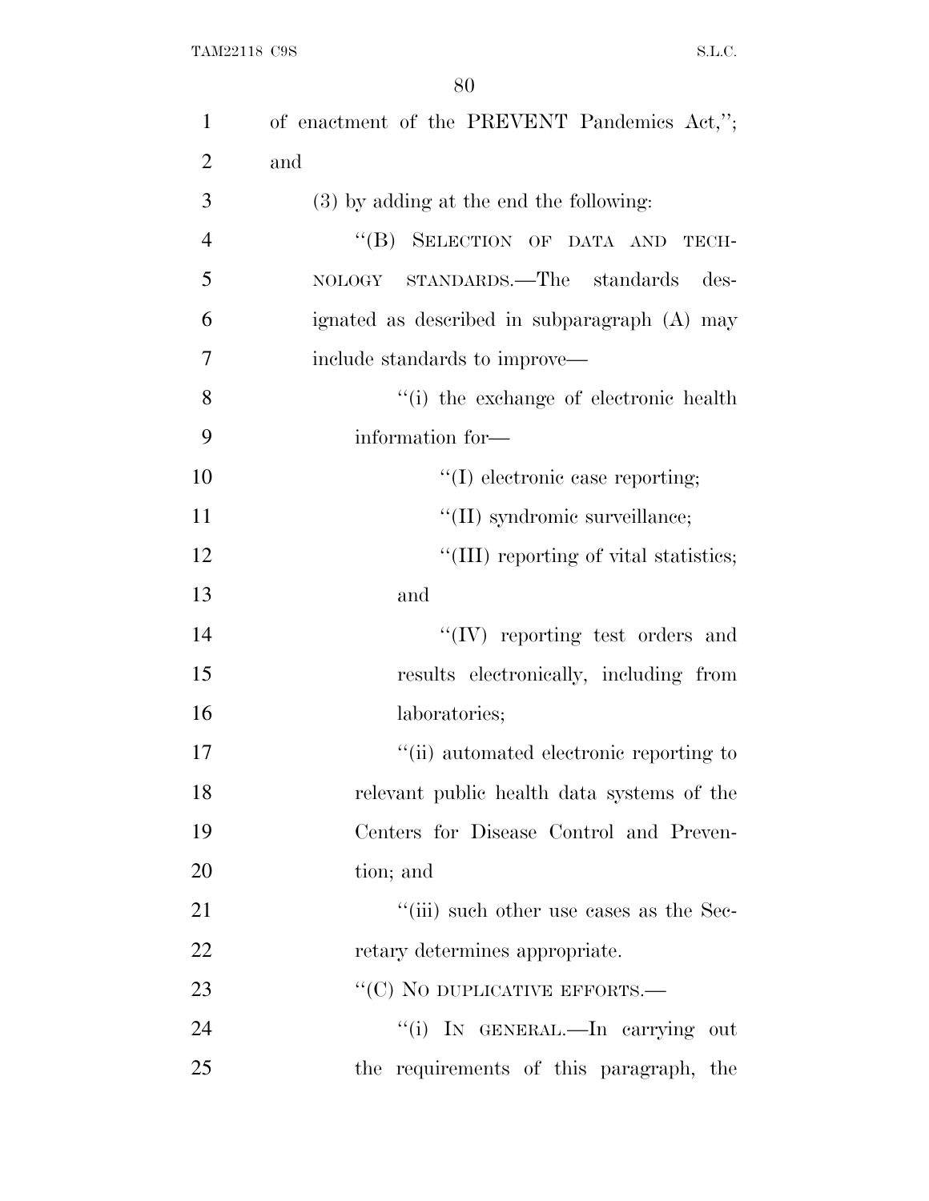of enactment of the PREVENT Pandemics Act,''; and

(3) by adding at the end the following:

''(B) SELECTION OF DATA AND TECHNOLOGY STANDARDS.—The standards designated as described in subparagraph (A) may include standards to improve—

''(i) the exchange of electronic health information for—

''(I) electronic case reporting;

''(II) syndromic surveillance;

''(III) reporting of vital statistics; and

''(IV) reporting test orders and results electronically, including from laboratories;

''(ii) automated electronic reporting to relevant public health data systems of the Centers for Disease Control and Prevention; and

''(iii) such other use cases as the Secretary determines appropriate.

''(C) NO DUPLICATIVE EFFORTS.—

''(i) IN GENERAL.—In carrying out the requirements of this paragraph, the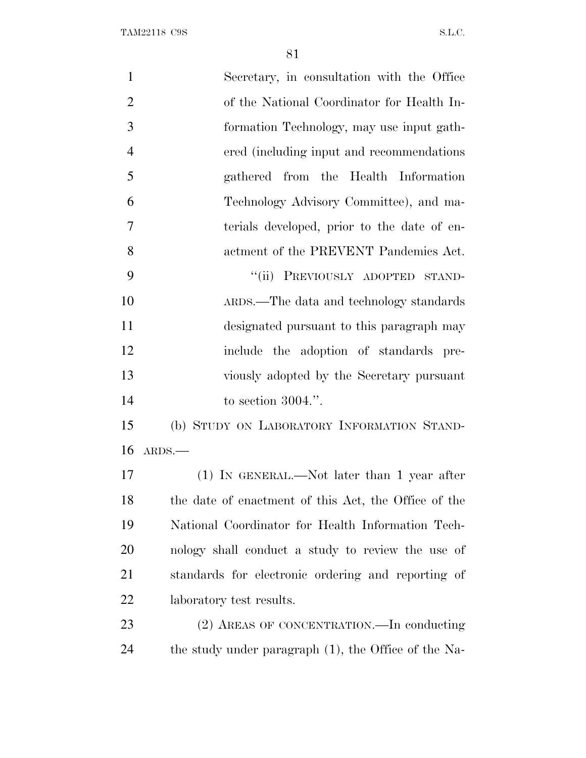Secretary, in consultation with the Office of the National Coordinator for Health Information Technology, may use input gathered (including input and recommendations gathered from the Health Information Technology Advisory Committee), and materials developed, prior to the date of enactment of the PREVENT Pandemics Act.

"(ii) PREVIOUSLY ADOPTED STANDARDS.—The data and technology standards designated pursuant to this paragraph may include the adoption of standards previously adopted by the Secretary pursuant to section 3004.".

(b) STUDY ON LABORATORY INFORMATION STANDARDS.—

(1) IN GENERAL.—Not later than 1 year after the date of enactment of this Act, the Office of the National Coordinator for Health Information Technology shall conduct a study to review the use of standards for electronic ordering and reporting of laboratory test results.

(2) AREAS OF CONCENTRATION.—In conducting the study under paragraph (1), the Office of the Na-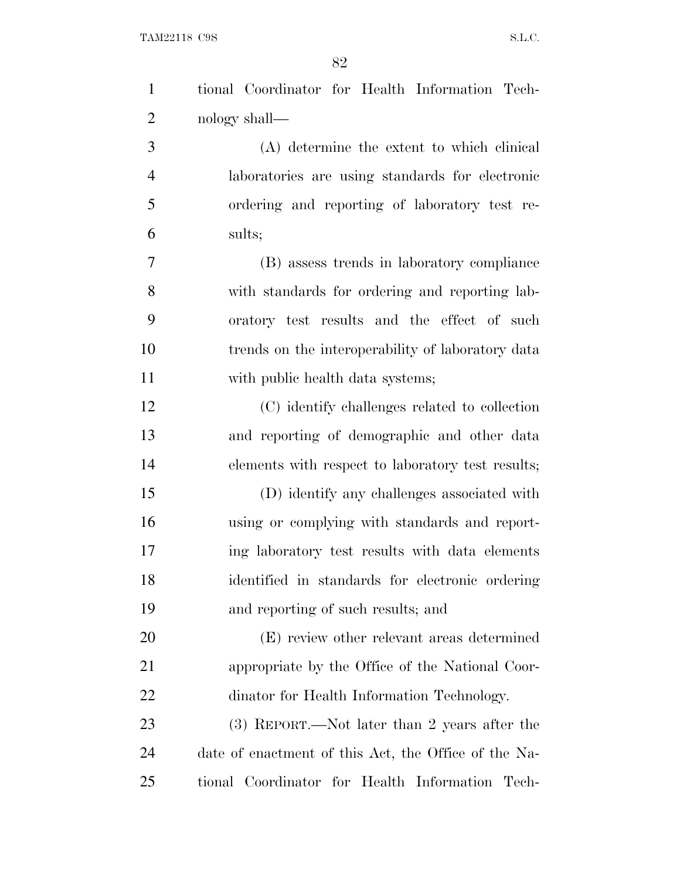tional Coordinator for Health Information Technology shall—

(A) determine the extent to which clinical laboratories are using standards for electronic ordering and reporting of laboratory test results;

(B) assess trends in laboratory compliance with standards for ordering and reporting laboratory test results and the effect of such trends on the interoperability of laboratory data with public health data systems;

(C) identify challenges related to collection and reporting of demographic and other data elements with respect to laboratory test results;

(D) identify any challenges associated with using or complying with standards and reporting laboratory test results with data elements identified in standards for electronic ordering and reporting of such results; and

(E) review other relevant areas determined appropriate by the Office of the National Coordinator for Health Information Technology.

(3) REPORT.—Not later than 2 years after the date of enactment of this Act, the Office of the National Coordinator for Health Information Tech-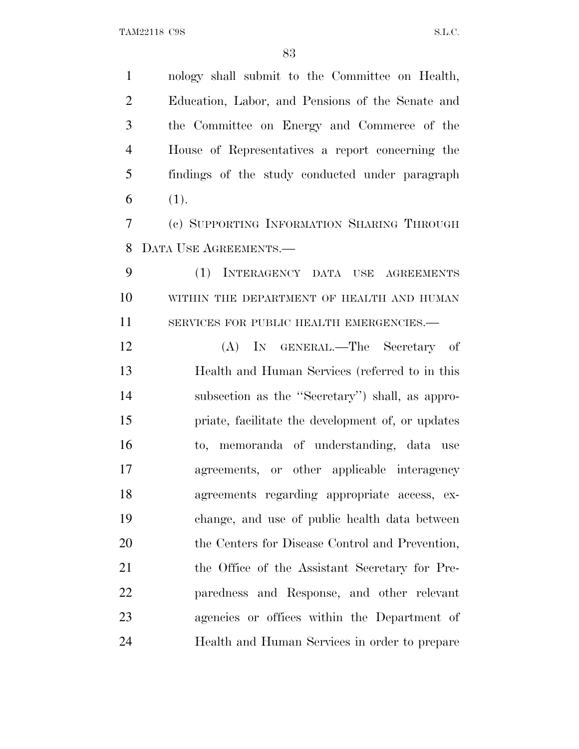nology shall submit to the Committee on Health, Education, Labor, and Pensions of the Senate and the Committee on Energy and Commerce of the House of Representatives a report concerning the findings of the study conducted under paragraph (1).

(c) SUPPORTING INFORMATION SHARING THROUGH DATA USE AGREEMENTS.—

(1) INTERAGENCY DATA USE AGREEMENTS WITHIN THE DEPARTMENT OF HEALTH AND HUMAN SERVICES FOR PUBLIC HEALTH EMERGENCIES.—

(A) IN GENERAL.—The Secretary of Health and Human Services (referred to in this subsection as the ''Secretary'') shall, as appropriate, facilitate the development of, or updates to, memoranda of understanding, data use agreements, or other applicable interagency agreements regarding appropriate access, exchange, and use of public health data between the Centers for Disease Control and Prevention, the Office of the Assistant Secretary for Preparedness and Response, and other relevant agencies or offices within the Department of Health and Human Services in order to prepare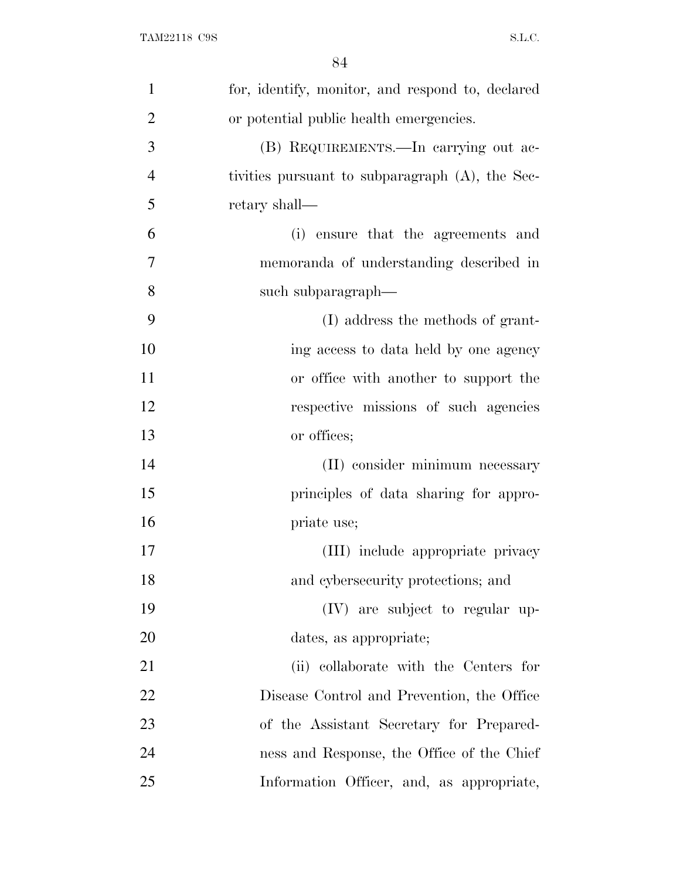for, identify, monitor, and respond to, declared or potential public health emergencies.

(B) REQUIREMENTS.—In carrying out activities pursuant to subparagraph (A), the Secretary shall—

(i) ensure that the agreements and memoranda of understanding described in such subparagraph—

(I) address the methods of granting access to data held by one agency or office with another to support the respective missions of such agencies or offices;

(II) consider minimum necessary principles of data sharing for appropriate use;

(III) include appropriate privacy and cybersecurity protections; and

(IV) are subject to regular updates, as appropriate;

(ii) collaborate with the Centers for Disease Control and Prevention, the Office of the Assistant Secretary for Preparedness and Response, the Office of the Chief Information Officer, and, as appropriate,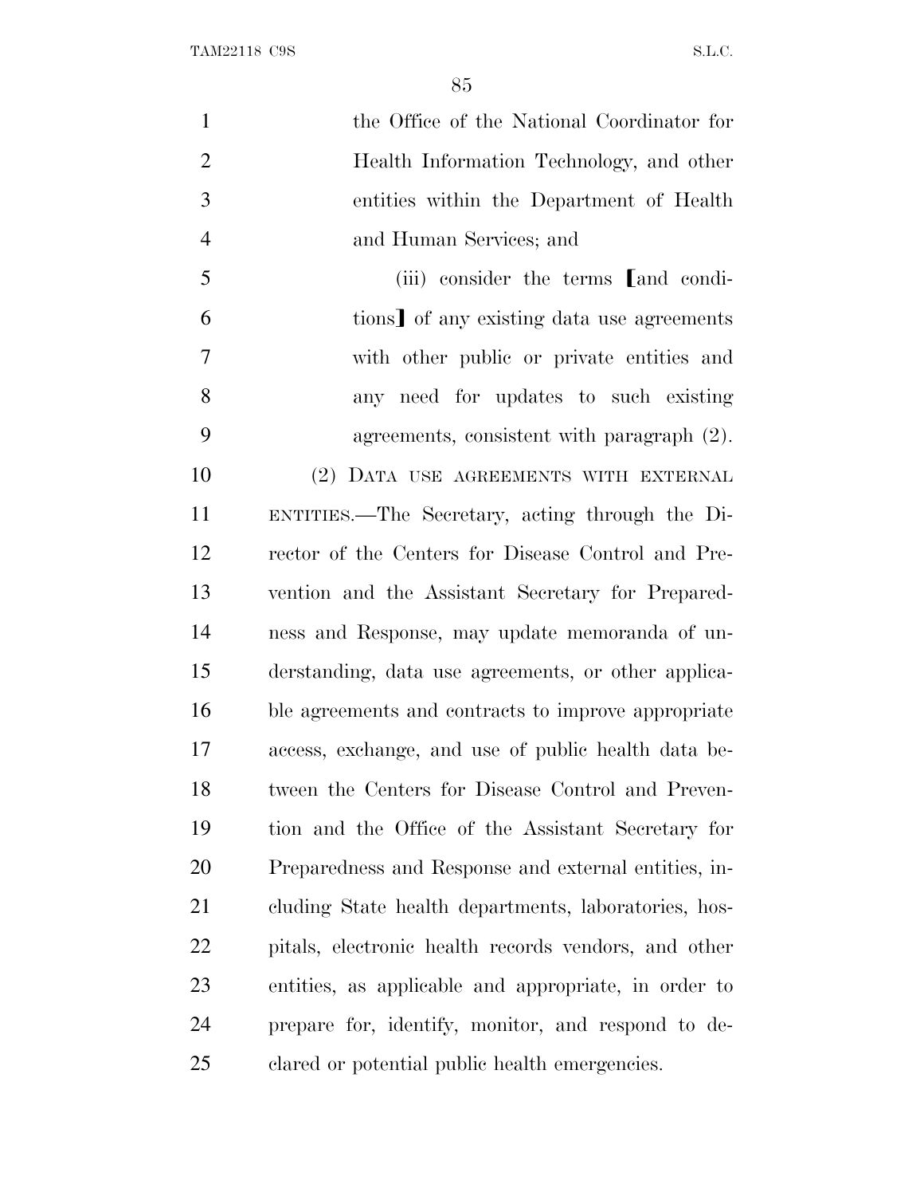the Office of the National Coordinator for Health Information Technology, and other entities within the Department of Health and Human Services; and

(iii) consider the terms [and conditions] of any existing data use agreements with other public or private entities and any need for updates to such existing agreements, consistent with paragraph (2).

(2) DATA USE AGREEMENTS WITH EXTERNAL ENTITIES.—The Secretary, acting through the Director of the Centers for Disease Control and Prevention and the Assistant Secretary for Preparedness and Response, may update memoranda of understanding, data use agreements, or other applicable agreements and contracts to improve appropriate access, exchange, and use of public health data between the Centers for Disease Control and Prevention and the Office of the Assistant Secretary for Preparedness and Response and external entities, including State health departments, laboratories, hospitals, electronic health records vendors, and other entities, as applicable and appropriate, in order to prepare for, identify, monitor, and respond to declared or potential public health emergencies.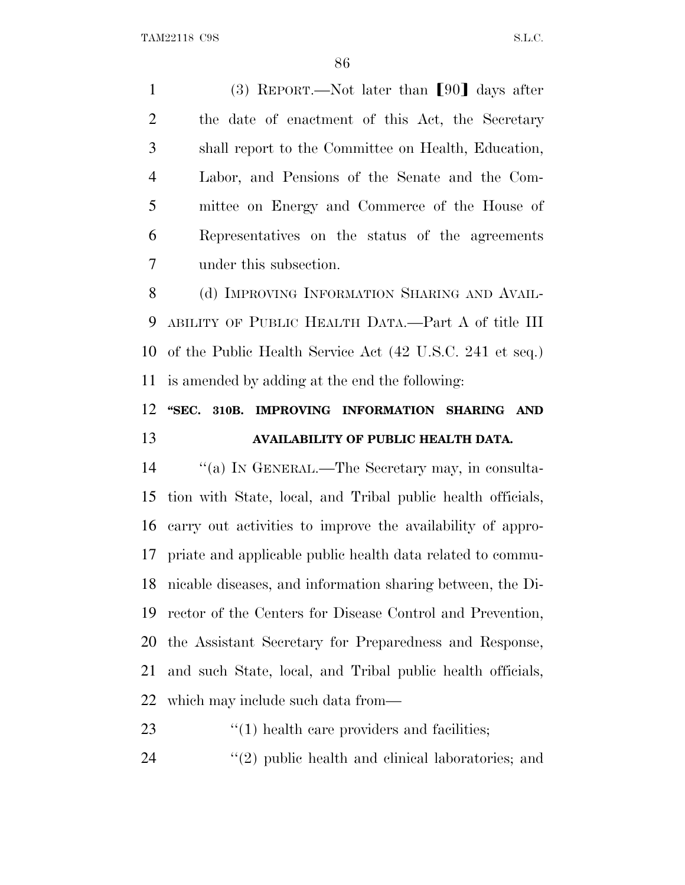(3) REPORT.—Not later than ⟦90⟧ days after the date of enactment of this Act, the Secretary shall report to the Committee on Health, Education, Labor, and Pensions of the Senate and the Committee on Energy and Commerce of the House of Representatives on the status of the agreements under this subsection.

(d) IMPROVING INFORMATION SHARING AND AVAILABILITY OF PUBLIC HEALTH DATA.—Part A of title III of the Public Health Service Act (42 U.S.C. 241 et seq.) is amended by adding at the end the following:

**"SEC. 310B. IMPROVING INFORMATION SHARING AND AVAILABILITY OF PUBLIC HEALTH DATA.**

"(a) IN GENERAL.—The Secretary may, in consultation with State, local, and Tribal public health officials, carry out activities to improve the availability of appropriate and applicable public health data related to communicable diseases, and information sharing between, the Director of the Centers for Disease Control and Prevention, the Assistant Secretary for Preparedness and Response, and such State, local, and Tribal public health officials, which may include such data from—

"(1) health care providers and facilities;

"(2) public health and clinical laboratories; and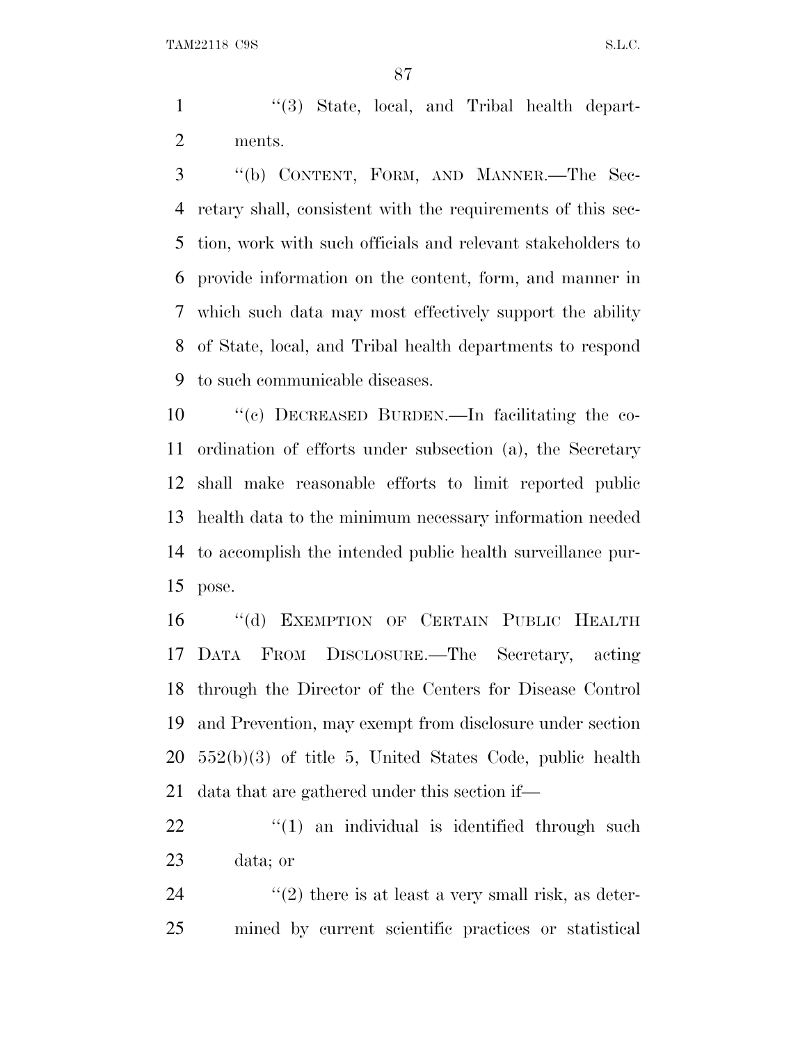''(3) State, local, and Tribal health departments.

''(b) CONTENT, FORM, AND MANNER.—The Secretary shall, consistent with the requirements of this section, work with such officials and relevant stakeholders to provide information on the content, form, and manner in which such data may most effectively support the ability of State, local, and Tribal health departments to respond to such communicable diseases.

''(c) DECREASED BURDEN.—In facilitating the coordination of efforts under subsection (a), the Secretary shall make reasonable efforts to limit reported public health data to the minimum necessary information needed to accomplish the intended public health surveillance purpose.

''(d) EXEMPTION OF CERTAIN PUBLIC HEALTH DATA FROM DISCLOSURE.—The Secretary, acting through the Director of the Centers for Disease Control and Prevention, may exempt from disclosure under section 552(b)(3) of title 5, United States Code, public health data that are gathered under this section if—

''(1) an individual is identified through such data; or

''(2) there is at least a very small risk, as determined by current scientific practices or statistical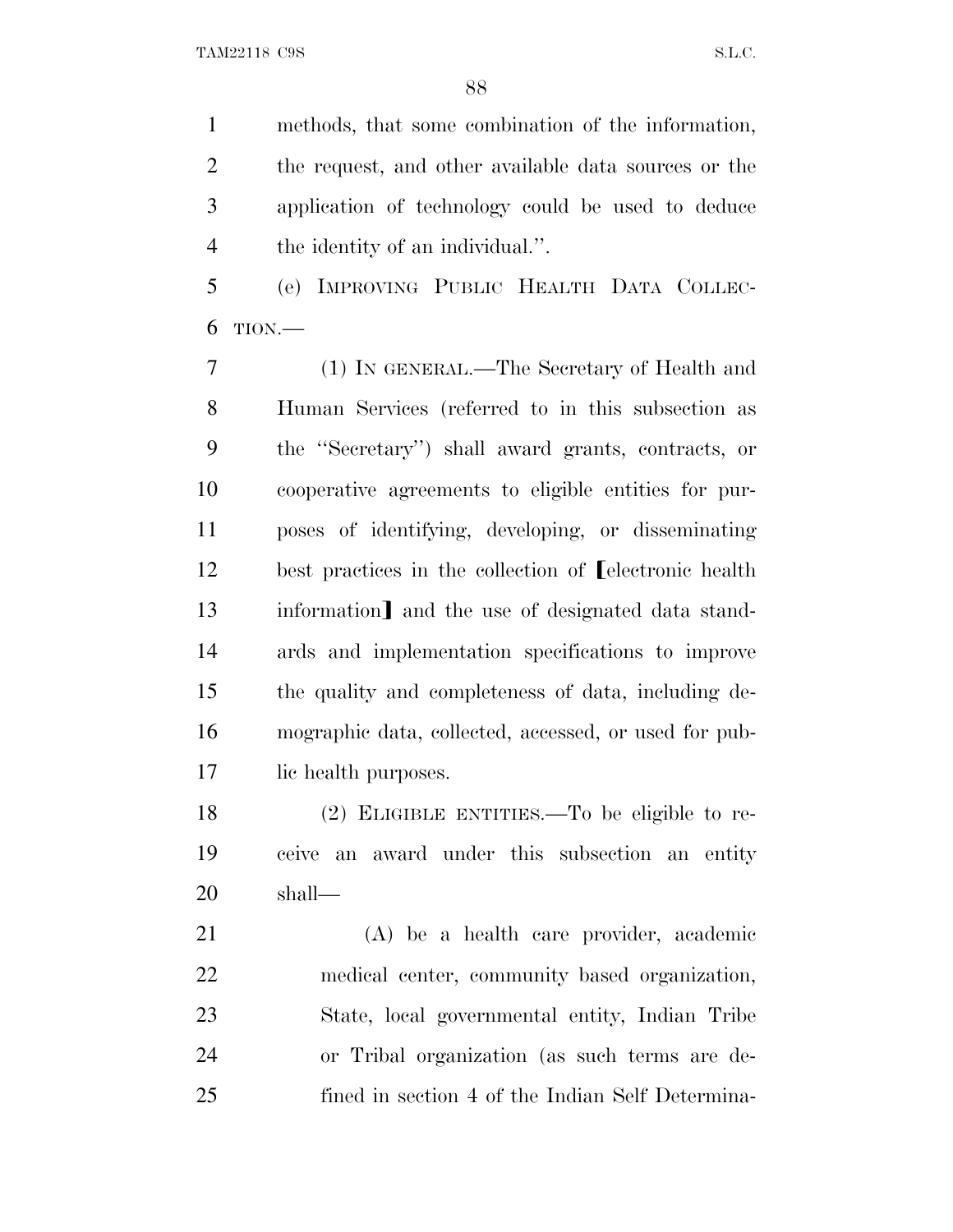methods, that some combination of the information, the request, and other available data sources or the application of technology could be used to deduce the identity of an individual.''.

(e) IMPROVING PUBLIC HEALTH DATA COLLECTION.—

(1) IN GENERAL.—The Secretary of Health and Human Services (referred to in this subsection as the ''Secretary'') shall award grants, contracts, or cooperative agreements to eligible entities for purposes of identifying, developing, or disseminating best practices in the collection of ⟦electronic health information⟧ and the use of designated data standards and implementation specifications to improve the quality and completeness of data, including demographic data, collected, accessed, or used for public health purposes.

(2) ELIGIBLE ENTITIES.—To be eligible to receive an award under this subsection an entity shall—

(A) be a health care provider, academic medical center, community based organization, State, local governmental entity, Indian Tribe or Tribal organization (as such terms are defined in section 4 of the Indian Self Determina-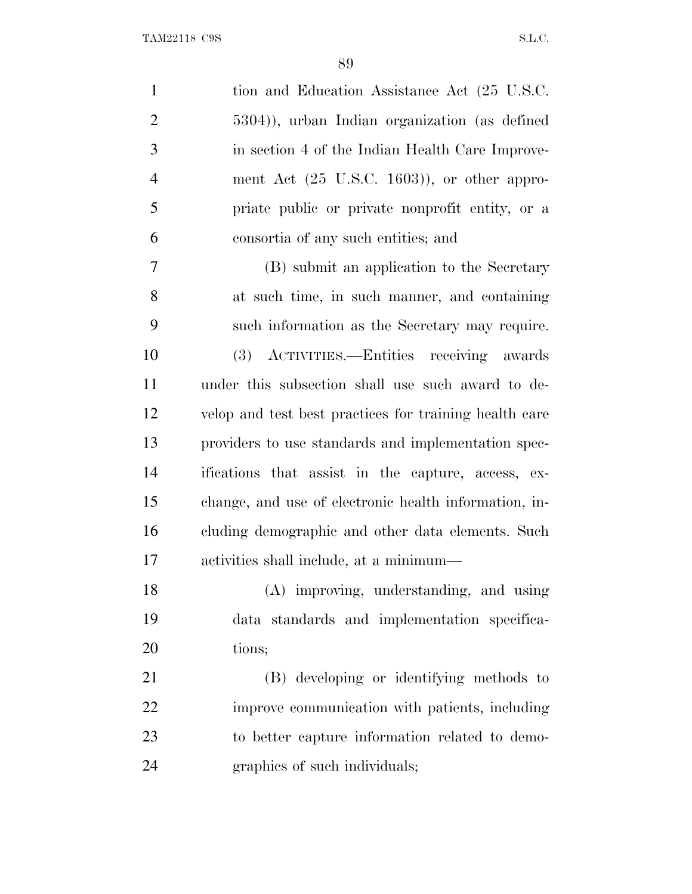tion and Education Assistance Act (25 U.S.C. 5304)), urban Indian organization (as defined in section 4 of the Indian Health Care Improvement Act (25 U.S.C. 1603)), or other appropriate public or private nonprofit entity, or a consortia of any such entities; and

(B) submit an application to the Secretary at such time, in such manner, and containing such information as the Secretary may require.

(3) ACTIVITIES.—Entities receiving awards under this subsection shall use such award to develop and test best practices for training health care providers to use standards and implementation specifications that assist in the capture, access, exchange, and use of electronic health information, including demographic and other data elements. Such activities shall include, at a minimum—

(A) improving, understanding, and using data standards and implementation specifications;

(B) developing or identifying methods to improve communication with patients, including to better capture information related to demographics of such individuals;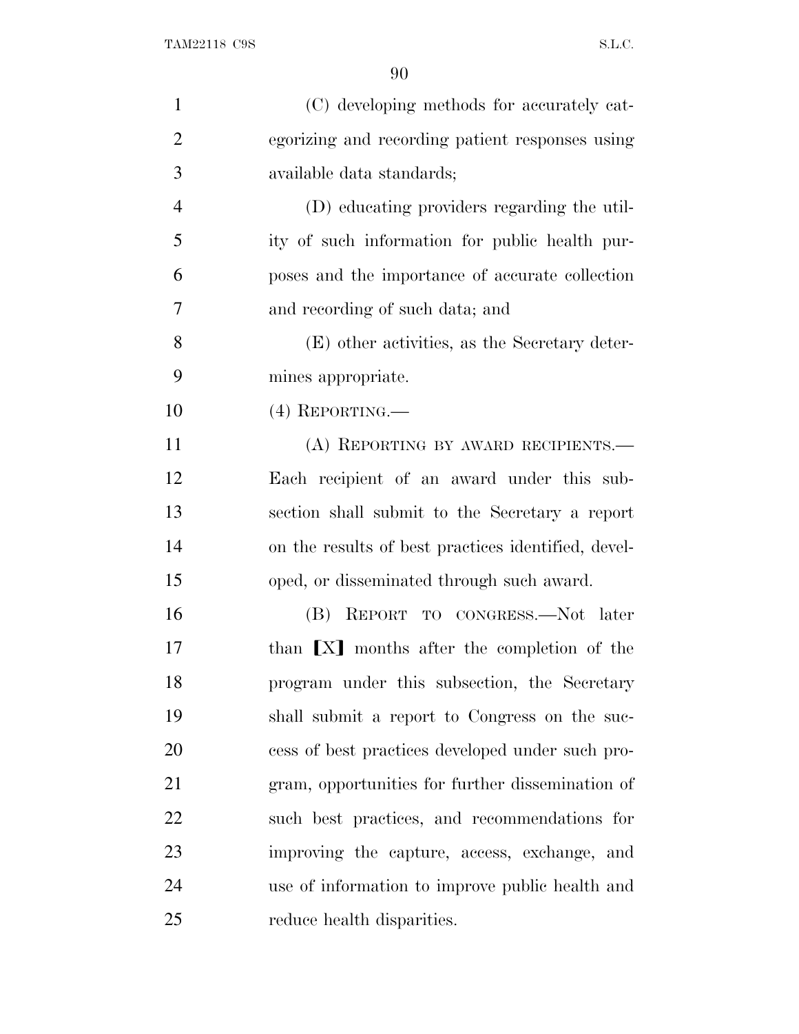(C) developing methods for accurately categorizing and recording patient responses using available data standards;

(D) educating providers regarding the utility of such information for public health purposes and the importance of accurate collection and recording of such data; and

(E) other activities, as the Secretary determines appropriate.

(4) REPORTING.—

(A) REPORTING BY AWARD RECIPIENTS.— Each recipient of an award under this subsection shall submit to the Secretary a report on the results of best practices identified, developed, or disseminated through such award.

(B) REPORT TO CONGRESS.—Not later than ⟦X⟧ months after the completion of the program under this subsection, the Secretary shall submit a report to Congress on the success of best practices developed under such program, opportunities for further dissemination of such best practices, and recommendations for improving the capture, access, exchange, and use of information to improve public health and reduce health disparities.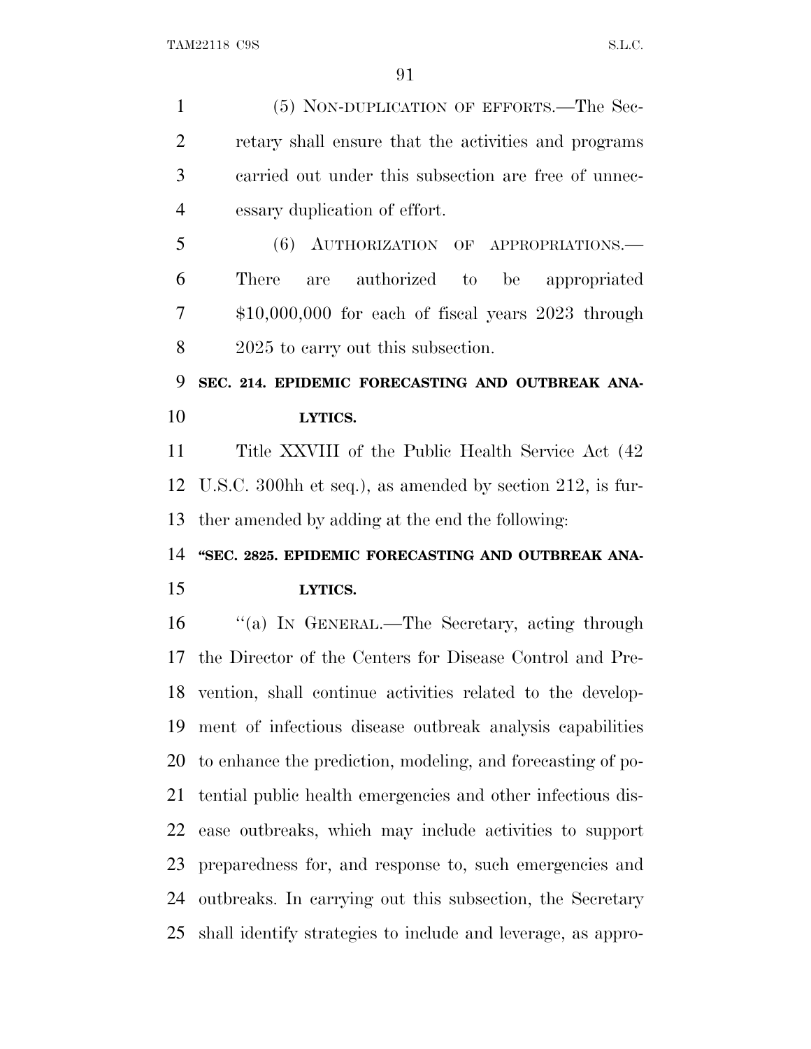(5) NON-DUPLICATION OF EFFORTS.—The Secretary shall ensure that the activities and programs carried out under this subsection are free of unnecessary duplication of effort.

(6) AUTHORIZATION OF APPROPRIATIONS.—There are authorized to be appropriated $10,000,000 for each of fiscal years 2023 through 2025 to carry out this subsection.

**SEC. 214. EPIDEMIC FORECASTING AND OUTBREAK ANALYTICS.**

Title XXVIII of the Public Health Service Act (42 U.S.C. 300hh et seq.), as amended by section 212, is further amended by adding at the end the following:

**"SEC. 2825. EPIDEMIC FORECASTING AND OUTBREAK ANALYTICS.**

"(a) IN GENERAL.—The Secretary, acting through the Director of the Centers for Disease Control and Prevention, shall continue activities related to the development of infectious disease outbreak analysis capabilities to enhance the prediction, modeling, and forecasting of potential public health emergencies and other infectious disease outbreaks, which may include activities to support preparedness for, and response to, such emergencies and outbreaks. In carrying out this subsection, the Secretary shall identify strategies to include and leverage, as appro-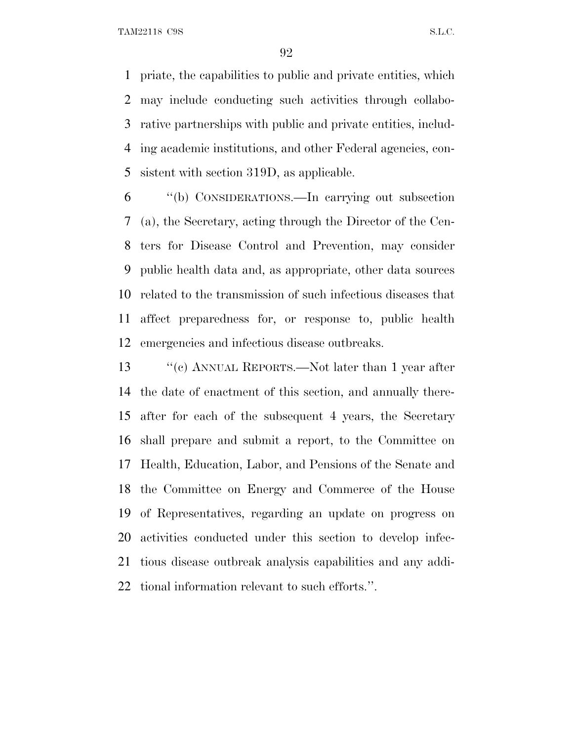priate, the capabilities to public and private entities, which may include conducting such activities through collaborative partnerships with public and private entities, including academic institutions, and other Federal agencies, consistent with section 319D, as applicable.

"(b) CONSIDERATIONS.—In carrying out subsection (a), the Secretary, acting through the Director of the Centers for Disease Control and Prevention, may consider public health data and, as appropriate, other data sources related to the transmission of such infectious diseases that affect preparedness for, or response to, public health emergencies and infectious disease outbreaks.

"(c) ANNUAL REPORTS.—Not later than 1 year after the date of enactment of this section, and annually thereafter for each of the subsequent 4 years, the Secretary shall prepare and submit a report, to the Committee on Health, Education, Labor, and Pensions of the Senate and the Committee on Energy and Commerce of the House of Representatives, regarding an update on progress on activities conducted under this section to develop infectious disease outbreak analysis capabilities and any additional information relevant to such efforts.".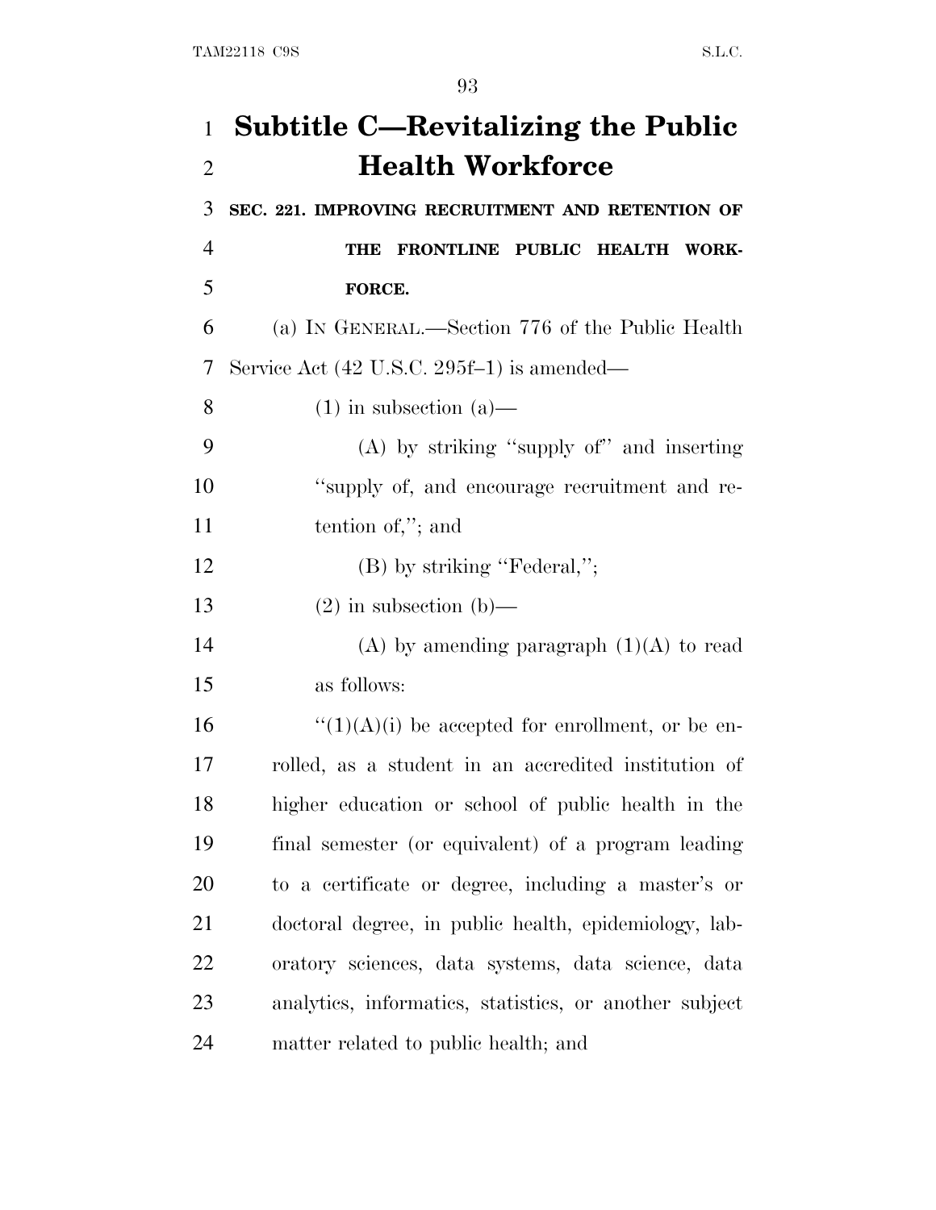# Subtitle C—Revitalizing the Public Health Workforce

**SEC. 221. IMPROVING RECRUITMENT AND RETENTION OF THE FRONTLINE PUBLIC HEALTH WORKFORCE.**

(a) IN GENERAL.—Section 776 of the Public Health Service Act (42 U.S.C. 295f–1) is amended—

(1) in subsection (a)—

(A) by striking "supply of" and inserting "supply of, and encourage recruitment and retention of,"; and

(B) by striking "Federal,";

(2) in subsection (b)—

(A) by amending paragraph (1)(A) to read as follows:

"(1)(A)(i) be accepted for enrollment, or be enrolled, as a student in an accredited institution of higher education or school of public health in the final semester (or equivalent) of a program leading to a certificate or degree, including a master's or doctoral degree, in public health, epidemiology, laboratory sciences, data systems, data science, data analytics, informatics, statistics, or another subject matter related to public health; and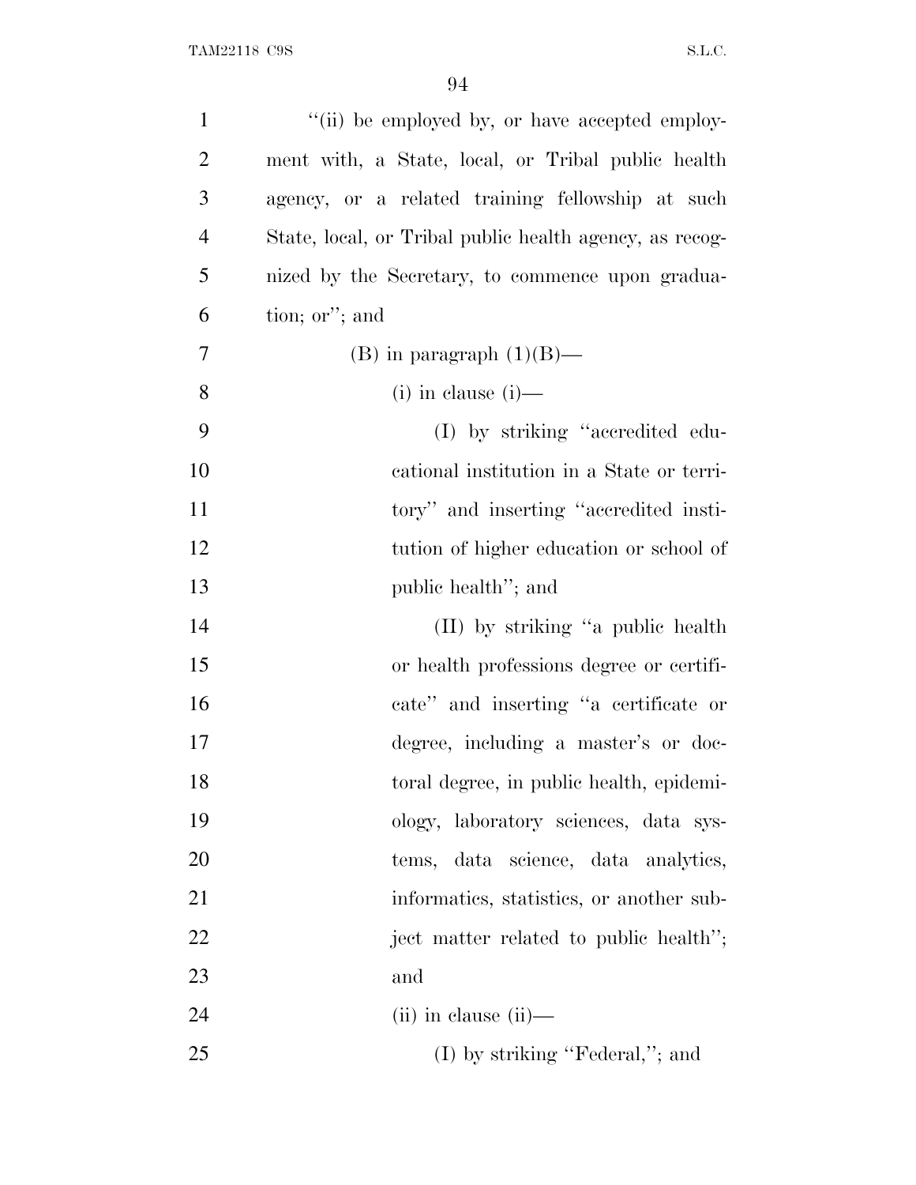"(ii) be employed by, or have accepted employment with, a State, local, or Tribal public health agency, or a related training fellowship at such State, local, or Tribal public health agency, as recognized by the Secretary, to commence upon graduation; or"; and

(B) in paragraph (1)(B)—

(i) in clause (i)—

(I) by striking "accredited educational institution in a State or territory" and inserting "accredited institution of higher education or school of public health"; and

(II) by striking "a public health or health professions degree or certificate" and inserting "a certificate or degree, including a master's or doctoral degree, in public health, epidemiology, laboratory sciences, data systems, data science, data analytics, informatics, statistics, or another subject matter related to public health"; and

(ii) in clause (ii)—

(I) by striking "Federal,"; and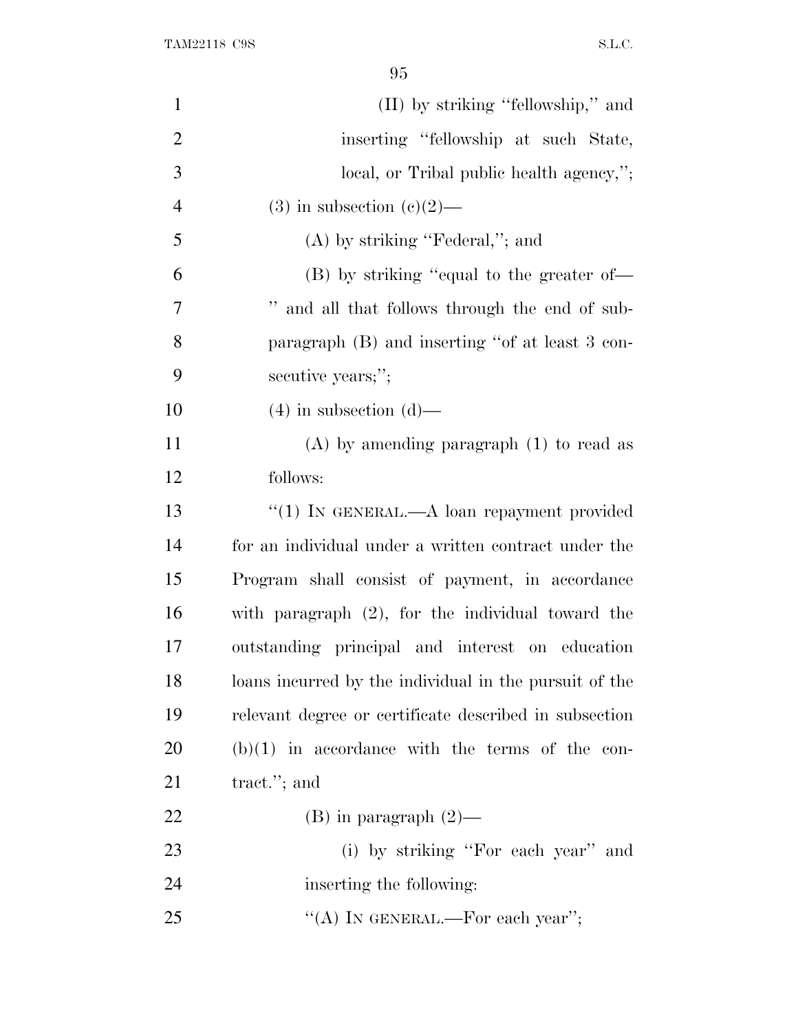(II) by striking "fellowship," and inserting "fellowship at such State, local, or Tribal public health agency,";

(3) in subsection (c)(2)—

(A) by striking "Federal,"; and

(B) by striking "equal to the greater of— " and all that follows through the end of subparagraph (B) and inserting "of at least 3 consecutive years;";

(4) in subsection (d)—

(A) by amending paragraph (1) to read as follows:

"(1) IN GENERAL.—A loan repayment provided for an individual under a written contract under the Program shall consist of payment, in accordance with paragraph (2), for the individual toward the outstanding principal and interest on education loans incurred by the individual in the pursuit of the relevant degree or certificate described in subsection (b)(1) in accordance with the terms of the contract."; and

(B) in paragraph (2)—

(i) by striking "For each year" and inserting the following:

"(A) IN GENERAL.—For each year";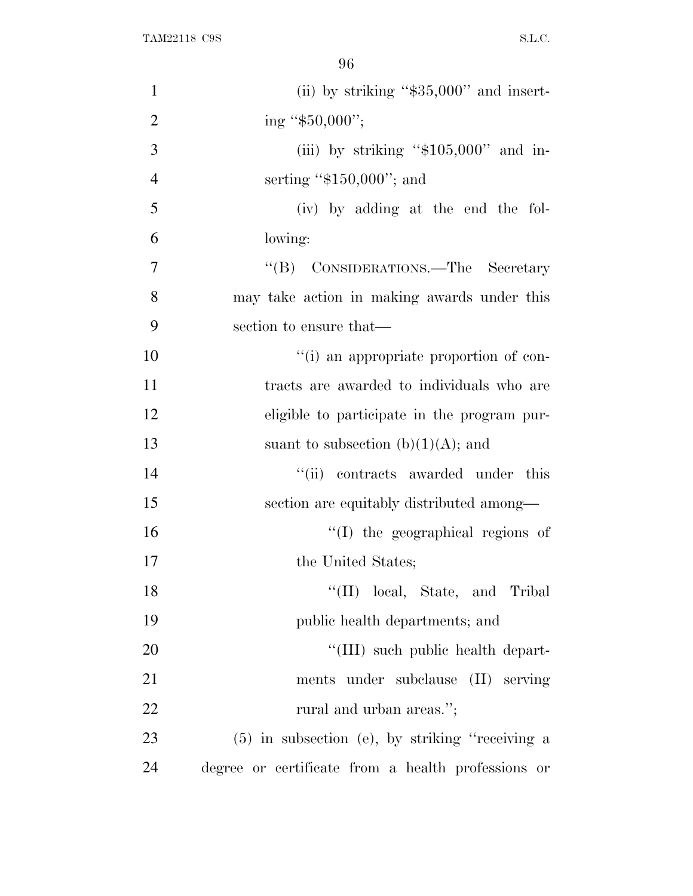(ii) by striking "$35,000" and inserting "$50,000";

(iii) by striking "$105,000" and inserting "$150,000"; and

(iv) by adding at the end the following:

"(B) CONSIDERATIONS.—The Secretary may take action in making awards under this section to ensure that—

"(i) an appropriate proportion of contracts are awarded to individuals who are eligible to participate in the program pursuant to subsection (b)(1)(A); and

"(ii) contracts awarded under this section are equitably distributed among—

"(I) the geographical regions of the United States;

"(II) local, State, and Tribal public health departments; and

"(III) such public health departments under subclause (II) serving rural and urban areas.";

(5) in subsection (e), by striking "receiving a degree or certificate from a health professions or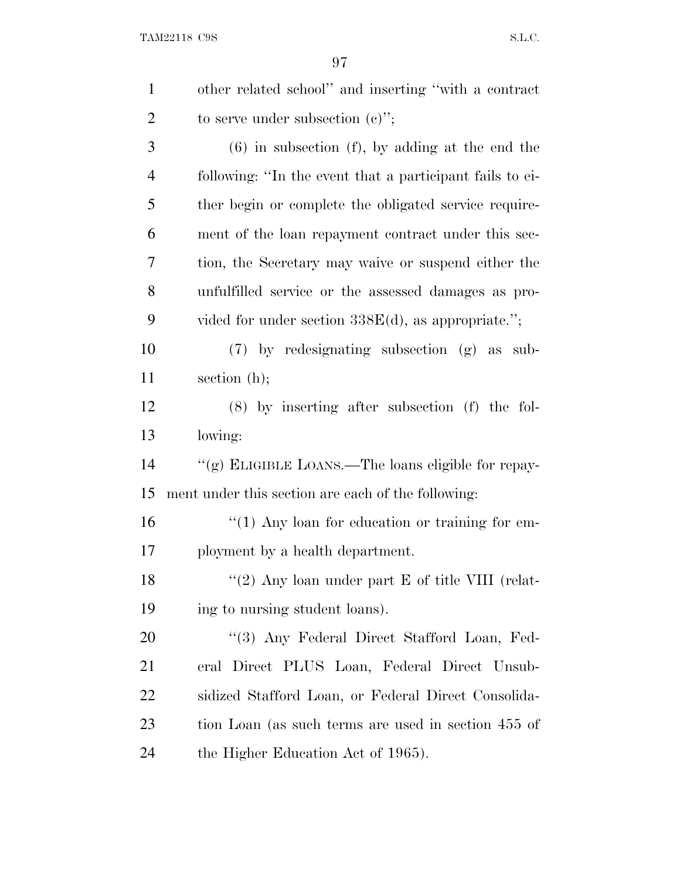other related school'' and inserting ''with a contract to serve under subsection (c)'';

(6) in subsection (f), by adding at the end the following: ''In the event that a participant fails to either begin or complete the obligated service requirement of the loan repayment contract under this section, the Secretary may waive or suspend either the unfulfilled service or the assessed damages as provided for under section 338E(d), as appropriate.'';

(7) by redesignating subsection (g) as subsection (h);

(8) by inserting after subsection (f) the following:

''(g) ELIGIBLE LOANS.—The loans eligible for repayment under this section are each of the following:

''(1) Any loan for education or training for employment by a health department.

''(2) Any loan under part E of title VIII (relating to nursing student loans).

''(3) Any Federal Direct Stafford Loan, Federal Direct PLUS Loan, Federal Direct Unsubsidized Stafford Loan, or Federal Direct Consolidation Loan (as such terms are used in section 455 of the Higher Education Act of 1965).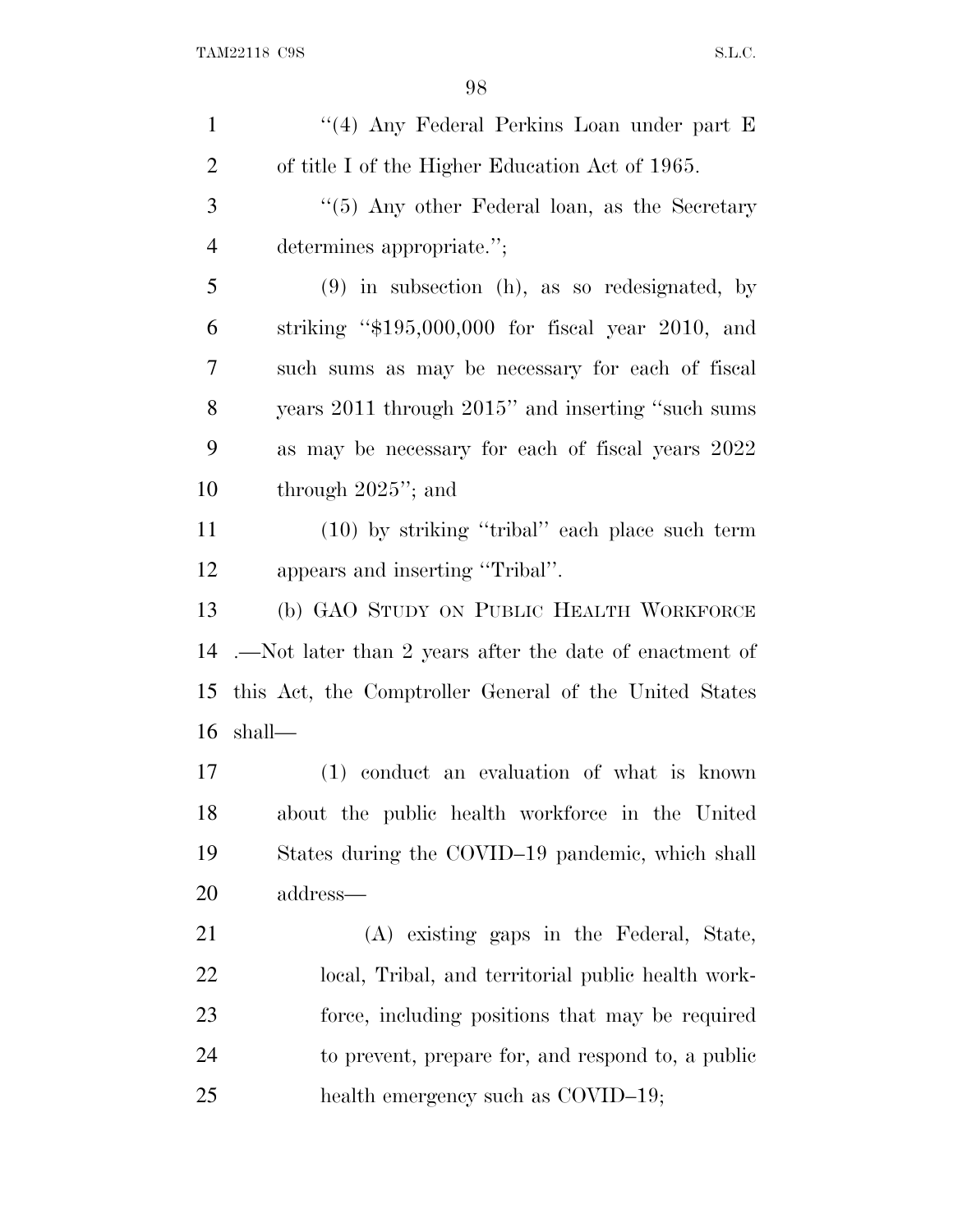"(4) Any Federal Perkins Loan under part E of title I of the Higher Education Act of 1965.

"(5) Any other Federal loan, as the Secretary determines appropriate.";

(9) in subsection (h), as so redesignated, by striking "$195,000,000 for fiscal year 2010, and such sums as may be necessary for each of fiscal years 2011 through 2015" and inserting "such sums as may be necessary for each of fiscal years 2022 through 2025"; and

(10) by striking "tribal" each place such term appears and inserting "Tribal".

(b) GAO STUDY ON PUBLIC HEALTH WORKFORCE .—Not later than 2 years after the date of enactment of this Act, the Comptroller General of the United States shall—

(1) conduct an evaluation of what is known about the public health workforce in the United States during the COVID–19 pandemic, which shall address—

(A) existing gaps in the Federal, State, local, Tribal, and territorial public health workforce, including positions that may be required to prevent, prepare for, and respond to, a public health emergency such as COVID–19;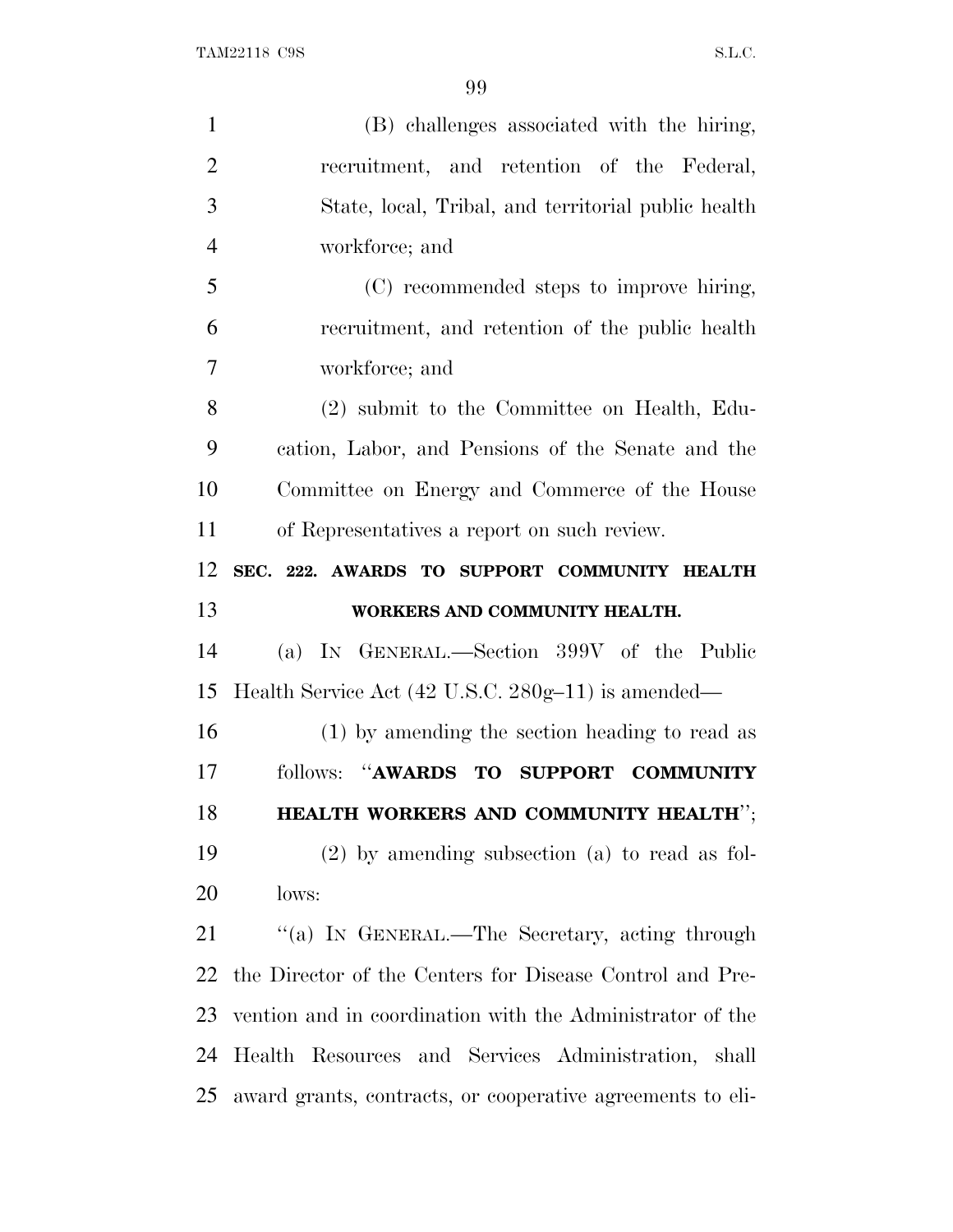(B) challenges associated with the hiring, recruitment, and retention of the Federal, State, local, Tribal, and territorial public health workforce; and

(C) recommended steps to improve hiring, recruitment, and retention of the public health workforce; and

(2) submit to the Committee on Health, Education, Labor, and Pensions of the Senate and the Committee on Energy and Commerce of the House of Representatives a report on such review.

## SEC. 222. AWARDS TO SUPPORT COMMUNITY HEALTH WORKERS AND COMMUNITY HEALTH.

(a) IN GENERAL.—Section 399V of the Public Health Service Act (42 U.S.C. 280g–11) is amended—

(1) by amending the section heading to read as follows: "**AWARDS TO SUPPORT COMMUNITY HEALTH WORKERS AND COMMUNITY HEALTH**";

(2) by amending subsection (a) to read as follows:

"(a) IN GENERAL.—The Secretary, acting through the Director of the Centers for Disease Control and Prevention and in coordination with the Administrator of the Health Resources and Services Administration, shall award grants, contracts, or cooperative agreements to eli-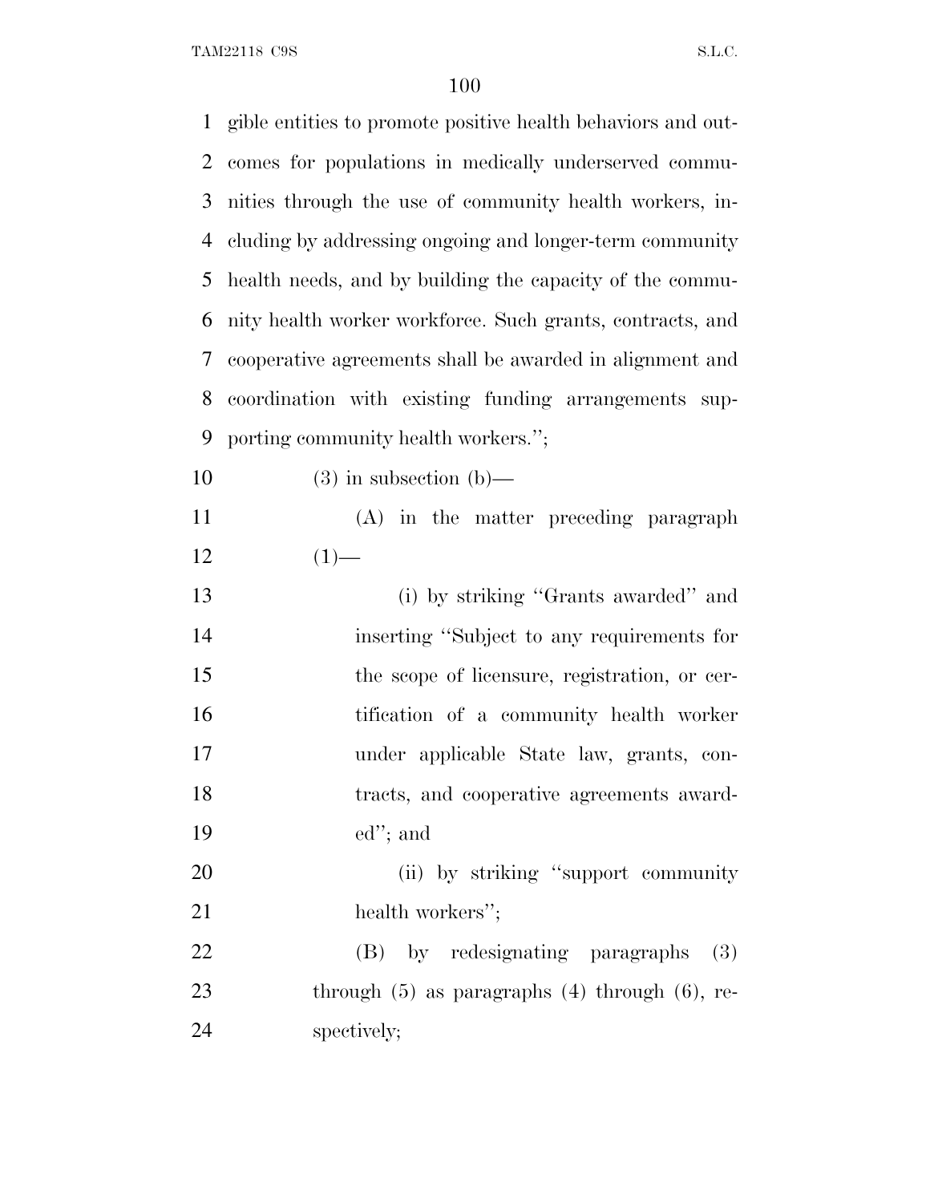gible entities to promote positive health behaviors and outcomes for populations in medically underserved communities through the use of community health workers, including by addressing ongoing and longer-term community health needs, and by building the capacity of the community health worker workforce. Such grants, contracts, and cooperative agreements shall be awarded in alignment and coordination with existing funding arrangements supporting community health workers.'';

(3) in subsection (b)—

(A) in the matter preceding paragraph (1)—

(i) by striking ''Grants awarded'' and inserting ''Subject to any requirements for the scope of licensure, registration, or certification of a community health worker under applicable State law, grants, contracts, and cooperative agreements awarded''; and

(ii) by striking ''support community health workers'';

(B) by redesignating paragraphs (3) through (5) as paragraphs (4) through (6), respectively;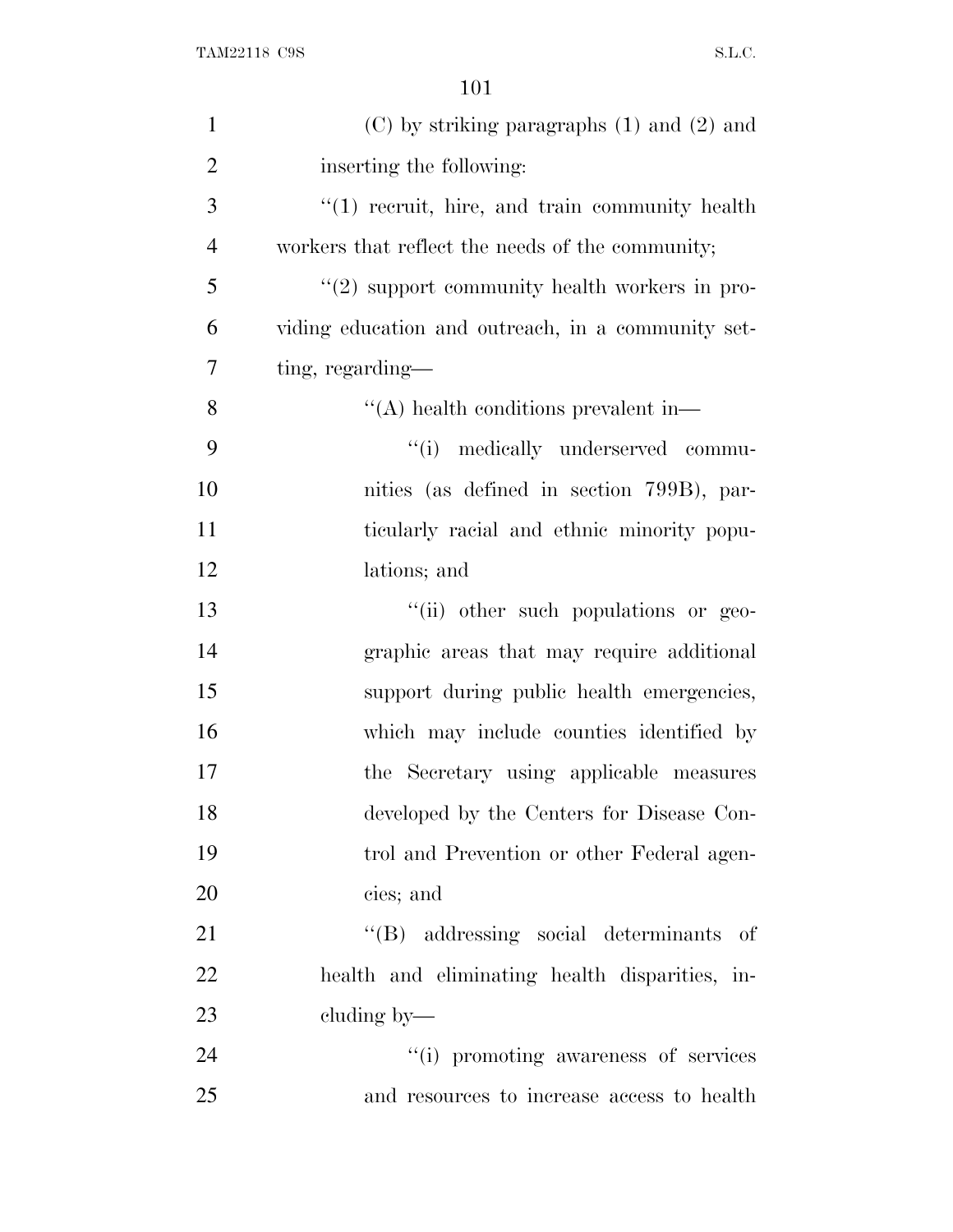(C) by striking paragraphs (1) and (2) and inserting the following:

''(1) recruit, hire, and train community health workers that reflect the needs of the community;

''(2) support community health workers in providing education and outreach, in a community setting, regarding—

''(A) health conditions prevalent in—

''(i) medically underserved communities (as defined in section 799B), particularly racial and ethnic minority populations; and

''(ii) other such populations or geographic areas that may require additional support during public health emergencies, which may include counties identified by the Secretary using applicable measures developed by the Centers for Disease Control and Prevention or other Federal agencies; and

''(B) addressing social determinants of health and eliminating health disparities, including by—

''(i) promoting awareness of services and resources to increase access to health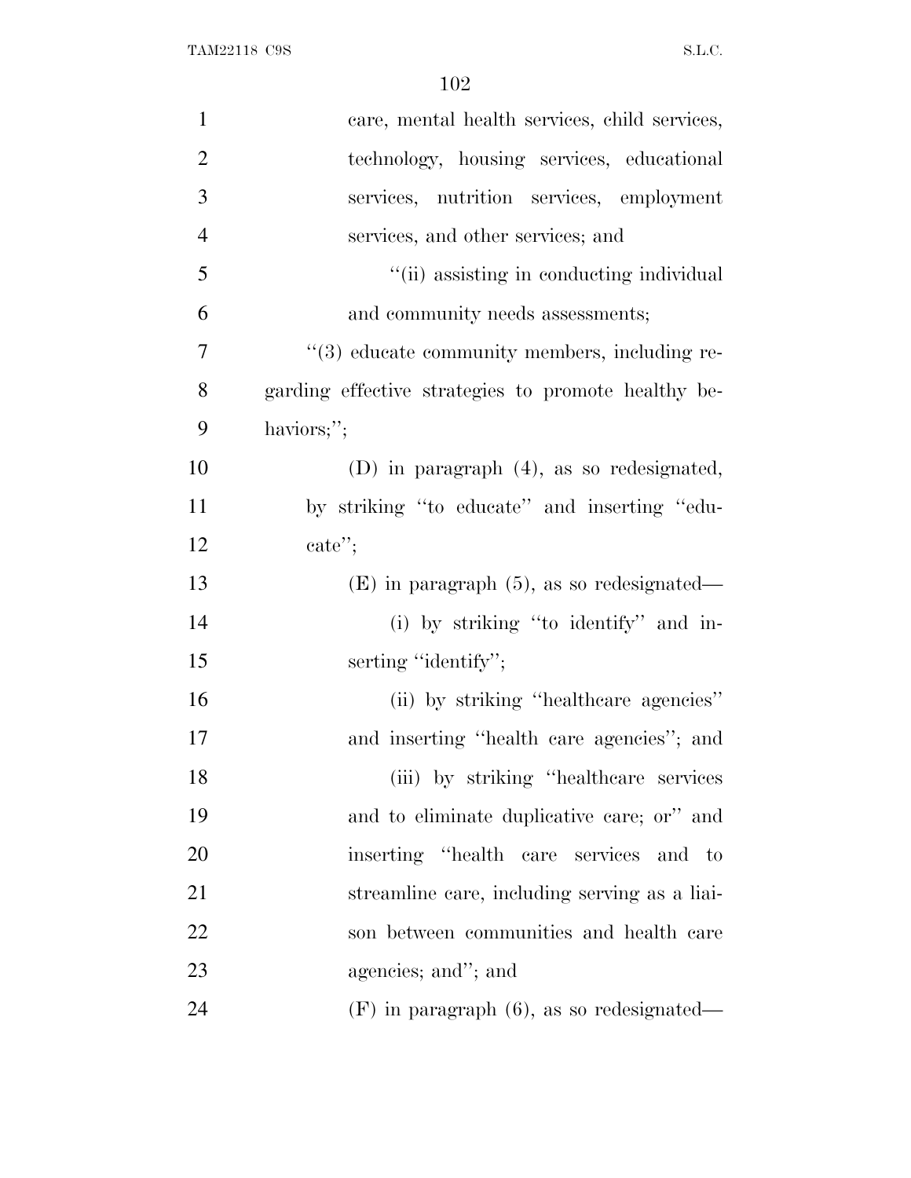care, mental health services, child services, technology, housing services, educational services, nutrition services, employment services, and other services; and

''(ii) assisting in conducting individual and community needs assessments;

''(3) educate community members, including regarding effective strategies to promote healthy behaviors;'';

(D) in paragraph (4), as so redesignated, by striking ''to educate'' and inserting ''educate'';

(E) in paragraph (5), as so redesignated—

(i) by striking ''to identify'' and inserting ''identify'';

(ii) by striking ''healthcare agencies'' and inserting ''health care agencies''; and

(iii) by striking ''healthcare services and to eliminate duplicative care; or'' and inserting ''health care services and to streamline care, including serving as a liaison between communities and health care agencies; and''; and

(F) in paragraph (6), as so redesignated—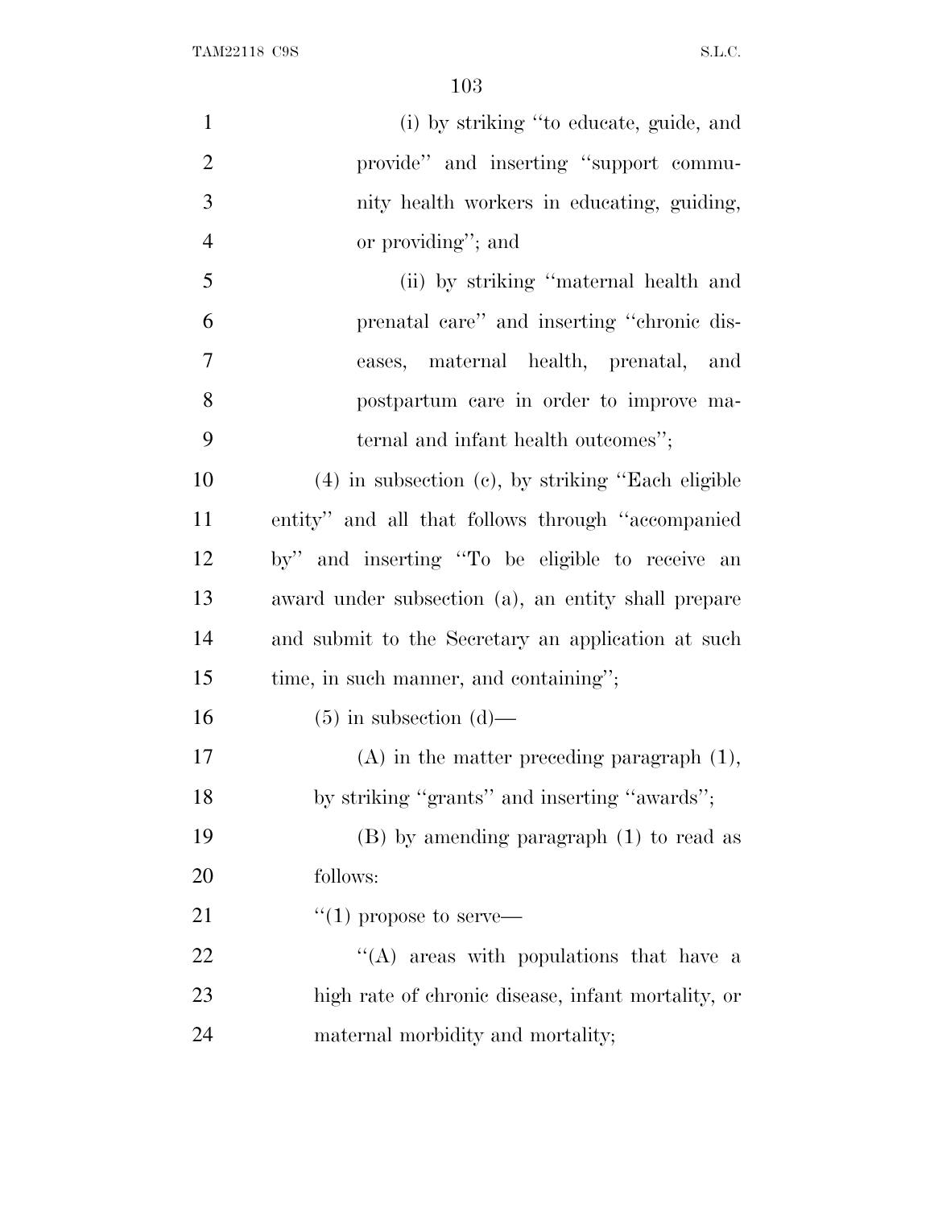(i) by striking "to educate, guide, and provide" and inserting "support community health workers in educating, guiding, or providing"; and

(ii) by striking "maternal health and prenatal care" and inserting "chronic diseases, maternal health, prenatal, and postpartum care in order to improve maternal and infant health outcomes";

(4) in subsection (c), by striking "Each eligible entity" and all that follows through "accompanied by" and inserting "To be eligible to receive an award under subsection (a), an entity shall prepare and submit to the Secretary an application at such time, in such manner, and containing";

(5) in subsection (d)—

(A) in the matter preceding paragraph (1), by striking "grants" and inserting "awards";

(B) by amending paragraph (1) to read as follows:

"(1) propose to serve—

"(A) areas with populations that have a high rate of chronic disease, infant mortality, or maternal morbidity and mortality;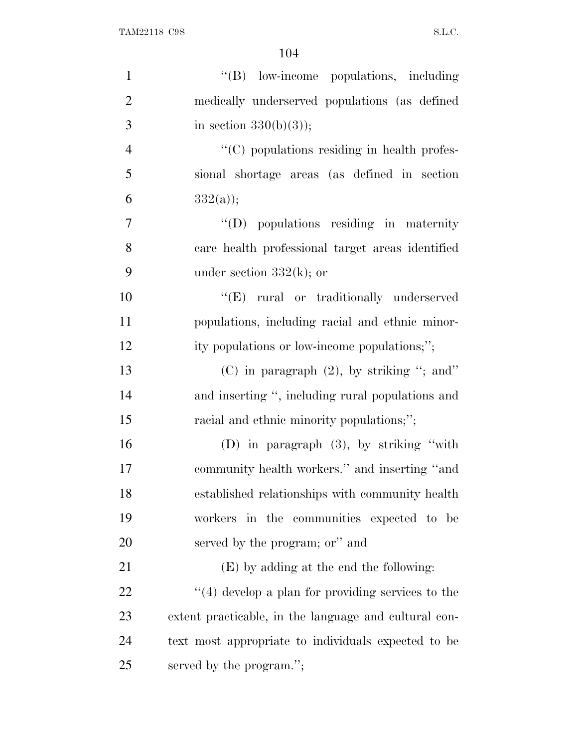"(B) low-income populations, including medically underserved populations (as defined in section 330(b)(3));

"(C) populations residing in health professional shortage areas (as defined in section 332(a));

"(D) populations residing in maternity care health professional target areas identified under section 332(k); or

"(E) rural or traditionally underserved populations, including racial and ethnic minority populations or low-income populations;";

(C) in paragraph (2), by striking "; and" and inserting ", including rural populations and racial and ethnic minority populations;";

(D) in paragraph (3), by striking "with community health workers." and inserting "and established relationships with community health workers in the communities expected to be served by the program; or" and

(E) by adding at the end the following:

"(4) develop a plan for providing services to the extent practicable, in the language and cultural context most appropriate to individuals expected to be served by the program.";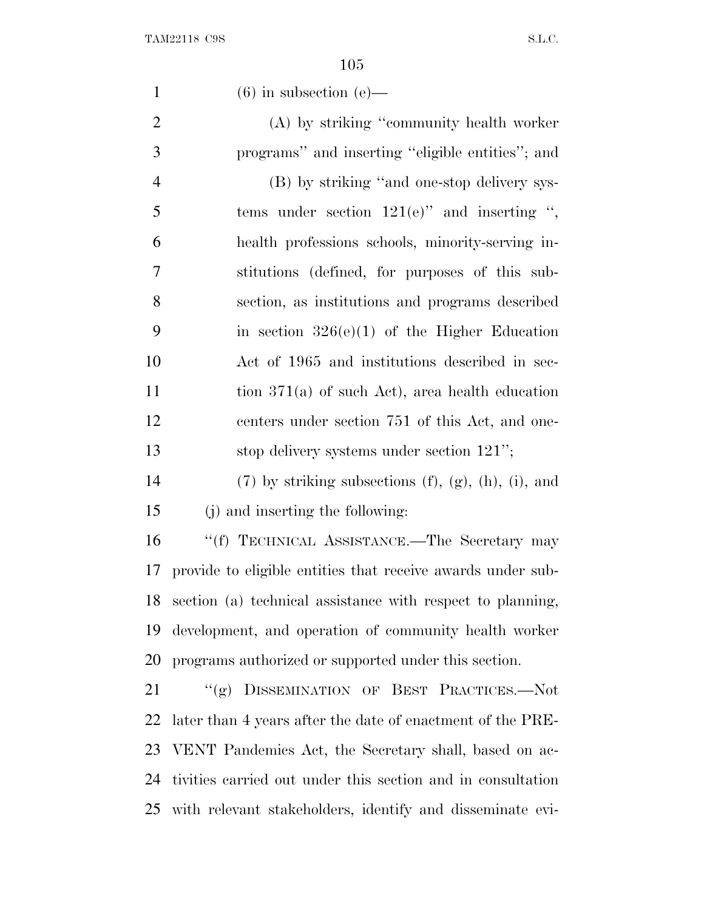(6) in subsection (e)—

(A) by striking "community health worker programs" and inserting "eligible entities"; and

(B) by striking "and one-stop delivery systems under section 121(e)" and inserting ", health professions schools, minority-serving institutions (defined, for purposes of this subsection, as institutions and programs described in section 326(e)(1) of the Higher Education Act of 1965 and institutions described in section 371(a) of such Act), area health education centers under section 751 of this Act, and one-stop delivery systems under section 121";

(7) by striking subsections (f), (g), (h), (i), and (j) and inserting the following:

"(f) TECHNICAL ASSISTANCE.—The Secretary may provide to eligible entities that receive awards under subsection (a) technical assistance with respect to planning, development, and operation of community health worker programs authorized or supported under this section.

"(g) DISSEMINATION OF BEST PRACTICES.—Not later than 4 years after the date of enactment of the PREVENT Pandemics Act, the Secretary shall, based on activities carried out under this section and in consultation with relevant stakeholders, identify and disseminate evi-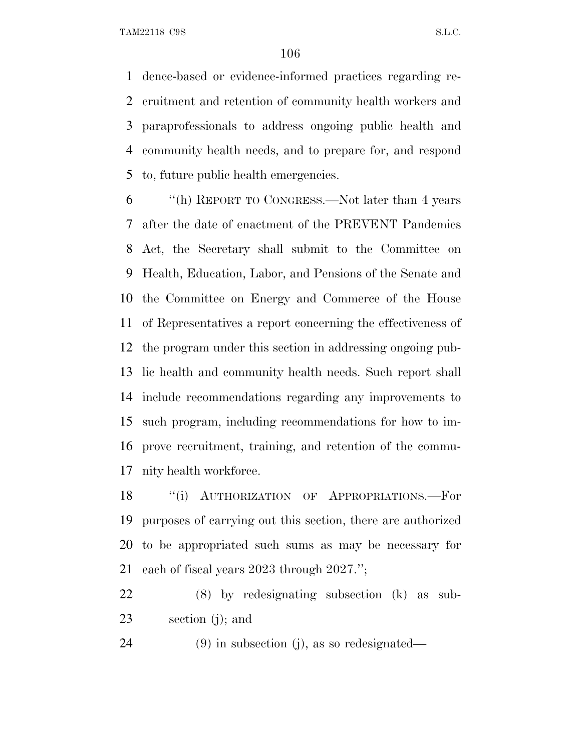dence-based or evidence-informed practices regarding recruitment and retention of community health workers and paraprofessionals to address ongoing public health and community health needs, and to prepare for, and respond to, future public health emergencies.

"(h) REPORT TO CONGRESS.—Not later than 4 years after the date of enactment of the PREVENT Pandemics Act, the Secretary shall submit to the Committee on Health, Education, Labor, and Pensions of the Senate and the Committee on Energy and Commerce of the House of Representatives a report concerning the effectiveness of the program under this section in addressing ongoing public health and community health needs. Such report shall include recommendations regarding any improvements to such program, including recommendations for how to improve recruitment, training, and retention of the community health workforce.

"(i) AUTHORIZATION OF APPROPRIATIONS.—For purposes of carrying out this section, there are authorized to be appropriated such sums as may be necessary for each of fiscal years 2023 through 2027.";

(8) by redesignating subsection (k) as subsection (j); and

(9) in subsection (j), as so redesignated—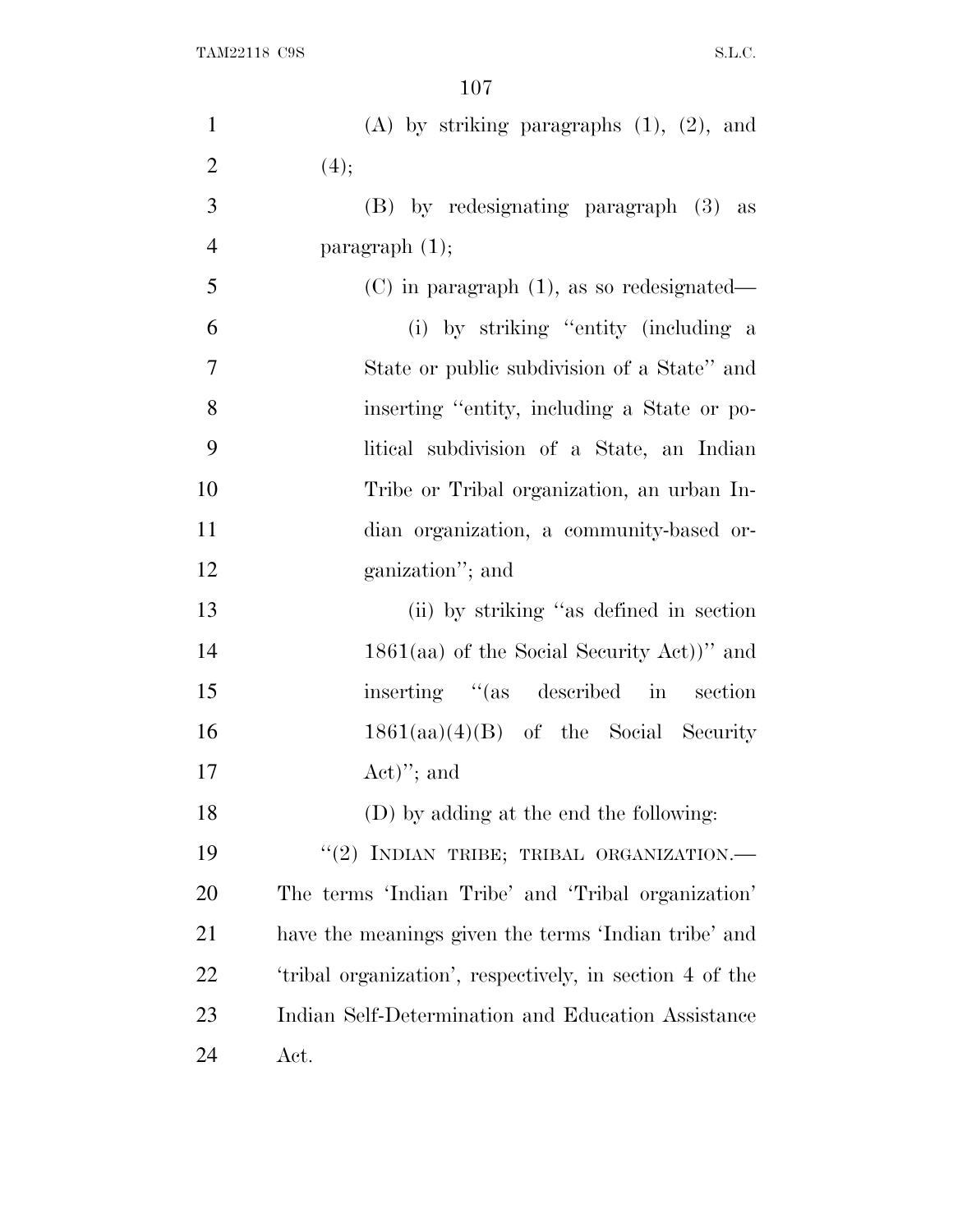(A) by striking paragraphs (1), (2), and (4);

(B) by redesignating paragraph (3) as paragraph (1);

(C) in paragraph (1), as so redesignated—

(i) by striking "entity (including a State or public subdivision of a State" and inserting "entity, including a State or political subdivision of a State, an Indian Tribe or Tribal organization, an urban Indian organization, a community-based organization"; and

(ii) by striking "as defined in section 1861(aa) of the Social Security Act))" and inserting "(as described in section 1861(aa)(4)(B) of the Social Security Act)"; and

(D) by adding at the end the following:

"(2) INDIAN TRIBE; TRIBAL ORGANIZATION.—The terms 'Indian Tribe' and 'Tribal organization' have the meanings given the terms 'Indian tribe' and 'tribal organization', respectively, in section 4 of the Indian Self-Determination and Education Assistance Act.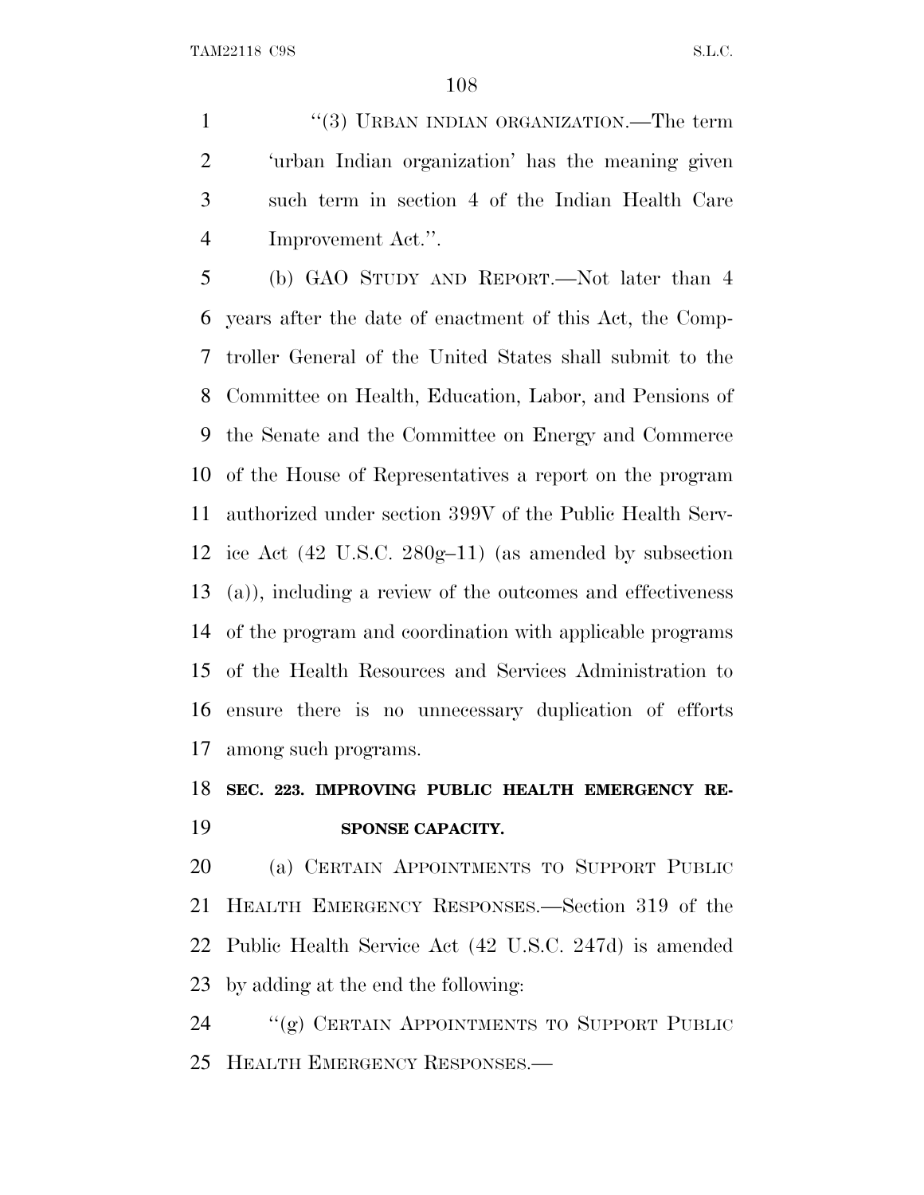"(3) URBAN INDIAN ORGANIZATION.—The term 'urban Indian organization' has the meaning given such term in section 4 of the Indian Health Care Improvement Act.".

(b) GAO STUDY AND REPORT.—Not later than 4 years after the date of enactment of this Act, the Comptroller General of the United States shall submit to the Committee on Health, Education, Labor, and Pensions of the Senate and the Committee on Energy and Commerce of the House of Representatives a report on the program authorized under section 399V of the Public Health Service Act (42 U.S.C. 280g–11) (as amended by subsection (a)), including a review of the outcomes and effectiveness of the program and coordination with applicable programs of the Health Resources and Services Administration to ensure there is no unnecessary duplication of efforts among such programs.

**SEC. 223. IMPROVING PUBLIC HEALTH EMERGENCY RESPONSE CAPACITY.**

(a) CERTAIN APPOINTMENTS TO SUPPORT PUBLIC HEALTH EMERGENCY RESPONSES.—Section 319 of the Public Health Service Act (42 U.S.C. 247d) is amended by adding at the end the following:

"(g) CERTAIN APPOINTMENTS TO SUPPORT PUBLIC HEALTH EMERGENCY RESPONSES.—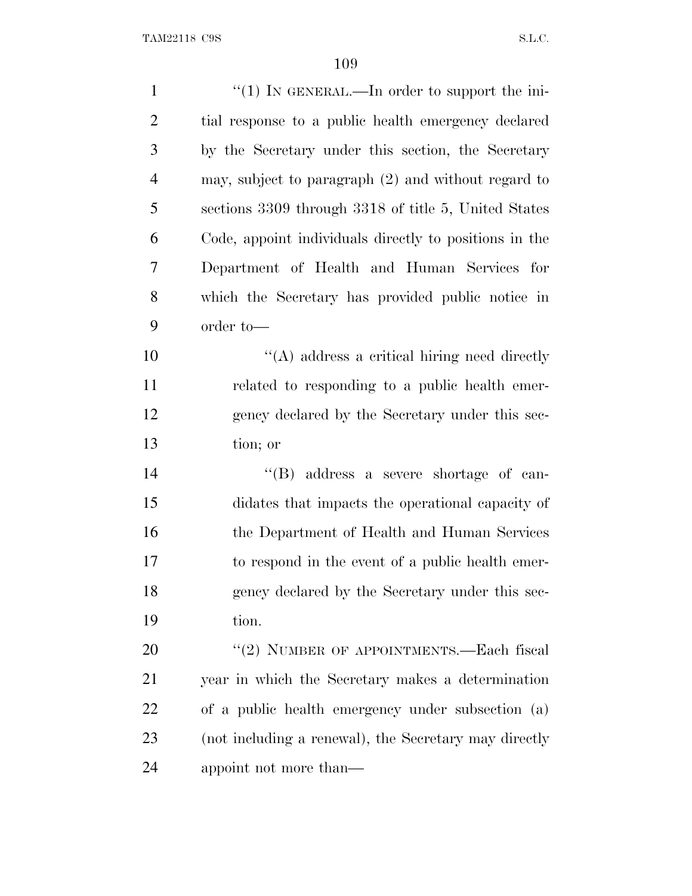"(1) IN GENERAL.—In order to support the initial response to a public health emergency declared by the Secretary under this section, the Secretary may, subject to paragraph (2) and without regard to sections 3309 through 3318 of title 5, United States Code, appoint individuals directly to positions in the Department of Health and Human Services for which the Secretary has provided public notice in order to—

"(A) address a critical hiring need directly related to responding to a public health emergency declared by the Secretary under this section; or

"(B) address a severe shortage of candidates that impacts the operational capacity of the Department of Health and Human Services to respond in the event of a public health emergency declared by the Secretary under this section.

"(2) NUMBER OF APPOINTMENTS.—Each fiscal year in which the Secretary makes a determination of a public health emergency under subsection (a) (not including a renewal), the Secretary may directly appoint not more than—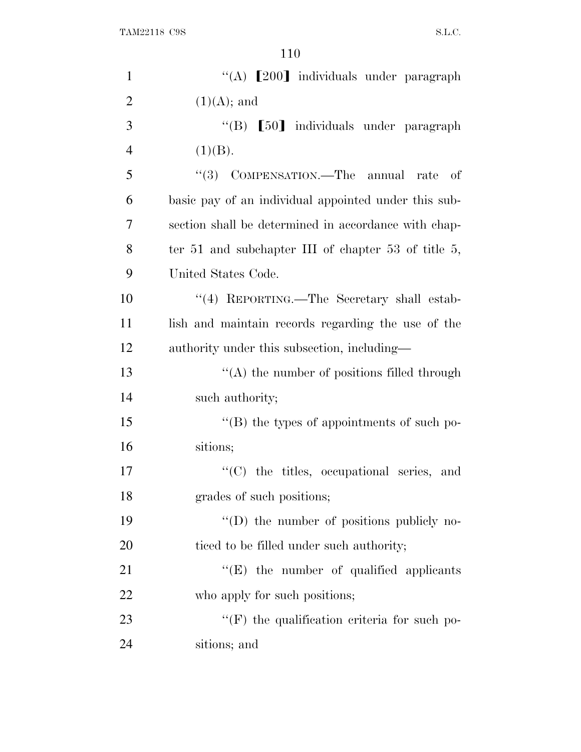''(A) ⟦200⟧ individuals under paragraph (1)(A); and

''(B) ⟦50⟧ individuals under paragraph (1)(B).

''(3) COMPENSATION.—The annual rate of basic pay of an individual appointed under this subsection shall be determined in accordance with chapter 51 and subchapter III of chapter 53 of title 5, United States Code.

''(4) REPORTING.—The Secretary shall establish and maintain records regarding the use of the authority under this subsection, including—

''(A) the number of positions filled through such authority;

''(B) the types of appointments of such positions;

''(C) the titles, occupational series, and grades of such positions;

''(D) the number of positions publicly noticed to be filled under such authority;

''(E) the number of qualified applicants who apply for such positions;

''(F) the qualification criteria for such positions; and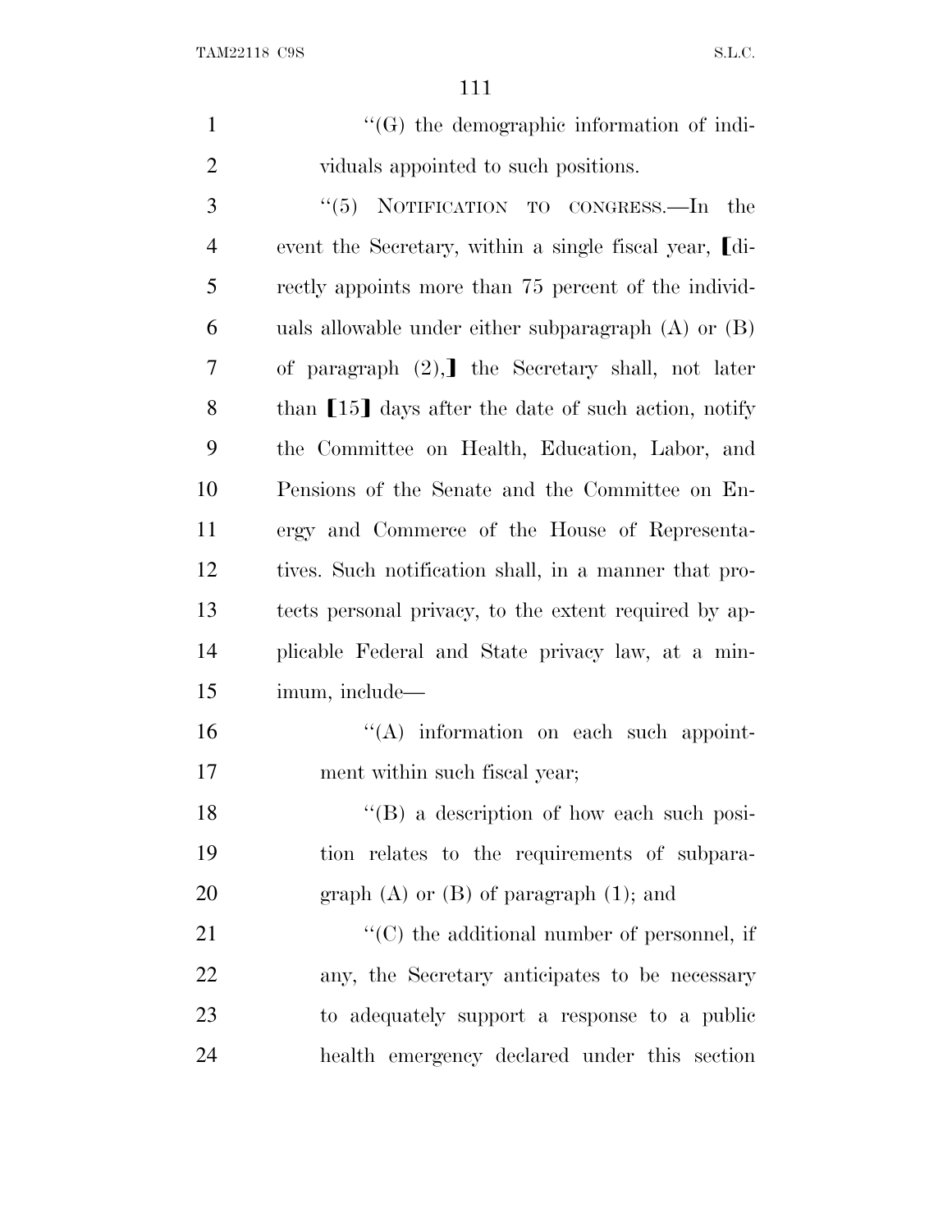''(G) the demographic information of individuals appointed to such positions.

''(5) NOTIFICATION TO CONGRESS.—In the event the Secretary, within a single fiscal year, ⟦directly appoints more than 75 percent of the individuals allowable under either subparagraph (A) or (B) of paragraph (2),⟧ the Secretary shall, not later than ⟦15⟧ days after the date of such action, notify the Committee on Health, Education, Labor, and Pensions of the Senate and the Committee on Energy and Commerce of the House of Representatives. Such notification shall, in a manner that protects personal privacy, to the extent required by applicable Federal and State privacy law, at a minimum, include—

''(A) information on each such appointment within such fiscal year;

''(B) a description of how each such position relates to the requirements of subparagraph (A) or (B) of paragraph (1); and

''(C) the additional number of personnel, if any, the Secretary anticipates to be necessary to adequately support a response to a public health emergency declared under this section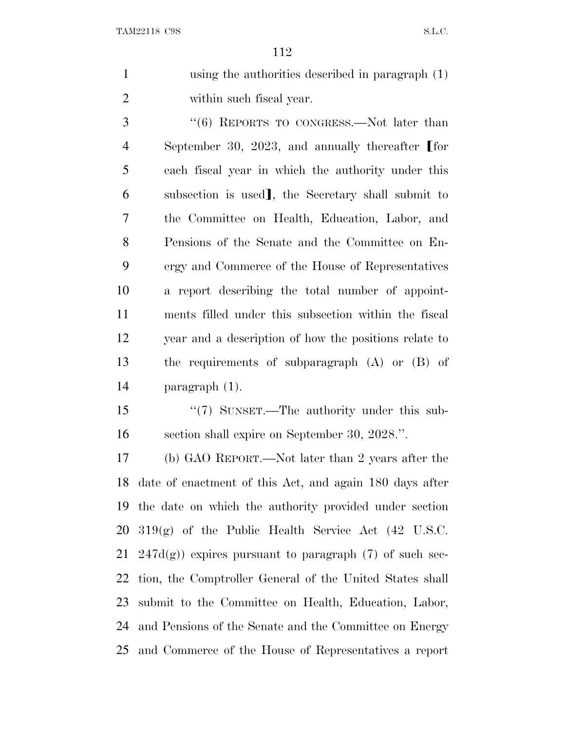using the authorities described in paragraph (1) within such fiscal year.

"(6) REPORTS TO CONGRESS.—Not later than September 30, 2023, and annually thereafter ⟦for each fiscal year in which the authority under this subsection is used⟧, the Secretary shall submit to the Committee on Health, Education, Labor, and Pensions of the Senate and the Committee on Energy and Commerce of the House of Representatives a report describing the total number of appointments filled under this subsection within the fiscal year and a description of how the positions relate to the requirements of subparagraph (A) or (B) of paragraph (1).

"(7) SUNSET.—The authority under this subsection shall expire on September 30, 2028.".

(b) GAO REPORT.—Not later than 2 years after the date of enactment of this Act, and again 180 days after the date on which the authority provided under section 319(g) of the Public Health Service Act (42 U.S.C. 247d(g)) expires pursuant to paragraph (7) of such section, the Comptroller General of the United States shall submit to the Committee on Health, Education, Labor, and Pensions of the Senate and the Committee on Energy and Commerce of the House of Representatives a report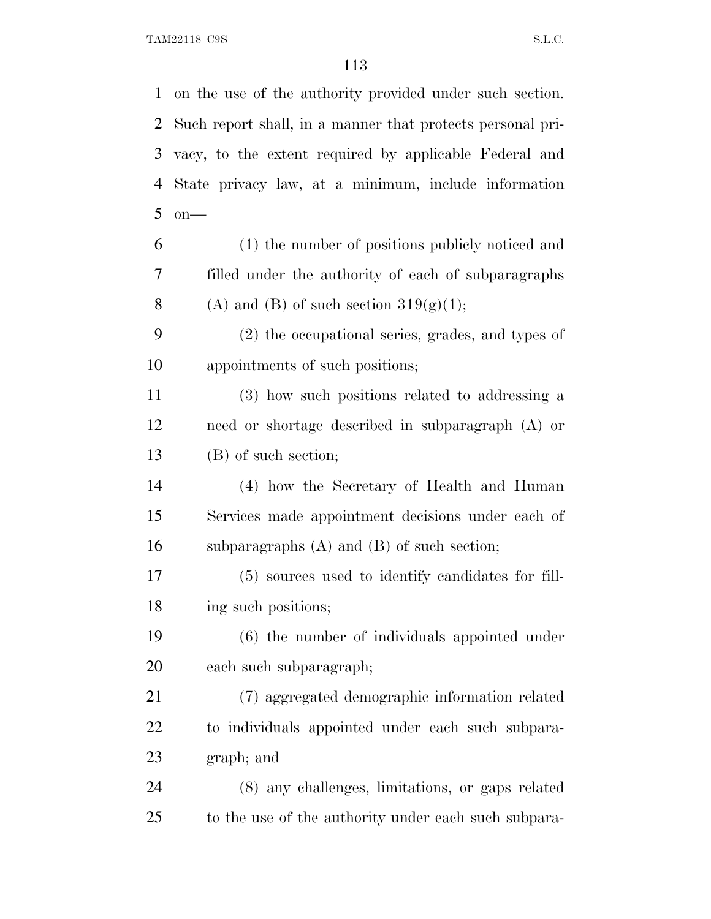on the use of the authority provided under such section. Such report shall, in a manner that protects personal privacy, to the extent required by applicable Federal and State privacy law, at a minimum, include information on—

(1) the number of positions publicly noticed and filled under the authority of each of subparagraphs (A) and (B) of such section 319(g)(1);

(2) the occupational series, grades, and types of appointments of such positions;

(3) how such positions related to addressing a need or shortage described in subparagraph (A) or (B) of such section;

(4) how the Secretary of Health and Human Services made appointment decisions under each of subparagraphs (A) and (B) of such section;

(5) sources used to identify candidates for filling such positions;

(6) the number of individuals appointed under each such subparagraph;

(7) aggregated demographic information related to individuals appointed under each such subparagraph; and

(8) any challenges, limitations, or gaps related to the use of the authority under each such subpara-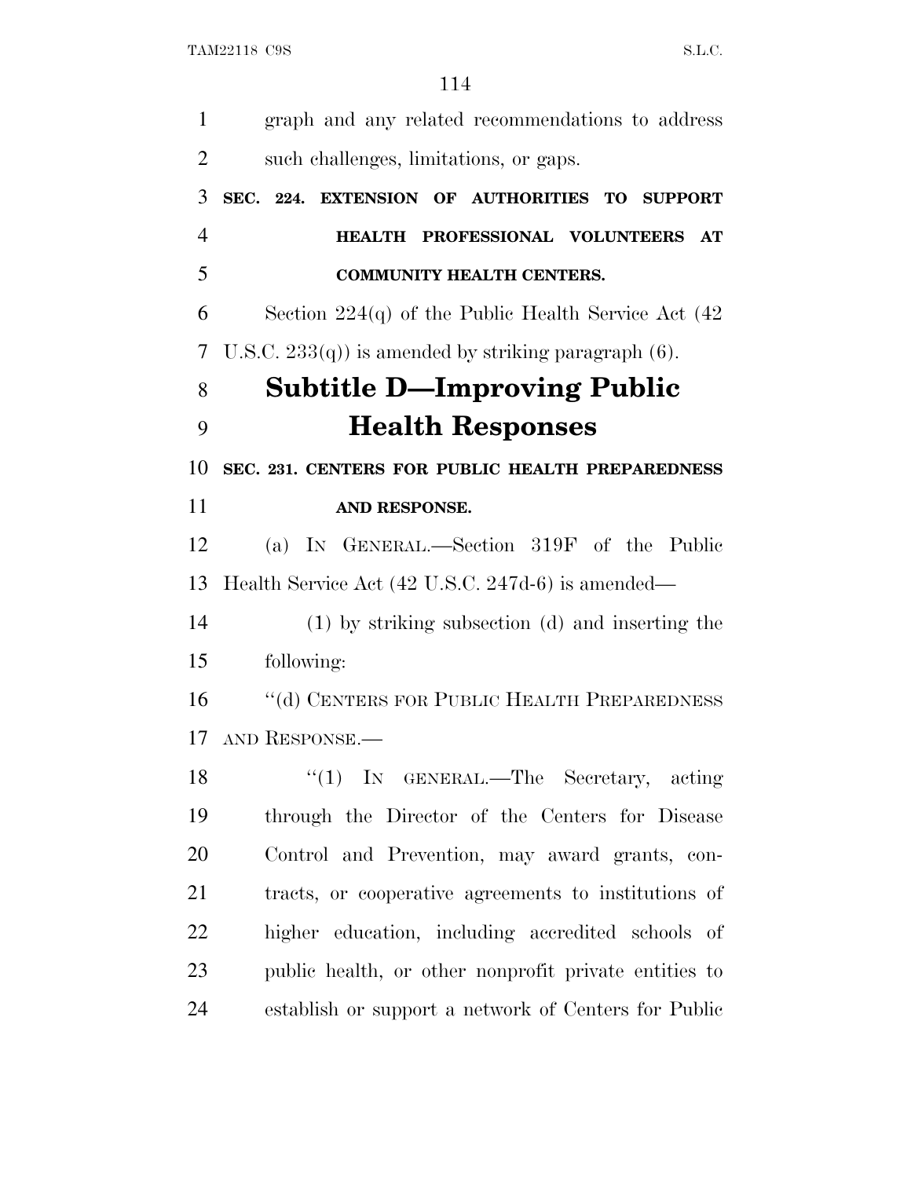graph and any related recommendations to address such challenges, limitations, or gaps.

**SEC. 224. EXTENSION OF AUTHORITIES TO SUPPORT HEALTH PROFESSIONAL VOLUNTEERS AT COMMUNITY HEALTH CENTERS.**

Section 224(q) of the Public Health Service Act (42 U.S.C. 233(q)) is amended by striking paragraph (6).

# Subtitle D—Improving Public Health Responses

**SEC. 231. CENTERS FOR PUBLIC HEALTH PREPAREDNESS AND RESPONSE.**

(a) IN GENERAL.—Section 319F of the Public Health Service Act (42 U.S.C. 247d-6) is amended—

(1) by striking subsection (d) and inserting the following:

"(d) CENTERS FOR PUBLIC HEALTH PREPAREDNESS AND RESPONSE.—

"(1) IN GENERAL.—The Secretary, acting through the Director of the Centers for Disease Control and Prevention, may award grants, contracts, or cooperative agreements to institutions of higher education, including accredited schools of public health, or other nonprofit private entities to establish or support a network of Centers for Public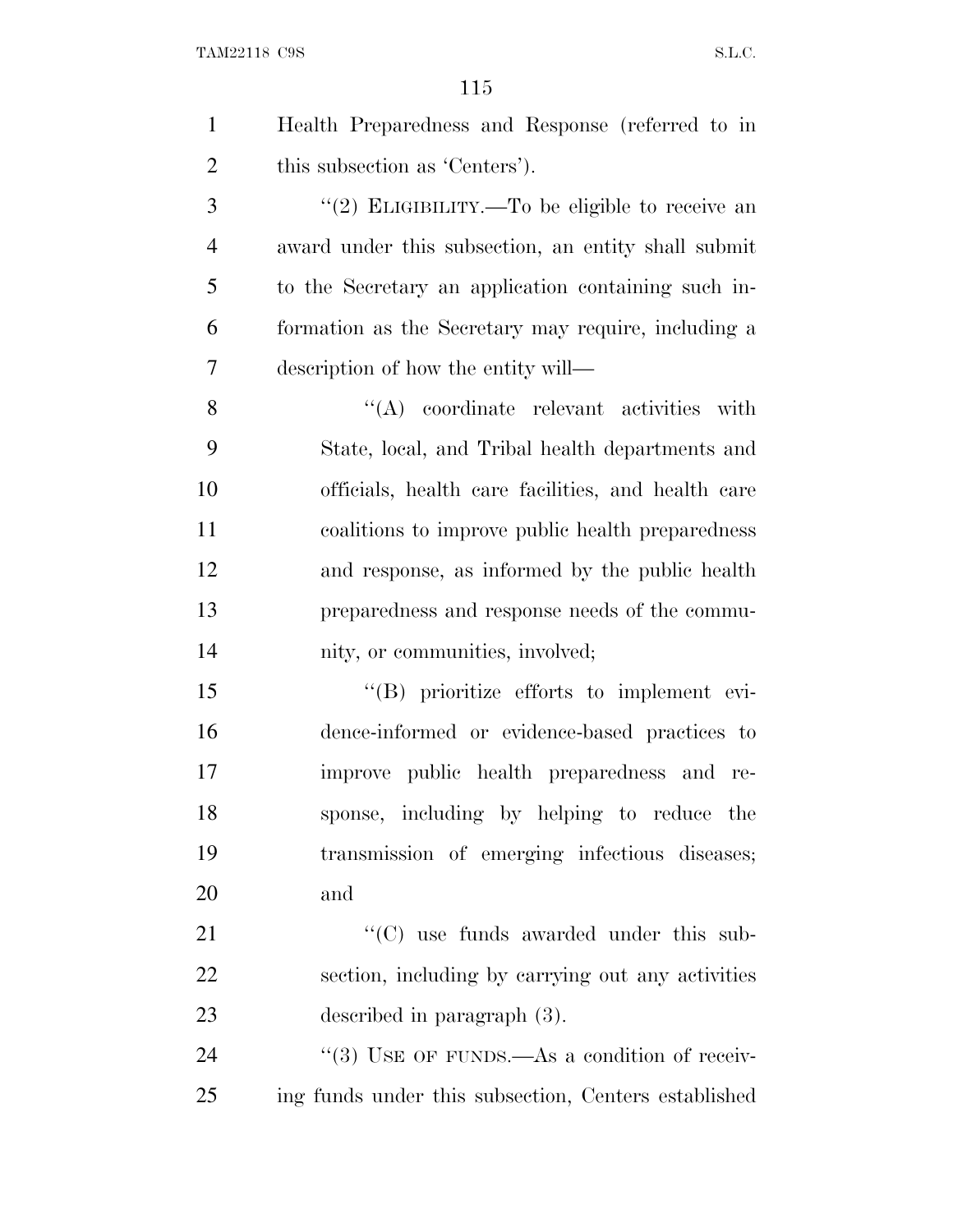Health Preparedness and Response (referred to in this subsection as 'Centers').

"(2) ELIGIBILITY.—To be eligible to receive an award under this subsection, an entity shall submit to the Secretary an application containing such information as the Secretary may require, including a description of how the entity will—

"(A) coordinate relevant activities with State, local, and Tribal health departments and officials, health care facilities, and health care coalitions to improve public health preparedness and response, as informed by the public health preparedness and response needs of the community, or communities, involved;

"(B) prioritize efforts to implement evidence-informed or evidence-based practices to improve public health preparedness and response, including by helping to reduce the transmission of emerging infectious diseases; and

"(C) use funds awarded under this subsection, including by carrying out any activities described in paragraph (3).

"(3) USE OF FUNDS.—As a condition of receiving funds under this subsection, Centers established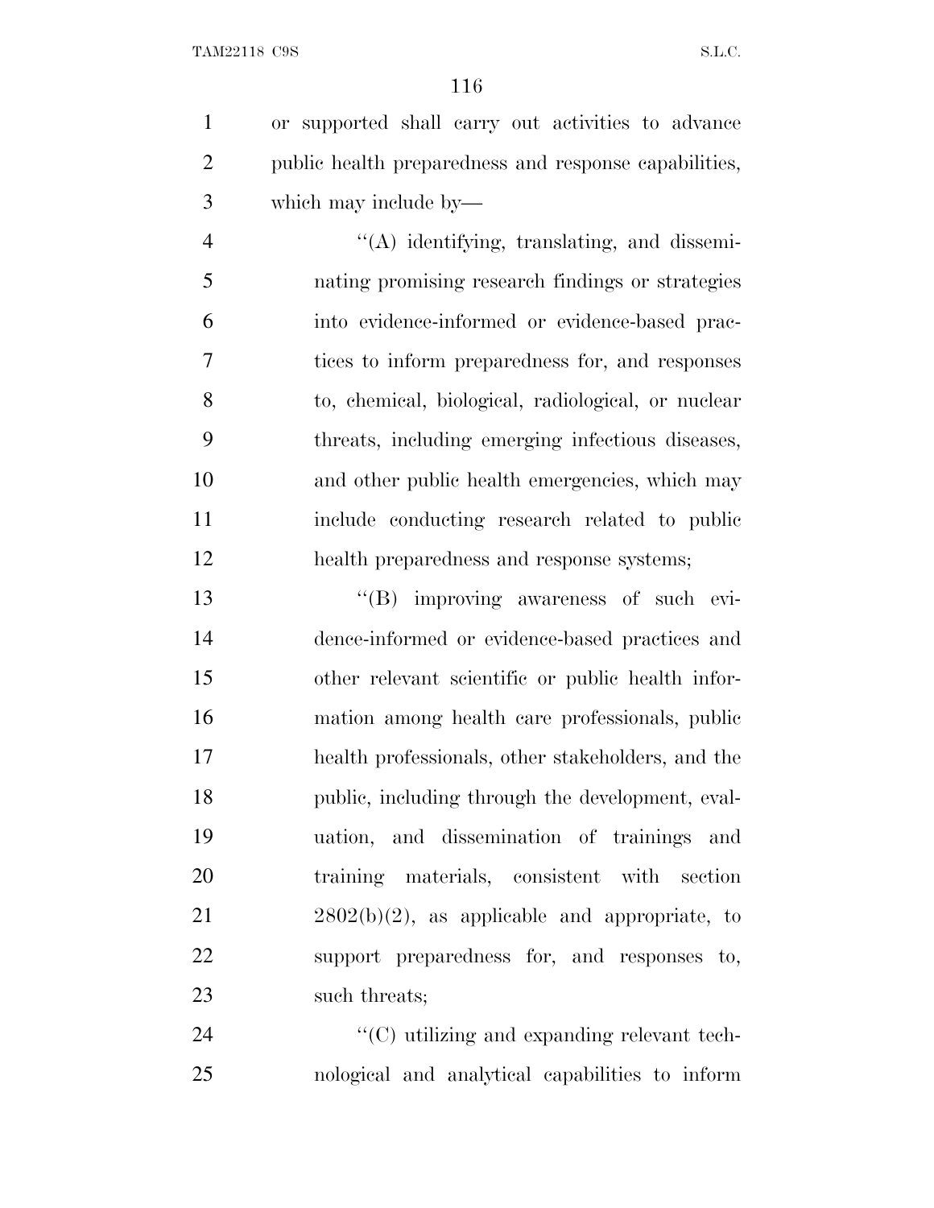or supported shall carry out activities to advance public health preparedness and response capabilities, which may include by—

''(A) identifying, translating, and disseminating promising research findings or strategies into evidence-informed or evidence-based practices to inform preparedness for, and responses to, chemical, biological, radiological, or nuclear threats, including emerging infectious diseases, and other public health emergencies, which may include conducting research related to public health preparedness and response systems;

''(B) improving awareness of such evidence-informed or evidence-based practices and other relevant scientific or public health information among health care professionals, public health professionals, other stakeholders, and the public, including through the development, evaluation, and dissemination of trainings and training materials, consistent with section 2802(b)(2), as applicable and appropriate, to support preparedness for, and responses to, such threats;

''(C) utilizing and expanding relevant technological and analytical capabilities to inform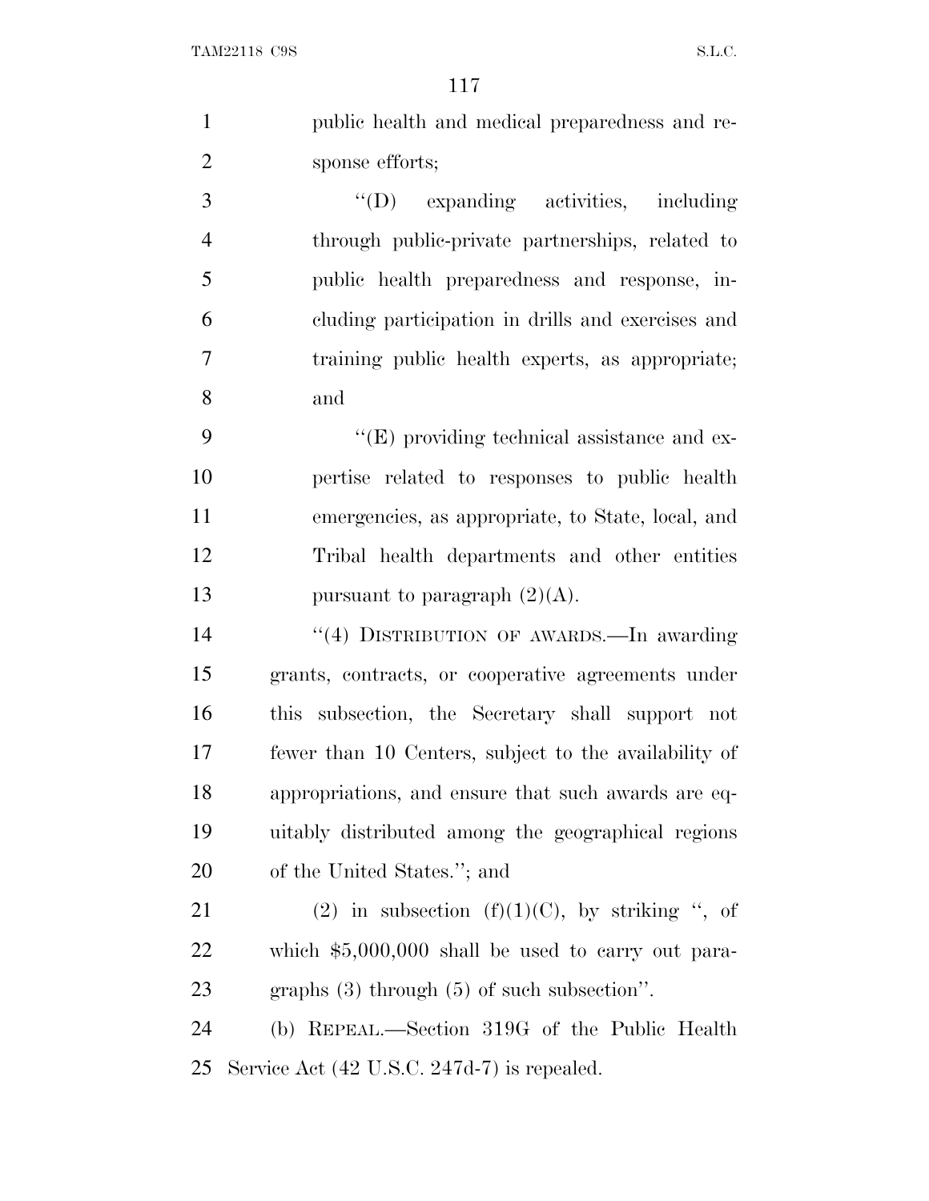public health and medical preparedness and response efforts;

"(D) expanding activities, including through public-private partnerships, related to public health preparedness and response, including participation in drills and exercises and training public health experts, as appropriate; and

"(E) providing technical assistance and expertise related to responses to public health emergencies, as appropriate, to State, local, and Tribal health departments and other entities pursuant to paragraph (2)(A).

"(4) DISTRIBUTION OF AWARDS.—In awarding grants, contracts, or cooperative agreements under this subsection, the Secretary shall support not fewer than 10 Centers, subject to the availability of appropriations, and ensure that such awards are equitably distributed among the geographical regions of the United States."; and

(2) in subsection (f)(1)(C), by striking ", of which $5,000,000 shall be used to carry out paragraphs (3) through (5) of such subsection".

(b) REPEAL.—Section 319G of the Public Health Service Act (42 U.S.C. 247d-7) is repealed.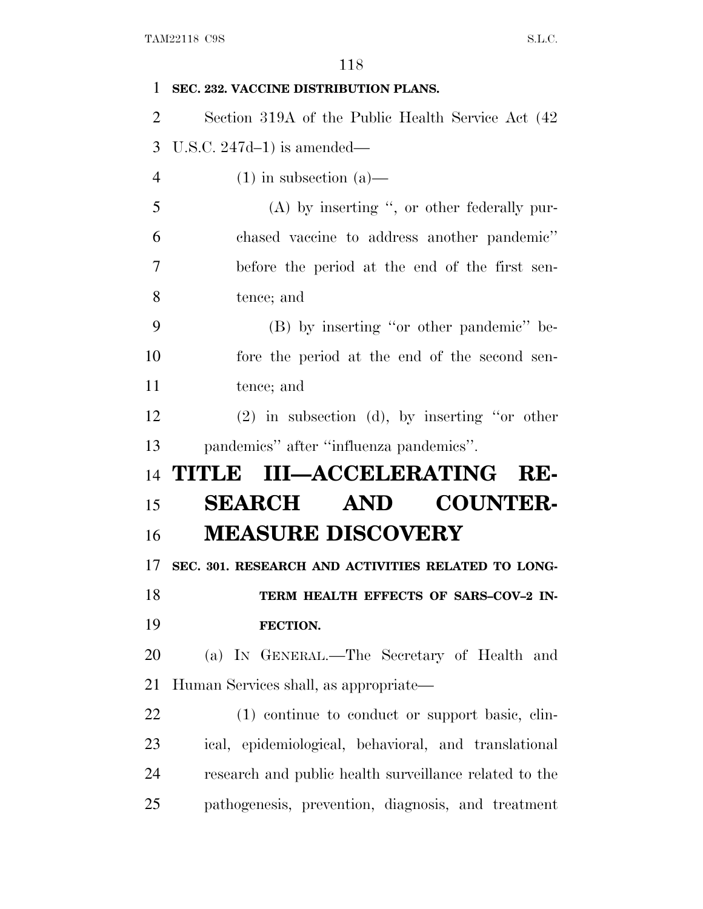**SEC. 232. VACCINE DISTRIBUTION PLANS.**

Section 319A of the Public Health Service Act (42 U.S.C. 247d–1) is amended—

(1) in subsection (a)—

(A) by inserting ", or other federally purchased vaccine to address another pandemic" before the period at the end of the first sentence; and

(B) by inserting "or other pandemic" before the period at the end of the second sentence; and

(2) in subsection (d), by inserting "or other pandemics" after "influenza pandemics".

# TITLE III—ACCELERATING RESEARCH AND COUNTERMEASURE DISCOVERY

**SEC. 301. RESEARCH AND ACTIVITIES RELATED TO LONG-TERM HEALTH EFFECTS OF SARS–COV–2 INFECTION.**

(a) IN GENERAL.—The Secretary of Health and Human Services shall, as appropriate—

(1) continue to conduct or support basic, clinical, epidemiological, behavioral, and translational research and public health surveillance related to the pathogenesis, prevention, diagnosis, and treatment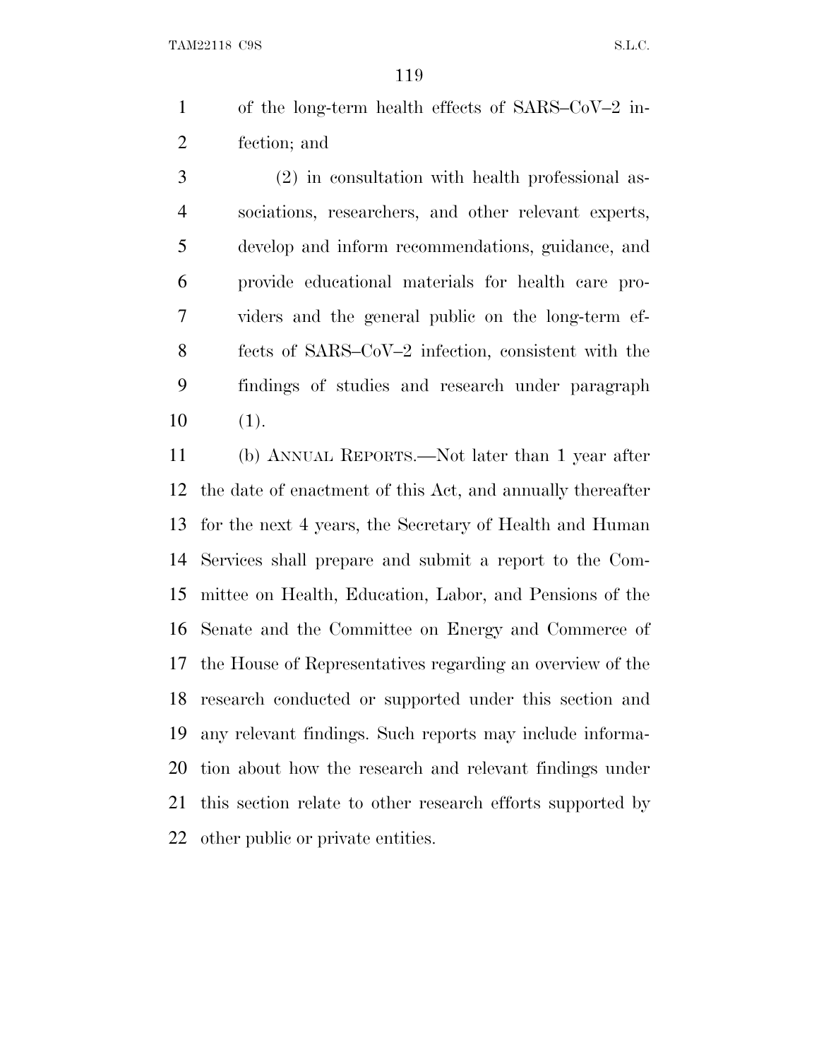of the long-term health effects of SARS–CoV–2 infection; and

(2) in consultation with health professional associations, researchers, and other relevant experts, develop and inform recommendations, guidance, and provide educational materials for health care providers and the general public on the long-term effects of SARS–CoV–2 infection, consistent with the findings of studies and research under paragraph (1).

(b) ANNUAL REPORTS.—Not later than 1 year after the date of enactment of this Act, and annually thereafter for the next 4 years, the Secretary of Health and Human Services shall prepare and submit a report to the Committee on Health, Education, Labor, and Pensions of the Senate and the Committee on Energy and Commerce of the House of Representatives regarding an overview of the research conducted or supported under this section and any relevant findings. Such reports may include information about how the research and relevant findings under this section relate to other research efforts supported by other public or private entities.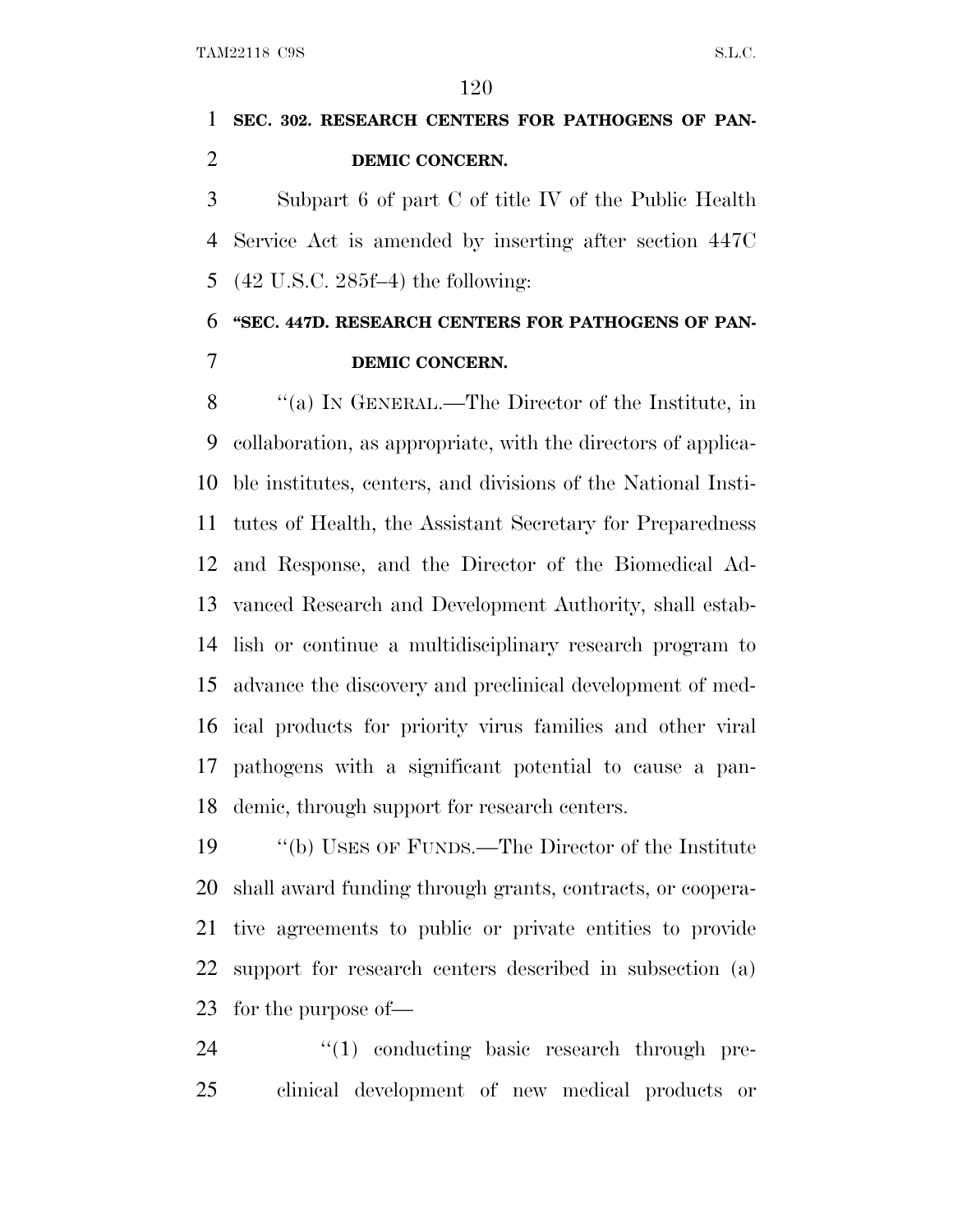**SEC. 302. RESEARCH CENTERS FOR PATHOGENS OF PANDEMIC CONCERN.**

Subpart 6 of part C of title IV of the Public Health Service Act is amended by inserting after section 447C (42 U.S.C. 285f–4) the following:

**"SEC. 447D. RESEARCH CENTERS FOR PATHOGENS OF PANDEMIC CONCERN.**

"(a) IN GENERAL.—The Director of the Institute, in collaboration, as appropriate, with the directors of applicable institutes, centers, and divisions of the National Institutes of Health, the Assistant Secretary for Preparedness and Response, and the Director of the Biomedical Advanced Research and Development Authority, shall establish or continue a multidisciplinary research program to advance the discovery and preclinical development of medical products for priority virus families and other viral pathogens with a significant potential to cause a pandemic, through support for research centers.

"(b) USES OF FUNDS.—The Director of the Institute shall award funding through grants, contracts, or cooperative agreements to public or private entities to provide support for research centers described in subsection (a) for the purpose of—

"(1) conducting basic research through preclinical development of new medical products or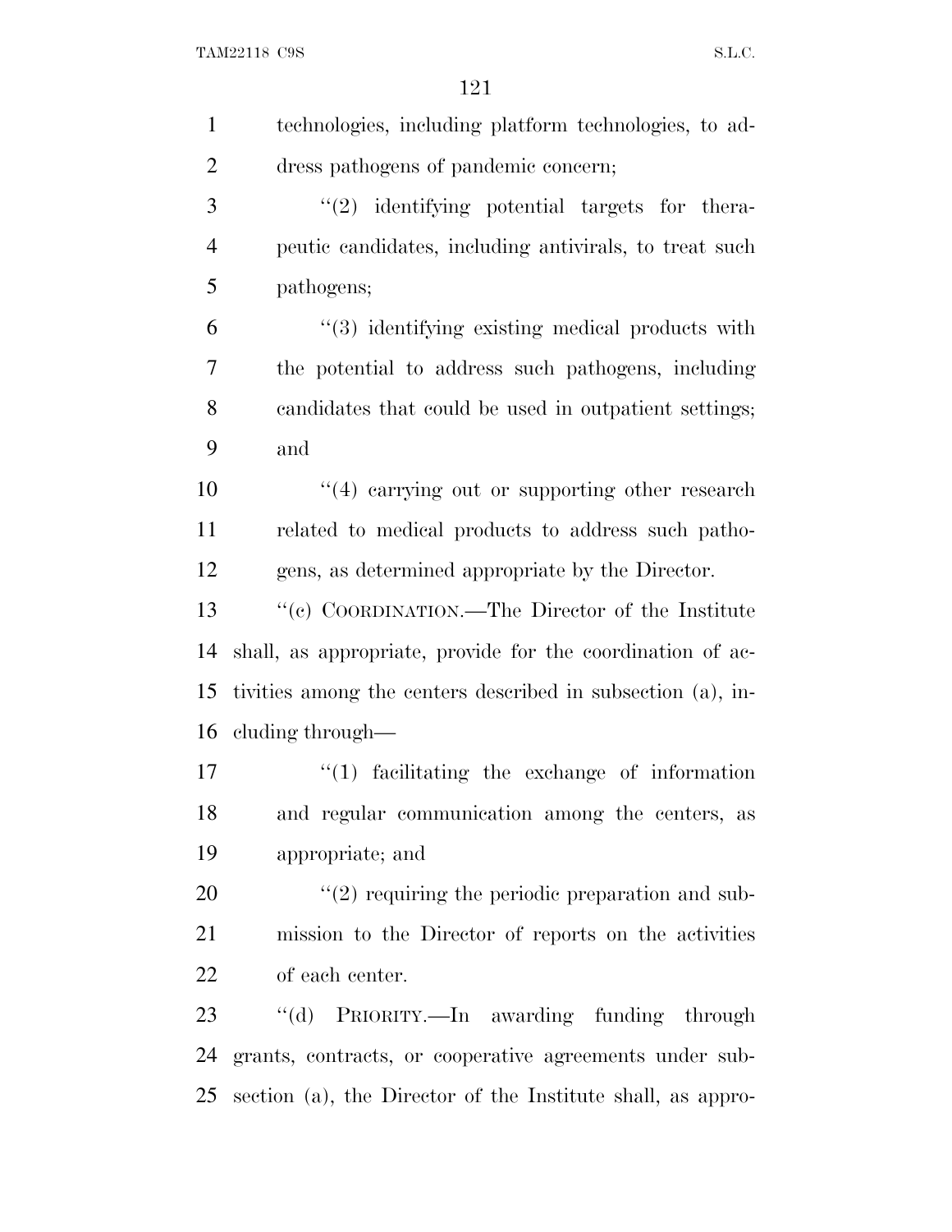technologies, including platform technologies, to address pathogens of pandemic concern;

"(2) identifying potential targets for therapeutic candidates, including antivirals, to treat such pathogens;

"(3) identifying existing medical products with the potential to address such pathogens, including candidates that could be used in outpatient settings; and

"(4) carrying out or supporting other research related to medical products to address such pathogens, as determined appropriate by the Director.

"(c) COORDINATION.—The Director of the Institute shall, as appropriate, provide for the coordination of activities among the centers described in subsection (a), including through—

"(1) facilitating the exchange of information and regular communication among the centers, as appropriate; and

"(2) requiring the periodic preparation and submission to the Director of reports on the activities of each center.

"(d) PRIORITY.—In awarding funding through grants, contracts, or cooperative agreements under subsection (a), the Director of the Institute shall, as appro-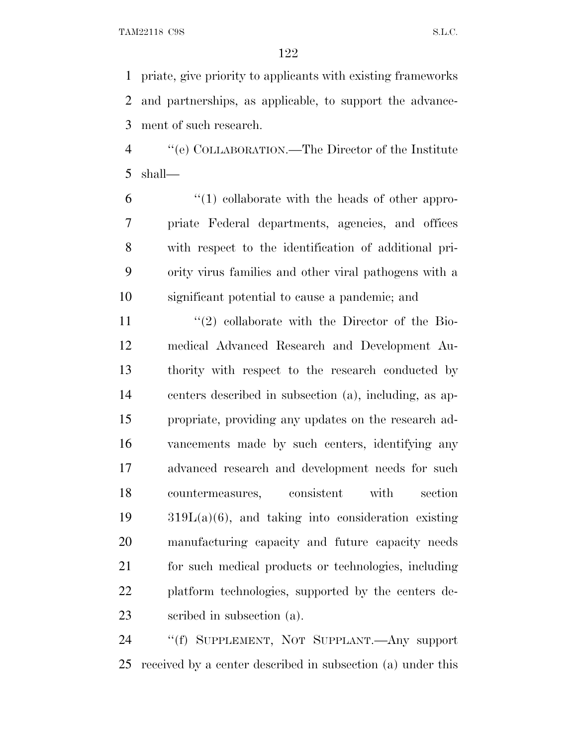priate, give priority to applicants with existing frameworks and partnerships, as applicable, to support the advancement of such research.

''(e) COLLABORATION.—The Director of the Institute shall—

''(1) collaborate with the heads of other appropriate Federal departments, agencies, and offices with respect to the identification of additional priority virus families and other viral pathogens with a significant potential to cause a pandemic; and

''(2) collaborate with the Director of the Biomedical Advanced Research and Development Authority with respect to the research conducted by centers described in subsection (a), including, as appropriate, providing any updates on the research advancements made by such centers, identifying any advanced research and development needs for such countermeasures, consistent with section 319L(a)(6), and taking into consideration existing manufacturing capacity and future capacity needs for such medical products or technologies, including platform technologies, supported by the centers described in subsection (a).

''(f) SUPPLEMENT, NOT SUPPLANT.—Any support received by a center described in subsection (a) under this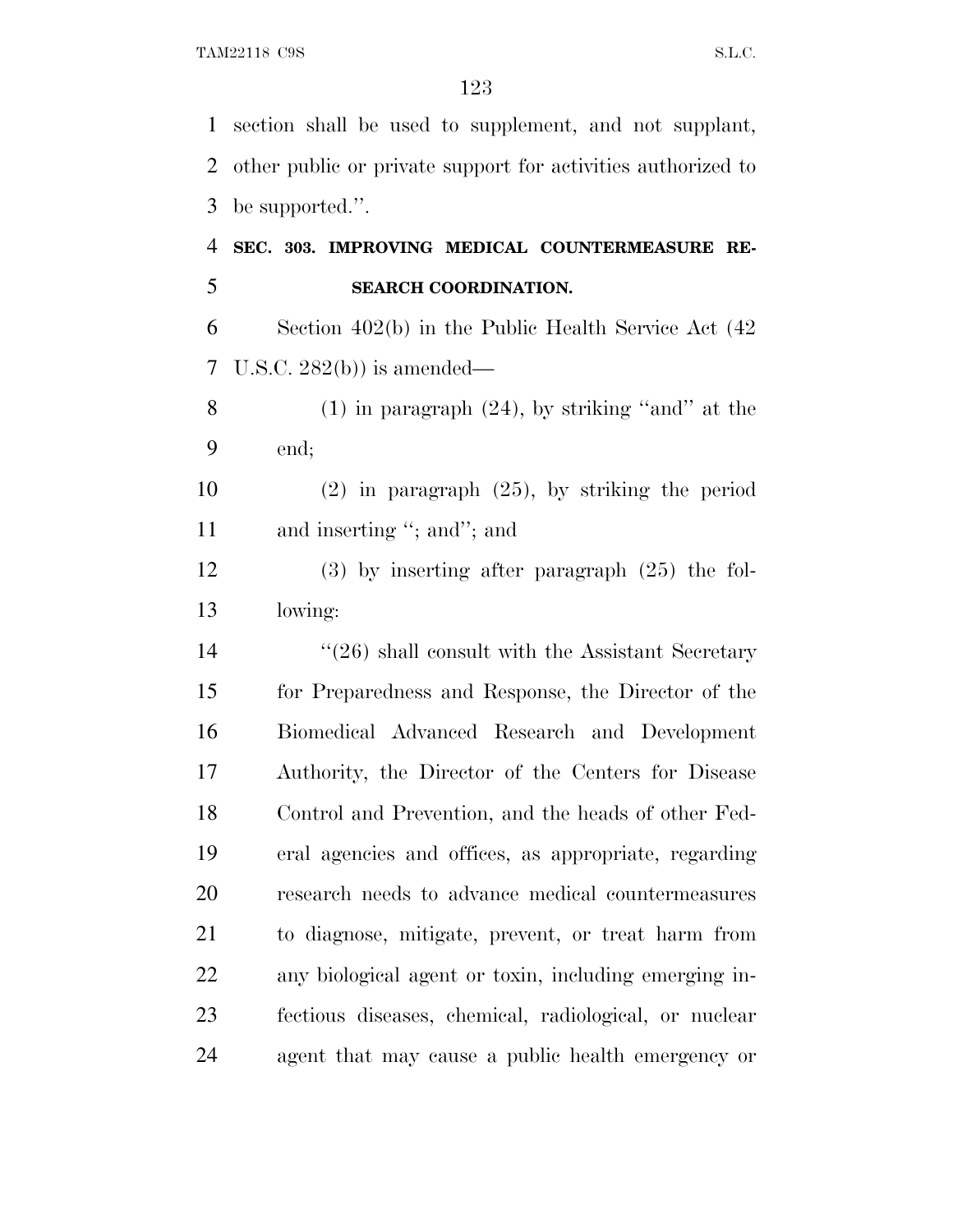section shall be used to supplement, and not supplant, other public or private support for activities authorized to be supported.''.

**SEC. 303. IMPROVING MEDICAL COUNTERMEASURE RESEARCH COORDINATION.**

Section 402(b) in the Public Health Service Act (42 U.S.C. 282(b)) is amended—

(1) in paragraph (24), by striking ''and'' at the end;

(2) in paragraph (25), by striking the period and inserting ''; and''; and

(3) by inserting after paragraph (25) the following:

''(26) shall consult with the Assistant Secretary for Preparedness and Response, the Director of the Biomedical Advanced Research and Development Authority, the Director of the Centers for Disease Control and Prevention, and the heads of other Federal agencies and offices, as appropriate, regarding research needs to advance medical countermeasures to diagnose, mitigate, prevent, or treat harm from any biological agent or toxin, including emerging infectious diseases, chemical, radiological, or nuclear agent that may cause a public health emergency or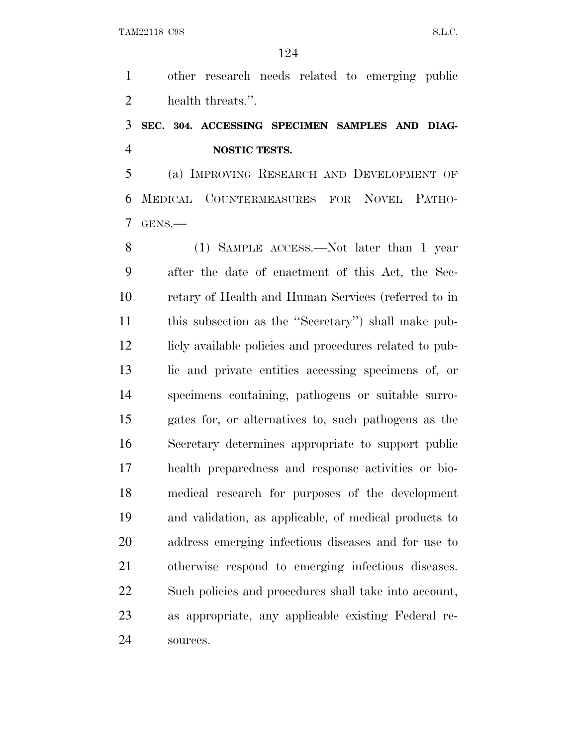other research needs related to emerging public health threats.''.

**SEC. 304. ACCESSING SPECIMEN SAMPLES AND DIAGNOSTIC TESTS.**

(a) IMPROVING RESEARCH AND DEVELOPMENT OF MEDICAL COUNTERMEASURES FOR NOVEL PATHOGENS.—

(1) SAMPLE ACCESS.—Not later than 1 year after the date of enactment of this Act, the Secretary of Health and Human Services (referred to in this subsection as the ''Secretary'') shall make publicly available policies and procedures related to public and private entities accessing specimens of, or specimens containing, pathogens or suitable surrogates for, or alternatives to, such pathogens as the Secretary determines appropriate to support public health preparedness and response activities or biomedical research for purposes of the development and validation, as applicable, of medical products to address emerging infectious diseases and for use to otherwise respond to emerging infectious diseases. Such policies and procedures shall take into account, as appropriate, any applicable existing Federal resources.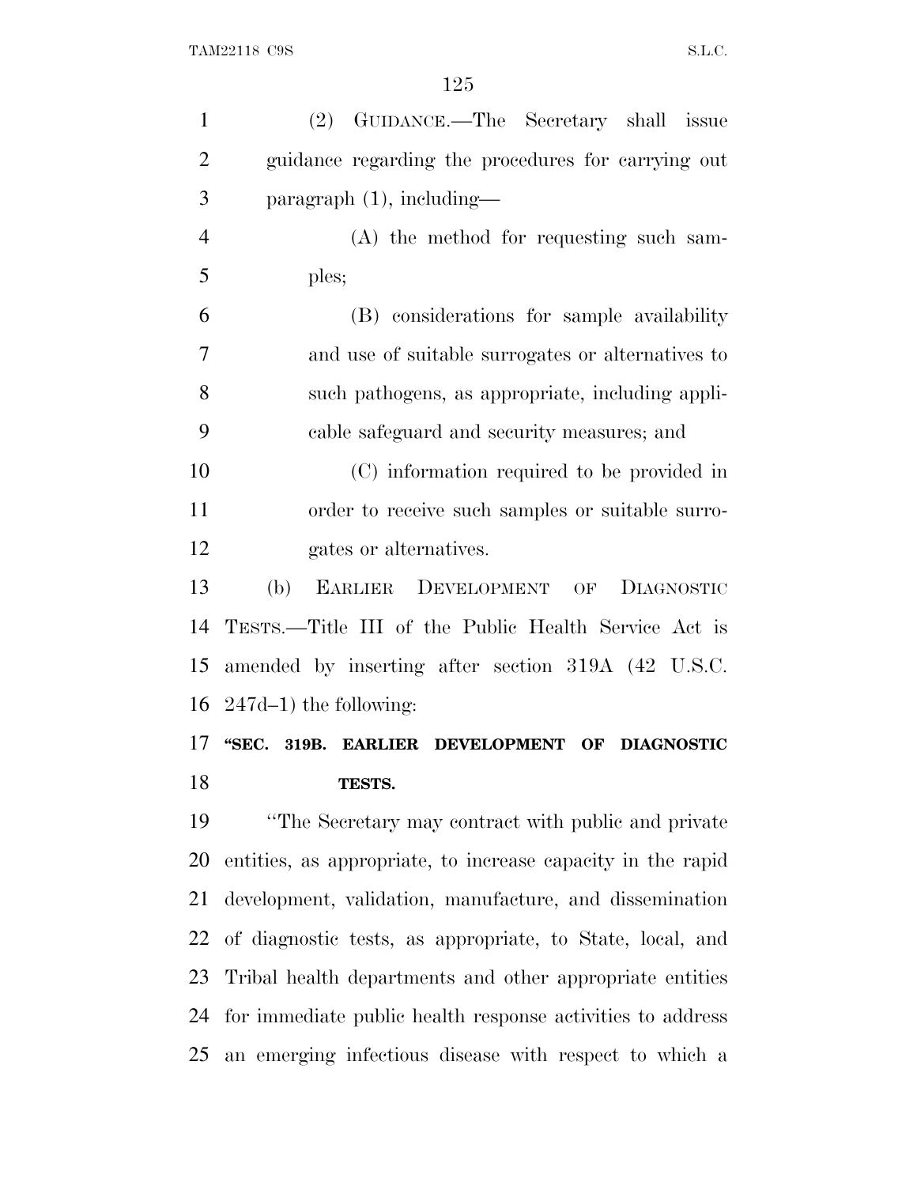(2) GUIDANCE.—The Secretary shall issue guidance regarding the procedures for carrying out paragraph (1), including—

(A) the method for requesting such samples;

(B) considerations for sample availability and use of suitable surrogates or alternatives to such pathogens, as appropriate, including applicable safeguard and security measures; and

(C) information required to be provided in order to receive such samples or suitable surrogates or alternatives.

(b) EARLIER DEVELOPMENT OF DIAGNOSTIC TESTS.—Title III of the Public Health Service Act is amended by inserting after section 319A (42 U.S.C. 247d–1) the following:

**"SEC. 319B. EARLIER DEVELOPMENT OF DIAGNOSTIC TESTS.**

"The Secretary may contract with public and private entities, as appropriate, to increase capacity in the rapid development, validation, manufacture, and dissemination of diagnostic tests, as appropriate, to State, local, and Tribal health departments and other appropriate entities for immediate public health response activities to address an emerging infectious disease with respect to which a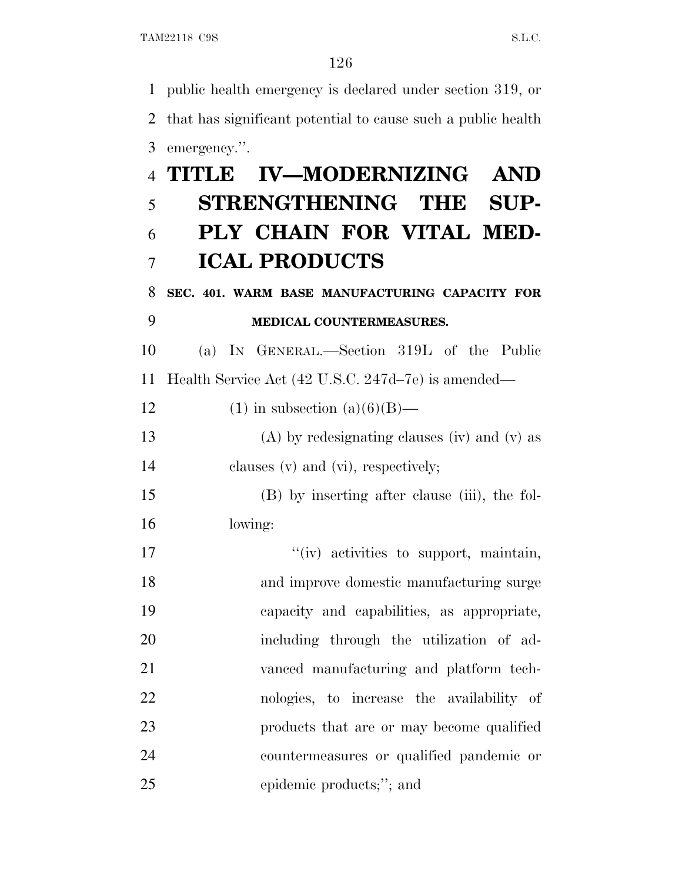public health emergency is declared under section 319, or that has significant potential to cause such a public health emergency.''.

# TITLE IV—MODERNIZING AND STRENGTHENING THE SUPPLY CHAIN FOR VITAL MEDICAL PRODUCTS

## SEC. 401. WARM BASE MANUFACTURING CAPACITY FOR MEDICAL COUNTERMEASURES.

(a) IN GENERAL.—Section 319L of the Public Health Service Act (42 U.S.C. 247d–7e) is amended—

(1) in subsection (a)(6)(B)—

(A) by redesignating clauses (iv) and (v) as clauses (v) and (vi), respectively;

(B) by inserting after clause (iii), the following:

''(iv) activities to support, maintain, and improve domestic manufacturing surge capacity and capabilities, as appropriate, including through the utilization of advanced manufacturing and platform technologies, to increase the availability of products that are or may become qualified countermeasures or qualified pandemic or epidemic products;''; and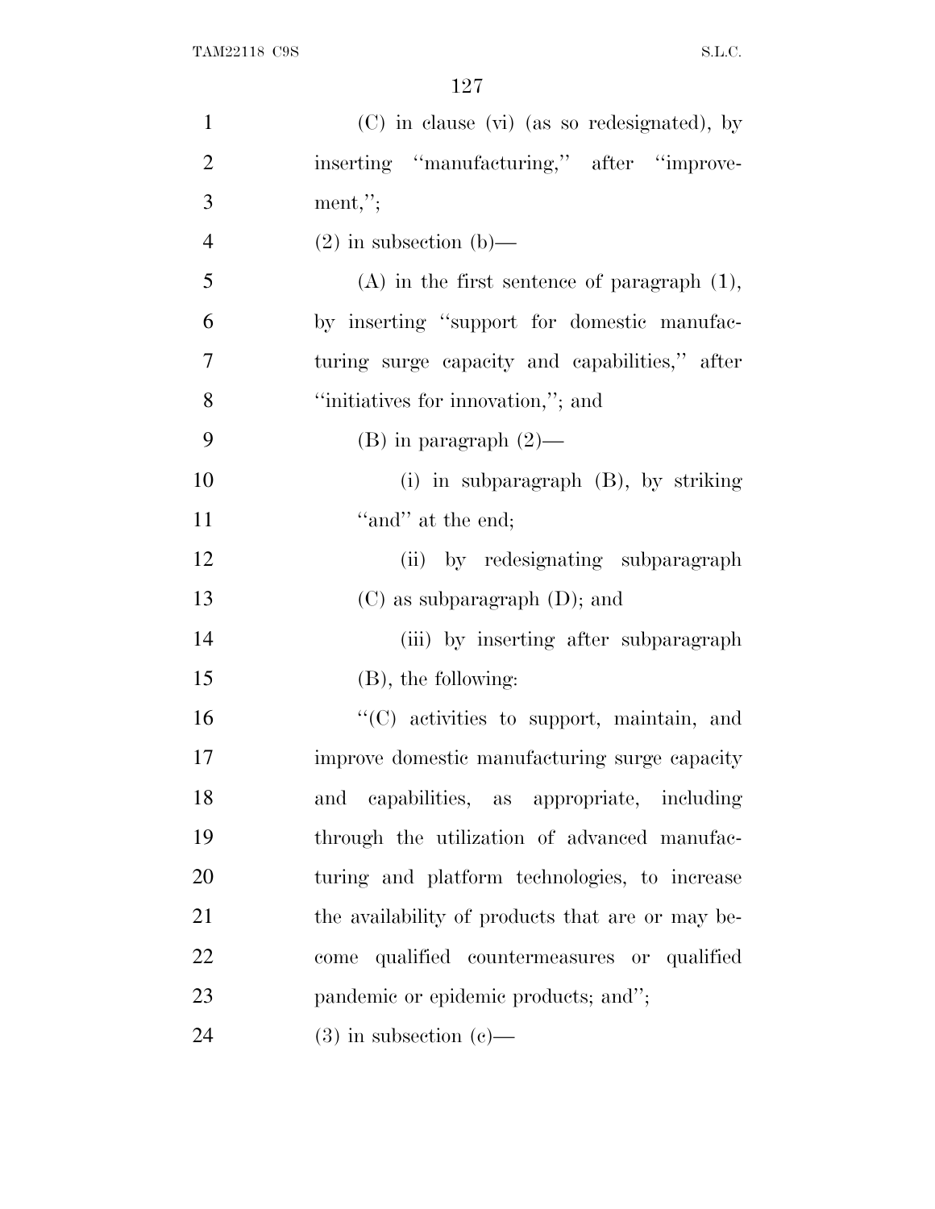(C) in clause (vi) (as so redesignated), by inserting ''manufacturing,'' after ''improvement,'';

(2) in subsection (b)—

(A) in the first sentence of paragraph (1), by inserting ''support for domestic manufacturing surge capacity and capabilities,'' after ''initiatives for innovation,''; and

(B) in paragraph (2)—

(i) in subparagraph (B), by striking ''and'' at the end;

(ii) by redesignating subparagraph (C) as subparagraph (D); and

(iii) by inserting after subparagraph (B), the following:

''(C) activities to support, maintain, and improve domestic manufacturing surge capacity and capabilities, as appropriate, including through the utilization of advanced manufacturing and platform technologies, to increase the availability of products that are or may become qualified countermeasures or qualified pandemic or epidemic products; and'';

(3) in subsection (c)—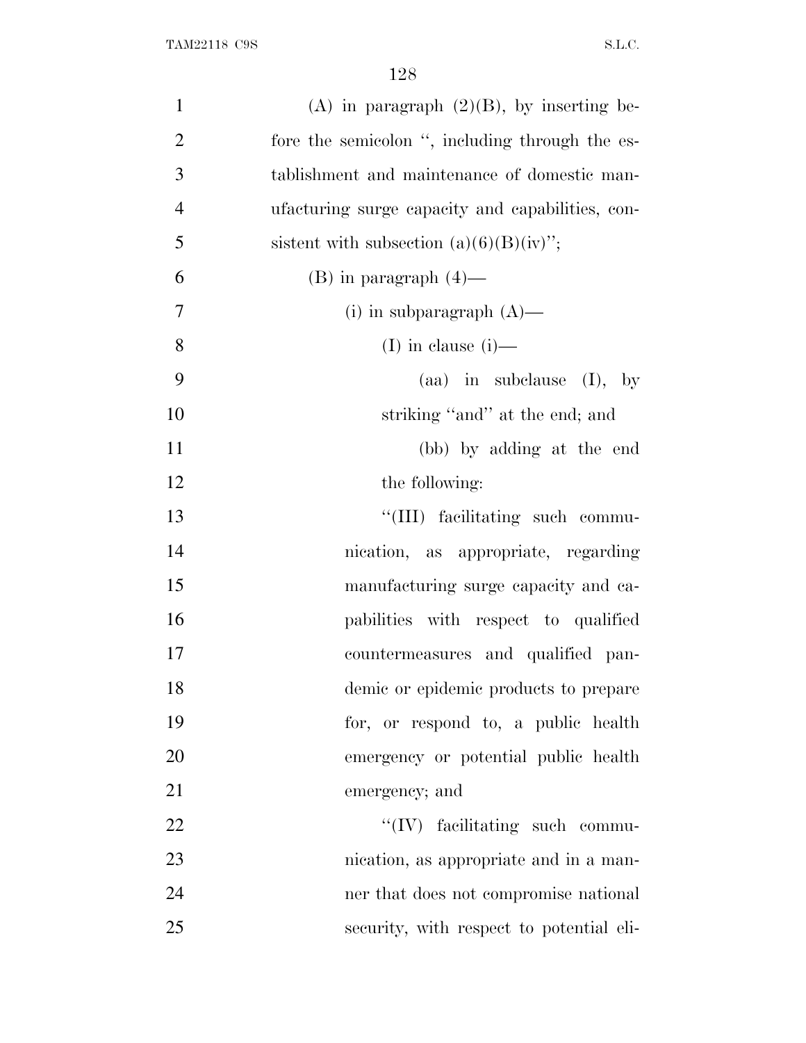(A) in paragraph (2)(B), by inserting before the semicolon ", including through the establishment and maintenance of domestic manufacturing surge capacity and capabilities, consistent with subsection (a)(6)(B)(iv)";

(B) in paragraph (4)—

(i) in subparagraph (A)—

(I) in clause (i)—

(aa) in subclause (I), by striking "and" at the end; and

(bb) by adding at the end the following:

"(III) facilitating such communication, as appropriate, regarding manufacturing surge capacity and capabilities with respect to qualified countermeasures and qualified pandemic or epidemic products to prepare for, or respond to, a public health emergency or potential public health emergency; and

"(IV) facilitating such communication, as appropriate and in a manner that does not compromise national security, with respect to potential eli-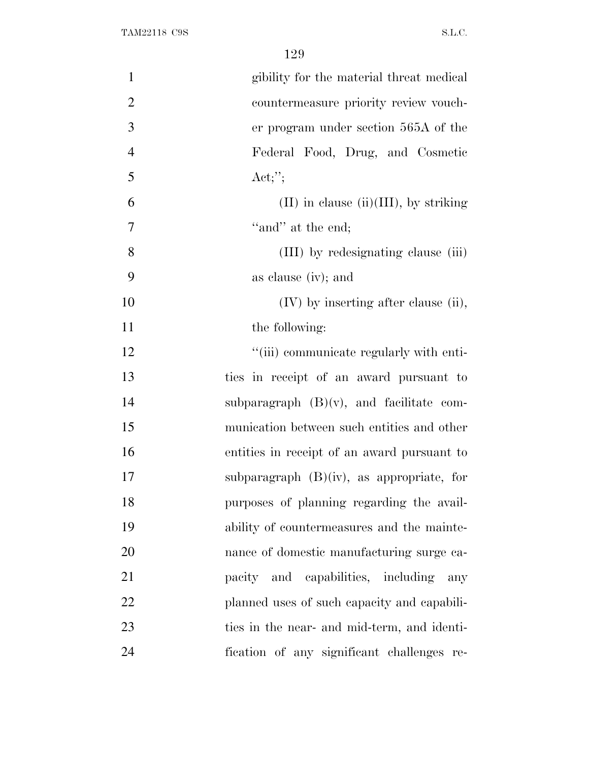gibility for the material threat medical countermeasure priority review voucher program under section 565A of the Federal Food, Drug, and Cosmetic Act;'';

(II) in clause (ii)(III), by striking ''and'' at the end;

(III) by redesignating clause (iii) as clause (iv); and

(IV) by inserting after clause (ii), the following:

''(iii) communicate regularly with entities in receipt of an award pursuant to subparagraph (B)(v), and facilitate communication between such entities and other entities in receipt of an award pursuant to subparagraph (B)(iv), as appropriate, for purposes of planning regarding the availability of countermeasures and the maintenance of domestic manufacturing surge capacity and capabilities, including any planned uses of such capacity and capabilities in the near- and mid-term, and identification of any significant challenges re-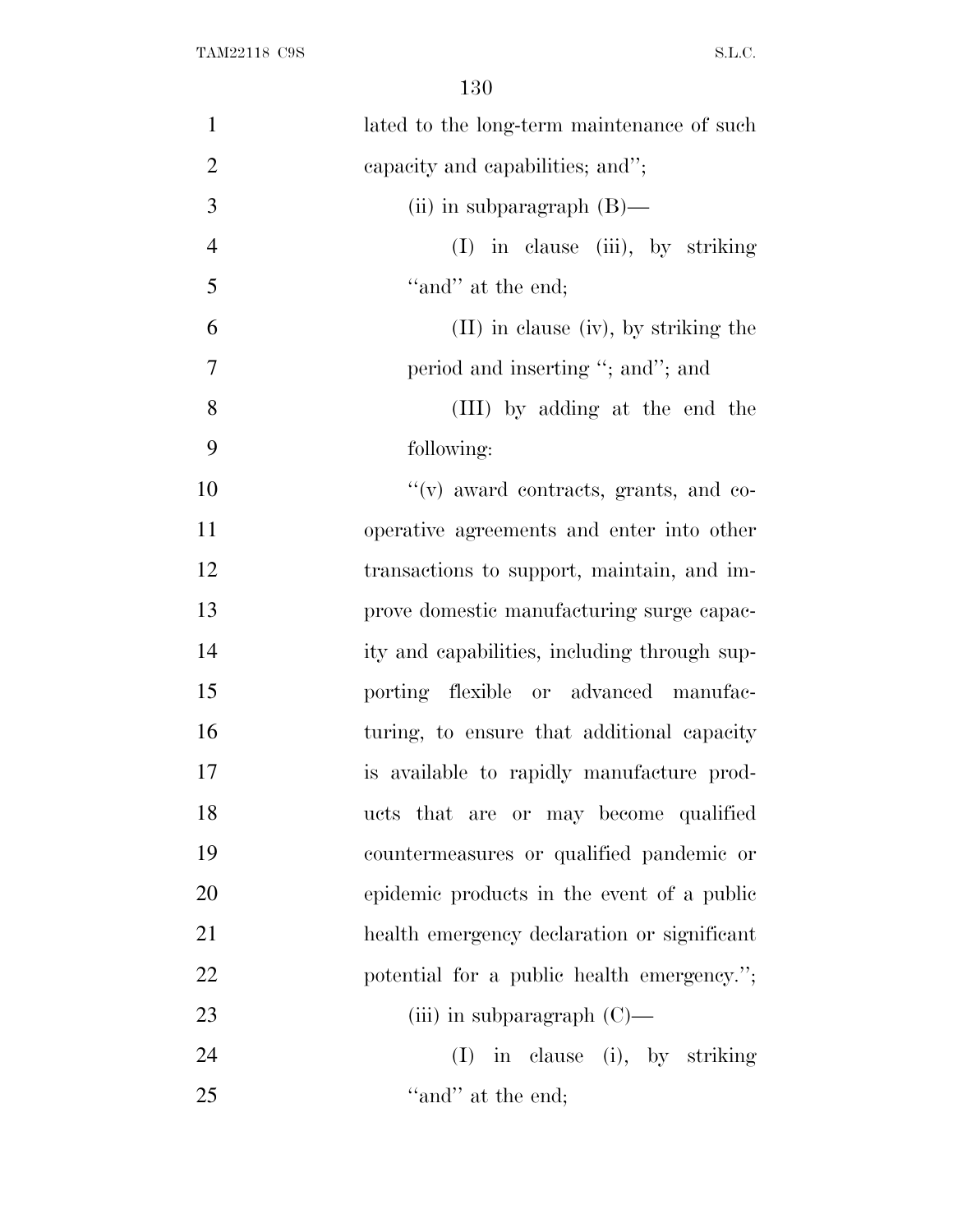lated to the long-term maintenance of such capacity and capabilities; and'';

(ii) in subparagraph (B)—

(I) in clause (iii), by striking ''and'' at the end;

(II) in clause (iv), by striking the period and inserting ''; and''; and

(III) by adding at the end the following:

''(v) award contracts, grants, and cooperative agreements and enter into other transactions to support, maintain, and improve domestic manufacturing surge capacity and capabilities, including through supporting flexible or advanced manufacturing, to ensure that additional capacity is available to rapidly manufacture products that are or may become qualified countermeasures or qualified pandemic or epidemic products in the event of a public health emergency declaration or significant potential for a public health emergency.'';

(iii) in subparagraph (C)—

(I) in clause (i), by striking ''and'' at the end;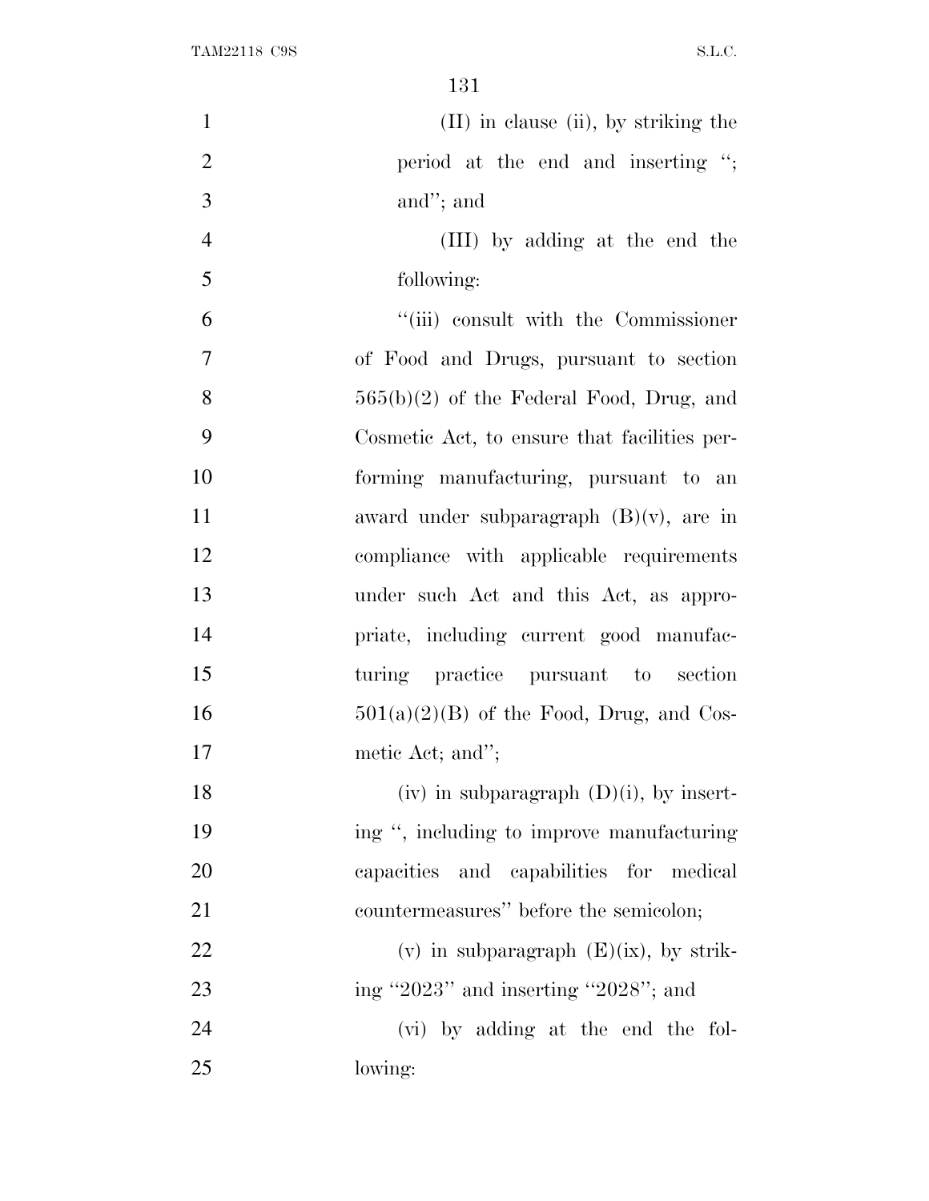(II) in clause (ii), by striking the period at the end and inserting "; and"; and

(III) by adding at the end the following:

"(iii) consult with the Commissioner of Food and Drugs, pursuant to section 565(b)(2) of the Federal Food, Drug, and Cosmetic Act, to ensure that facilities performing manufacturing, pursuant to an award under subparagraph (B)(v), are in compliance with applicable requirements under such Act and this Act, as appropriate, including current good manufacturing practice pursuant to section 501(a)(2)(B) of the Food, Drug, and Cosmetic Act; and";

(iv) in subparagraph (D)(i), by inserting ", including to improve manufacturing capacities and capabilities for medical countermeasures" before the semicolon;

(v) in subparagraph (E)(ix), by striking "2023" and inserting "2028"; and

(vi) by adding at the end the following: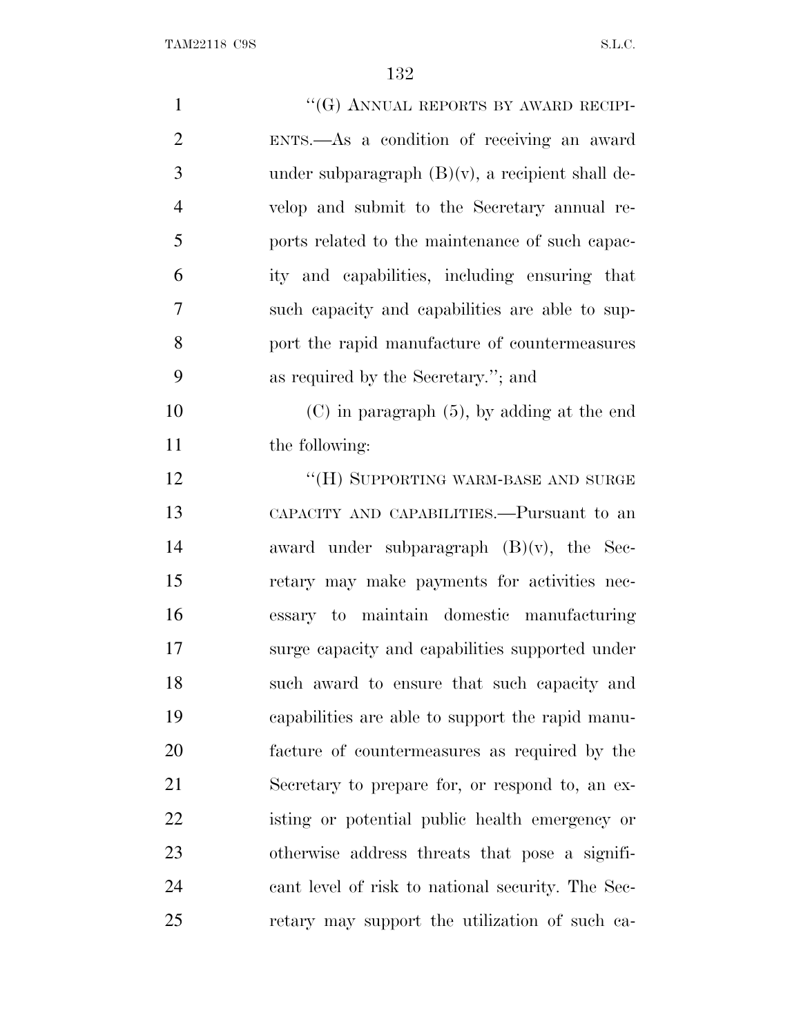"(G) ANNUAL REPORTS BY AWARD RECIPIENTS.—As a condition of receiving an award under subparagraph (B)(v), a recipient shall develop and submit to the Secretary annual reports related to the maintenance of such capacity and capabilities, including ensuring that such capacity and capabilities are able to support the rapid manufacture of countermeasures as required by the Secretary."; and

(C) in paragraph (5), by adding at the end the following:

"(H) SUPPORTING WARM-BASE AND SURGE CAPACITY AND CAPABILITIES.—Pursuant to an award under subparagraph (B)(v), the Secretary may make payments for activities necessary to maintain domestic manufacturing surge capacity and capabilities supported under such award to ensure that such capacity and capabilities are able to support the rapid manufacture of countermeasures as required by the Secretary to prepare for, or respond to, an existing or potential public health emergency or otherwise address threats that pose a significant level of risk to national security. The Secretary may support the utilization of such ca-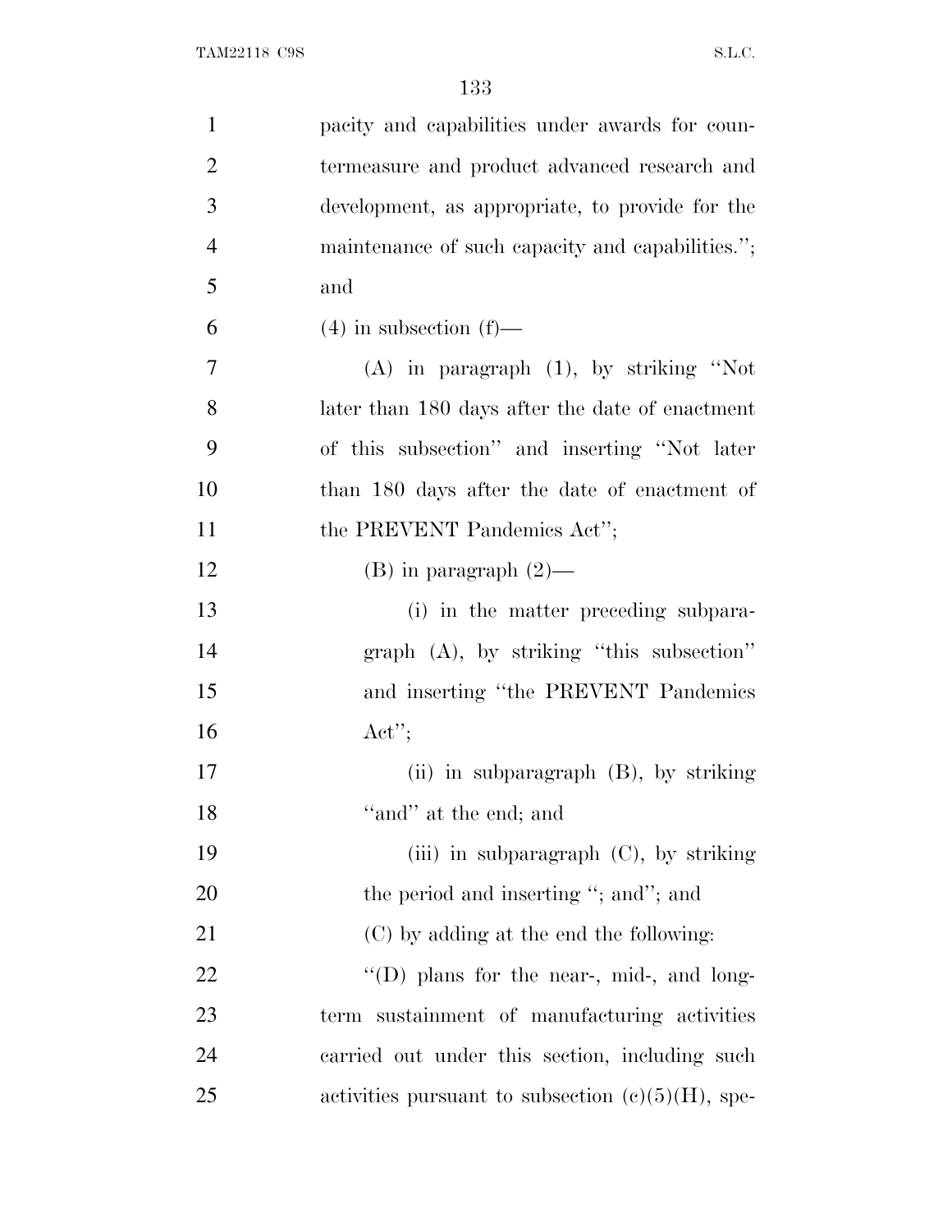pacity and capabilities under awards for countermeasure and product advanced research and development, as appropriate, to provide for the maintenance of such capacity and capabilities.''; and

(4) in subsection (f)—

(A) in paragraph (1), by striking ''Not later than 180 days after the date of enactment of this subsection'' and inserting ''Not later than 180 days after the date of enactment of the PREVENT Pandemics Act'';

(B) in paragraph (2)—

(i) in the matter preceding subparagraph (A), by striking ''this subsection'' and inserting ''the PREVENT Pandemics Act'';

(ii) in subparagraph (B), by striking ''and'' at the end; and

(iii) in subparagraph (C), by striking the period and inserting ''; and''; and

(C) by adding at the end the following:

''(D) plans for the near-, mid-, and long-term sustainment of manufacturing activities carried out under this section, including such activities pursuant to subsection (c)(5)(H), spe-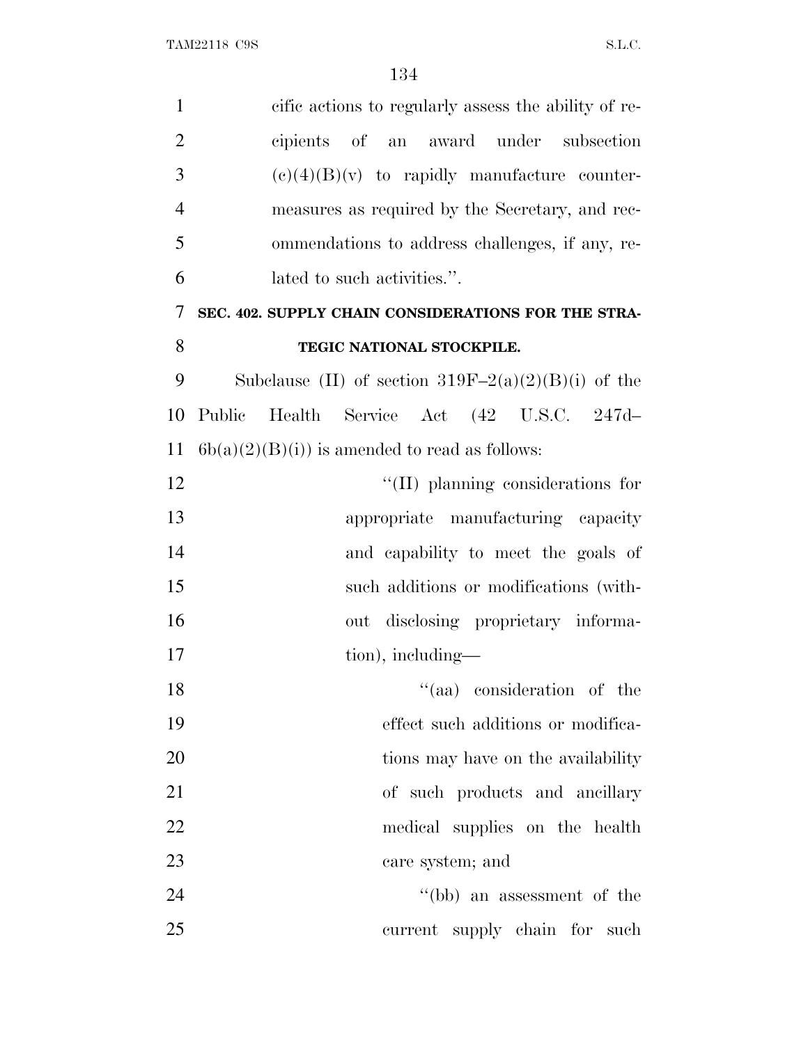cific actions to regularly assess the ability of recipients of an award under subsection (c)(4)(B)(v) to rapidly manufacture countermeasures as required by the Secretary, and recommendations to address challenges, if any, related to such activities.''.

**SEC. 402. SUPPLY CHAIN CONSIDERATIONS FOR THE STRATEGIC NATIONAL STOCKPILE.**

Subclause (II) of section 319F–2(a)(2)(B)(i) of the Public Health Service Act (42 U.S.C. 247d–6b(a)(2)(B)(i)) is amended to read as follows:

''(II) planning considerations for appropriate manufacturing capacity and capability to meet the goals of such additions or modifications (without disclosing proprietary information), including—

''(aa) consideration of the effect such additions or modifications may have on the availability of such products and ancillary medical supplies on the health care system; and

''(bb) an assessment of the current supply chain for such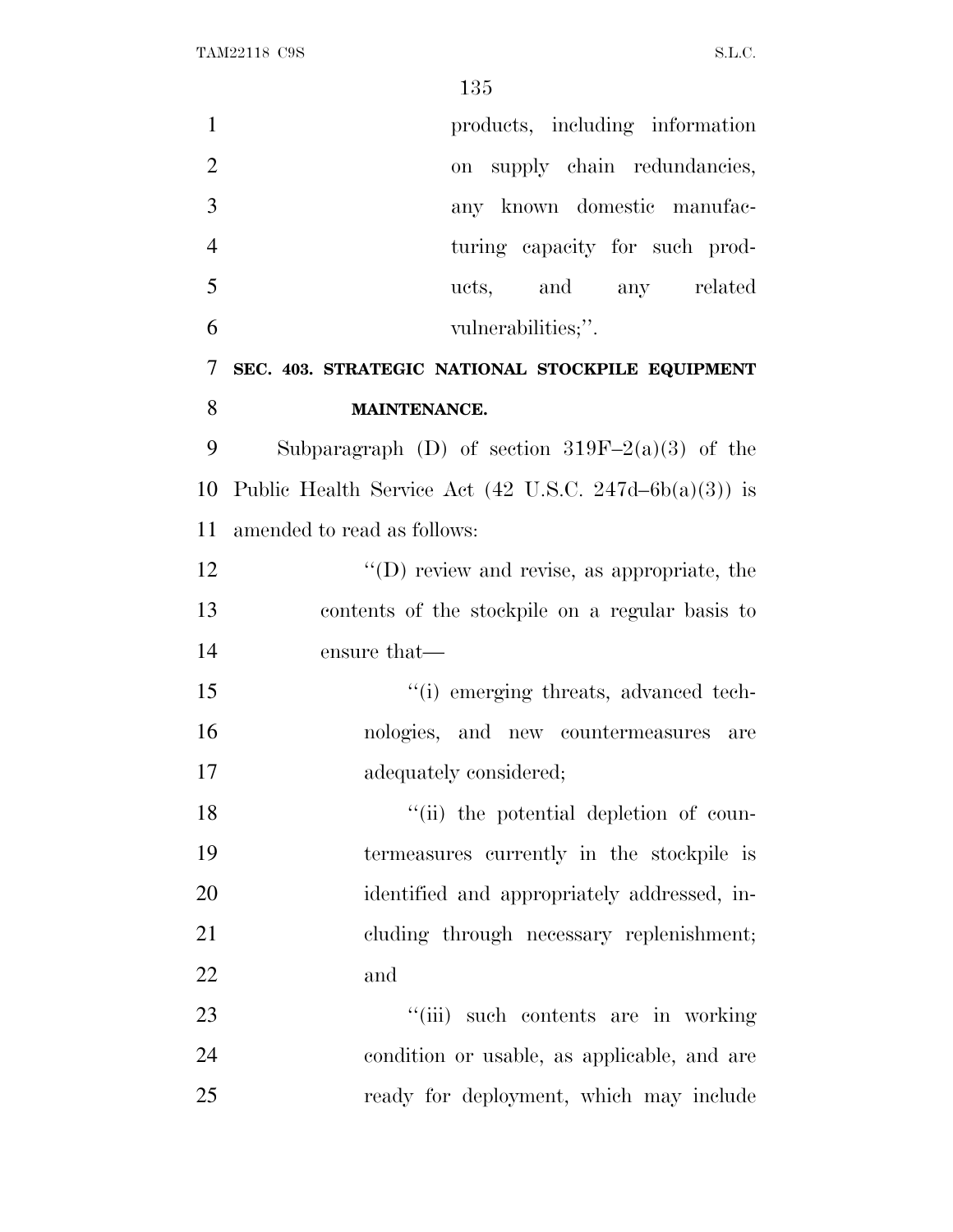products, including information on supply chain redundancies, any known domestic manufacturing capacity for such products, and any related vulnerabilities;''.

**SEC. 403. STRATEGIC NATIONAL STOCKPILE EQUIPMENT MAINTENANCE.**

Subparagraph (D) of section 319F–2(a)(3) of the Public Health Service Act (42 U.S.C. 247d–6b(a)(3)) is amended to read as follows:

''(D) review and revise, as appropriate, the contents of the stockpile on a regular basis to ensure that—

''(i) emerging threats, advanced technologies, and new countermeasures are adequately considered;

''(ii) the potential depletion of countermeasures currently in the stockpile is identified and appropriately addressed, including through necessary replenishment; and

''(iii) such contents are in working condition or usable, as applicable, and are ready for deployment, which may include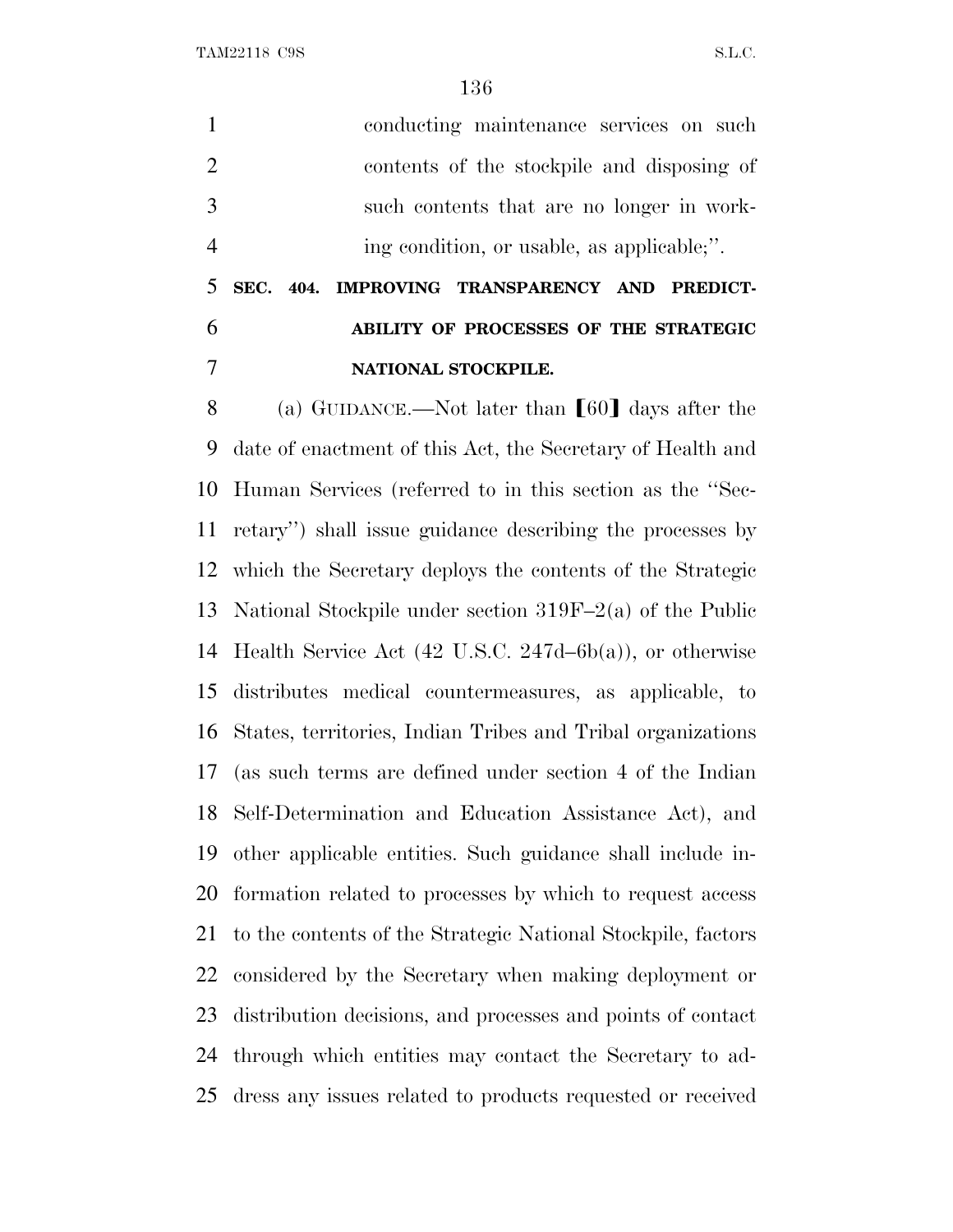conducting maintenance services on such contents of the stockpile and disposing of such contents that are no longer in working condition, or usable, as applicable;''.

**SEC. 404. IMPROVING TRANSPARENCY AND PREDICTABILITY OF PROCESSES OF THE STRATEGIC NATIONAL STOCKPILE.**

(a) GUIDANCE.—Not later than ⟦60⟧ days after the date of enactment of this Act, the Secretary of Health and Human Services (referred to in this section as the ''Secretary'') shall issue guidance describing the processes by which the Secretary deploys the contents of the Strategic National Stockpile under section 319F–2(a) of the Public Health Service Act (42 U.S.C. 247d–6b(a)), or otherwise distributes medical countermeasures, as applicable, to States, territories, Indian Tribes and Tribal organizations (as such terms are defined under section 4 of the Indian Self-Determination and Education Assistance Act), and other applicable entities. Such guidance shall include information related to processes by which to request access to the contents of the Strategic National Stockpile, factors considered by the Secretary when making deployment or distribution decisions, and processes and points of contact through which entities may contact the Secretary to address any issues related to products requested or received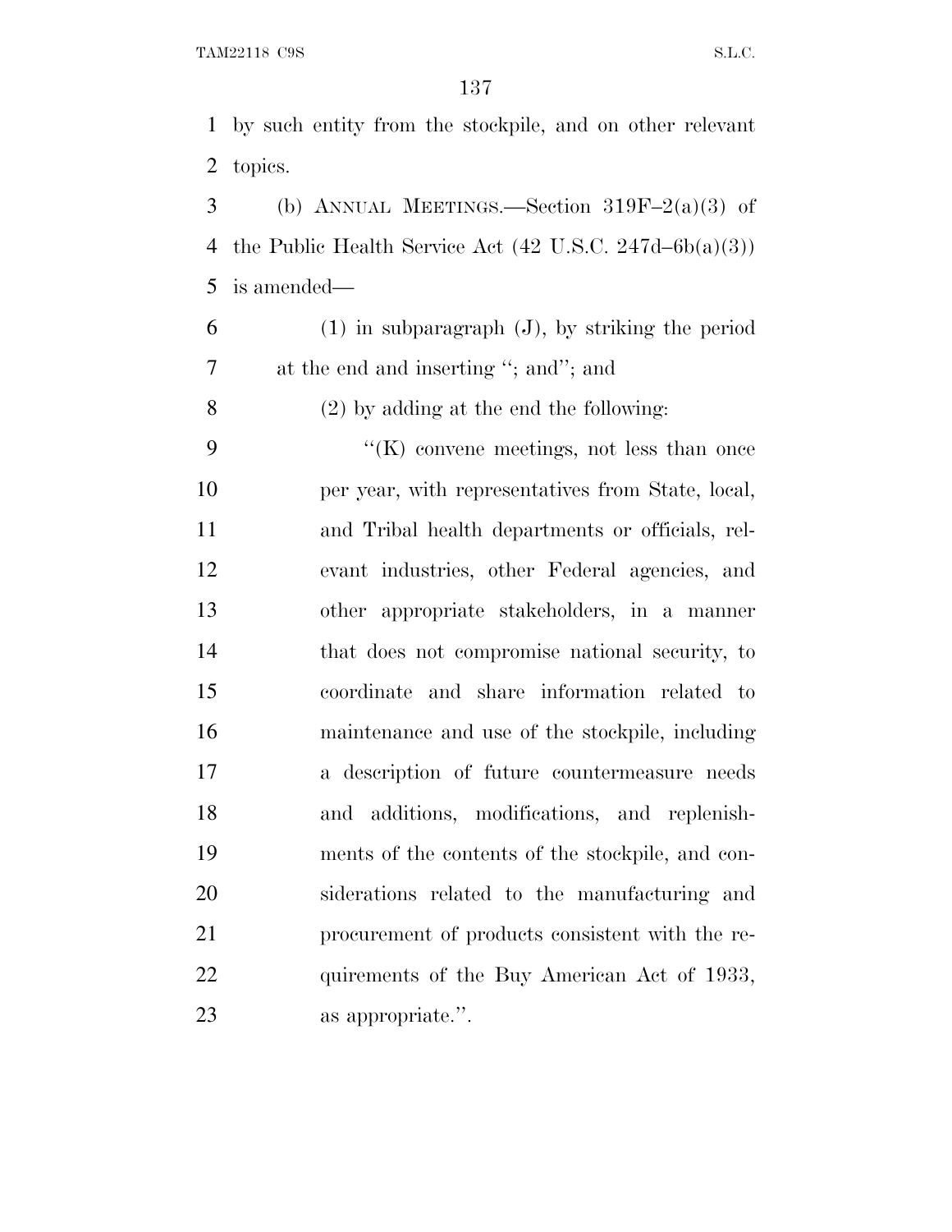by such entity from the stockpile, and on other relevant topics.

(b) ANNUAL MEETINGS.—Section 319F–2(a)(3) of the Public Health Service Act (42 U.S.C. 247d–6b(a)(3)) is amended—

(1) in subparagraph (J), by striking the period at the end and inserting "; and"; and

(2) by adding at the end the following:

"(K) convene meetings, not less than once per year, with representatives from State, local, and Tribal health departments or officials, relevant industries, other Federal agencies, and other appropriate stakeholders, in a manner that does not compromise national security, to coordinate and share information related to maintenance and use of the stockpile, including a description of future countermeasure needs and additions, modifications, and replenishments of the contents of the stockpile, and considerations related to the manufacturing and procurement of products consistent with the requirements of the Buy American Act of 1933, as appropriate.".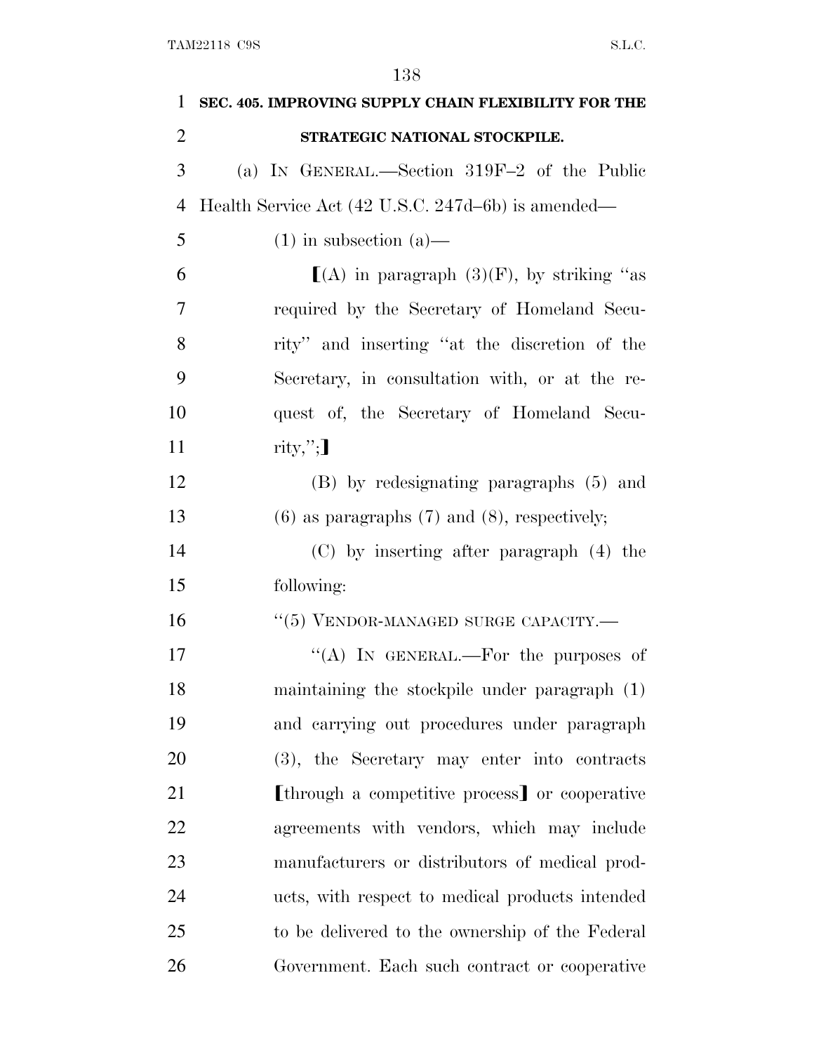**SEC. 405. IMPROVING SUPPLY CHAIN FLEXIBILITY FOR THE STRATEGIC NATIONAL STOCKPILE.**

(a) IN GENERAL.—Section 319F–2 of the Public Health Service Act (42 U.S.C. 247d–6b) is amended—

(1) in subsection (a)—

[(A) in paragraph (3)(F), by striking "as required by the Secretary of Homeland Security" and inserting "at the discretion of the Secretary, in consultation with, or at the request of, the Secretary of Homeland Security,";]

(B) by redesignating paragraphs (5) and (6) as paragraphs (7) and (8), respectively;

(C) by inserting after paragraph (4) the following:

"(5) VENDOR-MANAGED SURGE CAPACITY.—

"(A) IN GENERAL.—For the purposes of maintaining the stockpile under paragraph (1) and carrying out procedures under paragraph (3), the Secretary may enter into contracts [through a competitive process] or cooperative agreements with vendors, which may include manufacturers or distributors of medical products, with respect to medical products intended to be delivered to the ownership of the Federal Government. Each such contract or cooperative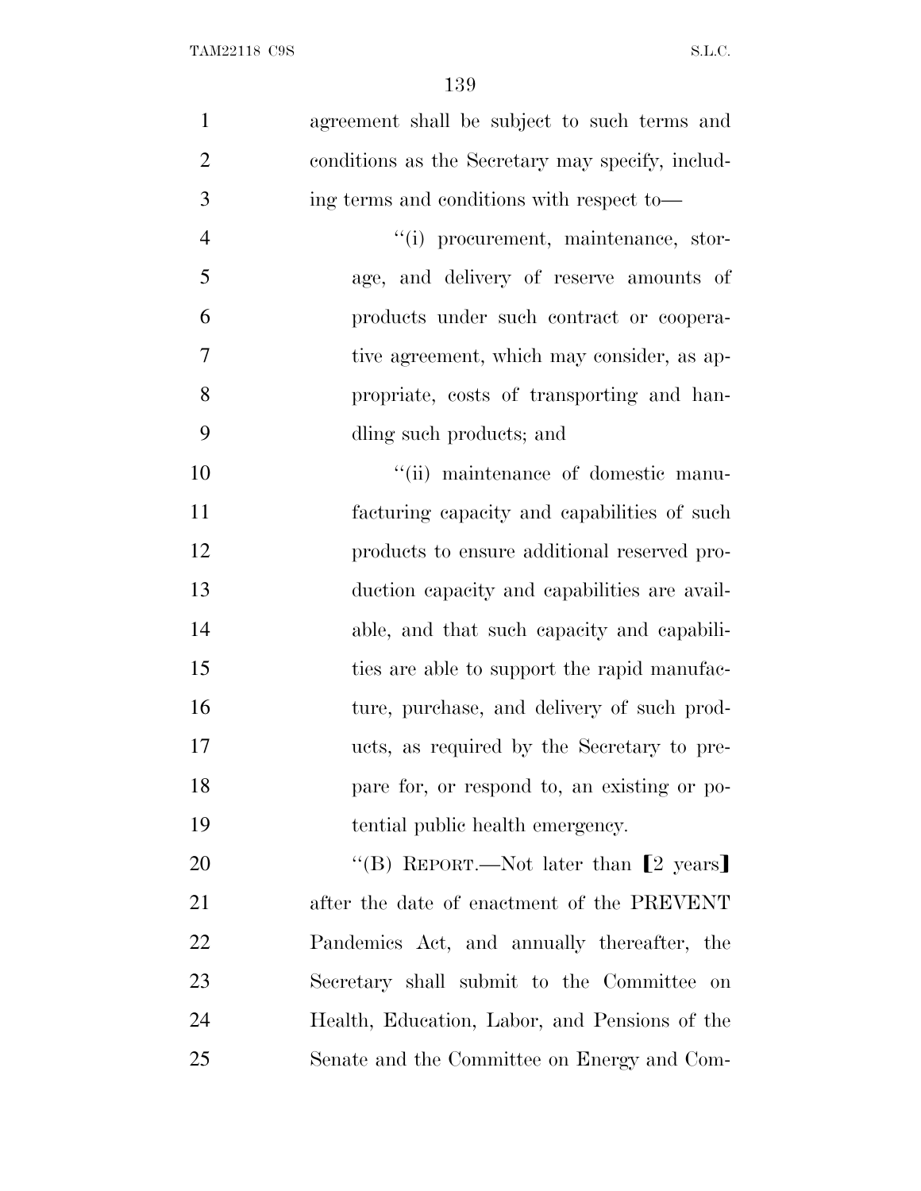agreement shall be subject to such terms and conditions as the Secretary may specify, including terms and conditions with respect to—

"(i) procurement, maintenance, storage, and delivery of reserve amounts of products under such contract or cooperative agreement, which may consider, as appropriate, costs of transporting and handling such products; and

"(ii) maintenance of domestic manufacturing capacity and capabilities of such products to ensure additional reserved production capacity and capabilities are available, and that such capacity and capabilities are able to support the rapid manufacture, purchase, and delivery of such products, as required by the Secretary to prepare for, or respond to, an existing or potential public health emergency.

"(B) REPORT.—Not later than [2 years] after the date of enactment of the PREVENT Pandemics Act, and annually thereafter, the Secretary shall submit to the Committee on Health, Education, Labor, and Pensions of the Senate and the Committee on Energy and Com-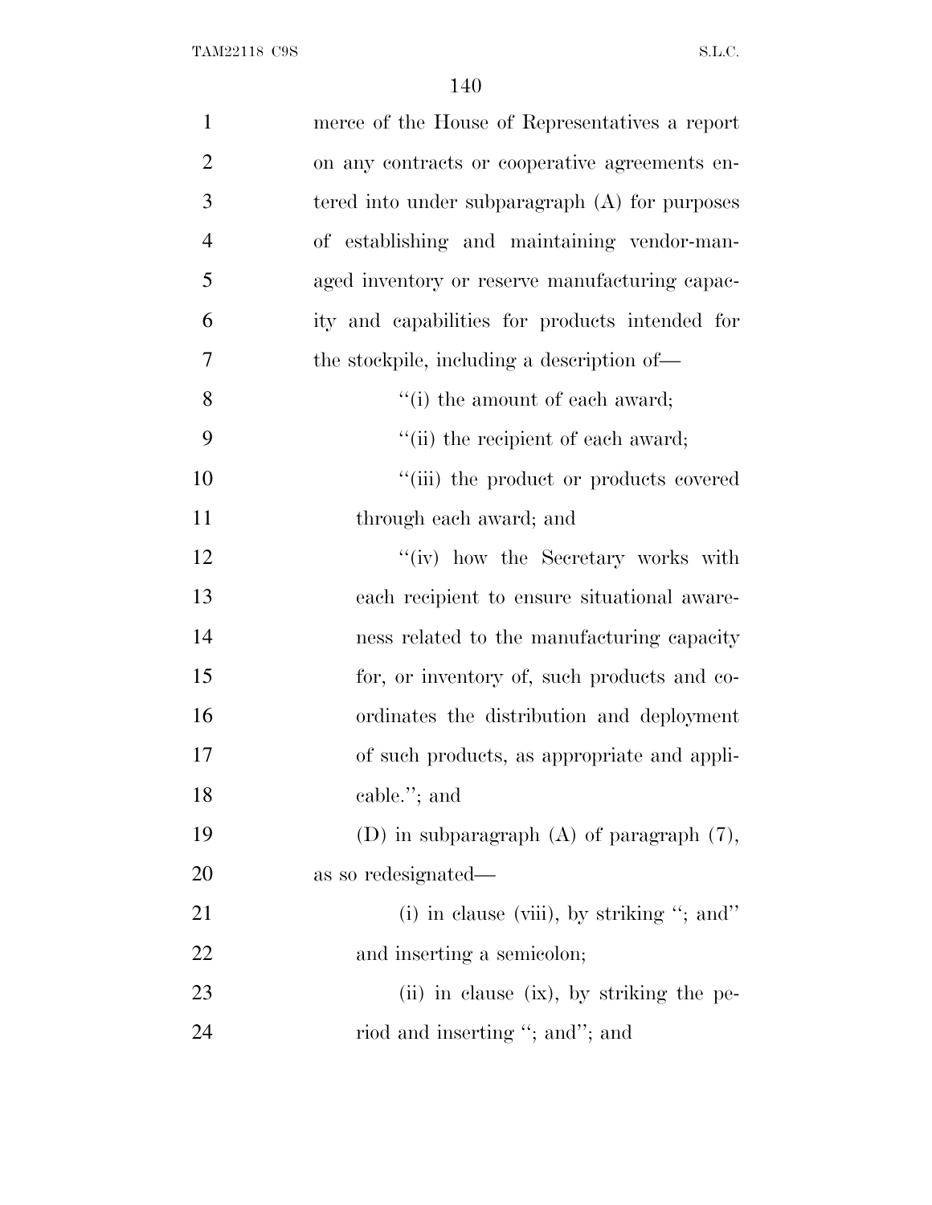merce of the House of Representatives a report on any contracts or cooperative agreements entered into under subparagraph (A) for purposes of establishing and maintaining vendor-managed inventory or reserve manufacturing capacity and capabilities for products intended for the stockpile, including a description of—

"(i) the amount of each award;

"(ii) the recipient of each award;

"(iii) the product or products covered through each award; and

"(iv) how the Secretary works with each recipient to ensure situational awareness related to the manufacturing capacity for, or inventory of, such products and coordinates the distribution and deployment of such products, as appropriate and applicable."; and

(D) in subparagraph (A) of paragraph (7), as so redesignated—

(i) in clause (viii), by striking "; and" and inserting a semicolon;

(ii) in clause (ix), by striking the period and inserting "; and"; and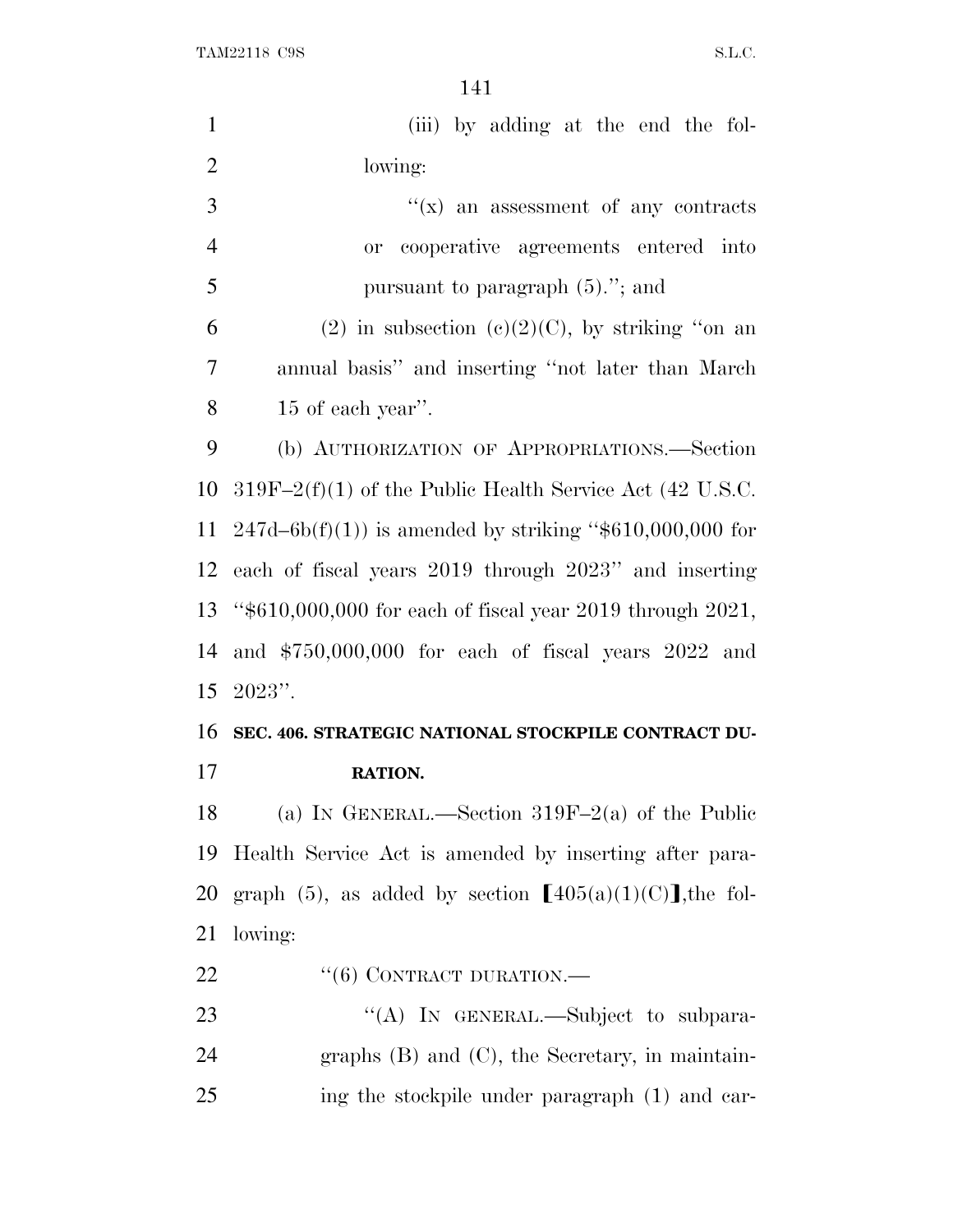(iii) by adding at the end the following:

"(x) an assessment of any contracts or cooperative agreements entered into pursuant to paragraph (5)."; and

(2) in subsection (c)(2)(C), by striking "on an annual basis" and inserting "not later than March 15 of each year".

(b) AUTHORIZATION OF APPROPRIATIONS.—Section 319F–2(f)(1) of the Public Health Service Act (42 U.S.C. 247d–6b(f)(1)) is amended by striking "$610,000,000 for each of fiscal years 2019 through 2023" and inserting "$610,000,000 for each of fiscal year 2019 through 2021, and $750,000,000 for each of fiscal years 2022 and 2023".

**SEC. 406. STRATEGIC NATIONAL STOCKPILE CONTRACT DURATION.**

(a) IN GENERAL.—Section 319F–2(a) of the Public Health Service Act is amended by inserting after paragraph (5), as added by section [405(a)(1)(C)],the following:

"(6) CONTRACT DURATION.—

"(A) IN GENERAL.—Subject to subparagraphs (B) and (C), the Secretary, in maintaining the stockpile under paragraph (1) and car-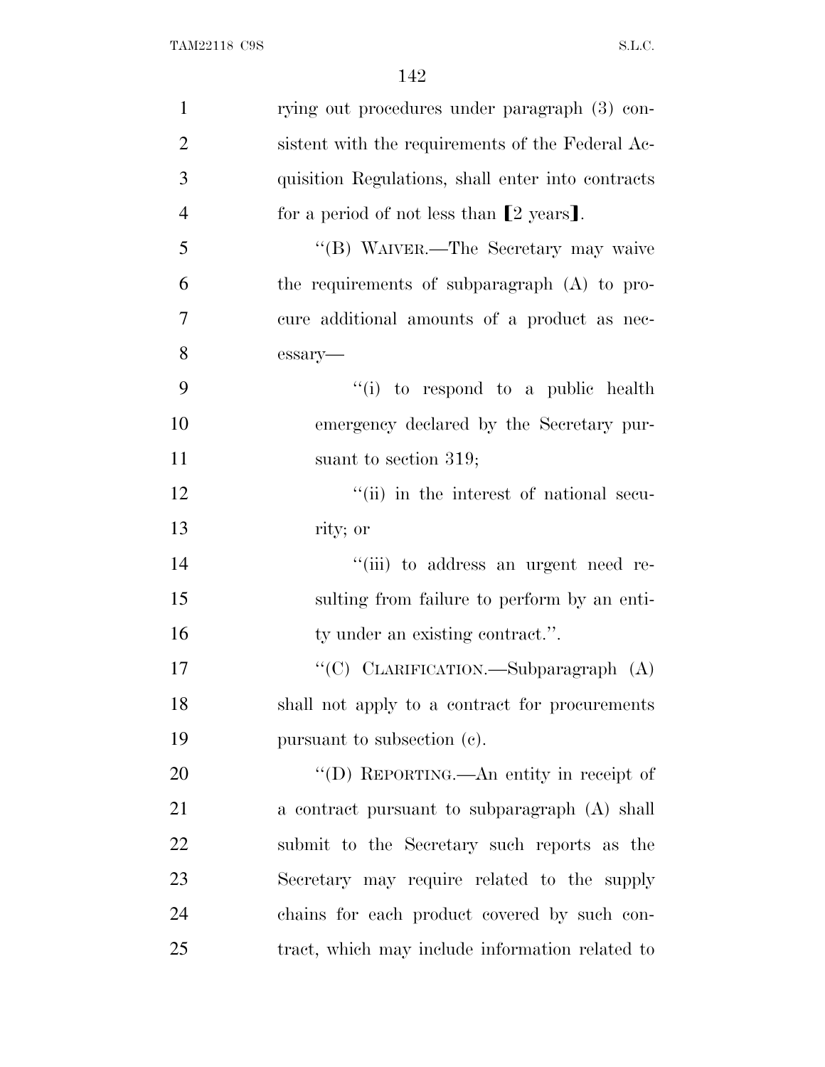rying out procedures under paragraph (3) consistent with the requirements of the Federal Acquisition Regulations, shall enter into contracts for a period of not less than ⟦2 years⟧.

"(B) WAIVER.—The Secretary may waive the requirements of subparagraph (A) to procure additional amounts of a product as necessary—

"(i) to respond to a public health emergency declared by the Secretary pursuant to section 319;

"(ii) in the interest of national security; or

"(iii) to address an urgent need resulting from failure to perform by an entity under an existing contract.".

"(C) CLARIFICATION.—Subparagraph (A) shall not apply to a contract for procurements pursuant to subsection (c).

"(D) REPORTING.—An entity in receipt of a contract pursuant to subparagraph (A) shall submit to the Secretary such reports as the Secretary may require related to the supply chains for each product covered by such contract, which may include information related to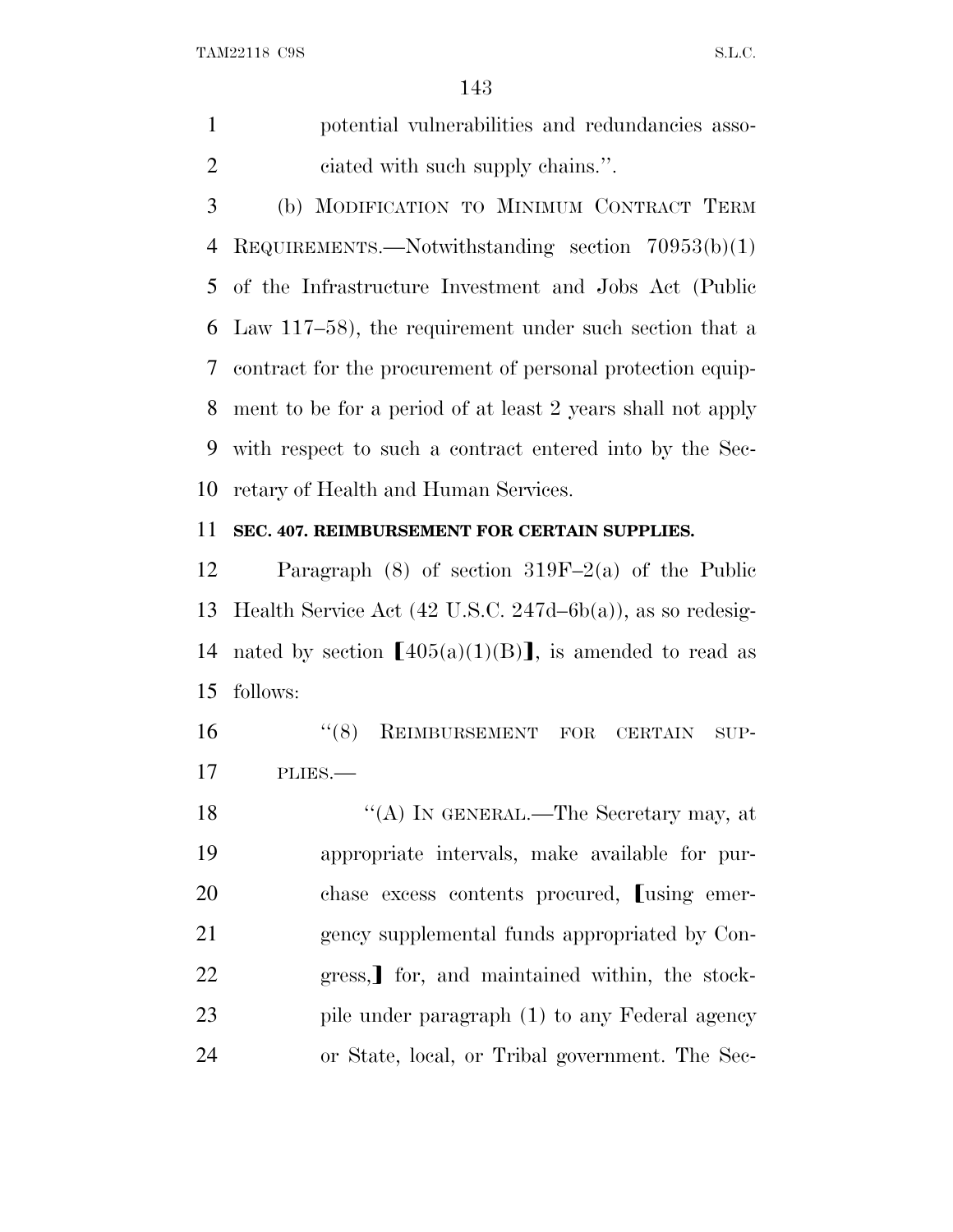potential vulnerabilities and redundancies associated with such supply chains.''.

(b) MODIFICATION TO MINIMUM CONTRACT TERM REQUIREMENTS.—Notwithstanding section 70953(b)(1) of the Infrastructure Investment and Jobs Act (Public Law 117–58), the requirement under such section that a contract for the procurement of personal protection equipment to be for a period of at least 2 years shall not apply with respect to such a contract entered into by the Secretary of Health and Human Services.

**SEC. 407. REIMBURSEMENT FOR CERTAIN SUPPLIES.**

Paragraph (8) of section 319F–2(a) of the Public Health Service Act (42 U.S.C. 247d–6b(a)), as so redesignated by section ⟦405(a)(1)(B)⟧, is amended to read as follows:

''(8) REIMBURSEMENT FOR CERTAIN SUPPLIES.—

''(A) IN GENERAL.—The Secretary may, at appropriate intervals, make available for purchase excess contents procured, ⟦using emergency supplemental funds appropriated by Congress,⟧ for, and maintained within, the stockpile under paragraph (1) to any Federal agency or State, local, or Tribal government. The Sec-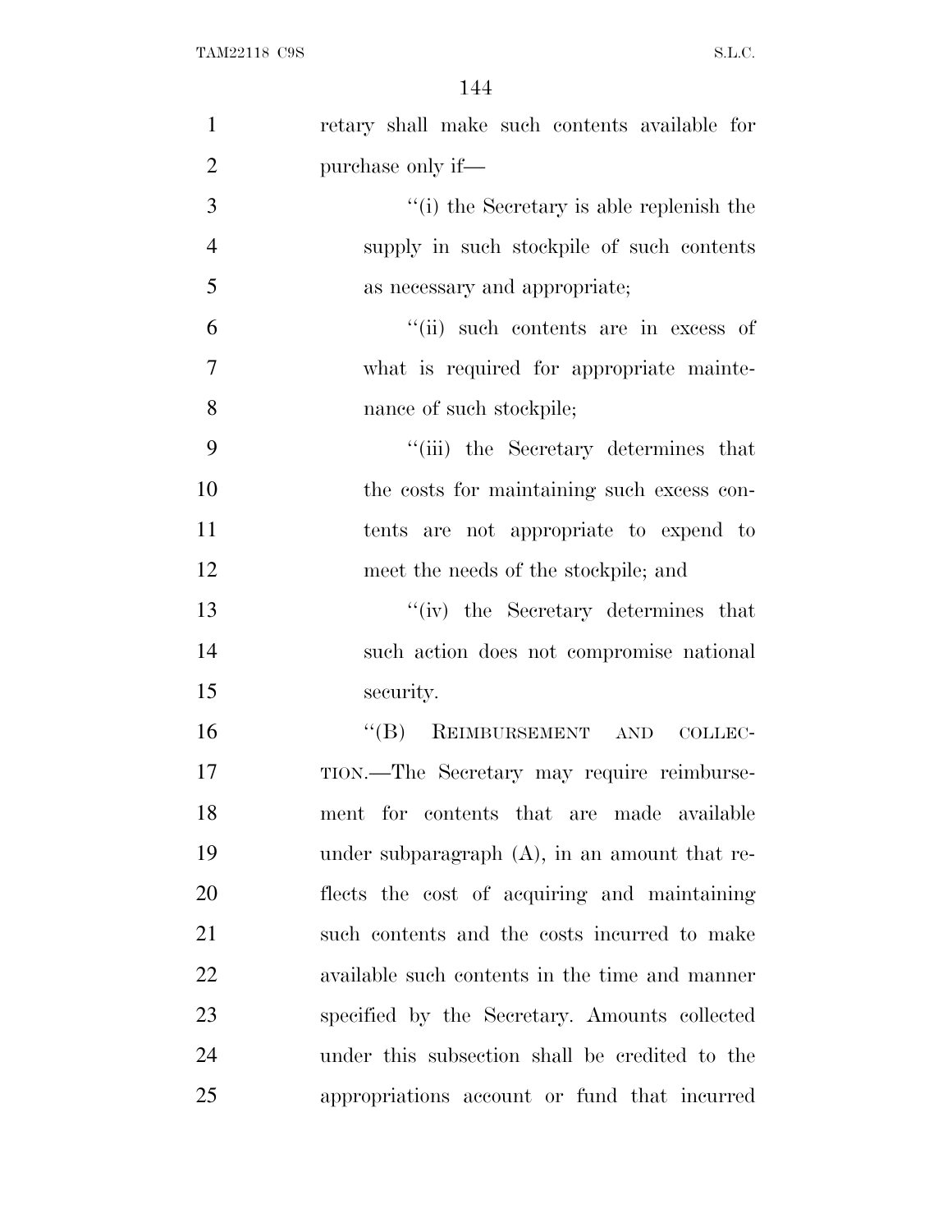retary shall make such contents available for purchase only if—

''(i) the Secretary is able replenish the supply in such stockpile of such contents as necessary and appropriate;

''(ii) such contents are in excess of what is required for appropriate maintenance of such stockpile;

''(iii) the Secretary determines that the costs for maintaining such excess contents are not appropriate to expend to meet the needs of the stockpile; and

''(iv) the Secretary determines that such action does not compromise national security.

''(B) REIMBURSEMENT AND COLLECTION.—The Secretary may require reimbursement for contents that are made available under subparagraph (A), in an amount that reflects the cost of acquiring and maintaining such contents and the costs incurred to make available such contents in the time and manner specified by the Secretary. Amounts collected under this subsection shall be credited to the appropriations account or fund that incurred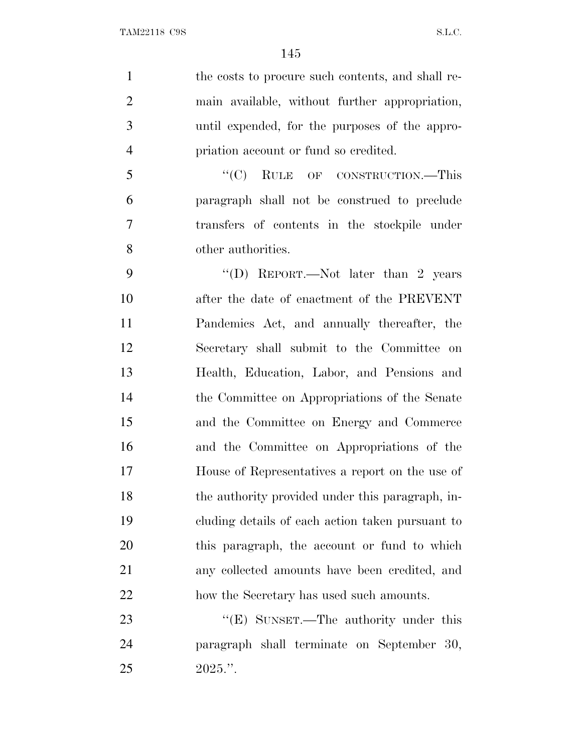the costs to procure such contents, and shall remain available, without further appropriation, until expended, for the purposes of the appropriation account or fund so credited.

"(C) RULE OF CONSTRUCTION.—This paragraph shall not be construed to preclude transfers of contents in the stockpile under other authorities.

"(D) REPORT.—Not later than 2 years after the date of enactment of the PREVENT Pandemics Act, and annually thereafter, the Secretary shall submit to the Committee on Health, Education, Labor, and Pensions and the Committee on Appropriations of the Senate and the Committee on Energy and Commerce and the Committee on Appropriations of the House of Representatives a report on the use of the authority provided under this paragraph, including details of each action taken pursuant to this paragraph, the account or fund to which any collected amounts have been credited, and how the Secretary has used such amounts.

"(E) SUNSET.—The authority under this paragraph shall terminate on September 30, 2025.".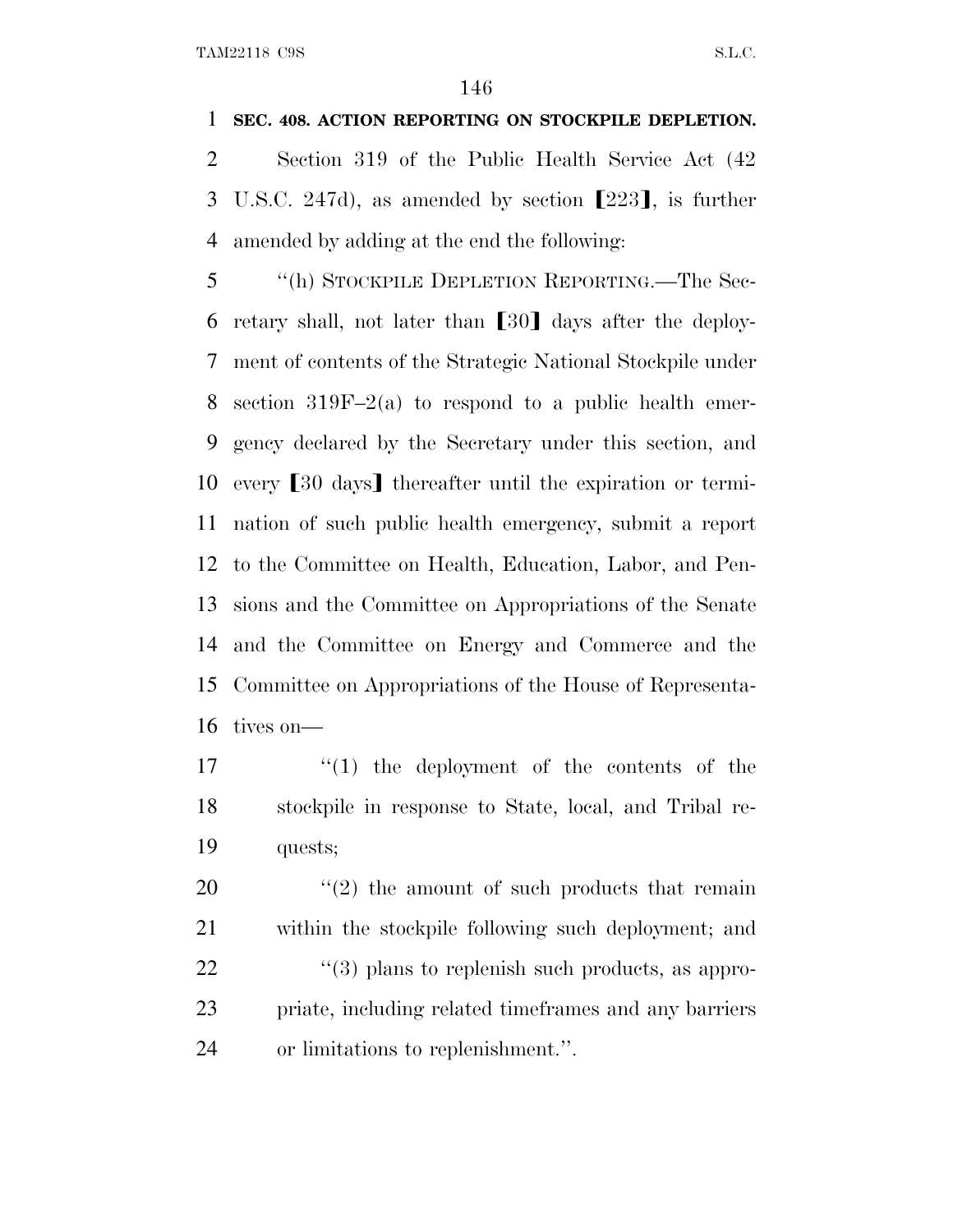**SEC. 408. ACTION REPORTING ON STOCKPILE DEPLETION.**

Section 319 of the Public Health Service Act (42 U.S.C. 247d), as amended by section ⟦223⟧, is further amended by adding at the end the following:

"(h) STOCKPILE DEPLETION REPORTING.—The Secretary shall, not later than ⟦30⟧ days after the deployment of contents of the Strategic National Stockpile under section 319F–2(a) to respond to a public health emergency declared by the Secretary under this section, and every ⟦30 days⟧ thereafter until the expiration or termination of such public health emergency, submit a report to the Committee on Health, Education, Labor, and Pensions and the Committee on Appropriations of the Senate and the Committee on Energy and Commerce and the Committee on Appropriations of the House of Representatives on—

"(1) the deployment of the contents of the stockpile in response to State, local, and Tribal requests;

"(2) the amount of such products that remain within the stockpile following such deployment; and

"(3) plans to replenish such products, as appropriate, including related timeframes and any barriers or limitations to replenishment.".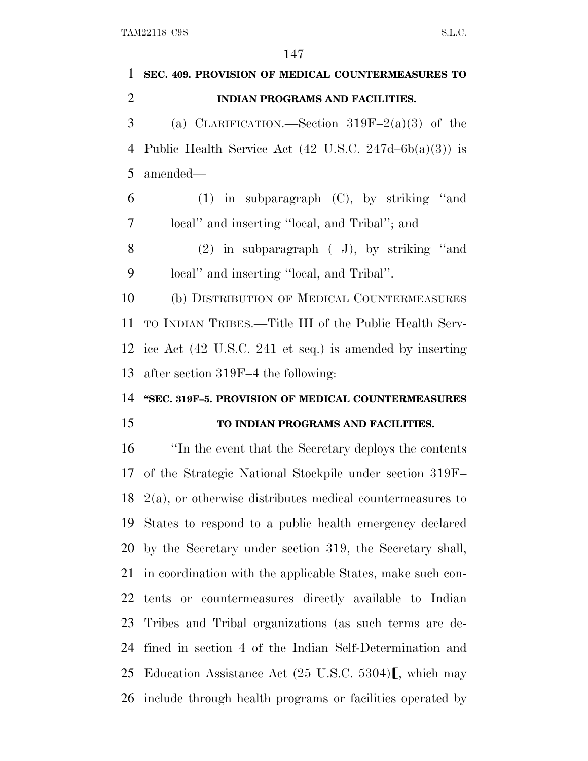**SEC. 409. PROVISION OF MEDICAL COUNTERMEASURES TO INDIAN PROGRAMS AND FACILITIES.**

(a) CLARIFICATION.—Section 319F–2(a)(3) of the Public Health Service Act (42 U.S.C. 247d–6b(a)(3)) is amended—

(1) in subparagraph (C), by striking ''and local'' and inserting ''local, and Tribal''; and

(2) in subparagraph ( J), by striking ''and local'' and inserting ''local, and Tribal''.

(b) DISTRIBUTION OF MEDICAL COUNTERMEASURES TO INDIAN TRIBES.—Title III of the Public Health Service Act (42 U.S.C. 241 et seq.) is amended by inserting after section 319F–4 the following:

**''SEC. 319F–5. PROVISION OF MEDICAL COUNTERMEASURES TO INDIAN PROGRAMS AND FACILITIES.**

''In the event that the Secretary deploys the contents of the Strategic National Stockpile under section 319F–2(a), or otherwise distributes medical countermeasures to States to respond to a public health emergency declared by the Secretary under section 319, the Secretary shall, in coordination with the applicable States, make such contents or countermeasures directly available to Indian Tribes and Tribal organizations (as such terms are defined in section 4 of the Indian Self-Determination and Education Assistance Act (25 U.S.C. 5304)[, which may include through health programs or facilities operated by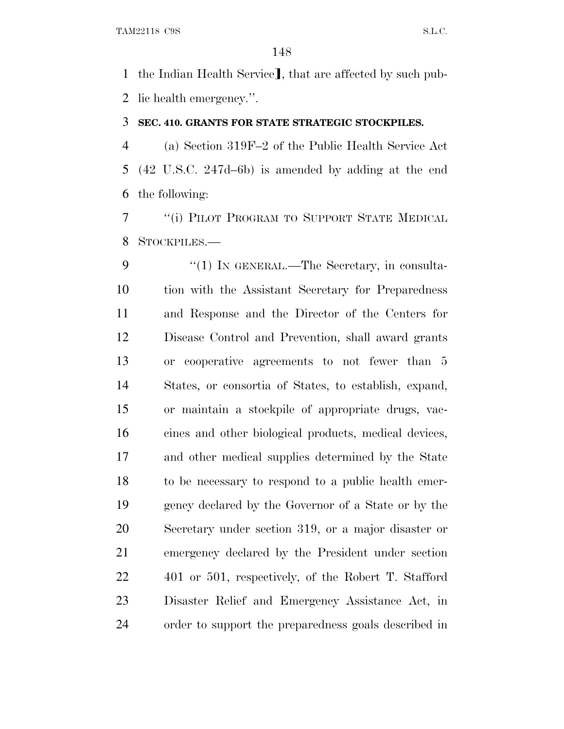the Indian Health Service], that are affected by such public health emergency.''.

**SEC. 410. GRANTS FOR STATE STRATEGIC STOCKPILES.**

(a) Section 319F–2 of the Public Health Service Act (42 U.S.C. 247d–6b) is amended by adding at the end the following:

''(i) PILOT PROGRAM TO SUPPORT STATE MEDICAL STOCKPILES.—

''(1) IN GENERAL.—The Secretary, in consultation with the Assistant Secretary for Preparedness and Response and the Director of the Centers for Disease Control and Prevention, shall award grants or cooperative agreements to not fewer than 5 States, or consortia of States, to establish, expand, or maintain a stockpile of appropriate drugs, vaccines and other biological products, medical devices, and other medical supplies determined by the State to be necessary to respond to a public health emergency declared by the Governor of a State or by the Secretary under section 319, or a major disaster or emergency declared by the President under section 401 or 501, respectively, of the Robert T. Stafford Disaster Relief and Emergency Assistance Act, in order to support the preparedness goals described in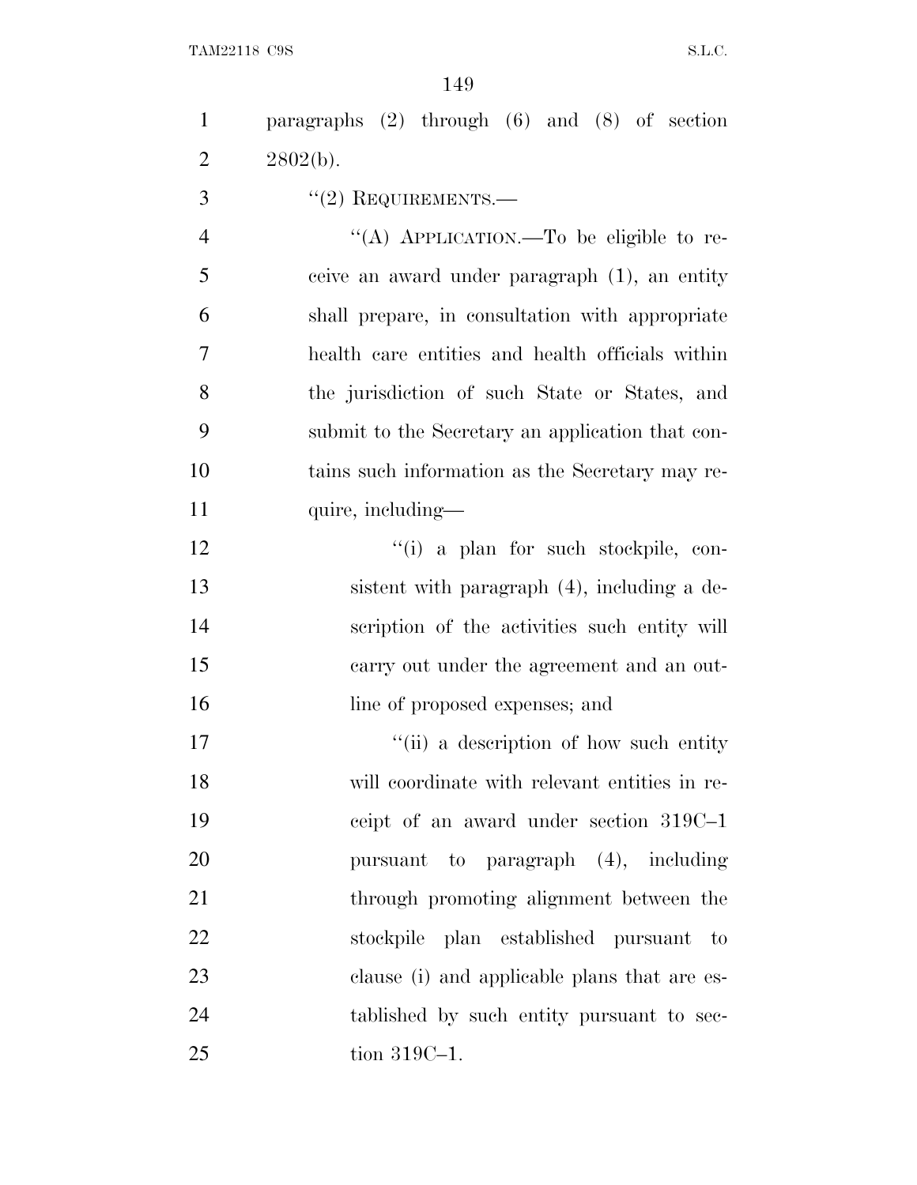paragraphs (2) through (6) and (8) of section 2802(b).

"(2) REQUIREMENTS.—

"(A) APPLICATION.—To be eligible to receive an award under paragraph (1), an entity shall prepare, in consultation with appropriate health care entities and health officials within the jurisdiction of such State or States, and submit to the Secretary an application that contains such information as the Secretary may require, including—

"(i) a plan for such stockpile, consistent with paragraph (4), including a description of the activities such entity will carry out under the agreement and an outline of proposed expenses; and

"(ii) a description of how such entity will coordinate with relevant entities in receipt of an award under section 319C–1 pursuant to paragraph (4), including through promoting alignment between the stockpile plan established pursuant to clause (i) and applicable plans that are established by such entity pursuant to section 319C–1.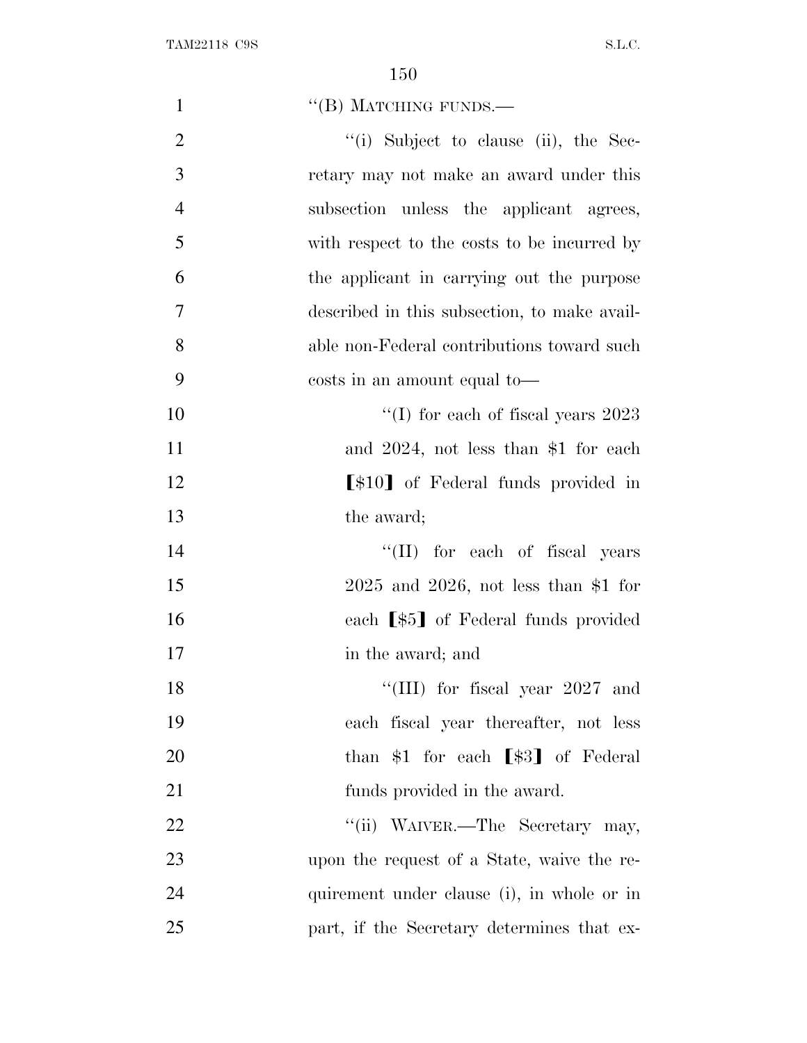"(B) MATCHING FUNDS.—

"(i) Subject to clause (ii), the Secretary may not make an award under this subsection unless the applicant agrees, with respect to the costs to be incurred by the applicant in carrying out the purpose described in this subsection, to make available non-Federal contributions toward such costs in an amount equal to—

"(I) for each of fiscal years 2023 and 2024, not less than $1 for each ⟦$10⟧ of Federal funds provided in the award;

"(II) for each of fiscal years 2025 and 2026, not less than $1 for each ⟦$5⟧ of Federal funds provided in the award; and

"(III) for fiscal year 2027 and each fiscal year thereafter, not less than $1 for each ⟦$3⟧ of Federal funds provided in the award.

"(ii) WAIVER.—The Secretary may, upon the request of a State, waive the requirement under clause (i), in whole or in part, if the Secretary determines that ex-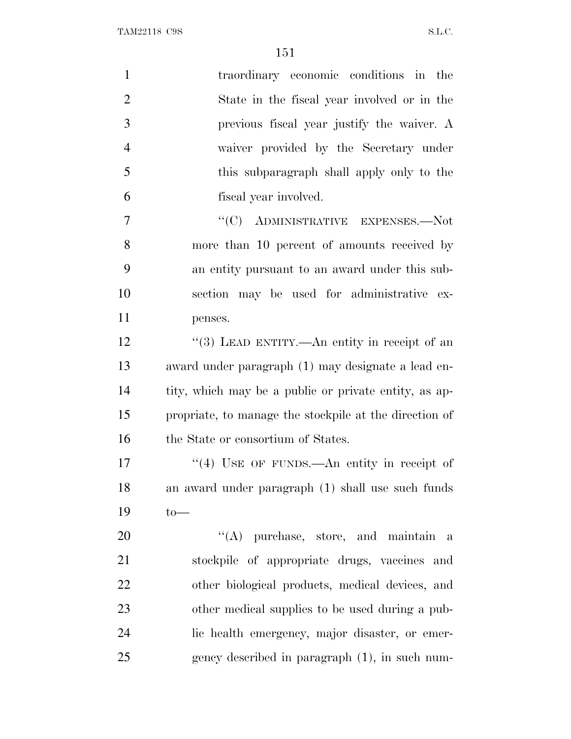traordinary economic conditions in the State in the fiscal year involved or in the previous fiscal year justify the waiver. A waiver provided by the Secretary under this subparagraph shall apply only to the fiscal year involved.

"(C) ADMINISTRATIVE EXPENSES.—Not more than 10 percent of amounts received by an entity pursuant to an award under this subsection may be used for administrative expenses.

"(3) LEAD ENTITY.—An entity in receipt of an award under paragraph (1) may designate a lead entity, which may be a public or private entity, as appropriate, to manage the stockpile at the direction of the State or consortium of States.

"(4) USE OF FUNDS.—An entity in receipt of an award under paragraph (1) shall use such funds to—

"(A) purchase, store, and maintain a stockpile of appropriate drugs, vaccines and other biological products, medical devices, and other medical supplies to be used during a public health emergency, major disaster, or emergency described in paragraph (1), in such num-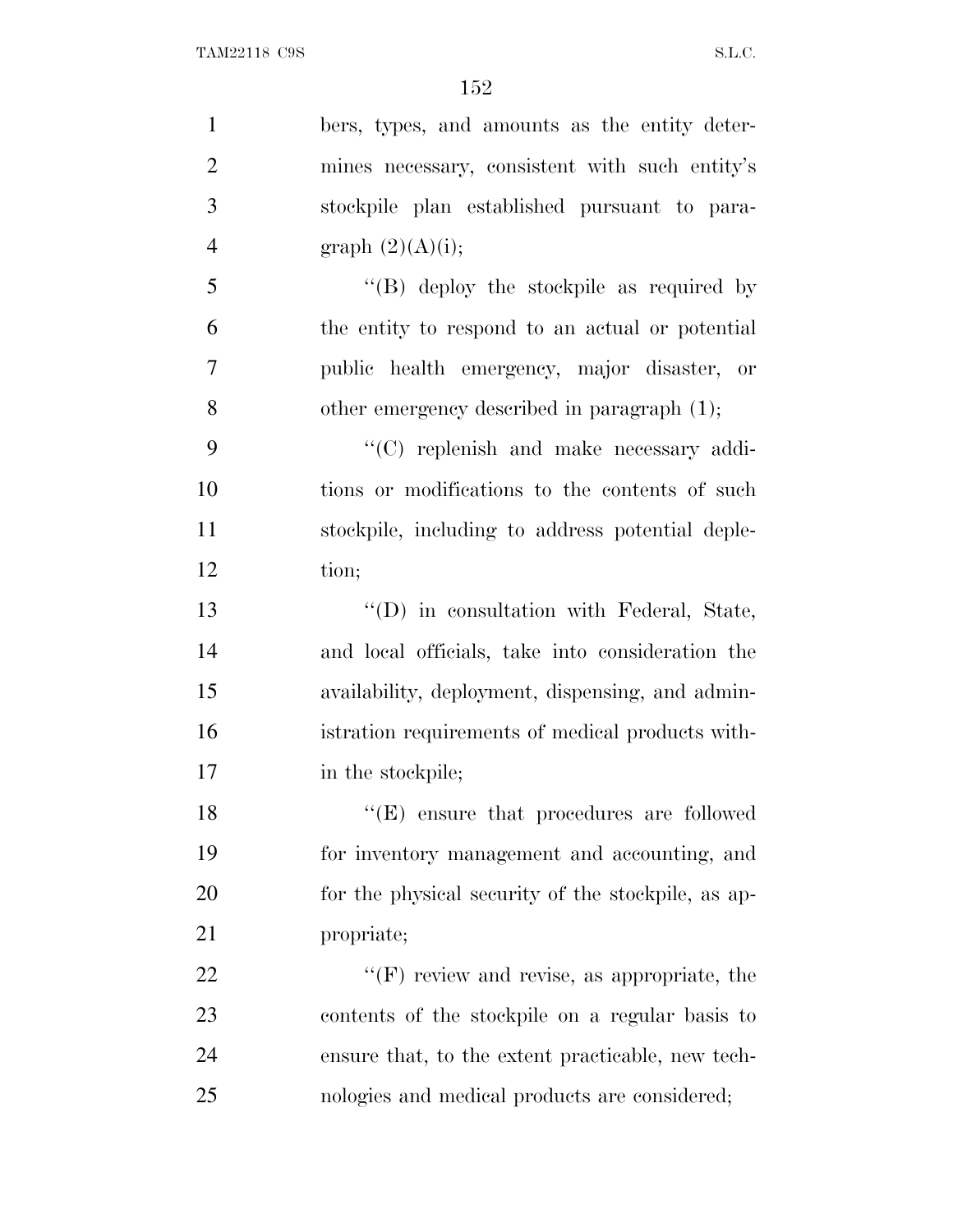bers, types, and amounts as the entity determines necessary, consistent with such entity's stockpile plan established pursuant to paragraph (2)(A)(i);

"(B) deploy the stockpile as required by the entity to respond to an actual or potential public health emergency, major disaster, or other emergency described in paragraph (1);

"(C) replenish and make necessary additions or modifications to the contents of such stockpile, including to address potential depletion;

"(D) in consultation with Federal, State, and local officials, take into consideration the availability, deployment, dispensing, and administration requirements of medical products within the stockpile;

"(E) ensure that procedures are followed for inventory management and accounting, and for the physical security of the stockpile, as appropriate;

"(F) review and revise, as appropriate, the contents of the stockpile on a regular basis to ensure that, to the extent practicable, new technologies and medical products are considered;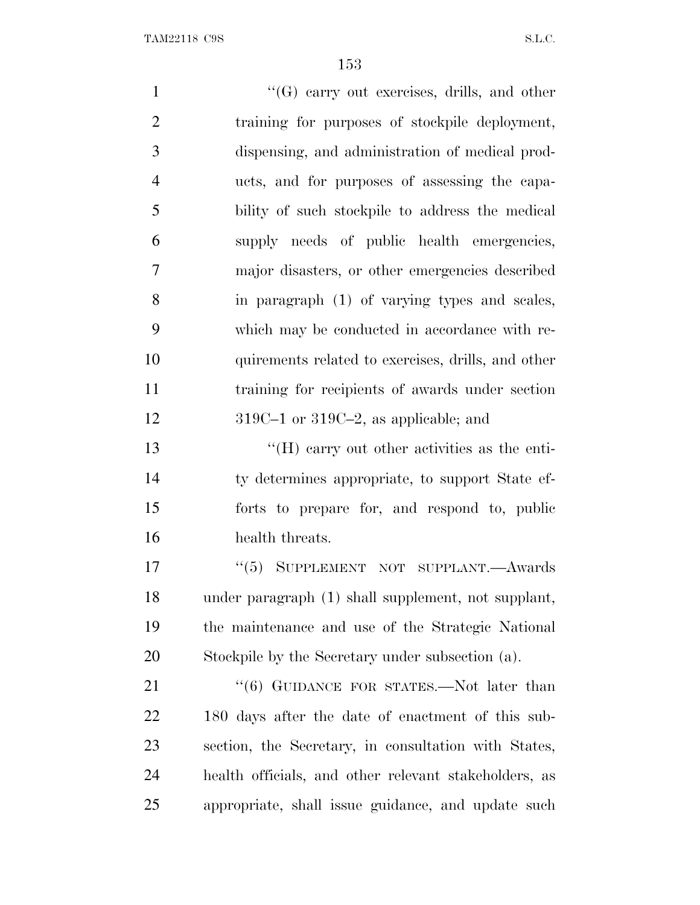''(G) carry out exercises, drills, and other training for purposes of stockpile deployment, dispensing, and administration of medical products, and for purposes of assessing the capability of such stockpile to address the medical supply needs of public health emergencies, major disasters, or other emergencies described in paragraph (1) of varying types and scales, which may be conducted in accordance with requirements related to exercises, drills, and other training for recipients of awards under section 319C–1 or 319C–2, as applicable; and

''(H) carry out other activities as the entity determines appropriate, to support State efforts to prepare for, and respond to, public health threats.

''(5) SUPPLEMENT NOT SUPPLANT.—Awards under paragraph (1) shall supplement, not supplant, the maintenance and use of the Strategic National Stockpile by the Secretary under subsection (a).

''(6) GUIDANCE FOR STATES.—Not later than 180 days after the date of enactment of this subsection, the Secretary, in consultation with States, health officials, and other relevant stakeholders, as appropriate, shall issue guidance, and update such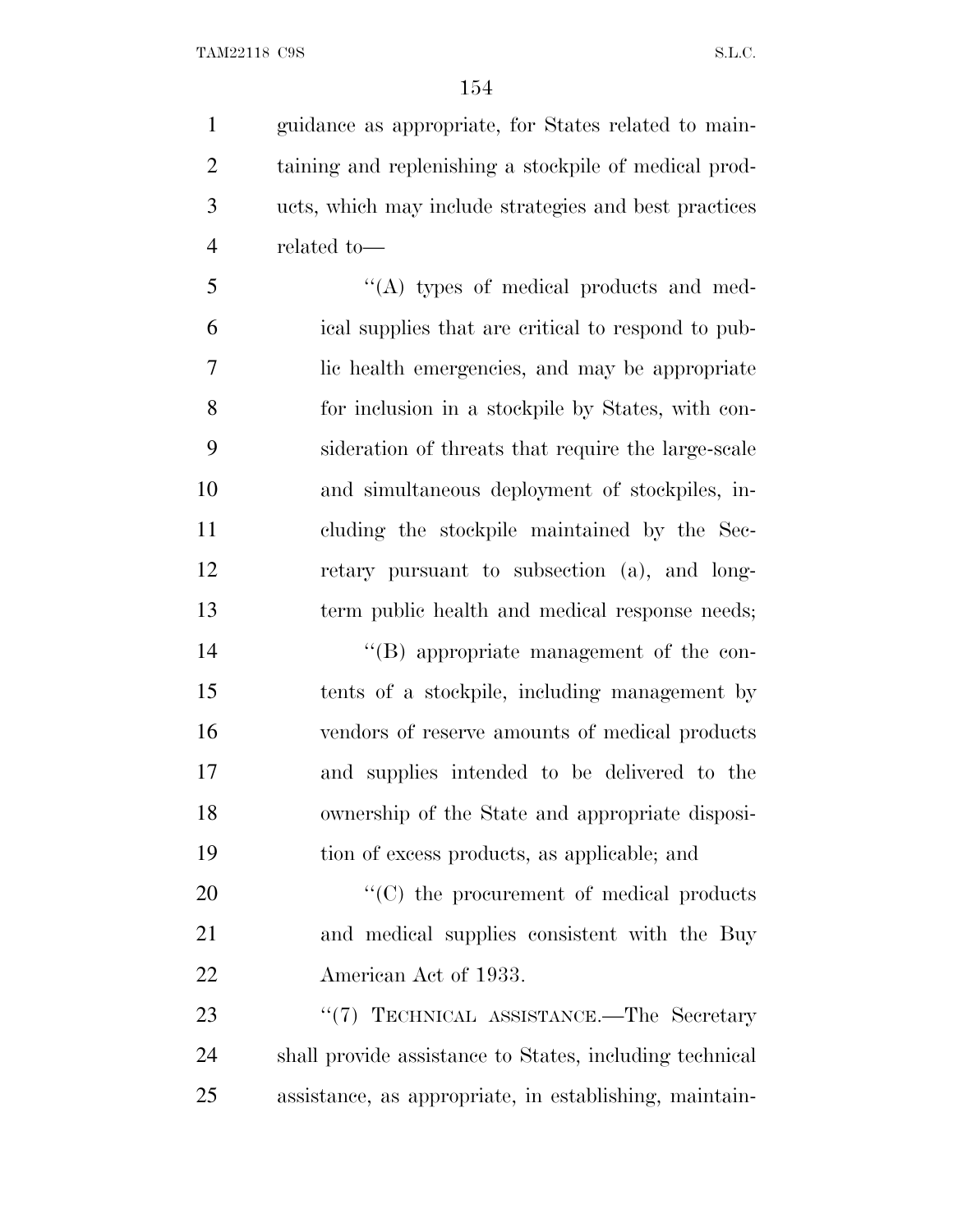guidance as appropriate, for States related to maintaining and replenishing a stockpile of medical products, which may include strategies and best practices related to—

''(A) types of medical products and medical supplies that are critical to respond to public health emergencies, and may be appropriate for inclusion in a stockpile by States, with consideration of threats that require the large-scale and simultaneous deployment of stockpiles, including the stockpile maintained by the Secretary pursuant to subsection (a), and long-term public health and medical response needs;

''(B) appropriate management of the contents of a stockpile, including management by vendors of reserve amounts of medical products and supplies intended to be delivered to the ownership of the State and appropriate disposition of excess products, as applicable; and

''(C) the procurement of medical products and medical supplies consistent with the Buy American Act of 1933.

''(7) TECHNICAL ASSISTANCE.—The Secretary shall provide assistance to States, including technical assistance, as appropriate, in establishing, maintain-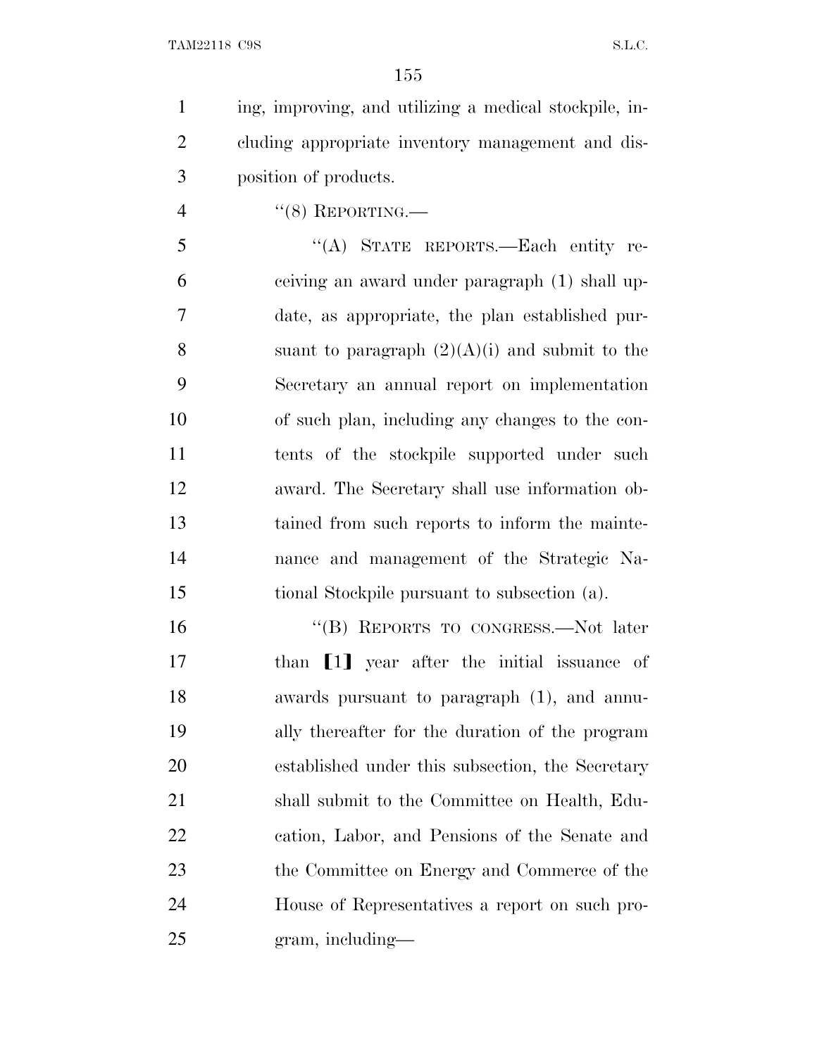ing, improving, and utilizing a medical stockpile, including appropriate inventory management and disposition of products.

"(8) REPORTING.—

"(A) STATE REPORTS.—Each entity receiving an award under paragraph (1) shall update, as appropriate, the plan established pursuant to paragraph (2)(A)(i) and submit to the Secretary an annual report on implementation of such plan, including any changes to the contents of the stockpile supported under such award. The Secretary shall use information obtained from such reports to inform the maintenance and management of the Strategic National Stockpile pursuant to subsection (a).

"(B) REPORTS TO CONGRESS.—Not later than [1] year after the initial issuance of awards pursuant to paragraph (1), and annually thereafter for the duration of the program established under this subsection, the Secretary shall submit to the Committee on Health, Education, Labor, and Pensions of the Senate and the Committee on Energy and Commerce of the House of Representatives a report on such program, including—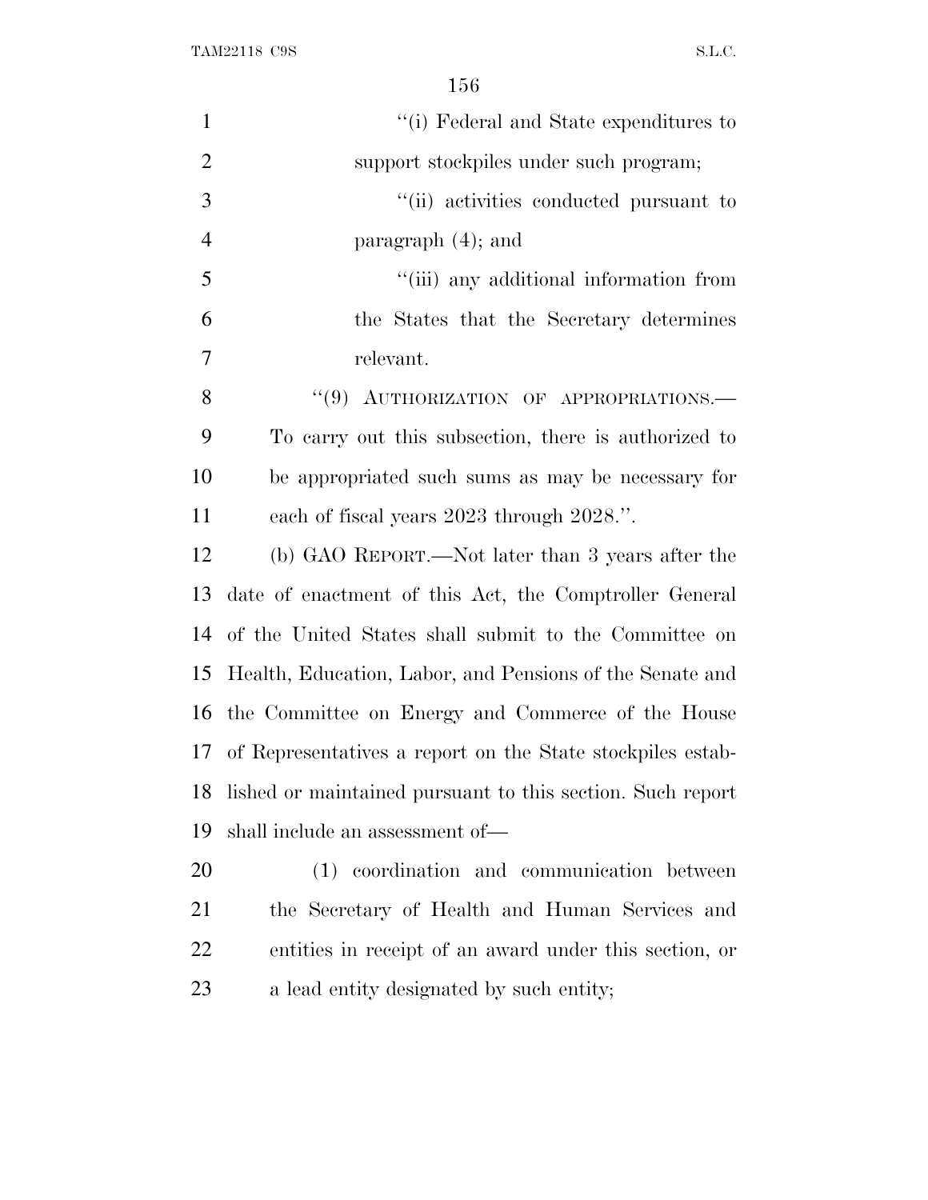"(i) Federal and State expenditures to support stockpiles under such program;

"(ii) activities conducted pursuant to paragraph (4); and

"(iii) any additional information from the States that the Secretary determines relevant.

"(9) AUTHORIZATION OF APPROPRIATIONS.— To carry out this subsection, there is authorized to be appropriated such sums as may be necessary for each of fiscal years 2023 through 2028.".

(b) GAO REPORT.—Not later than 3 years after the date of enactment of this Act, the Comptroller General of the United States shall submit to the Committee on Health, Education, Labor, and Pensions of the Senate and the Committee on Energy and Commerce of the House of Representatives a report on the State stockpiles established or maintained pursuant to this section. Such report shall include an assessment of—

(1) coordination and communication between the Secretary of Health and Human Services and entities in receipt of an award under this section, or a lead entity designated by such entity;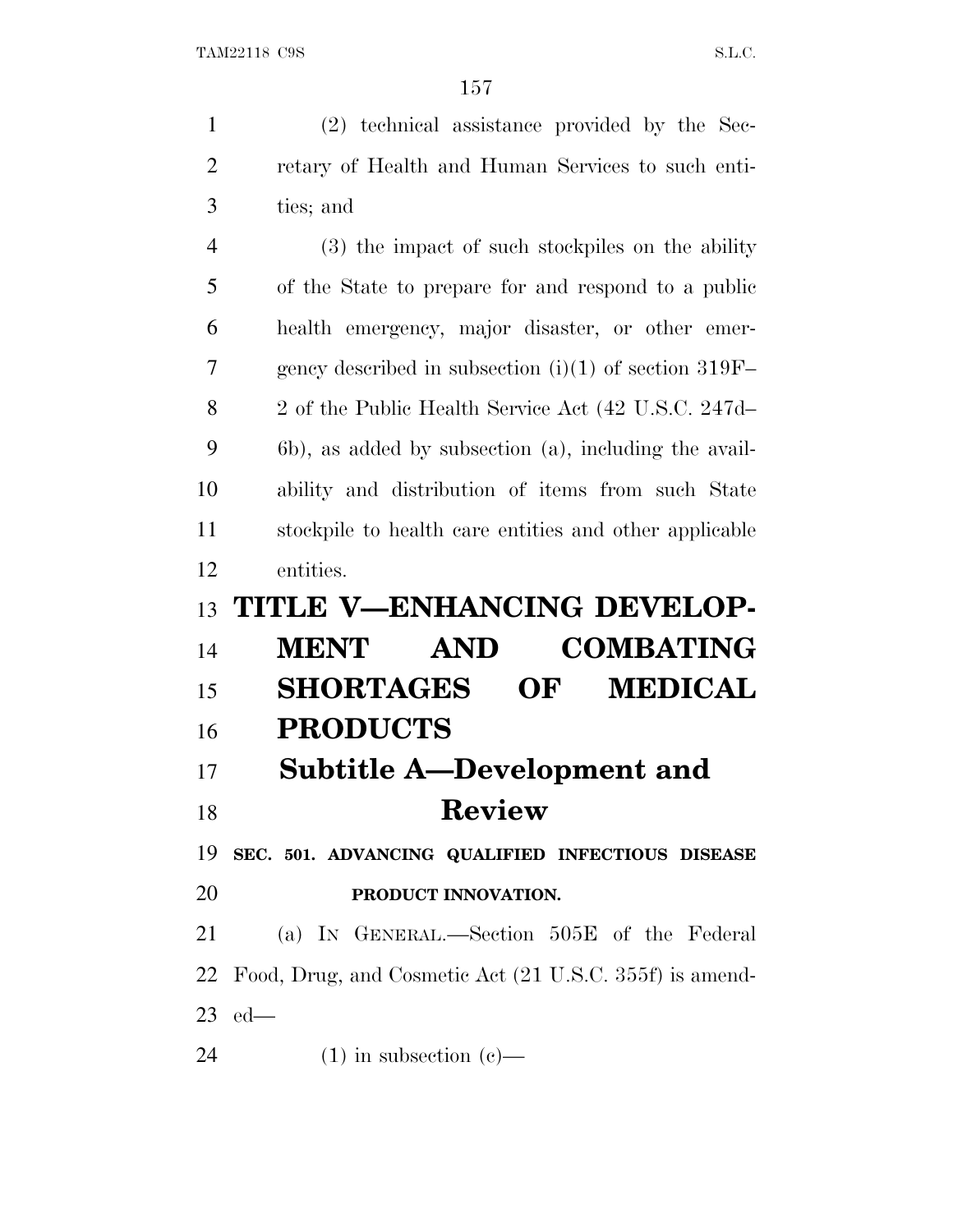(2) technical assistance provided by the Secretary of Health and Human Services to such entities; and

(3) the impact of such stockpiles on the ability of the State to prepare for and respond to a public health emergency, major disaster, or other emergency described in subsection (i)(1) of section 319F–2 of the Public Health Service Act (42 U.S.C. 247d–6b), as added by subsection (a), including the availability and distribution of items from such State stockpile to health care entities and other applicable entities.

# TITLE V—ENHANCING DEVELOPMENT AND COMBATING SHORTAGES OF MEDICAL PRODUCTS

## Subtitle A—Development and Review

### SEC. 501. ADVANCING QUALIFIED INFECTIOUS DISEASE PRODUCT INNOVATION.

(a) IN GENERAL.—Section 505E of the Federal Food, Drug, and Cosmetic Act (21 U.S.C. 355f) is amended—

(1) in subsection (c)—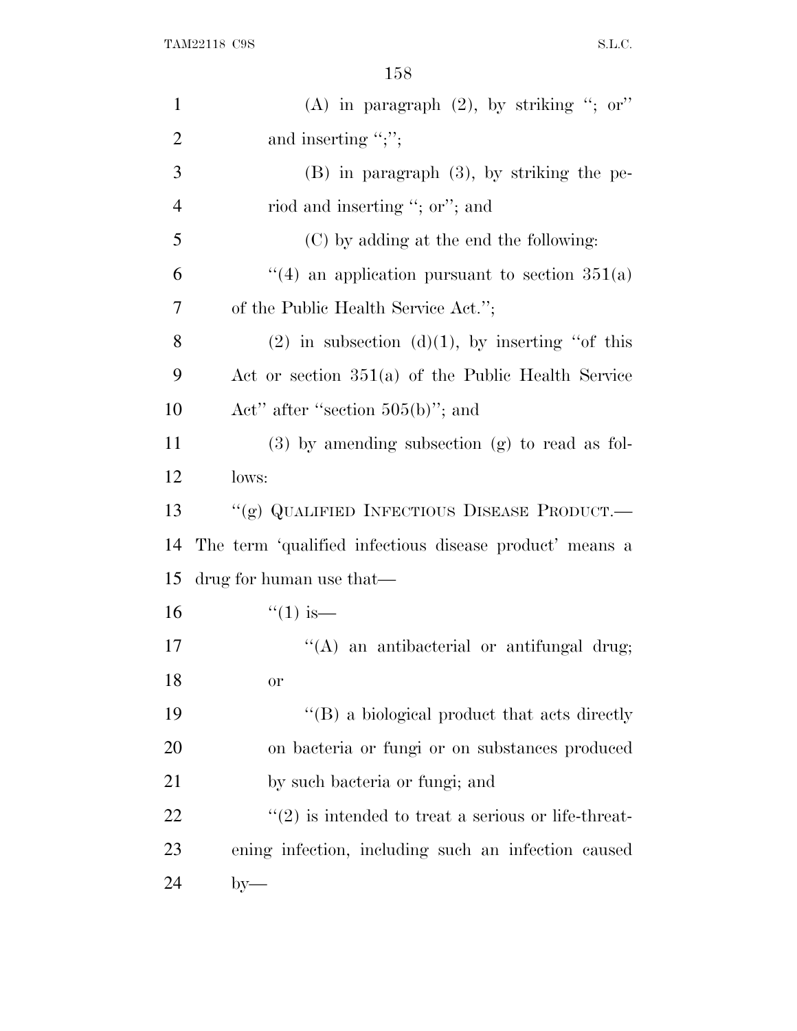(A) in paragraph (2), by striking "; or" and inserting ";";

(B) in paragraph (3), by striking the period and inserting "; or"; and

(C) by adding at the end the following:

"(4) an application pursuant to section 351(a) of the Public Health Service Act.";

(2) in subsection (d)(1), by inserting "of this Act or section 351(a) of the Public Health Service Act" after "section 505(b)"; and

(3) by amending subsection (g) to read as follows:

"(g) QUALIFIED INFECTIOUS DISEASE PRODUCT.—The term 'qualified infectious disease product' means a drug for human use that—

"(1) is—

"(A) an antibacterial or antifungal drug; or

"(B) a biological product that acts directly on bacteria or fungi or on substances produced by such bacteria or fungi; and

"(2) is intended to treat a serious or life-threatening infection, including such an infection caused by—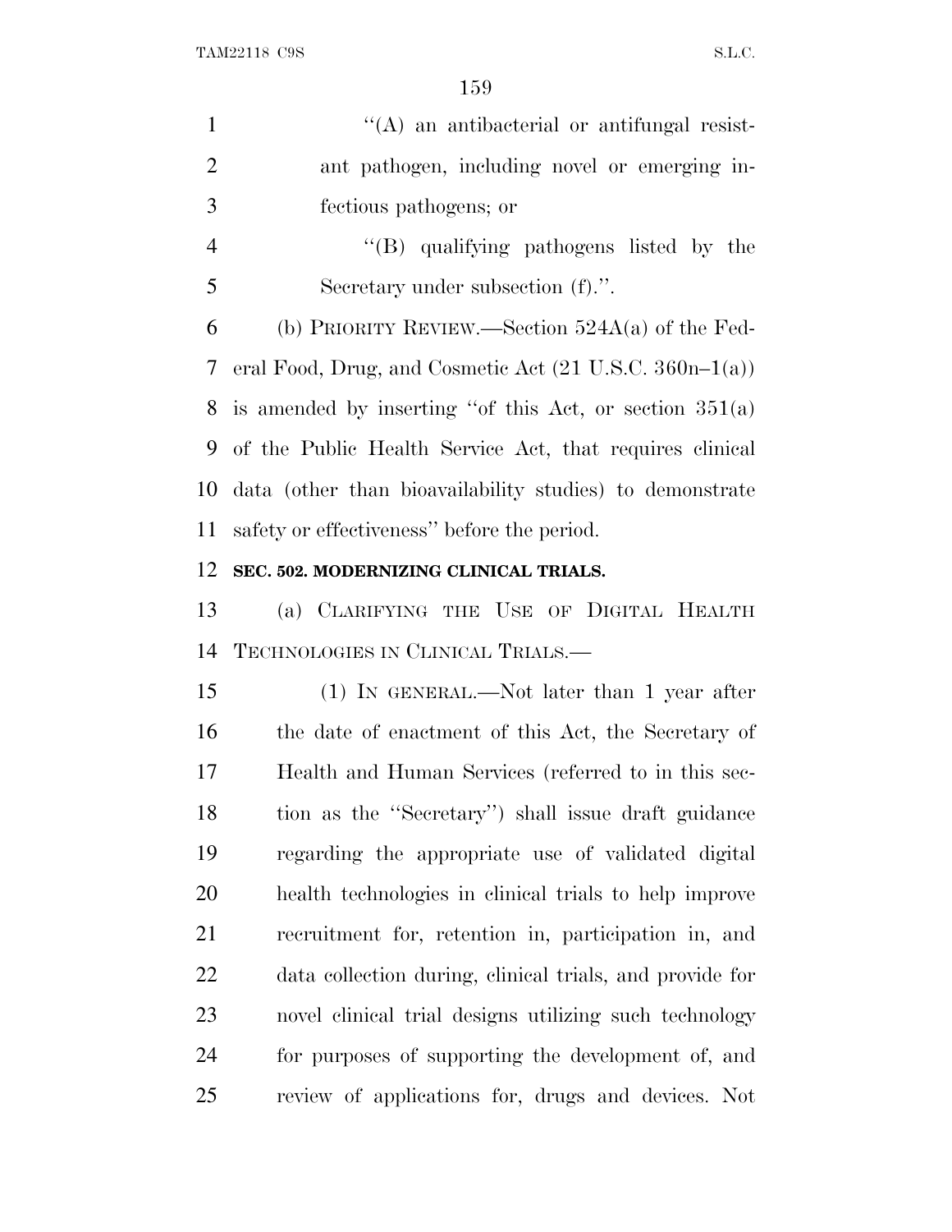''(A) an antibacterial or antifungal resistant pathogen, including novel or emerging infectious pathogens; or

''(B) qualifying pathogens listed by the Secretary under subsection (f).''.

(b) PRIORITY REVIEW.—Section 524A(a) of the Federal Food, Drug, and Cosmetic Act (21 U.S.C. 360n–1(a)) is amended by inserting ''of this Act, or section 351(a) of the Public Health Service Act, that requires clinical data (other than bioavailability studies) to demonstrate safety or effectiveness'' before the period.

**SEC. 502. MODERNIZING CLINICAL TRIALS.**

(a) CLARIFYING THE USE OF DIGITAL HEALTH TECHNOLOGIES IN CLINICAL TRIALS.—

(1) IN GENERAL.—Not later than 1 year after the date of enactment of this Act, the Secretary of Health and Human Services (referred to in this section as the ''Secretary'') shall issue draft guidance regarding the appropriate use of validated digital health technologies in clinical trials to help improve recruitment for, retention in, participation in, and data collection during, clinical trials, and provide for novel clinical trial designs utilizing such technology for purposes of supporting the development of, and review of applications for, drugs and devices. Not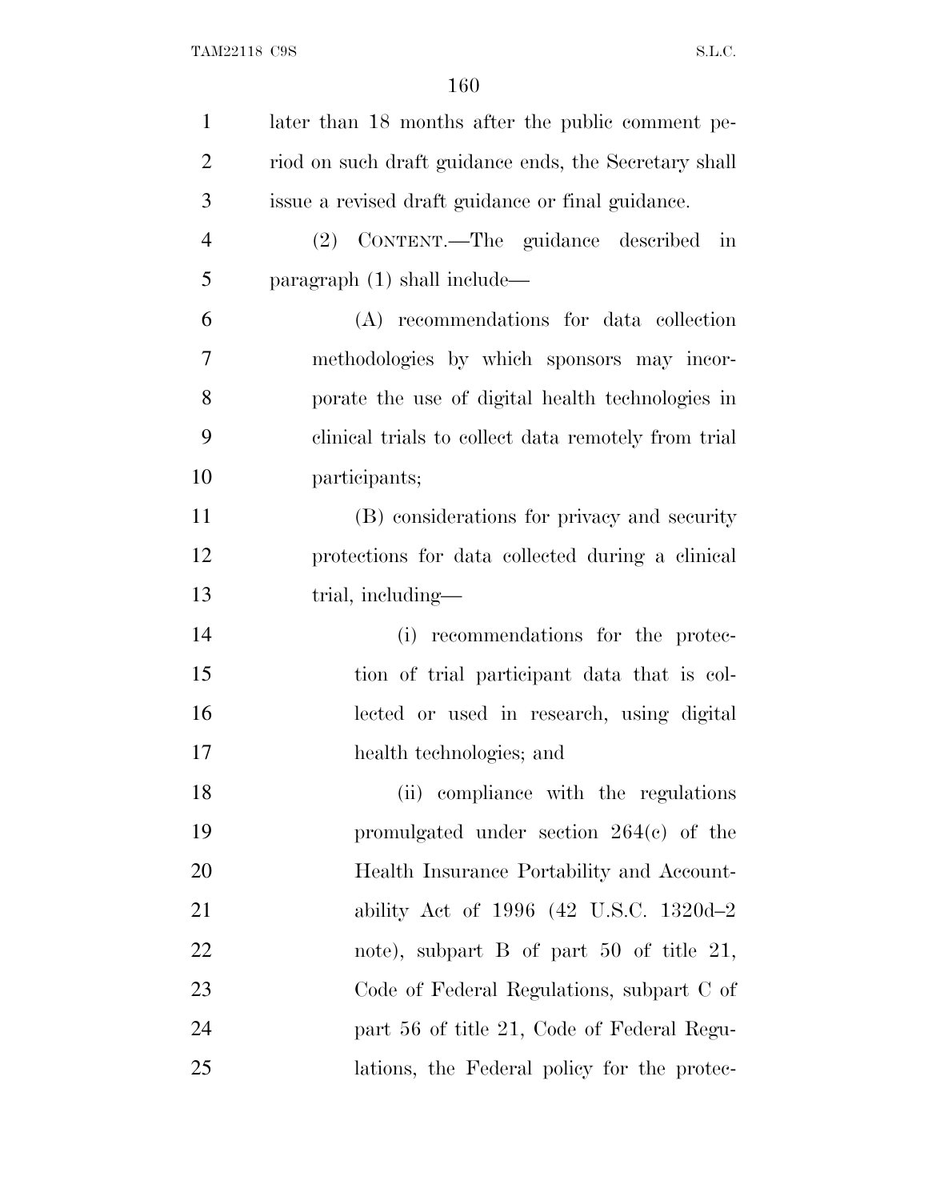later than 18 months after the public comment period on such draft guidance ends, the Secretary shall issue a revised draft guidance or final guidance.

(2) CONTENT.—The guidance described in paragraph (1) shall include—

(A) recommendations for data collection methodologies by which sponsors may incorporate the use of digital health technologies in clinical trials to collect data remotely from trial participants;

(B) considerations for privacy and security protections for data collected during a clinical trial, including—

(i) recommendations for the protection of trial participant data that is collected or used in research, using digital health technologies; and

(ii) compliance with the regulations promulgated under section 264(c) of the Health Insurance Portability and Accountability Act of 1996 (42 U.S.C. 1320d–2 note), subpart B of part 50 of title 21, Code of Federal Regulations, subpart C of part 56 of title 21, Code of Federal Regulations, the Federal policy for the protec-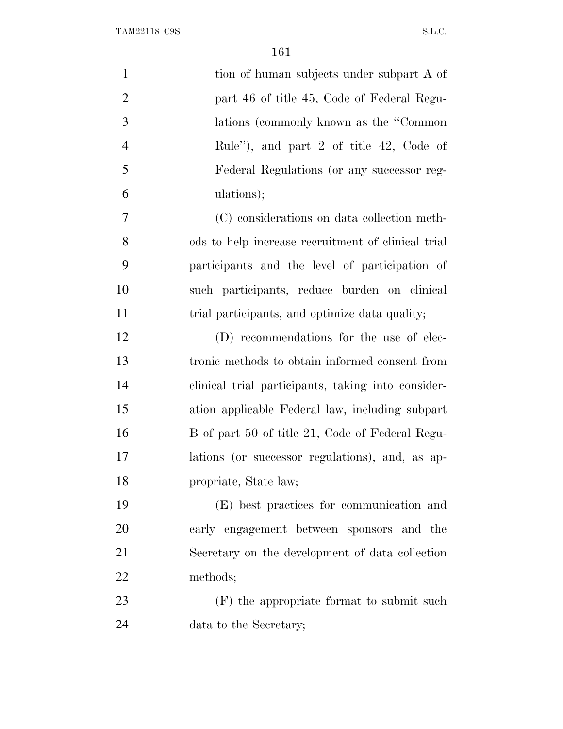tion of human subjects under subpart A of part 46 of title 45, Code of Federal Regulations (commonly known as the "Common Rule"), and part 2 of title 42, Code of Federal Regulations (or any successor regulations);

(C) considerations on data collection methods to help increase recruitment of clinical trial participants and the level of participation of such participants, reduce burden on clinical trial participants, and optimize data quality;

(D) recommendations for the use of electronic methods to obtain informed consent from clinical trial participants, taking into consideration applicable Federal law, including subpart B of part 50 of title 21, Code of Federal Regulations (or successor regulations), and, as appropriate, State law;

(E) best practices for communication and early engagement between sponsors and the Secretary on the development of data collection methods;

(F) the appropriate format to submit such data to the Secretary;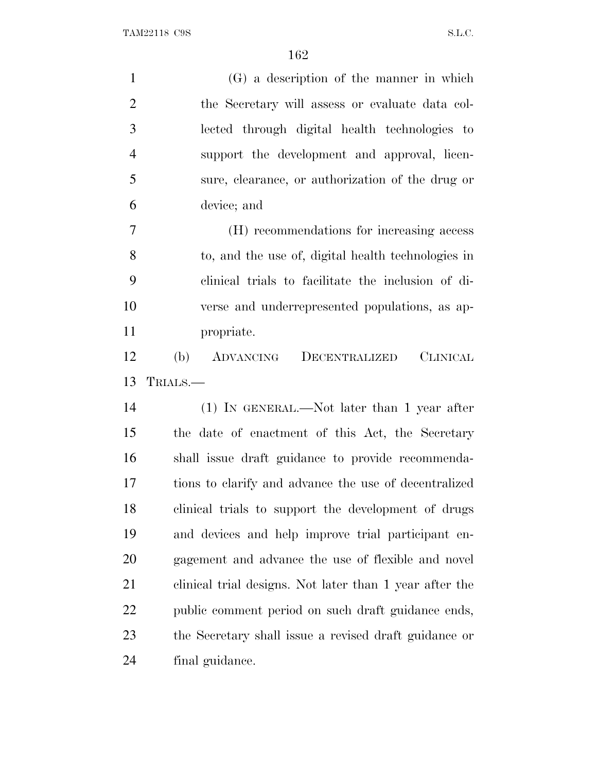(G) a description of the manner in which the Secretary will assess or evaluate data collected through digital health technologies to support the development and approval, licensure, clearance, or authorization of the drug or device; and

(H) recommendations for increasing access to, and the use of, digital health technologies in clinical trials to facilitate the inclusion of diverse and underrepresented populations, as appropriate.

(b) ADVANCING DECENTRALIZED CLINICAL TRIALS.—

(1) IN GENERAL.—Not later than 1 year after the date of enactment of this Act, the Secretary shall issue draft guidance to provide recommendations to clarify and advance the use of decentralized clinical trials to support the development of drugs and devices and help improve trial participant engagement and advance the use of flexible and novel clinical trial designs. Not later than 1 year after the public comment period on such draft guidance ends, the Secretary shall issue a revised draft guidance or final guidance.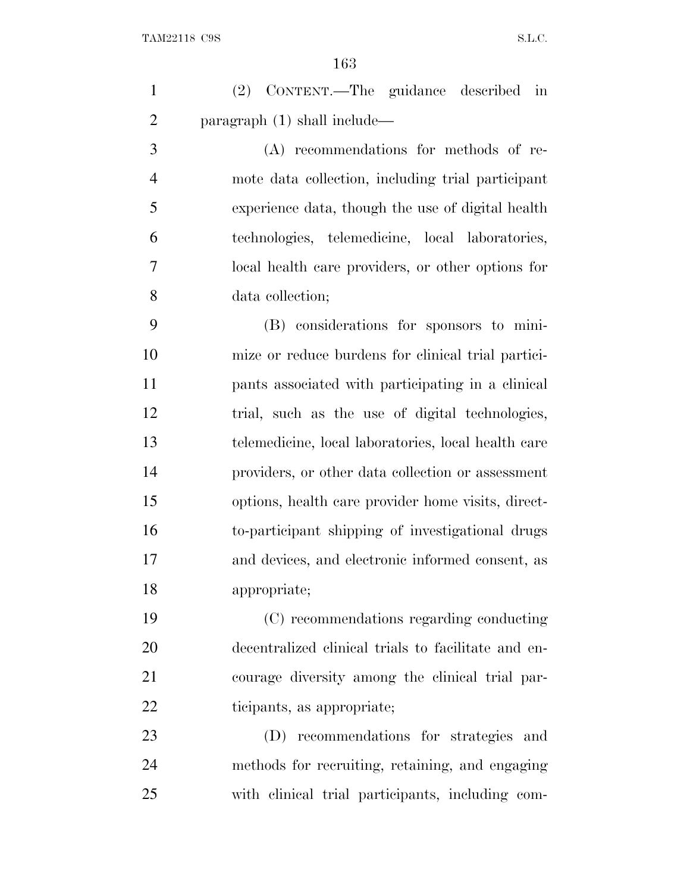(2) CONTENT.—The guidance described in paragraph (1) shall include—

(A) recommendations for methods of remote data collection, including trial participant experience data, though the use of digital health technologies, telemedicine, local laboratories, local health care providers, or other options for data collection;

(B) considerations for sponsors to minimize or reduce burdens for clinical trial participants associated with participating in a clinical trial, such as the use of digital technologies, telemedicine, local laboratories, local health care providers, or other data collection or assessment options, health care provider home visits, direct-to-participant shipping of investigational drugs and devices, and electronic informed consent, as appropriate;

(C) recommendations regarding conducting decentralized clinical trials to facilitate and encourage diversity among the clinical trial participants, as appropriate;

(D) recommendations for strategies and methods for recruiting, retaining, and engaging with clinical trial participants, including com-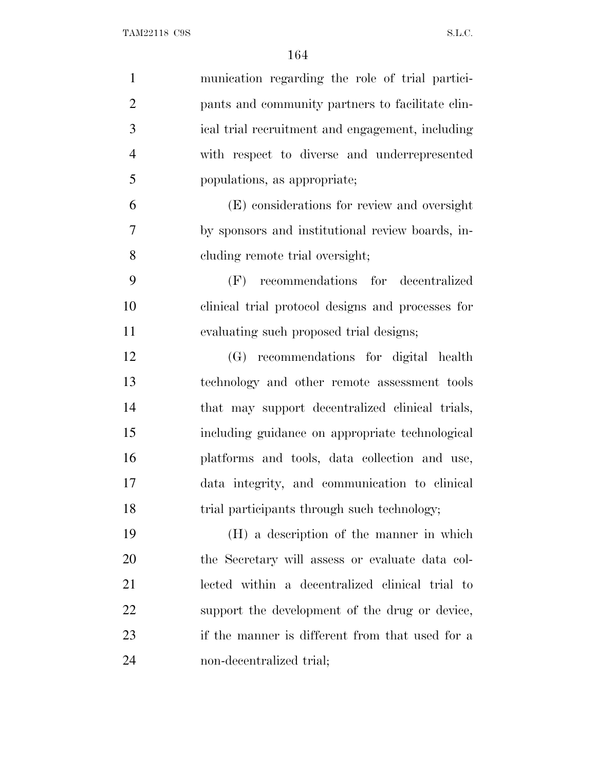munication regarding the role of trial participants and community partners to facilitate clinical trial recruitment and engagement, including with respect to diverse and underrepresented populations, as appropriate;

(E) considerations for review and oversight by sponsors and institutional review boards, including remote trial oversight;

(F) recommendations for decentralized clinical trial protocol designs and processes for evaluating such proposed trial designs;

(G) recommendations for digital health technology and other remote assessment tools that may support decentralized clinical trials, including guidance on appropriate technological platforms and tools, data collection and use, data integrity, and communication to clinical trial participants through such technology;

(H) a description of the manner in which the Secretary will assess or evaluate data collected within a decentralized clinical trial to support the development of the drug or device, if the manner is different from that used for a non-decentralized trial;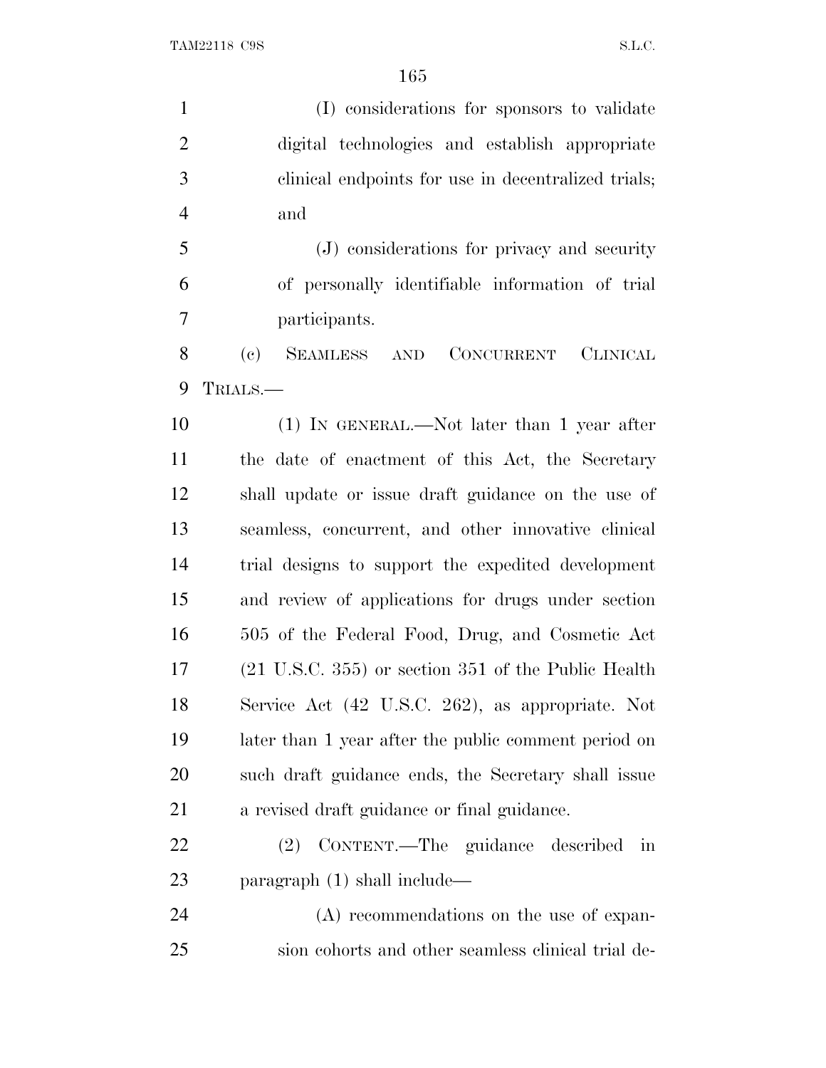(I) considerations for sponsors to validate digital technologies and establish appropriate clinical endpoints for use in decentralized trials; and

(J) considerations for privacy and security of personally identifiable information of trial participants.

(c) SEAMLESS AND CONCURRENT CLINICAL TRIALS.—

(1) IN GENERAL.—Not later than 1 year after the date of enactment of this Act, the Secretary shall update or issue draft guidance on the use of seamless, concurrent, and other innovative clinical trial designs to support the expedited development and review of applications for drugs under section 505 of the Federal Food, Drug, and Cosmetic Act (21 U.S.C. 355) or section 351 of the Public Health Service Act (42 U.S.C. 262), as appropriate. Not later than 1 year after the public comment period on such draft guidance ends, the Secretary shall issue a revised draft guidance or final guidance.

(2) CONTENT.—The guidance described in paragraph (1) shall include—

(A) recommendations on the use of expansion cohorts and other seamless clinical trial de-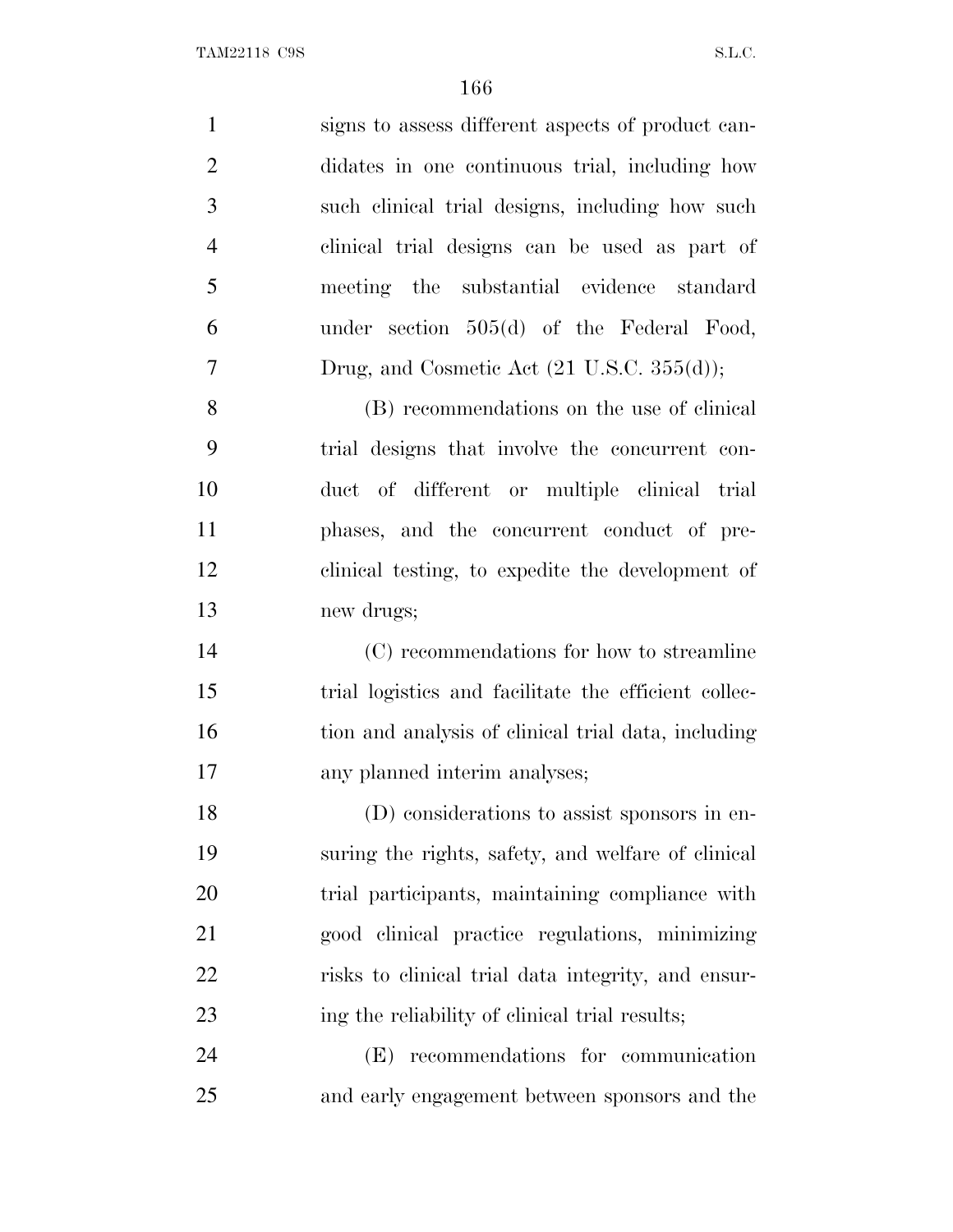signs to assess different aspects of product candidates in one continuous trial, including how such clinical trial designs, including how such clinical trial designs can be used as part of meeting the substantial evidence standard under section 505(d) of the Federal Food, Drug, and Cosmetic Act (21 U.S.C. 355(d));

(B) recommendations on the use of clinical trial designs that involve the concurrent conduct of different or multiple clinical trial phases, and the concurrent conduct of preclinical testing, to expedite the development of new drugs;

(C) recommendations for how to streamline trial logistics and facilitate the efficient collection and analysis of clinical trial data, including any planned interim analyses;

(D) considerations to assist sponsors in ensuring the rights, safety, and welfare of clinical trial participants, maintaining compliance with good clinical practice regulations, minimizing risks to clinical trial data integrity, and ensuring the reliability of clinical trial results;

(E) recommendations for communication and early engagement between sponsors and the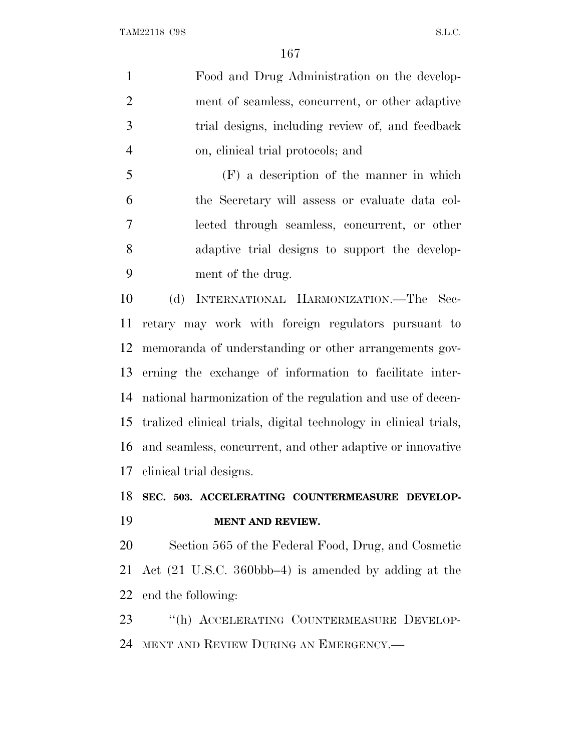Food and Drug Administration on the development of seamless, concurrent, or other adaptive trial designs, including review of, and feedback on, clinical trial protocols; and

(F) a description of the manner in which the Secretary will assess or evaluate data collected through seamless, concurrent, or other adaptive trial designs to support the development of the drug.

(d) INTERNATIONAL HARMONIZATION.—The Secretary may work with foreign regulators pursuant to memoranda of understanding or other arrangements governing the exchange of information to facilitate international harmonization of the regulation and use of decentralized clinical trials, digital technology in clinical trials, and seamless, concurrent, and other adaptive or innovative clinical trial designs.

**SEC. 503. ACCELERATING COUNTERMEASURE DEVELOPMENT AND REVIEW.**

Section 565 of the Federal Food, Drug, and Cosmetic Act (21 U.S.C. 360bbb–4) is amended by adding at the end the following:

"(h) ACCELERATING COUNTERMEASURE DEVELOPMENT AND REVIEW DURING AN EMERGENCY.—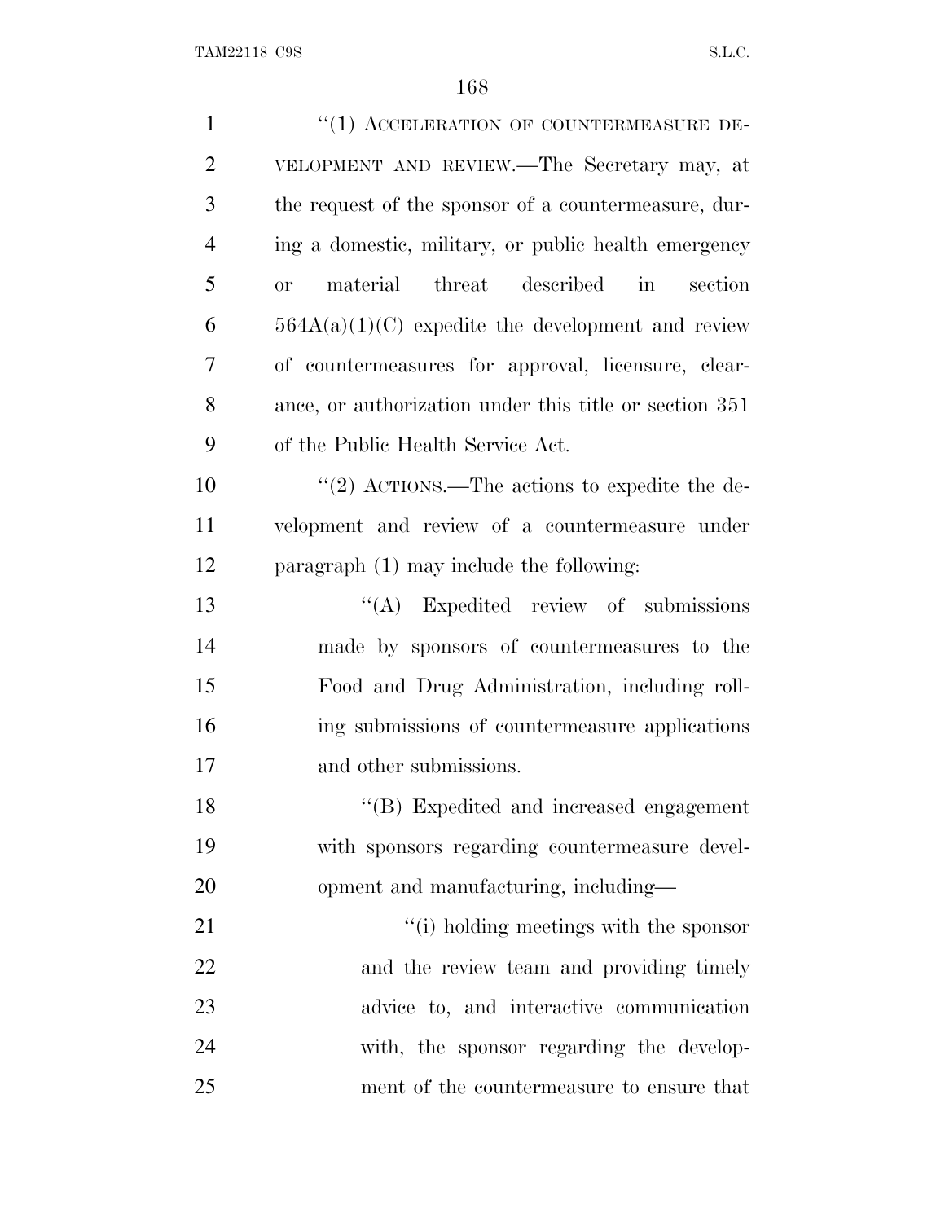"(1) ACCELERATION OF COUNTERMEASURE DEVELOPMENT AND REVIEW.—The Secretary may, at the request of the sponsor of a countermeasure, during a domestic, military, or public health emergency or material threat described in section 564A(a)(1)(C) expedite the development and review of countermeasures for approval, licensure, clearance, or authorization under this title or section 351 of the Public Health Service Act.

"(2) ACTIONS.—The actions to expedite the development and review of a countermeasure under paragraph (1) may include the following:

"(A) Expedited review of submissions made by sponsors of countermeasures to the Food and Drug Administration, including rolling submissions of countermeasure applications and other submissions.

"(B) Expedited and increased engagement with sponsors regarding countermeasure development and manufacturing, including—

"(i) holding meetings with the sponsor and the review team and providing timely advice to, and interactive communication with, the sponsor regarding the development of the countermeasure to ensure that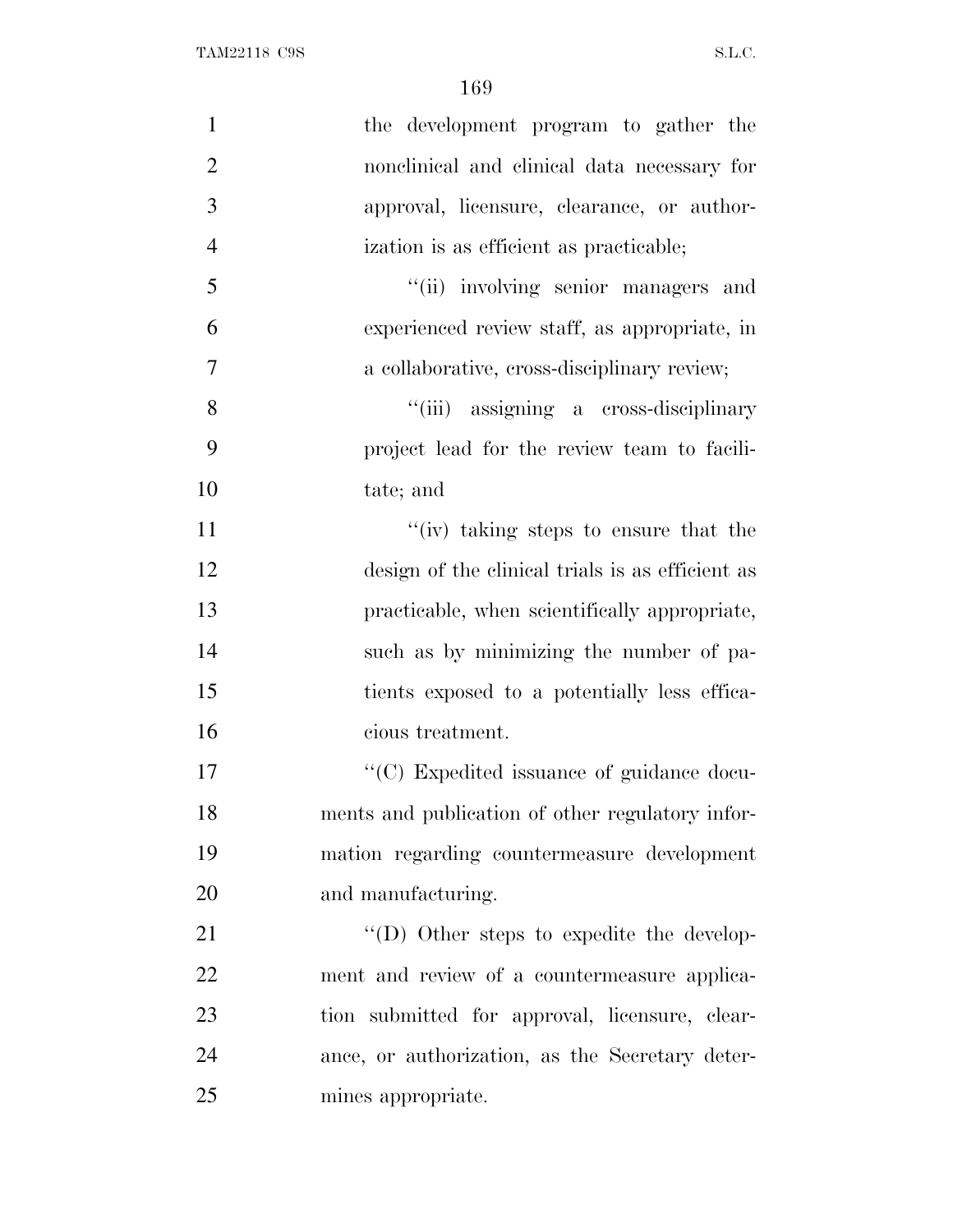the development program to gather the nonclinical and clinical data necessary for approval, licensure, clearance, or authorization is as efficient as practicable;

"(ii) involving senior managers and experienced review staff, as appropriate, in a collaborative, cross-disciplinary review;

"(iii) assigning a cross-disciplinary project lead for the review team to facilitate; and

"(iv) taking steps to ensure that the design of the clinical trials is as efficient as practicable, when scientifically appropriate, such as by minimizing the number of patients exposed to a potentially less efficacious treatment.

"(C) Expedited issuance of guidance documents and publication of other regulatory information regarding countermeasure development and manufacturing.

"(D) Other steps to expedite the development and review of a countermeasure application submitted for approval, licensure, clearance, or authorization, as the Secretary determines appropriate.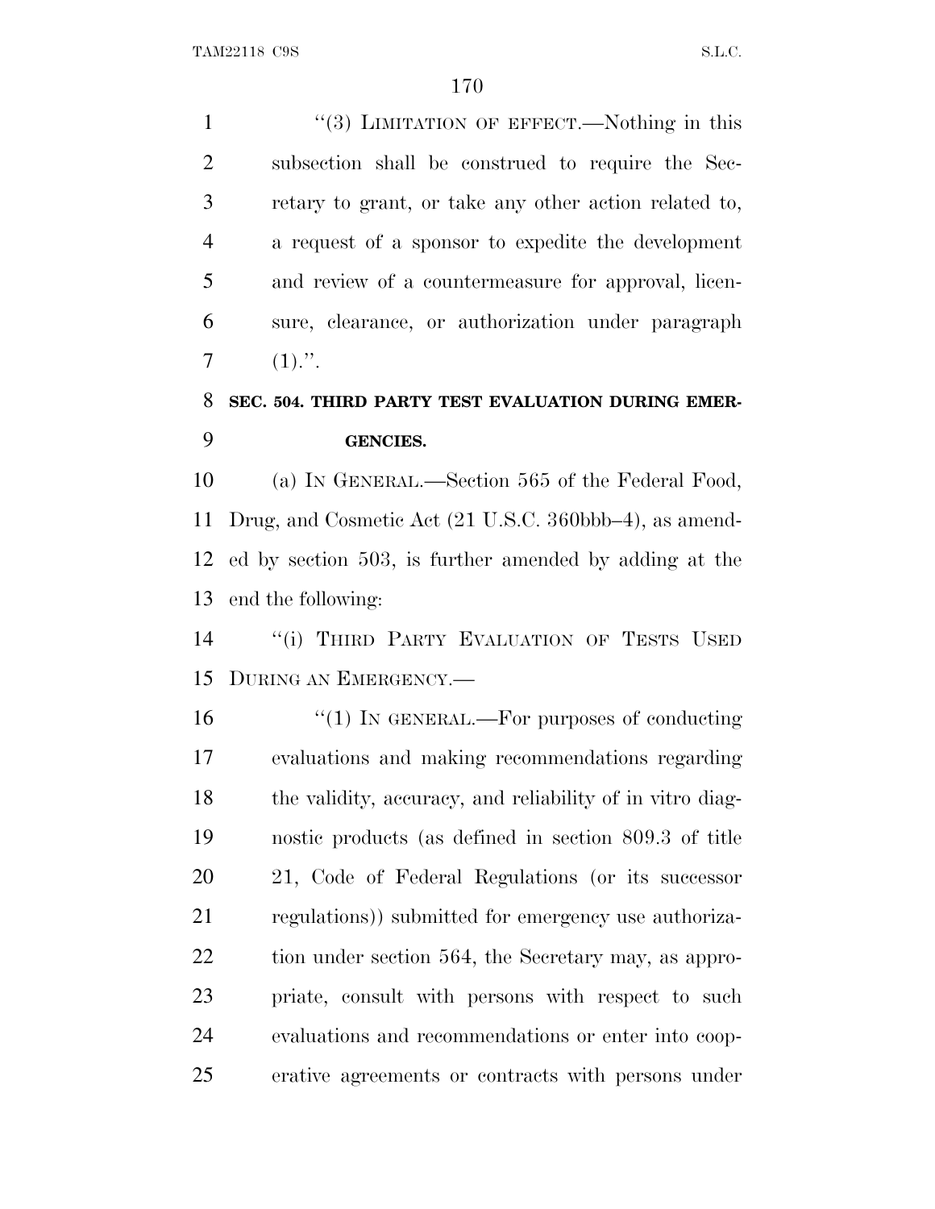"(3) LIMITATION OF EFFECT.—Nothing in this subsection shall be construed to require the Secretary to grant, or take any other action related to, a request of a sponsor to expedite the development and review of a countermeasure for approval, licensure, clearance, or authorization under paragraph (1).".

**SEC. 504. THIRD PARTY TEST EVALUATION DURING EMERGENCIES.**

(a) IN GENERAL.—Section 565 of the Federal Food, Drug, and Cosmetic Act (21 U.S.C. 360bbb–4), as amended by section 503, is further amended by adding at the end the following:

"(i) THIRD PARTY EVALUATION OF TESTS USED DURING AN EMERGENCY.—

"(1) IN GENERAL.—For purposes of conducting evaluations and making recommendations regarding the validity, accuracy, and reliability of in vitro diagnostic products (as defined in section 809.3 of title 21, Code of Federal Regulations (or its successor regulations)) submitted for emergency use authorization under section 564, the Secretary may, as appropriate, consult with persons with respect to such evaluations and recommendations or enter into cooperative agreements or contracts with persons under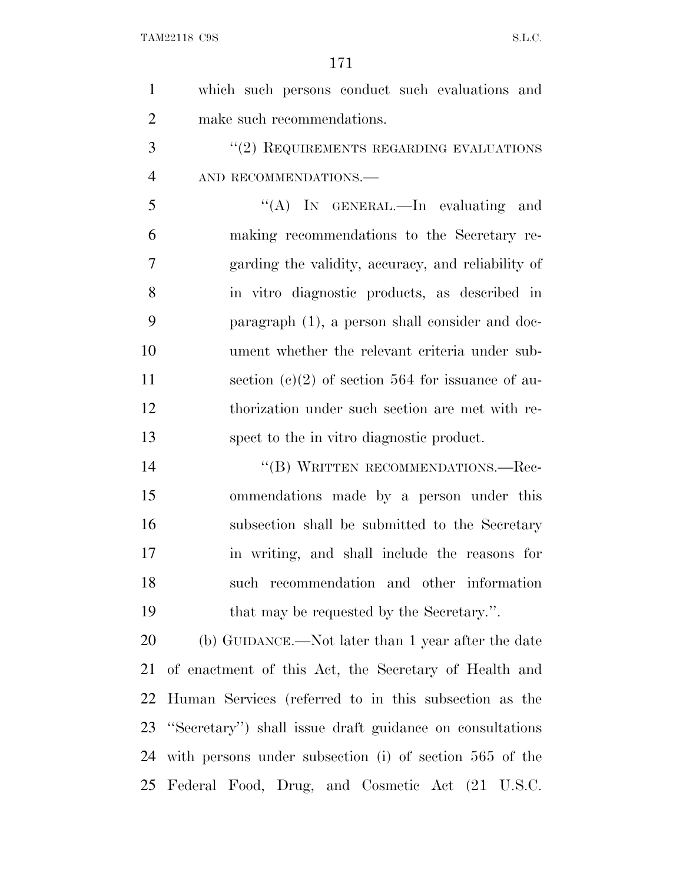which such persons conduct such evaluations and make such recommendations.

''(2) REQUIREMENTS REGARDING EVALUATIONS AND RECOMMENDATIONS.—

''(A) IN GENERAL.—In evaluating and making recommendations to the Secretary regarding the validity, accuracy, and reliability of in vitro diagnostic products, as described in paragraph (1), a person shall consider and document whether the relevant criteria under subsection (c)(2) of section 564 for issuance of authorization under such section are met with respect to the in vitro diagnostic product.

''(B) WRITTEN RECOMMENDATIONS.—Recommendations made by a person under this subsection shall be submitted to the Secretary in writing, and shall include the reasons for such recommendation and other information that may be requested by the Secretary.''.

(b) GUIDANCE.—Not later than 1 year after the date of enactment of this Act, the Secretary of Health and Human Services (referred to in this subsection as the ''Secretary'') shall issue draft guidance on consultations with persons under subsection (i) of section 565 of the Federal Food, Drug, and Cosmetic Act (21 U.S.C.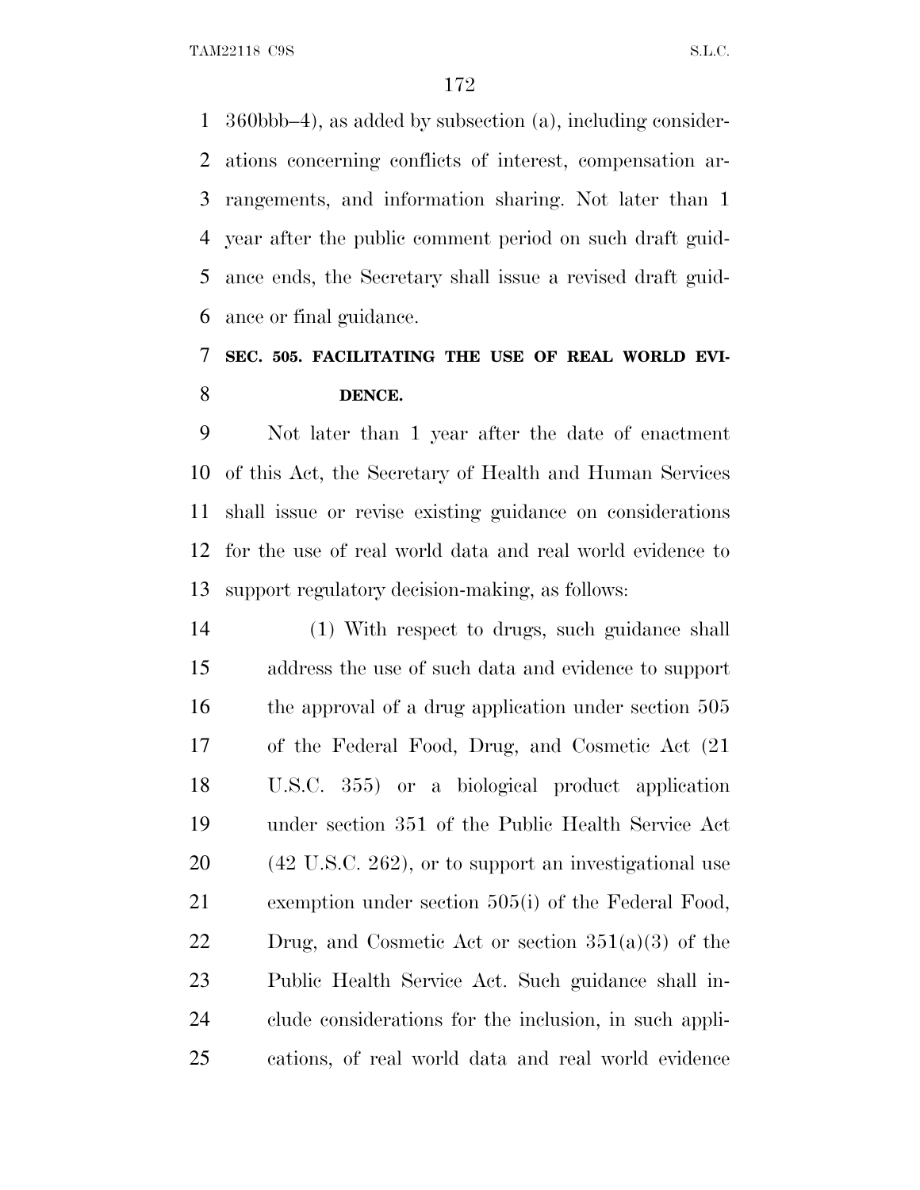360bbb–4), as added by subsection (a), including considerations concerning conflicts of interest, compensation arrangements, and information sharing. Not later than 1 year after the public comment period on such draft guidance ends, the Secretary shall issue a revised draft guidance or final guidance.

### SEC. 505. FACILITATING THE USE OF REAL WORLD EVIDENCE.

Not later than 1 year after the date of enactment of this Act, the Secretary of Health and Human Services shall issue or revise existing guidance on considerations for the use of real world data and real world evidence to support regulatory decision-making, as follows:

(1) With respect to drugs, such guidance shall address the use of such data and evidence to support the approval of a drug application under section 505 of the Federal Food, Drug, and Cosmetic Act (21 U.S.C. 355) or a biological product application under section 351 of the Public Health Service Act (42 U.S.C. 262), or to support an investigational use exemption under section 505(i) of the Federal Food, Drug, and Cosmetic Act or section 351(a)(3) of the Public Health Service Act. Such guidance shall include considerations for the inclusion, in such applications, of real world data and real world evidence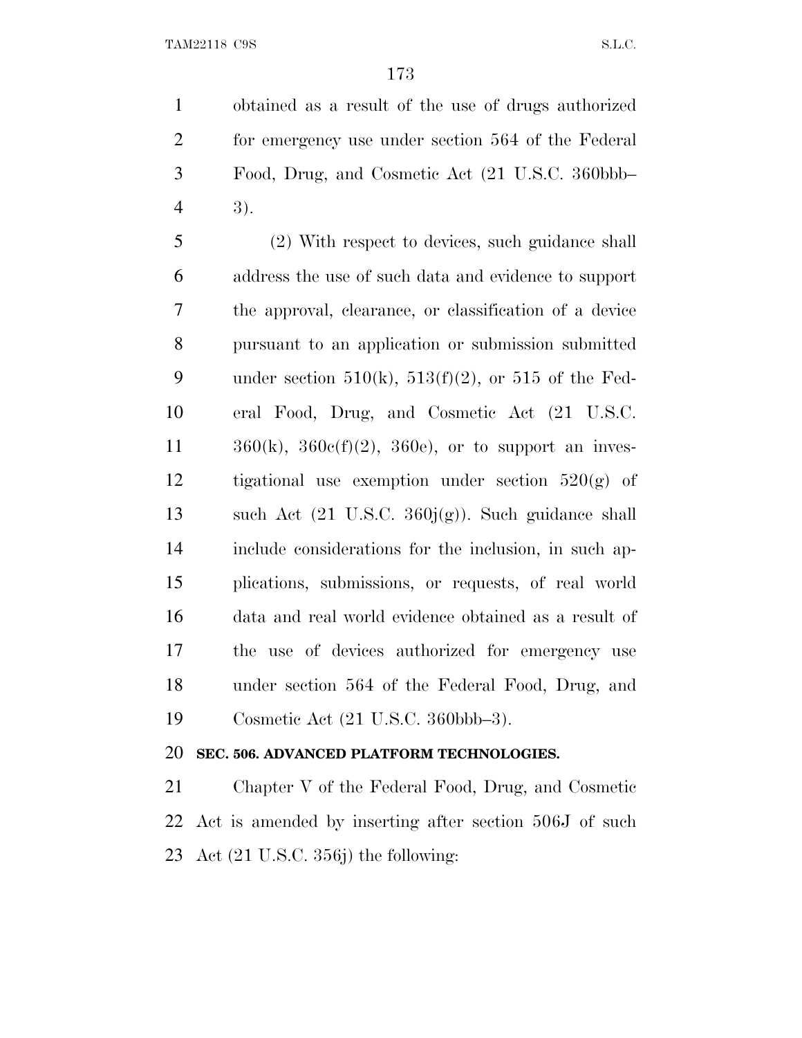obtained as a result of the use of drugs authorized for emergency use under section 564 of the Federal Food, Drug, and Cosmetic Act (21 U.S.C. 360bbb–3).

(2) With respect to devices, such guidance shall address the use of such data and evidence to support the approval, clearance, or classification of a device pursuant to an application or submission submitted under section 510(k), 513(f)(2), or 515 of the Federal Food, Drug, and Cosmetic Act (21 U.S.C. 360(k), 360c(f)(2), 360e), or to support an investigational use exemption under section 520(g) of such Act (21 U.S.C. 360j(g)). Such guidance shall include considerations for the inclusion, in such applications, submissions, or requests, of real world data and real world evidence obtained as a result of the use of devices authorized for emergency use under section 564 of the Federal Food, Drug, and Cosmetic Act (21 U.S.C. 360bbb–3).

**SEC. 506. ADVANCED PLATFORM TECHNOLOGIES.**

Chapter V of the Federal Food, Drug, and Cosmetic Act is amended by inserting after section 506J of such Act (21 U.S.C. 356j) the following: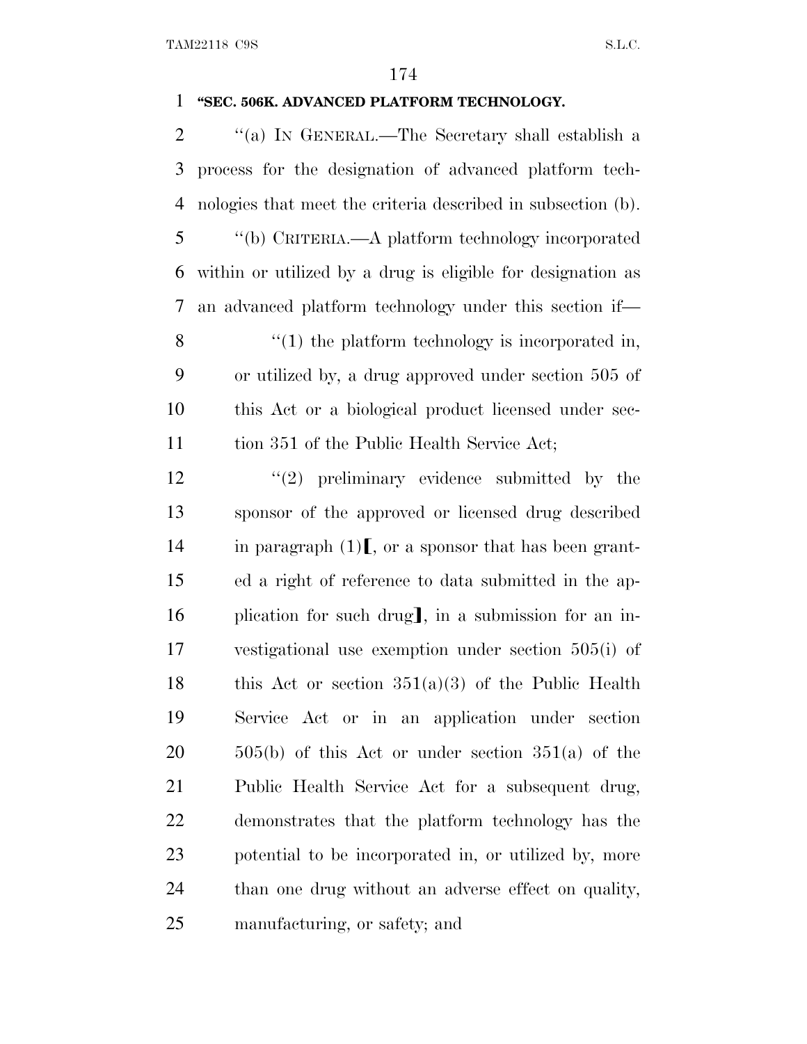**"SEC. 506K. ADVANCED PLATFORM TECHNOLOGY.**

"(a) IN GENERAL.—The Secretary shall establish a process for the designation of advanced platform technologies that meet the criteria described in subsection (b).

"(b) CRITERIA.—A platform technology incorporated within or utilized by a drug is eligible for designation as an advanced platform technology under this section if—

"(1) the platform technology is incorporated in, or utilized by, a drug approved under section 505 of this Act or a biological product licensed under section 351 of the Public Health Service Act;

"(2) preliminary evidence submitted by the sponsor of the approved or licensed drug described in paragraph (1)[, or a sponsor that has been granted a right of reference to data submitted in the application for such drug], in a submission for an investigational use exemption under section 505(i) of this Act or section 351(a)(3) of the Public Health Service Act or in an application under section 505(b) of this Act or under section 351(a) of the Public Health Service Act for a subsequent drug, demonstrates that the platform technology has the potential to be incorporated in, or utilized by, more than one drug without an adverse effect on quality, manufacturing, or safety; and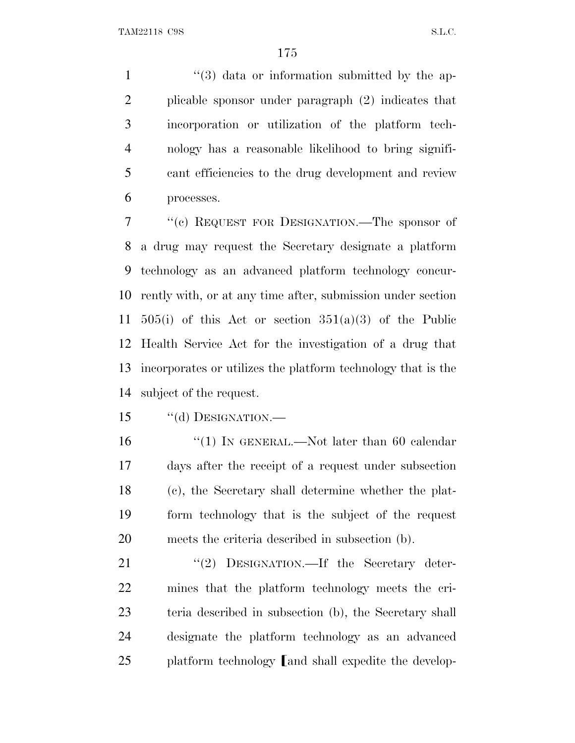''(3) data or information submitted by the applicable sponsor under paragraph (2) indicates that incorporation or utilization of the platform technology has a reasonable likelihood to bring significant efficiencies to the drug development and review processes.

''(c) REQUEST FOR DESIGNATION.—The sponsor of a drug may request the Secretary designate a platform technology as an advanced platform technology concurrently with, or at any time after, submission under section 505(i) of this Act or section 351(a)(3) of the Public Health Service Act for the investigation of a drug that incorporates or utilizes the platform technology that is the subject of the request.

''(d) DESIGNATION.—

''(1) IN GENERAL.—Not later than 60 calendar days after the receipt of a request under subsection (c), the Secretary shall determine whether the platform technology that is the subject of the request meets the criteria described in subsection (b).

''(2) DESIGNATION.—If the Secretary determines that the platform technology meets the criteria described in subsection (b), the Secretary shall designate the platform technology as an advanced platform technology [and shall expedite the develop-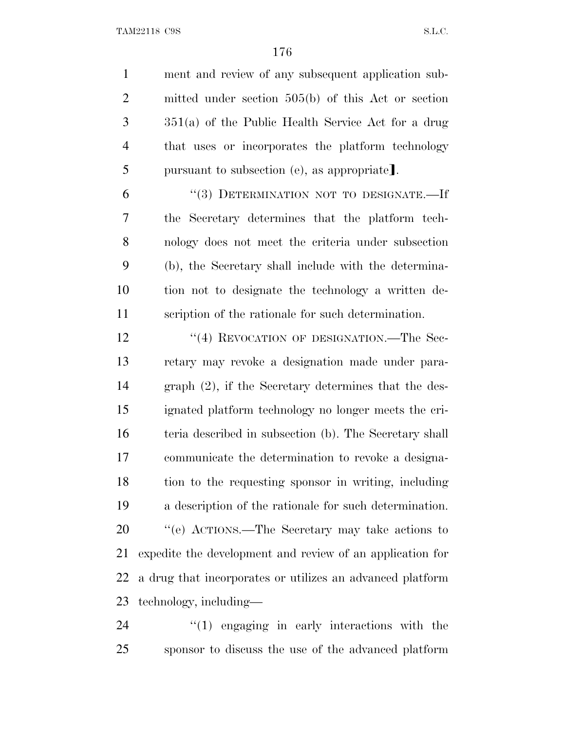ment and review of any subsequent application submitted under section 505(b) of this Act or section 351(a) of the Public Health Service Act for a drug that uses or incorporates the platform technology pursuant to subsection (e), as appropriate].

"(3) DETERMINATION NOT TO DESIGNATE.—If the Secretary determines that the platform technology does not meet the criteria under subsection (b), the Secretary shall include with the determination not to designate the technology a written description of the rationale for such determination.

"(4) REVOCATION OF DESIGNATION.—The Secretary may revoke a designation made under paragraph (2), if the Secretary determines that the designated platform technology no longer meets the criteria described in subsection (b). The Secretary shall communicate the determination to revoke a designation to the requesting sponsor in writing, including a description of the rationale for such determination.

"(e) ACTIONS.—The Secretary may take actions to expedite the development and review of an application for a drug that incorporates or utilizes an advanced platform technology, including—

"(1) engaging in early interactions with the sponsor to discuss the use of the advanced platform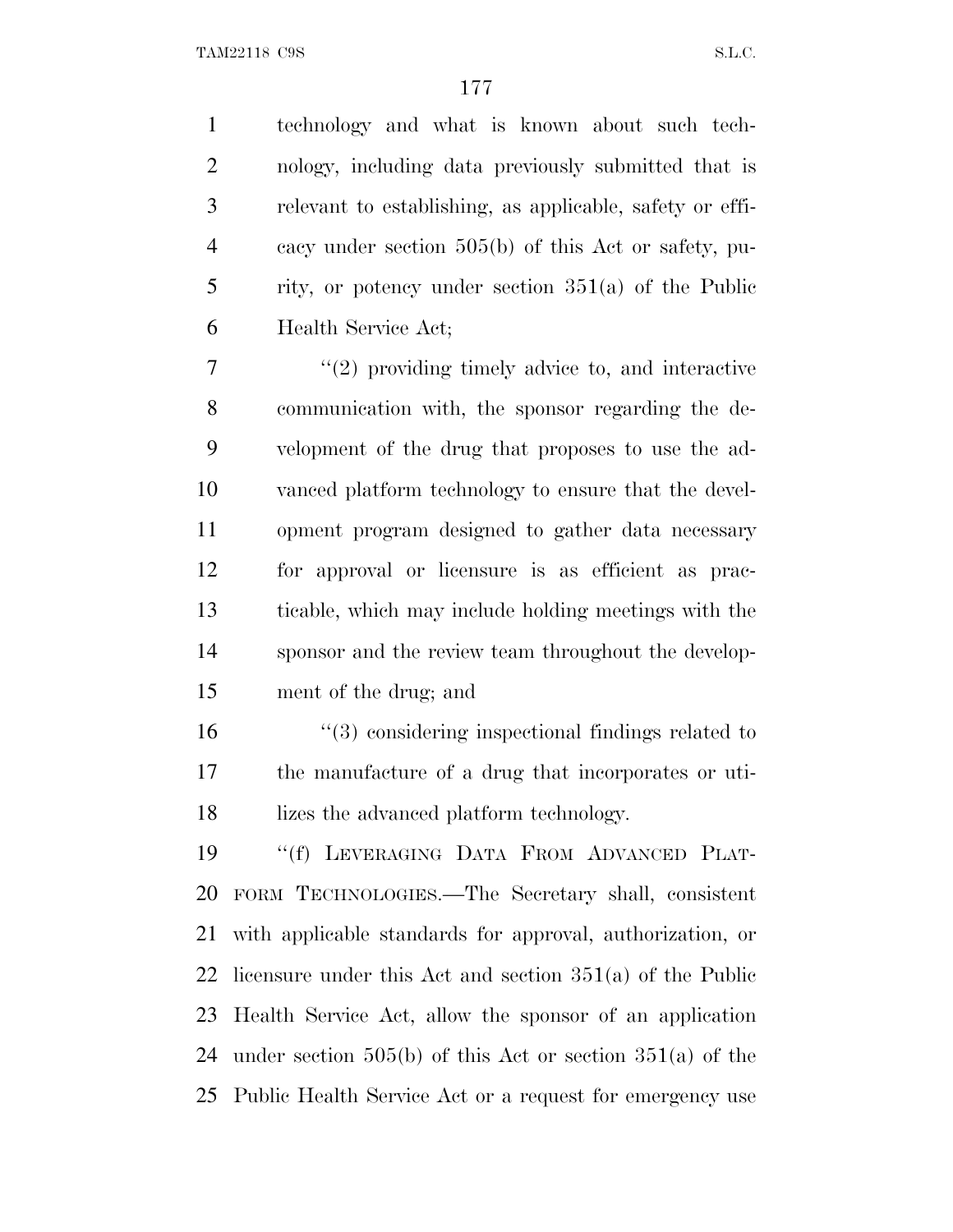technology and what is known about such technology, including data previously submitted that is relevant to establishing, as applicable, safety or efficacy under section 505(b) of this Act or safety, purity, or potency under section 351(a) of the Public Health Service Act;

"(2) providing timely advice to, and interactive communication with, the sponsor regarding the development of the drug that proposes to use the advanced platform technology to ensure that the development program designed to gather data necessary for approval or licensure is as efficient as practicable, which may include holding meetings with the sponsor and the review team throughout the development of the drug; and

"(3) considering inspectional findings related to the manufacture of a drug that incorporates or utilizes the advanced platform technology.

"(f) LEVERAGING DATA FROM ADVANCED PLATFORM TECHNOLOGIES.—The Secretary shall, consistent with applicable standards for approval, authorization, or licensure under this Act and section 351(a) of the Public Health Service Act, allow the sponsor of an application under section 505(b) of this Act or section 351(a) of the Public Health Service Act or a request for emergency use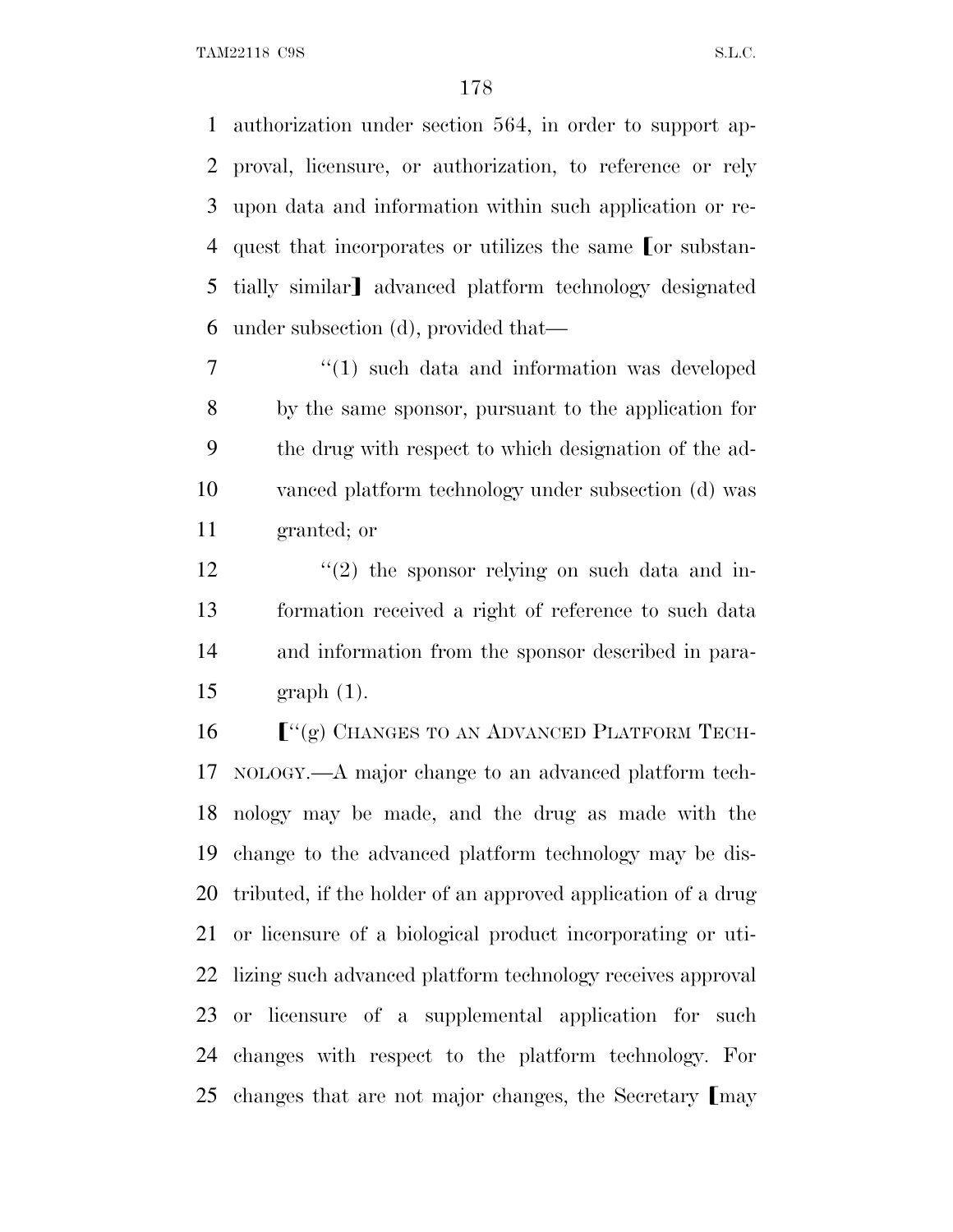authorization under section 564, in order to support approval, licensure, or authorization, to reference or rely upon data and information within such application or request that incorporates or utilizes the same ⟦or substantially similar⟧ advanced platform technology designated under subsection (d), provided that—

"(1) such data and information was developed by the same sponsor, pursuant to the application for the drug with respect to which designation of the advanced platform technology under subsection (d) was granted; or

"(2) the sponsor relying on such data and information received a right of reference to such data and information from the sponsor described in paragraph (1).

⟦"(g) CHANGES TO AN ADVANCED PLATFORM TECHNOLOGY.—A major change to an advanced platform technology may be made, and the drug as made with the change to the advanced platform technology may be distributed, if the holder of an approved application of a drug or licensure of a biological product incorporating or utilizing such advanced platform technology receives approval or licensure of a supplemental application for such changes with respect to the platform technology. For changes that are not major changes, the Secretary ⟦may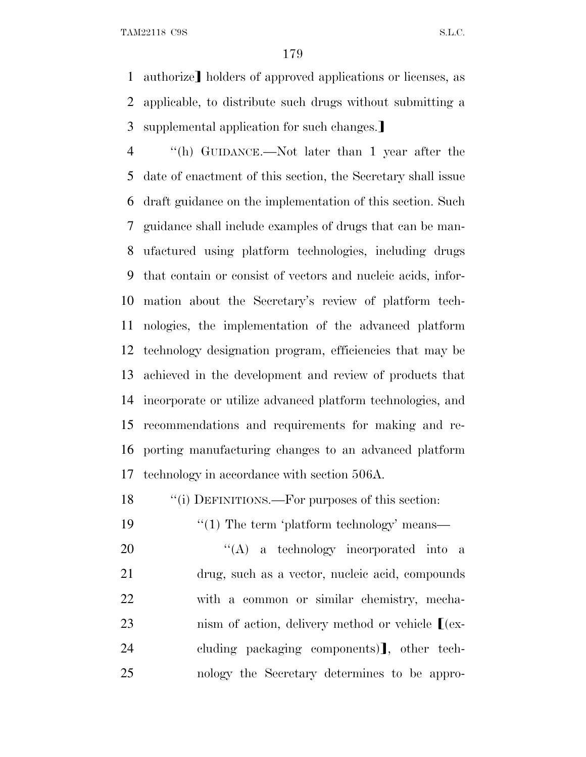authorize⟧ holders of approved applications or licenses, as applicable, to distribute such drugs without submitting a supplemental application for such changes.⟧

"(h) GUIDANCE.—Not later than 1 year after the date of enactment of this section, the Secretary shall issue draft guidance on the implementation of this section. Such guidance shall include examples of drugs that can be manufactured using platform technologies, including drugs that contain or consist of vectors and nucleic acids, information about the Secretary's review of platform technologies, the implementation of the advanced platform technology designation program, efficiencies that may be achieved in the development and review of products that incorporate or utilize advanced platform technologies, and recommendations and requirements for making and reporting manufacturing changes to an advanced platform technology in accordance with section 506A.

"(i) DEFINITIONS.—For purposes of this section:

"(1) The term 'platform technology' means—

"(A) a technology incorporated into a drug, such as a vector, nucleic acid, compounds with a common or similar chemistry, mechanism of action, delivery method or vehicle ⟦(excluding packaging components)⟧, other technology the Secretary determines to be appro-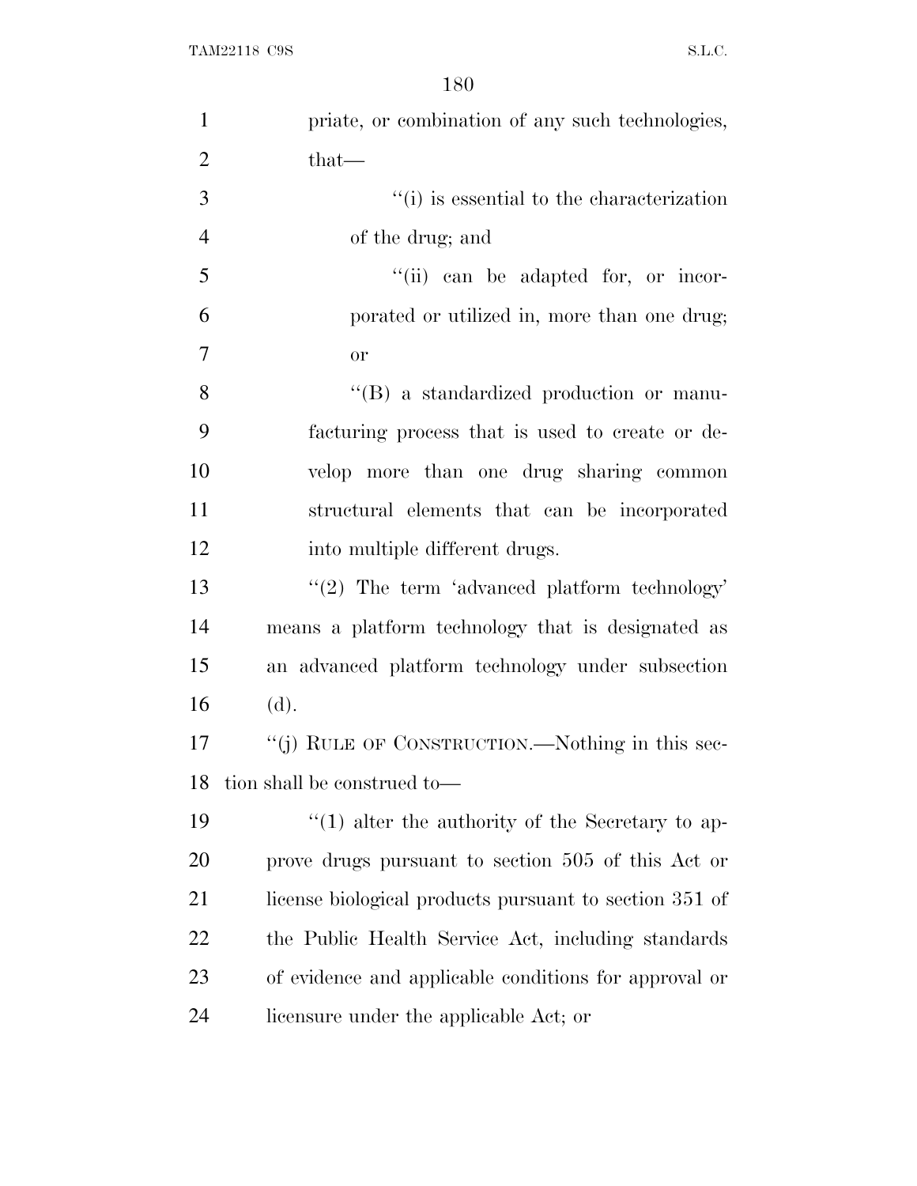priate, or combination of any such technologies, that—

''(i) is essential to the characterization of the drug; and

''(ii) can be adapted for, or incorporated or utilized in, more than one drug; or

''(B) a standardized production or manufacturing process that is used to create or develop more than one drug sharing common structural elements that can be incorporated into multiple different drugs.

''(2) The term 'advanced platform technology' means a platform technology that is designated as an advanced platform technology under subsection (d).

''(j) RULE OF CONSTRUCTION.—Nothing in this section shall be construed to—

''(1) alter the authority of the Secretary to approve drugs pursuant to section 505 of this Act or license biological products pursuant to section 351 of the Public Health Service Act, including standards of evidence and applicable conditions for approval or licensure under the applicable Act; or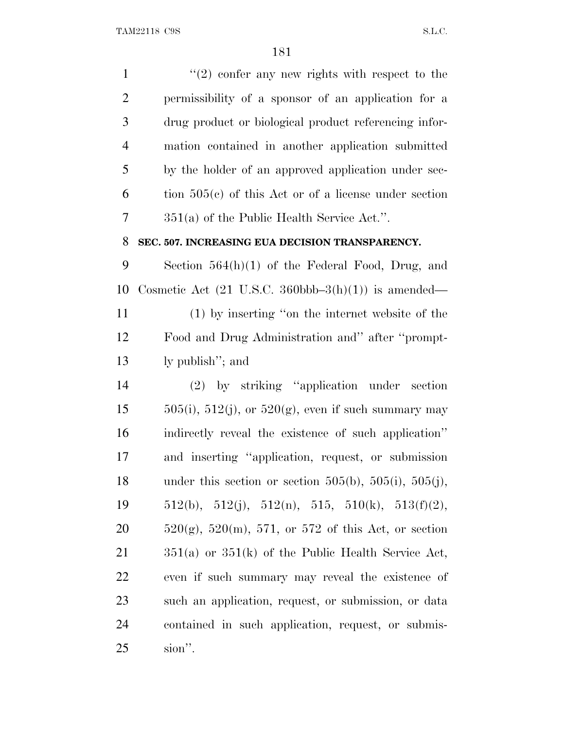"(2) confer any new rights with respect to the permissibility of a sponsor of an application for a drug product or biological product referencing information contained in another application submitted by the holder of an approved application under section 505(c) of this Act or of a license under section 351(a) of the Public Health Service Act.".

**SEC. 507. INCREASING EUA DECISION TRANSPARENCY.**

Section 564(h)(1) of the Federal Food, Drug, and Cosmetic Act (21 U.S.C. 360bbb–3(h)(1)) is amended—

(1) by inserting "on the internet website of the Food and Drug Administration and" after "promptly publish"; and

(2) by striking "application under section 505(i), 512(j), or 520(g), even if such summary may indirectly reveal the existence of such application" and inserting "application, request, or submission under this section or section 505(b), 505(i), 505(j), 512(b), 512(j), 512(n), 515, 510(k), 513(f)(2), 520(g), 520(m), 571, or 572 of this Act, or section 351(a) or 351(k) of the Public Health Service Act, even if such summary may reveal the existence of such an application, request, or submission, or data contained in such application, request, or submission".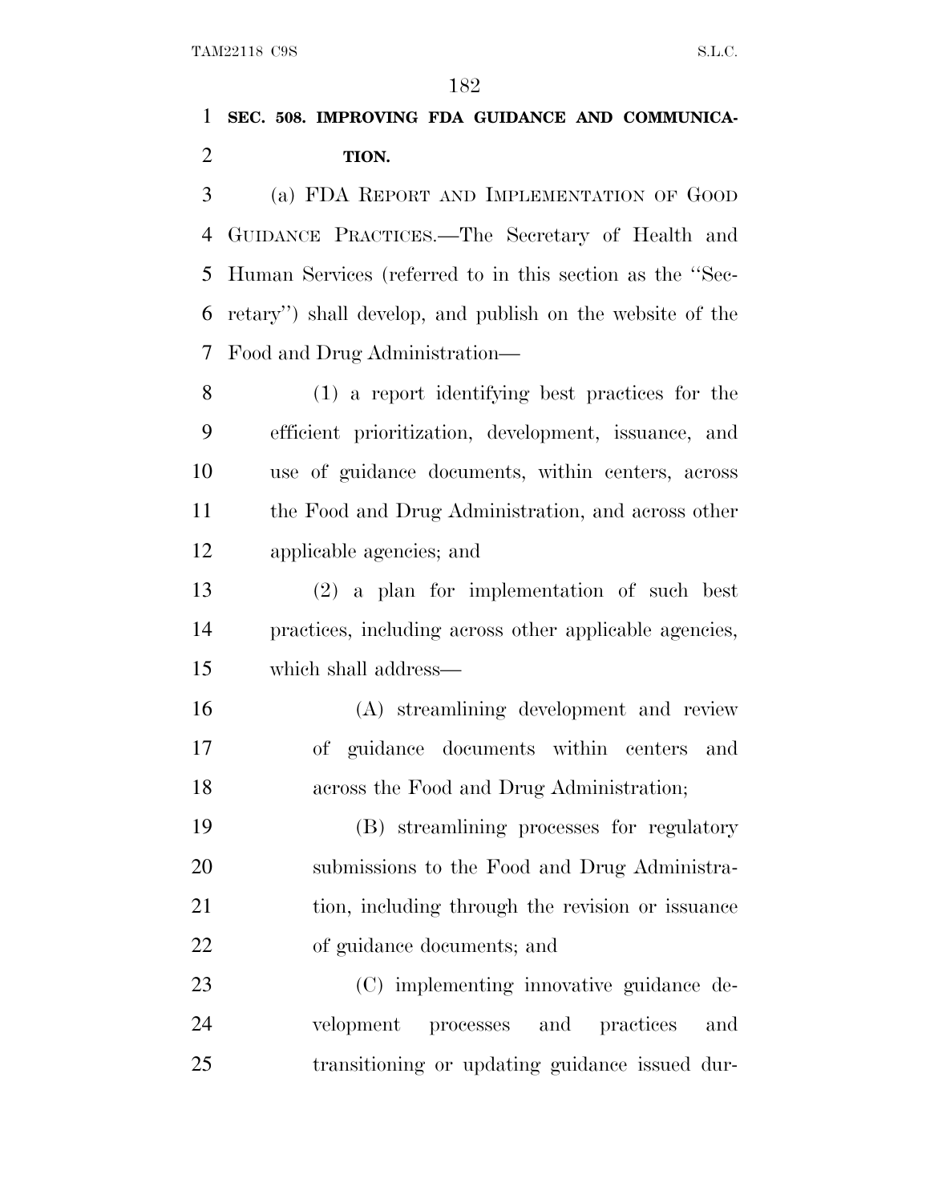**SEC. 508. IMPROVING FDA GUIDANCE AND COMMUNICATION.**

(a) FDA REPORT AND IMPLEMENTATION OF GOOD GUIDANCE PRACTICES.—The Secretary of Health and Human Services (referred to in this section as the ''Secretary'') shall develop, and publish on the website of the Food and Drug Administration—

(1) a report identifying best practices for the efficient prioritization, development, issuance, and use of guidance documents, within centers, across the Food and Drug Administration, and across other applicable agencies; and

(2) a plan for implementation of such best practices, including across other applicable agencies, which shall address—

(A) streamlining development and review of guidance documents within centers and across the Food and Drug Administration;

(B) streamlining processes for regulatory submissions to the Food and Drug Administration, including through the revision or issuance of guidance documents; and

(C) implementing innovative guidance development processes and practices and transitioning or updating guidance issued dur-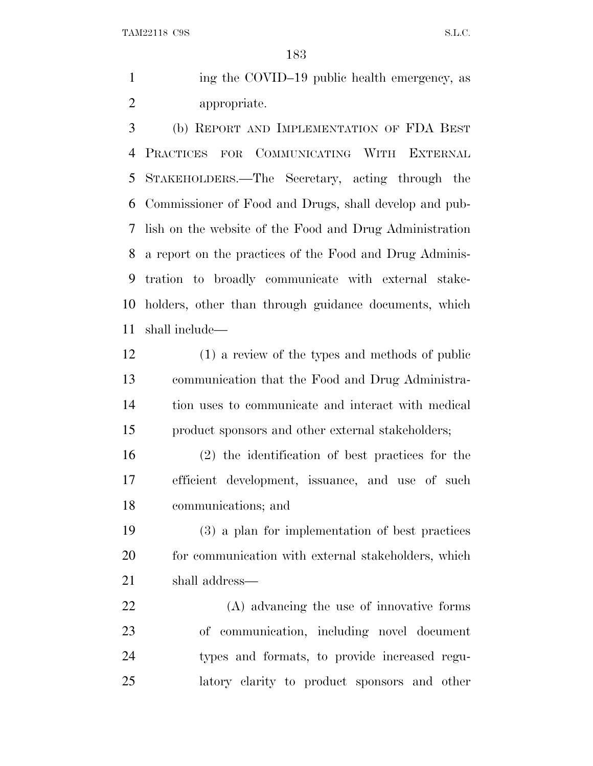ing the COVID–19 public health emergency, as appropriate.

(b) REPORT AND IMPLEMENTATION OF FDA BEST PRACTICES FOR COMMUNICATING WITH EXTERNAL STAKEHOLDERS.—The Secretary, acting through the Commissioner of Food and Drugs, shall develop and publish on the website of the Food and Drug Administration a report on the practices of the Food and Drug Administration to broadly communicate with external stakeholders, other than through guidance documents, which shall include—

(1) a review of the types and methods of public communication that the Food and Drug Administration uses to communicate and interact with medical product sponsors and other external stakeholders;

(2) the identification of best practices for the efficient development, issuance, and use of such communications; and

(3) a plan for implementation of best practices for communication with external stakeholders, which shall address—

(A) advancing the use of innovative forms of communication, including novel document types and formats, to provide increased regulatory clarity to product sponsors and other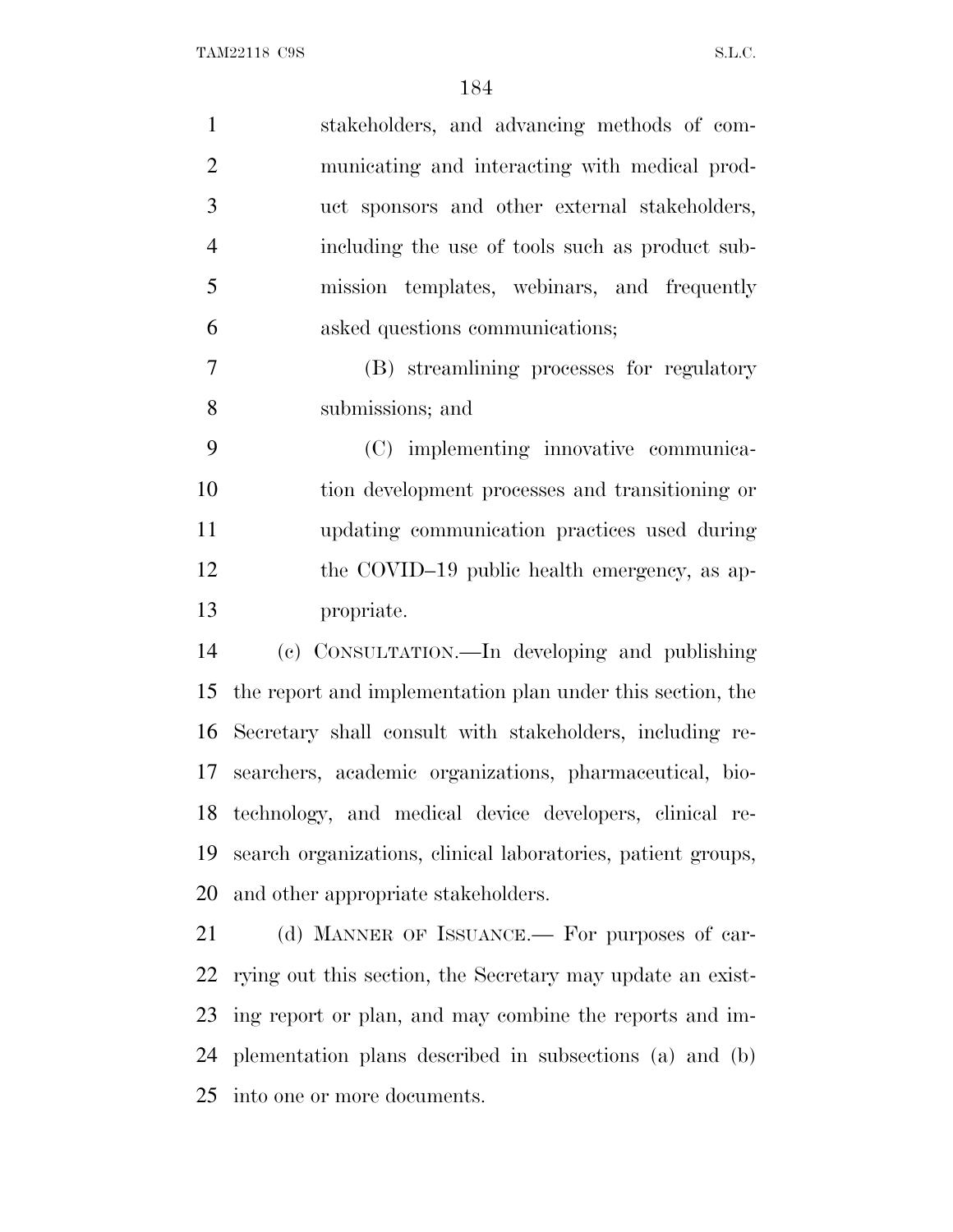stakeholders, and advancing methods of communicating and interacting with medical product sponsors and other external stakeholders, including the use of tools such as product submission templates, webinars, and frequently asked questions communications;

(B) streamlining processes for regulatory submissions; and

(C) implementing innovative communication development processes and transitioning or updating communication practices used during the COVID–19 public health emergency, as appropriate.

(c) CONSULTATION.—In developing and publishing the report and implementation plan under this section, the Secretary shall consult with stakeholders, including researchers, academic organizations, pharmaceutical, biotechnology, and medical device developers, clinical research organizations, clinical laboratories, patient groups, and other appropriate stakeholders.

(d) MANNER OF ISSUANCE.— For purposes of carrying out this section, the Secretary may update an existing report or plan, and may combine the reports and implementation plans described in subsections (a) and (b) into one or more documents.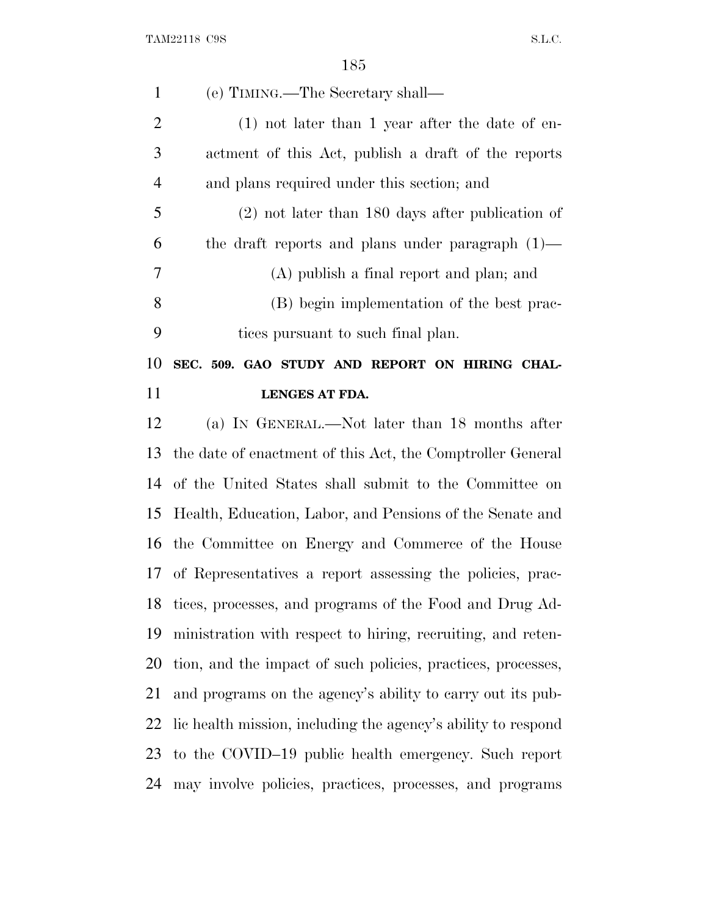(e) TIMING.—The Secretary shall—

(1) not later than 1 year after the date of enactment of this Act, publish a draft of the reports and plans required under this section; and

(2) not later than 180 days after publication of the draft reports and plans under paragraph (1)—

(A) publish a final report and plan; and

(B) begin implementation of the best practices pursuant to such final plan.

**SEC. 509. GAO STUDY AND REPORT ON HIRING CHALLENGES AT FDA.**

(a) IN GENERAL.—Not later than 18 months after the date of enactment of this Act, the Comptroller General of the United States shall submit to the Committee on Health, Education, Labor, and Pensions of the Senate and the Committee on Energy and Commerce of the House of Representatives a report assessing the policies, practices, processes, and programs of the Food and Drug Administration with respect to hiring, recruiting, and retention, and the impact of such policies, practices, processes, and programs on the agency's ability to carry out its public health mission, including the agency's ability to respond to the COVID–19 public health emergency. Such report may involve policies, practices, processes, and programs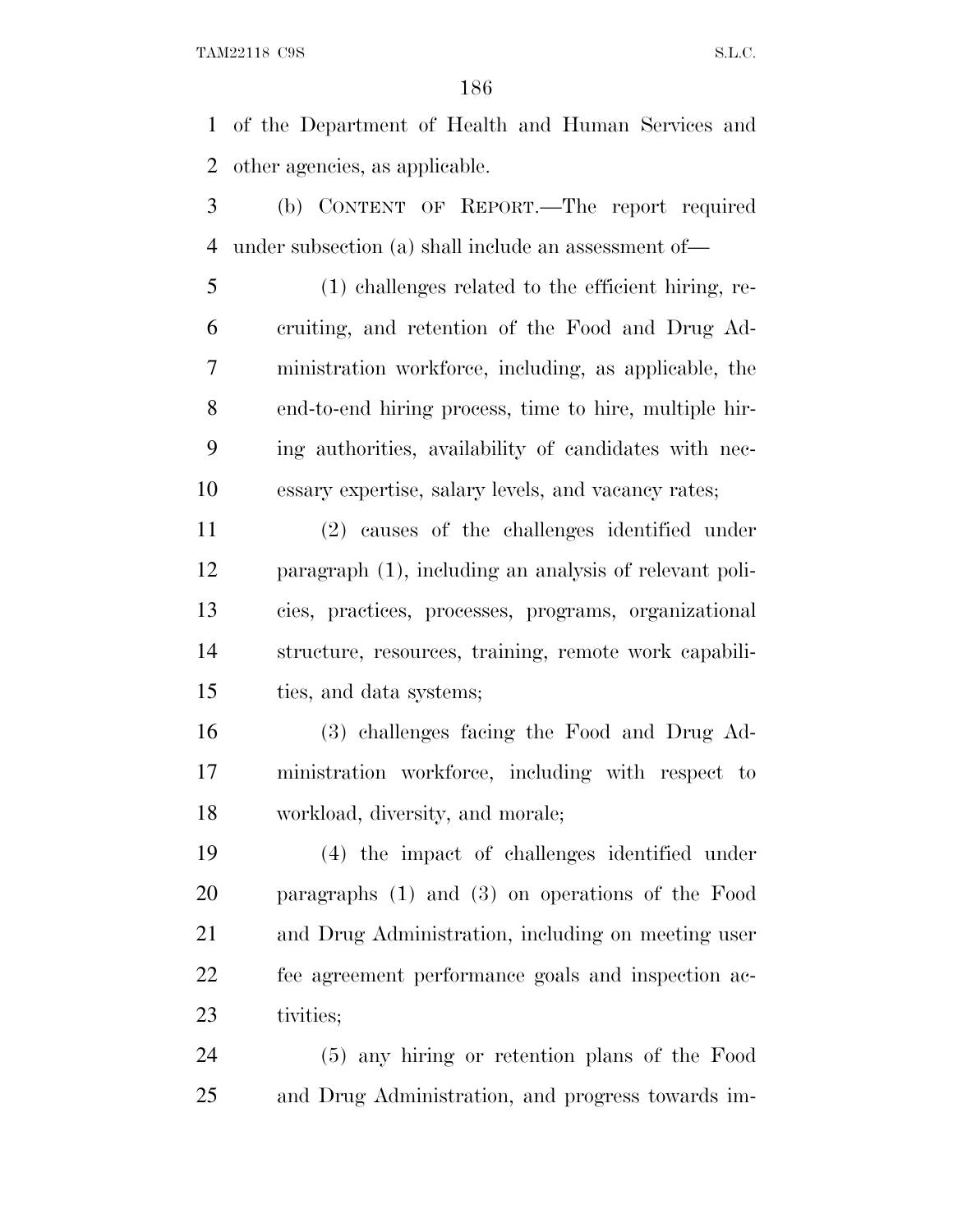of the Department of Health and Human Services and other agencies, as applicable.

(b) CONTENT OF REPORT.—The report required under subsection (a) shall include an assessment of—

(1) challenges related to the efficient hiring, recruiting, and retention of the Food and Drug Administration workforce, including, as applicable, the end-to-end hiring process, time to hire, multiple hiring authorities, availability of candidates with necessary expertise, salary levels, and vacancy rates;

(2) causes of the challenges identified under paragraph (1), including an analysis of relevant policies, practices, processes, programs, organizational structure, resources, training, remote work capabilities, and data systems;

(3) challenges facing the Food and Drug Administration workforce, including with respect to workload, diversity, and morale;

(4) the impact of challenges identified under paragraphs (1) and (3) on operations of the Food and Drug Administration, including on meeting user fee agreement performance goals and inspection activities;

(5) any hiring or retention plans of the Food and Drug Administration, and progress towards im-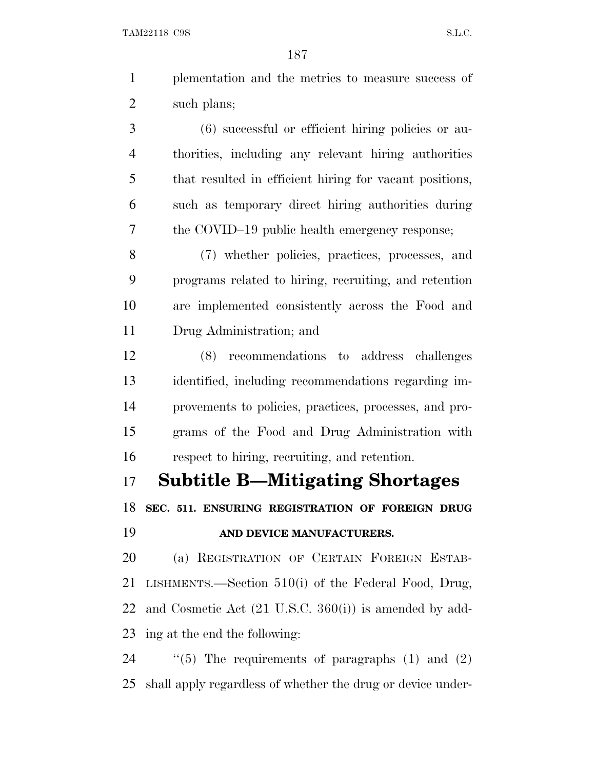plementation and the metrics to measure success of such plans;

(6) successful or efficient hiring policies or authorities, including any relevant hiring authorities that resulted in efficient hiring for vacant positions, such as temporary direct hiring authorities during the COVID–19 public health emergency response;

(7) whether policies, practices, processes, and programs related to hiring, recruiting, and retention are implemented consistently across the Food and Drug Administration; and

(8) recommendations to address challenges identified, including recommendations regarding improvements to policies, practices, processes, and programs of the Food and Drug Administration with respect to hiring, recruiting, and retention.

## Subtitle B—Mitigating Shortages

### SEC. 511. ENSURING REGISTRATION OF FOREIGN DRUG AND DEVICE MANUFACTURERS.

(a) REGISTRATION OF CERTAIN FOREIGN ESTABLISHMENTS.—Section 510(i) of the Federal Food, Drug, and Cosmetic Act (21 U.S.C. 360(i)) is amended by adding at the end the following:

"(5) The requirements of paragraphs (1) and (2) shall apply regardless of whether the drug or device under-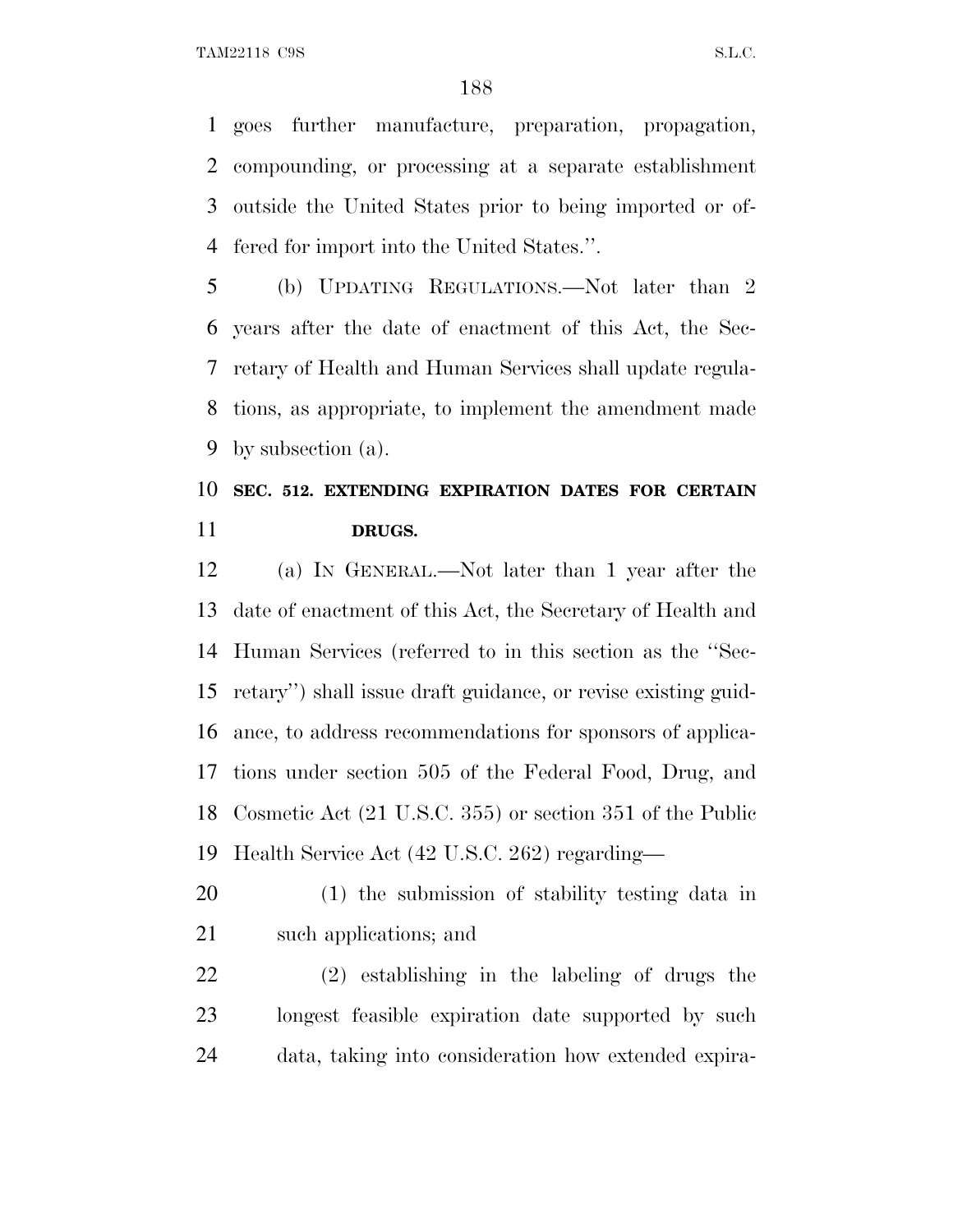goes further manufacture, preparation, propagation, compounding, or processing at a separate establishment outside the United States prior to being imported or offered for import into the United States.''.

(b) UPDATING REGULATIONS.—Not later than 2 years after the date of enactment of this Act, the Secretary of Health and Human Services shall update regulations, as appropriate, to implement the amendment made by subsection (a).

**SEC. 512. EXTENDING EXPIRATION DATES FOR CERTAIN DRUGS.**

(a) IN GENERAL.—Not later than 1 year after the date of enactment of this Act, the Secretary of Health and Human Services (referred to in this section as the ''Secretary'') shall issue draft guidance, or revise existing guidance, to address recommendations for sponsors of applications under section 505 of the Federal Food, Drug, and Cosmetic Act (21 U.S.C. 355) or section 351 of the Public Health Service Act (42 U.S.C. 262) regarding—

(1) the submission of stability testing data in such applications; and

(2) establishing in the labeling of drugs the longest feasible expiration date supported by such data, taking into consideration how extended expira-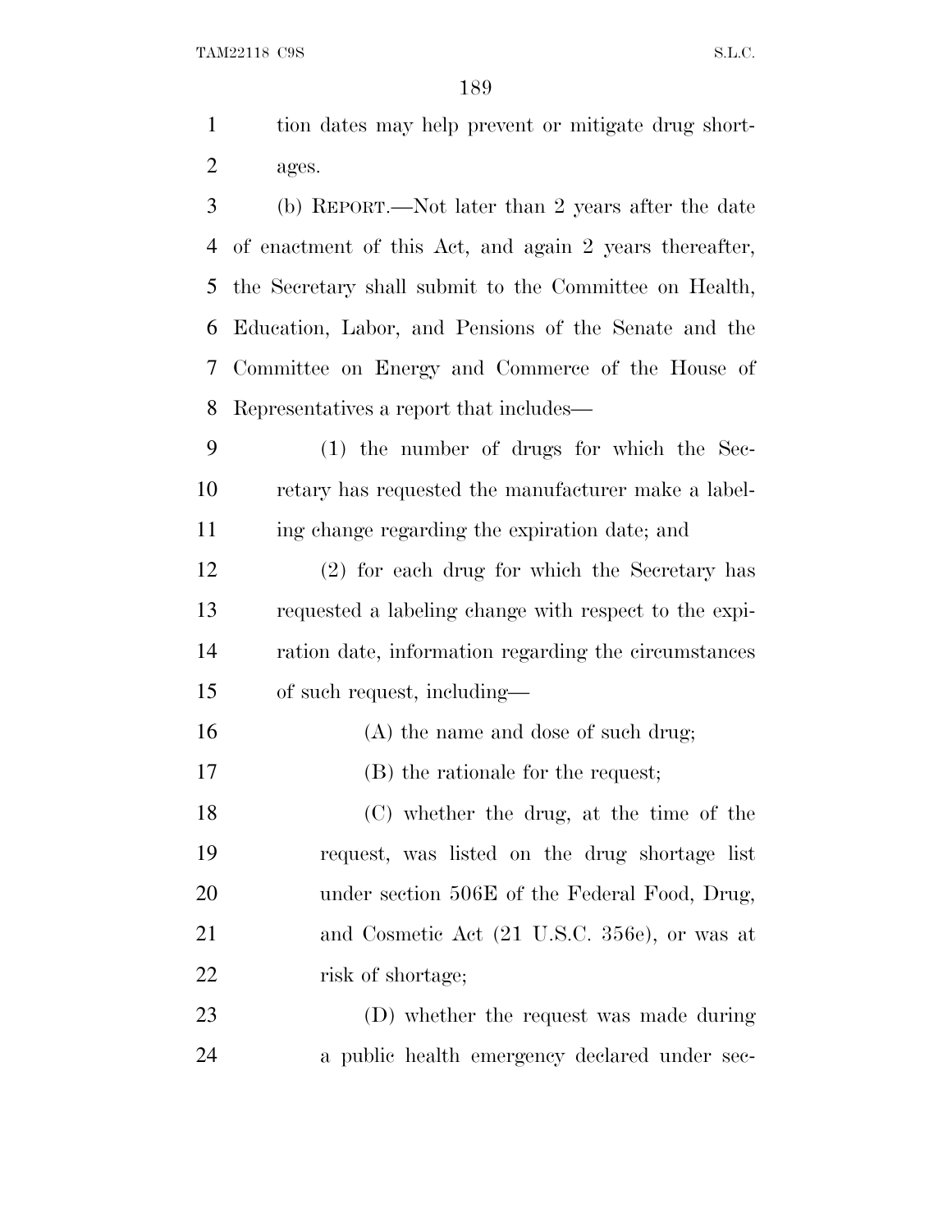tion dates may help prevent or mitigate drug shortages.

(b) REPORT.—Not later than 2 years after the date of enactment of this Act, and again 2 years thereafter, the Secretary shall submit to the Committee on Health, Education, Labor, and Pensions of the Senate and the Committee on Energy and Commerce of the House of Representatives a report that includes—

(1) the number of drugs for which the Secretary has requested the manufacturer make a labeling change regarding the expiration date; and

(2) for each drug for which the Secretary has requested a labeling change with respect to the expiration date, information regarding the circumstances of such request, including—

(A) the name and dose of such drug;

(B) the rationale for the request;

(C) whether the drug, at the time of the request, was listed on the drug shortage list under section 506E of the Federal Food, Drug, and Cosmetic Act (21 U.S.C. 356e), or was at risk of shortage;

(D) whether the request was made during a public health emergency declared under sec-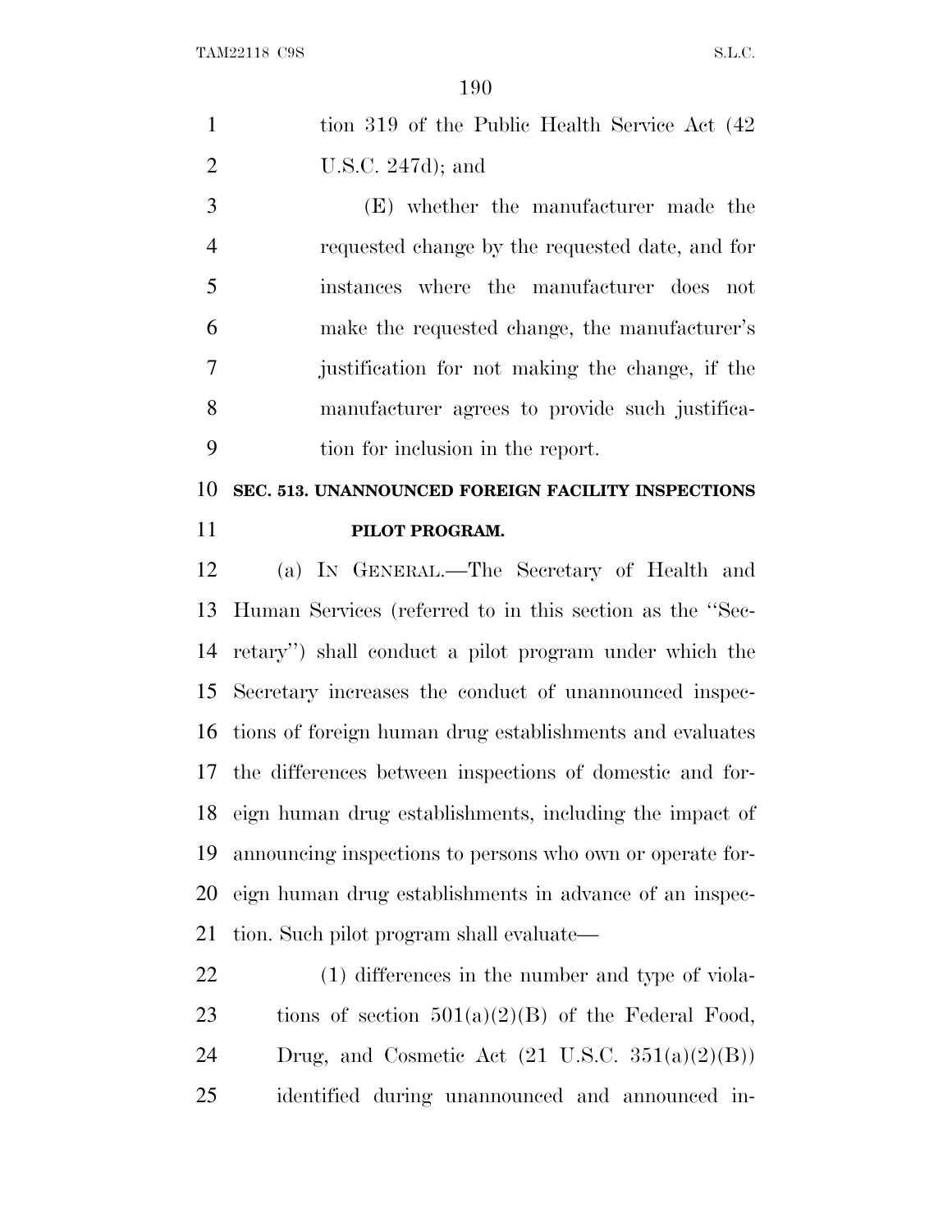tion 319 of the Public Health Service Act (42 U.S.C. 247d); and

(E) whether the manufacturer made the requested change by the requested date, and for instances where the manufacturer does not make the requested change, the manufacturer's justification for not making the change, if the manufacturer agrees to provide such justification for inclusion in the report.

## SEC. 513. UNANNOUNCED FOREIGN FACILITY INSPECTIONS PILOT PROGRAM.

(a) IN GENERAL.—The Secretary of Health and Human Services (referred to in this section as the ''Secretary'') shall conduct a pilot program under which the Secretary increases the conduct of unannounced inspections of foreign human drug establishments and evaluates the differences between inspections of domestic and foreign human drug establishments, including the impact of announcing inspections to persons who own or operate foreign human drug establishments in advance of an inspection. Such pilot program shall evaluate—

(1) differences in the number and type of violations of section 501(a)(2)(B) of the Federal Food, Drug, and Cosmetic Act (21 U.S.C. 351(a)(2)(B)) identified during unannounced and announced in-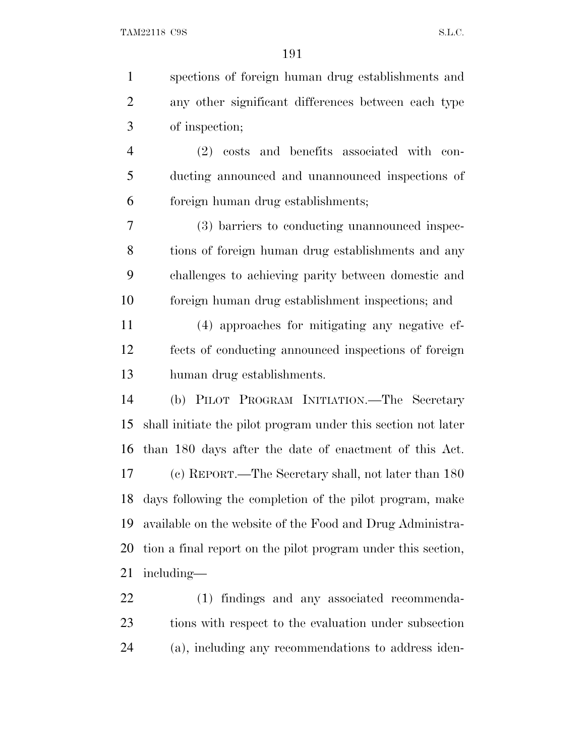spections of foreign human drug establishments and any other significant differences between each type of inspection;

(2) costs and benefits associated with conducting announced and unannounced inspections of foreign human drug establishments;

(3) barriers to conducting unannounced inspections of foreign human drug establishments and any challenges to achieving parity between domestic and foreign human drug establishment inspections; and

(4) approaches for mitigating any negative effects of conducting announced inspections of foreign human drug establishments.

(b) PILOT PROGRAM INITIATION.—The Secretary shall initiate the pilot program under this section not later than 180 days after the date of enactment of this Act.

(c) REPORT.—The Secretary shall, not later than 180 days following the completion of the pilot program, make available on the website of the Food and Drug Administration a final report on the pilot program under this section, including—

(1) findings and any associated recommendations with respect to the evaluation under subsection (a), including any recommendations to address iden-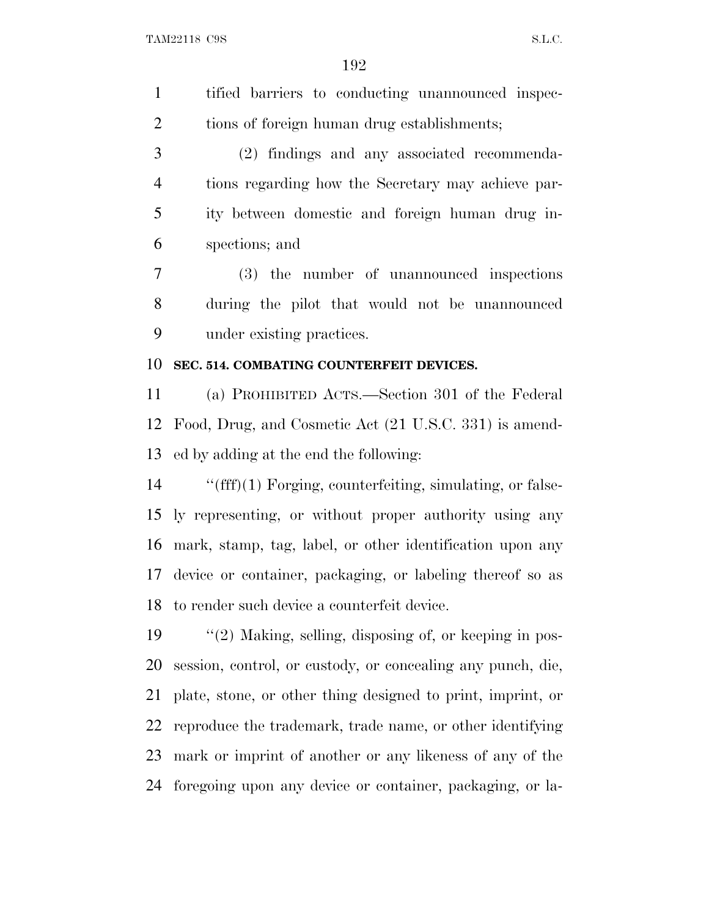tified barriers to conducting unannounced inspections of foreign human drug establishments;

(2) findings and any associated recommendations regarding how the Secretary may achieve parity between domestic and foreign human drug inspections; and

(3) the number of unannounced inspections during the pilot that would not be unannounced under existing practices.

### SEC. 514. COMBATING COUNTERFEIT DEVICES.

(a) PROHIBITED ACTS.—Section 301 of the Federal Food, Drug, and Cosmetic Act (21 U.S.C. 331) is amended by adding at the end the following:

"(fff)(1) Forging, counterfeiting, simulating, or falsely representing, or without proper authority using any mark, stamp, tag, label, or other identification upon any device or container, packaging, or labeling thereof so as to render such device a counterfeit device.

"(2) Making, selling, disposing of, or keeping in possession, control, or custody, or concealing any punch, die, plate, stone, or other thing designed to print, imprint, or reproduce the trademark, trade name, or other identifying mark or imprint of another or any likeness of any of the foregoing upon any device or container, packaging, or la-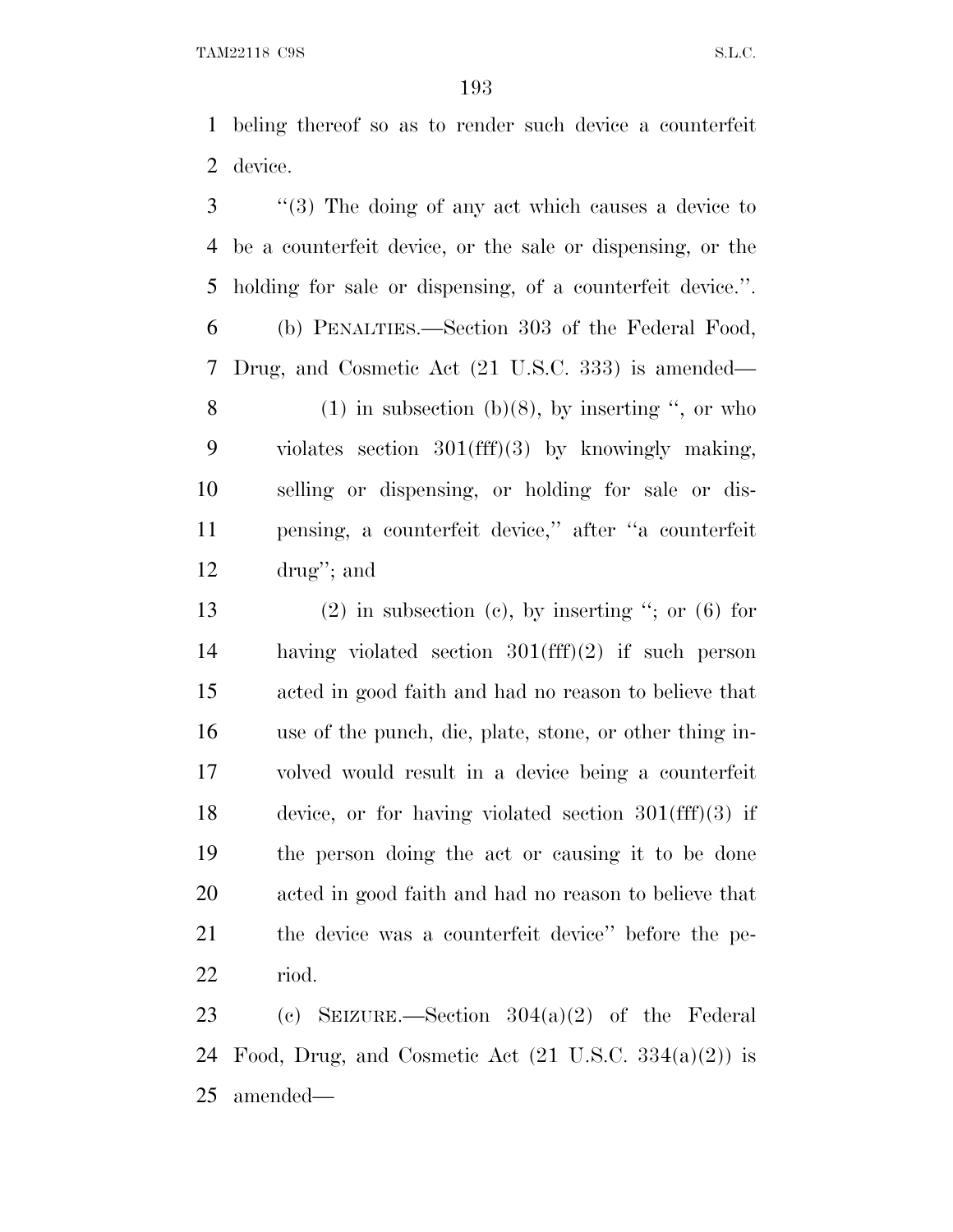beling thereof so as to render such device a counterfeit device.

''(3) The doing of any act which causes a device to be a counterfeit device, or the sale or dispensing, or the holding for sale or dispensing, of a counterfeit device.''.

(b) PENALTIES.—Section 303 of the Federal Food, Drug, and Cosmetic Act (21 U.S.C. 333) is amended—

(1) in subsection (b)(8), by inserting '', or who violates section 301(fff)(3) by knowingly making, selling or dispensing, or holding for sale or dispensing, a counterfeit device,'' after ''a counterfeit drug''; and

(2) in subsection (c), by inserting ''; or (6) for having violated section 301(fff)(2) if such person acted in good faith and had no reason to believe that use of the punch, die, plate, stone, or other thing involved would result in a device being a counterfeit device, or for having violated section 301(fff)(3) if the person doing the act or causing it to be done acted in good faith and had no reason to believe that the device was a counterfeit device'' before the period.

(c) SEIZURE.—Section 304(a)(2) of the Federal Food, Drug, and Cosmetic Act (21 U.S.C. 334(a)(2)) is amended—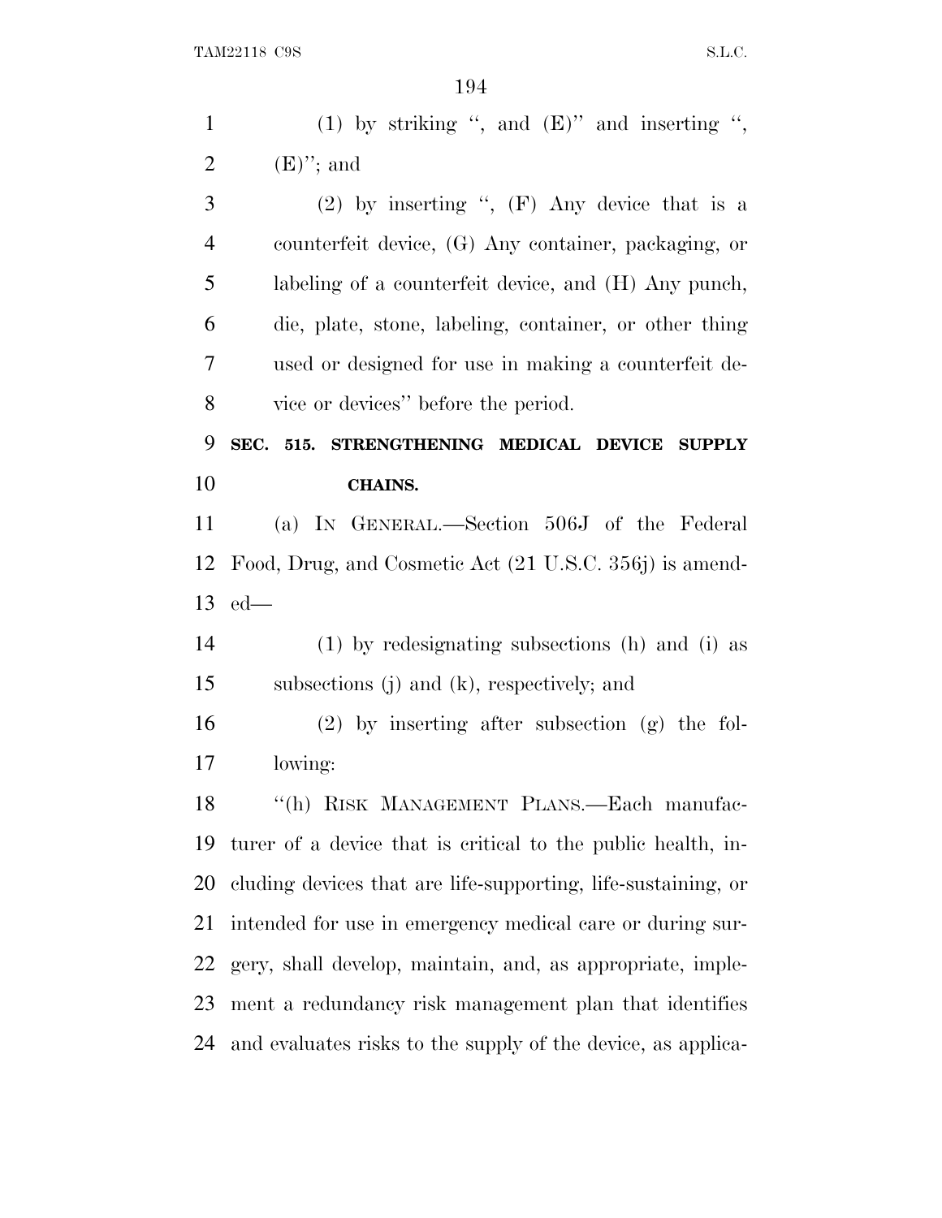(1) by striking ", and (E)" and inserting ", (E)"; and

(2) by inserting ", (F) Any device that is a counterfeit device, (G) Any container, packaging, or labeling of a counterfeit device, and (H) Any punch, die, plate, stone, labeling, container, or other thing used or designed for use in making a counterfeit device or devices" before the period.

**SEC. 515. STRENGTHENING MEDICAL DEVICE SUPPLY CHAINS.**

(a) IN GENERAL.—Section 506J of the Federal Food, Drug, and Cosmetic Act (21 U.S.C. 356j) is amended—

(1) by redesignating subsections (h) and (i) as subsections (j) and (k), respectively; and

(2) by inserting after subsection (g) the following:

"(h) RISK MANAGEMENT PLANS.—Each manufacturer of a device that is critical to the public health, including devices that are life-supporting, life-sustaining, or intended for use in emergency medical care or during surgery, shall develop, maintain, and, as appropriate, implement a redundancy risk management plan that identifies and evaluates risks to the supply of the device, as applica-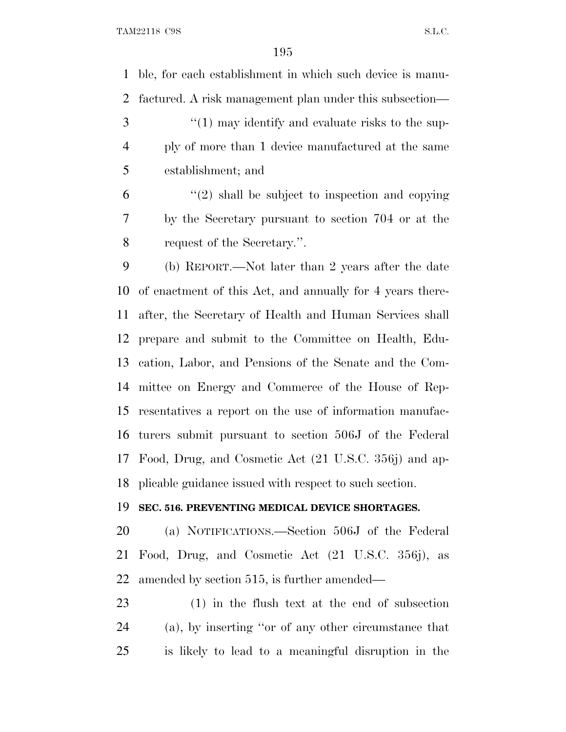ble, for each establishment in which such device is manufactured. A risk management plan under this subsection—

"(1) may identify and evaluate risks to the supply of more than 1 device manufactured at the same establishment; and

"(2) shall be subject to inspection and copying by the Secretary pursuant to section 704 or at the request of the Secretary.".

(b) REPORT.—Not later than 2 years after the date of enactment of this Act, and annually for 4 years thereafter, the Secretary of Health and Human Services shall prepare and submit to the Committee on Health, Education, Labor, and Pensions of the Senate and the Committee on Energy and Commerce of the House of Representatives a report on the use of information manufacturers submit pursuant to section 506J of the Federal Food, Drug, and Cosmetic Act (21 U.S.C. 356j) and applicable guidance issued with respect to such section.

**SEC. 516. PREVENTING MEDICAL DEVICE SHORTAGES.**

(a) NOTIFICATIONS.—Section 506J of the Federal Food, Drug, and Cosmetic Act (21 U.S.C. 356j), as amended by section 515, is further amended—

(1) in the flush text at the end of subsection (a), by inserting "or of any other circumstance that is likely to lead to a meaningful disruption in the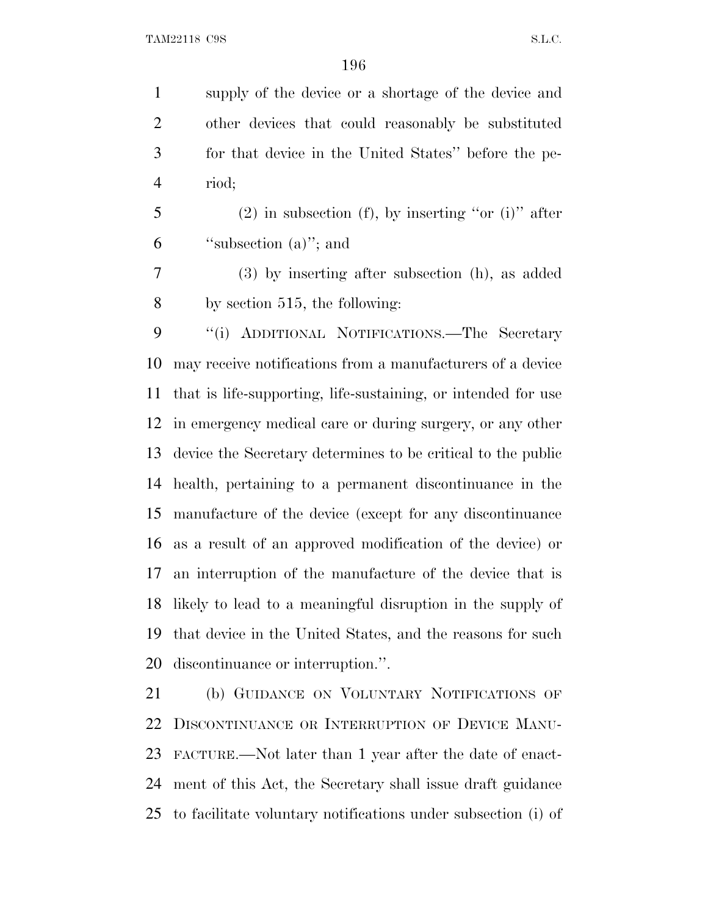supply of the device or a shortage of the device and other devices that could reasonably be substituted for that device in the United States'' before the period;

(2) in subsection (f), by inserting ''or (i)'' after ''subsection (a)''; and

(3) by inserting after subsection (h), as added by section 515, the following:

''(i) ADDITIONAL NOTIFICATIONS.—The Secretary may receive notifications from a manufacturers of a device that is life-supporting, life-sustaining, or intended for use in emergency medical care or during surgery, or any other device the Secretary determines to be critical to the public health, pertaining to a permanent discontinuance in the manufacture of the device (except for any discontinuance as a result of an approved modification of the device) or an interruption of the manufacture of the device that is likely to lead to a meaningful disruption in the supply of that device in the United States, and the reasons for such discontinuance or interruption.''.

(b) GUIDANCE ON VOLUNTARY NOTIFICATIONS OF DISCONTINUANCE OR INTERRUPTION OF DEVICE MANUFACTURE.—Not later than 1 year after the date of enactment of this Act, the Secretary shall issue draft guidance to facilitate voluntary notifications under subsection (i) of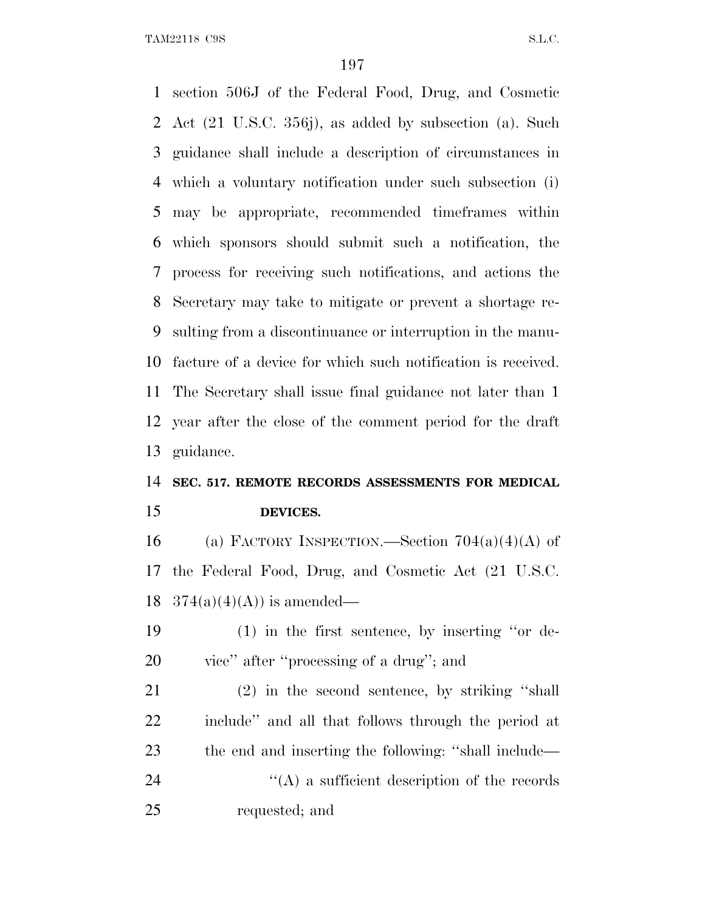section 506J of the Federal Food, Drug, and Cosmetic Act (21 U.S.C. 356j), as added by subsection (a). Such guidance shall include a description of circumstances in which a voluntary notification under such subsection (i) may be appropriate, recommended timeframes within which sponsors should submit such a notification, the process for receiving such notifications, and actions the Secretary may take to mitigate or prevent a shortage resulting from a discontinuance or interruption in the manufacture of a device for which such notification is received. The Secretary shall issue final guidance not later than 1 year after the close of the comment period for the draft guidance.

**SEC. 517. REMOTE RECORDS ASSESSMENTS FOR MEDICAL DEVICES.**

(a) FACTORY INSPECTION.—Section 704(a)(4)(A) of the Federal Food, Drug, and Cosmetic Act (21 U.S.C. 374(a)(4)(A)) is amended—

(1) in the first sentence, by inserting ''or device'' after ''processing of a drug''; and

(2) in the second sentence, by striking ''shall include'' and all that follows through the period at the end and inserting the following: ''shall include—

''(A) a sufficient description of the records requested; and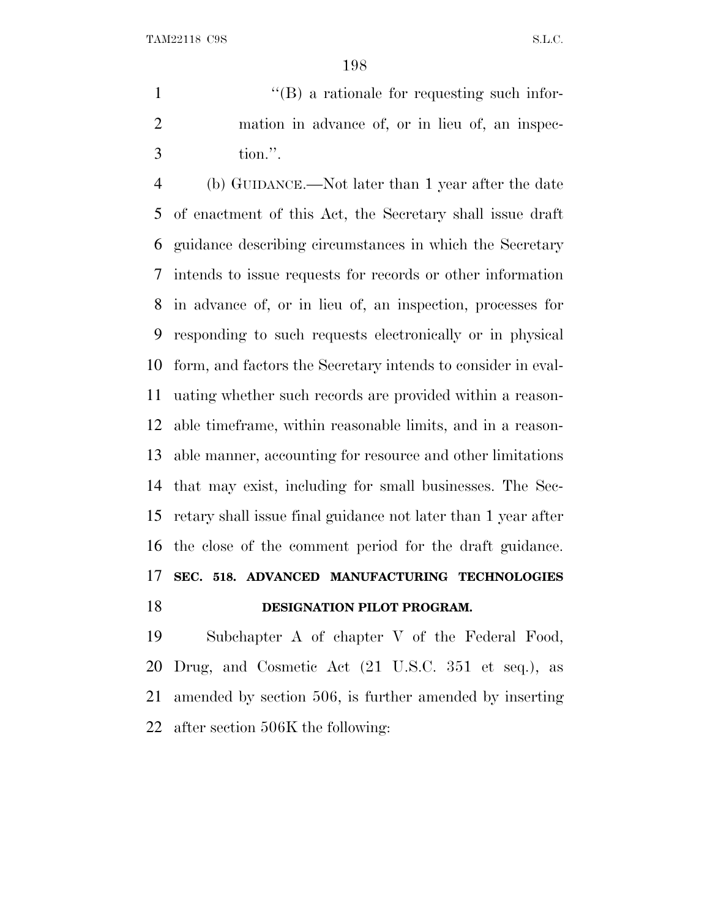''(B) a rationale for requesting such information in advance of, or in lieu of, an inspection.''.

(b) GUIDANCE.—Not later than 1 year after the date of enactment of this Act, the Secretary shall issue draft guidance describing circumstances in which the Secretary intends to issue requests for records or other information in advance of, or in lieu of, an inspection, processes for responding to such requests electronically or in physical form, and factors the Secretary intends to consider in evaluating whether such records are provided within a reasonable timeframe, within reasonable limits, and in a reasonable manner, accounting for resource and other limitations that may exist, including for small businesses. The Secretary shall issue final guidance not later than 1 year after the close of the comment period for the draft guidance.

**SEC. 518. ADVANCED MANUFACTURING TECHNOLOGIES DESIGNATION PILOT PROGRAM.**

Subchapter A of chapter V of the Federal Food, Drug, and Cosmetic Act (21 U.S.C. 351 et seq.), as amended by section 506, is further amended by inserting after section 506K the following: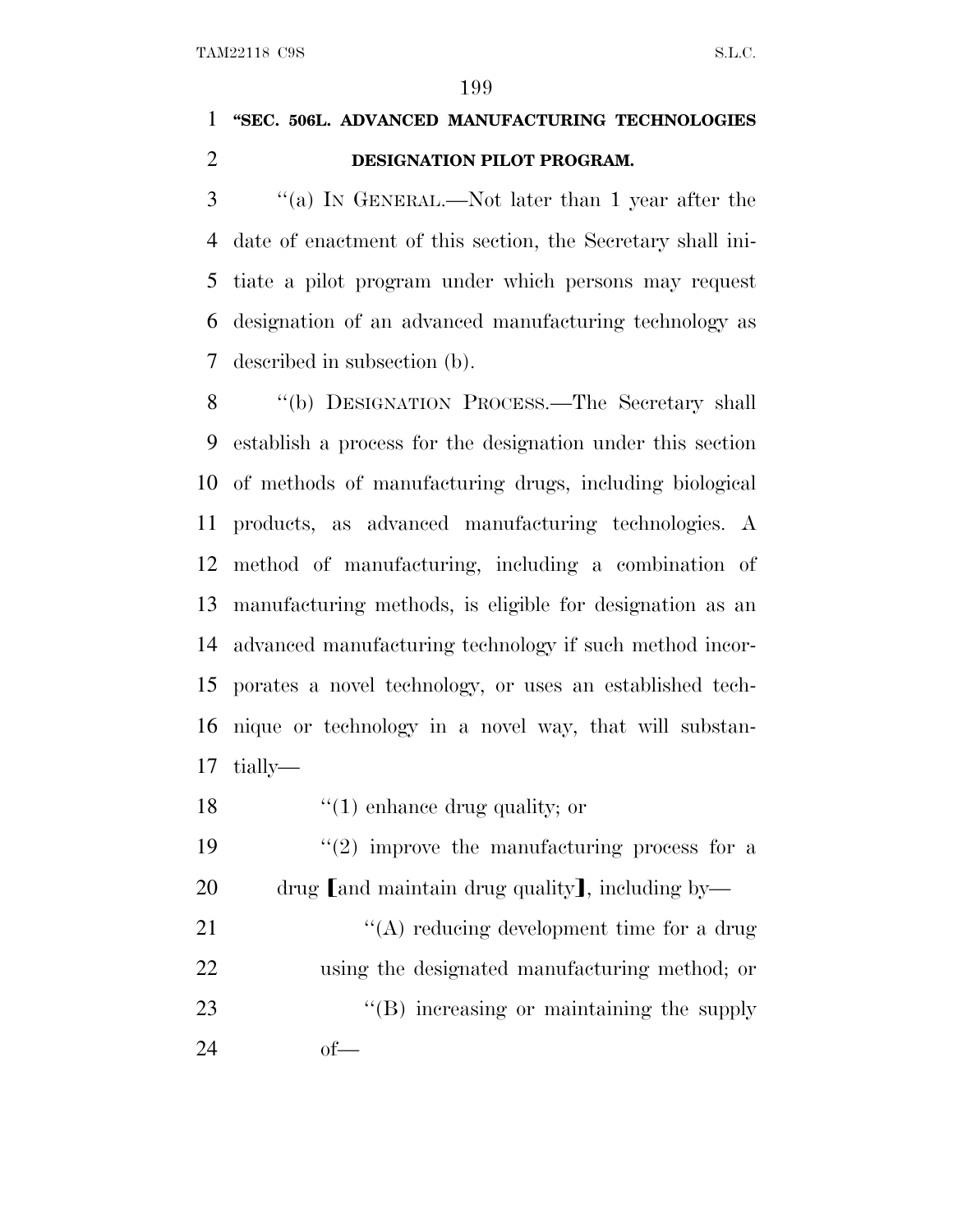**"SEC. 506L. ADVANCED MANUFACTURING TECHNOLOGIES DESIGNATION PILOT PROGRAM.**

"(a) IN GENERAL.—Not later than 1 year after the date of enactment of this section, the Secretary shall initiate a pilot program under which persons may request designation of an advanced manufacturing technology as described in subsection (b).

"(b) DESIGNATION PROCESS.—The Secretary shall establish a process for the designation under this section of methods of manufacturing drugs, including biological products, as advanced manufacturing technologies. A method of manufacturing, including a combination of manufacturing methods, is eligible for designation as an advanced manufacturing technology if such method incorporates a novel technology, or uses an established technique or technology in a novel way, that will substantially—

"(1) enhance drug quality; or

"(2) improve the manufacturing process for a drug 【and maintain drug quality】, including by—

"(A) reducing development time for a drug using the designated manufacturing method; or

"(B) increasing or maintaining the supply of—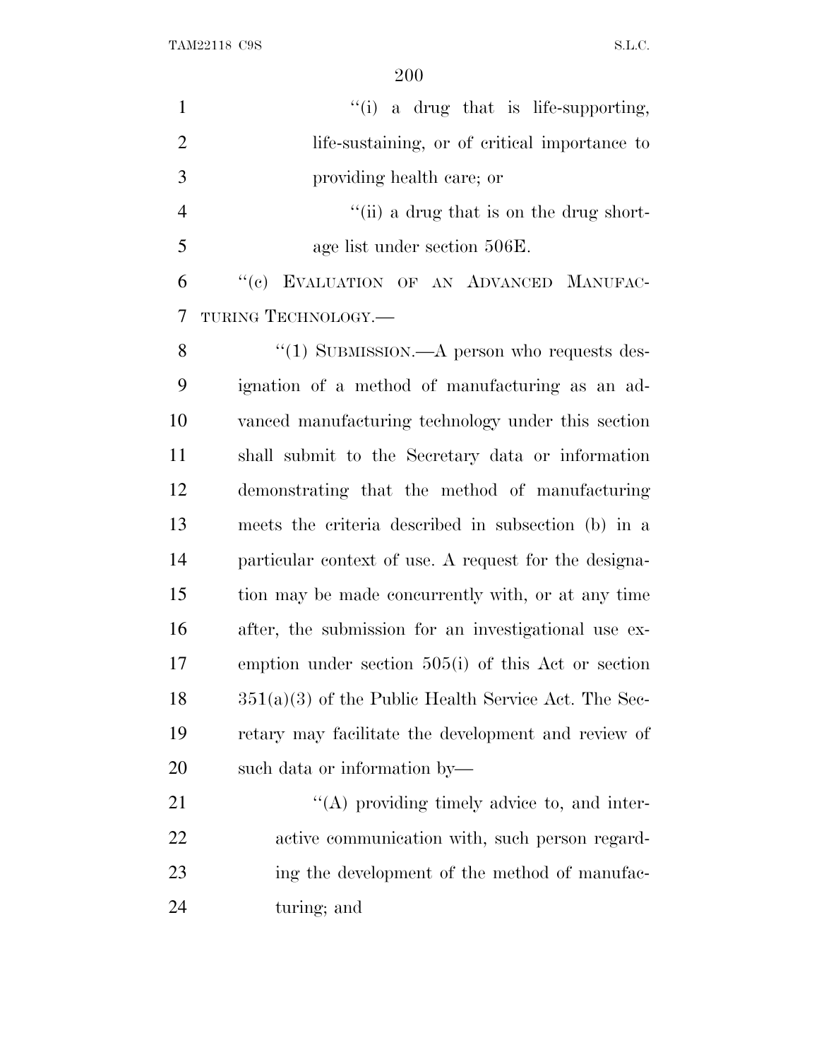''(i) a drug that is life-supporting, life-sustaining, or of critical importance to providing health care; or

''(ii) a drug that is on the drug shortage list under section 506E.

''(c) EVALUATION OF AN ADVANCED MANUFACTURING TECHNOLOGY.—

''(1) SUBMISSION.—A person who requests designation of a method of manufacturing as an advanced manufacturing technology under this section shall submit to the Secretary data or information demonstrating that the method of manufacturing meets the criteria described in subsection (b) in a particular context of use. A request for the designation may be made concurrently with, or at any time after, the submission for an investigational use exemption under section 505(i) of this Act or section 351(a)(3) of the Public Health Service Act. The Secretary may facilitate the development and review of such data or information by—

''(A) providing timely advice to, and interactive communication with, such person regarding the development of the method of manufacturing; and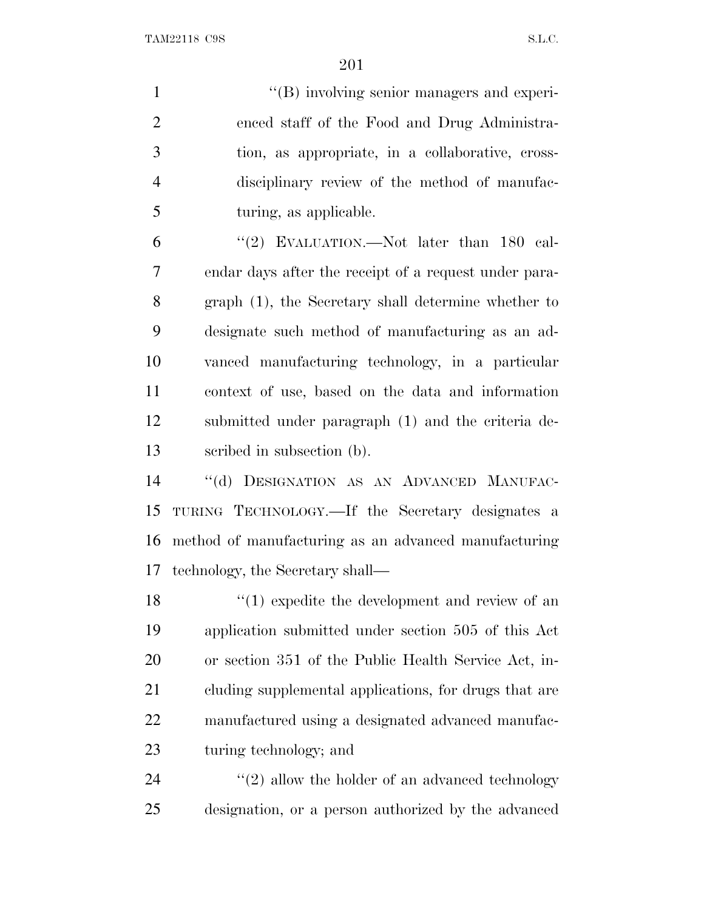"(B) involving senior managers and experienced staff of the Food and Drug Administration, as appropriate, in a collaborative, cross-disciplinary review of the method of manufacturing, as applicable.

"(2) EVALUATION.—Not later than 180 calendar days after the receipt of a request under paragraph (1), the Secretary shall determine whether to designate such method of manufacturing as an advanced manufacturing technology, in a particular context of use, based on the data and information submitted under paragraph (1) and the criteria described in subsection (b).

"(d) DESIGNATION AS AN ADVANCED MANUFACTURING TECHNOLOGY.—If the Secretary designates a method of manufacturing as an advanced manufacturing technology, the Secretary shall—

"(1) expedite the development and review of an application submitted under section 505 of this Act or section 351 of the Public Health Service Act, including supplemental applications, for drugs that are manufactured using a designated advanced manufacturing technology; and

"(2) allow the holder of an advanced technology designation, or a person authorized by the advanced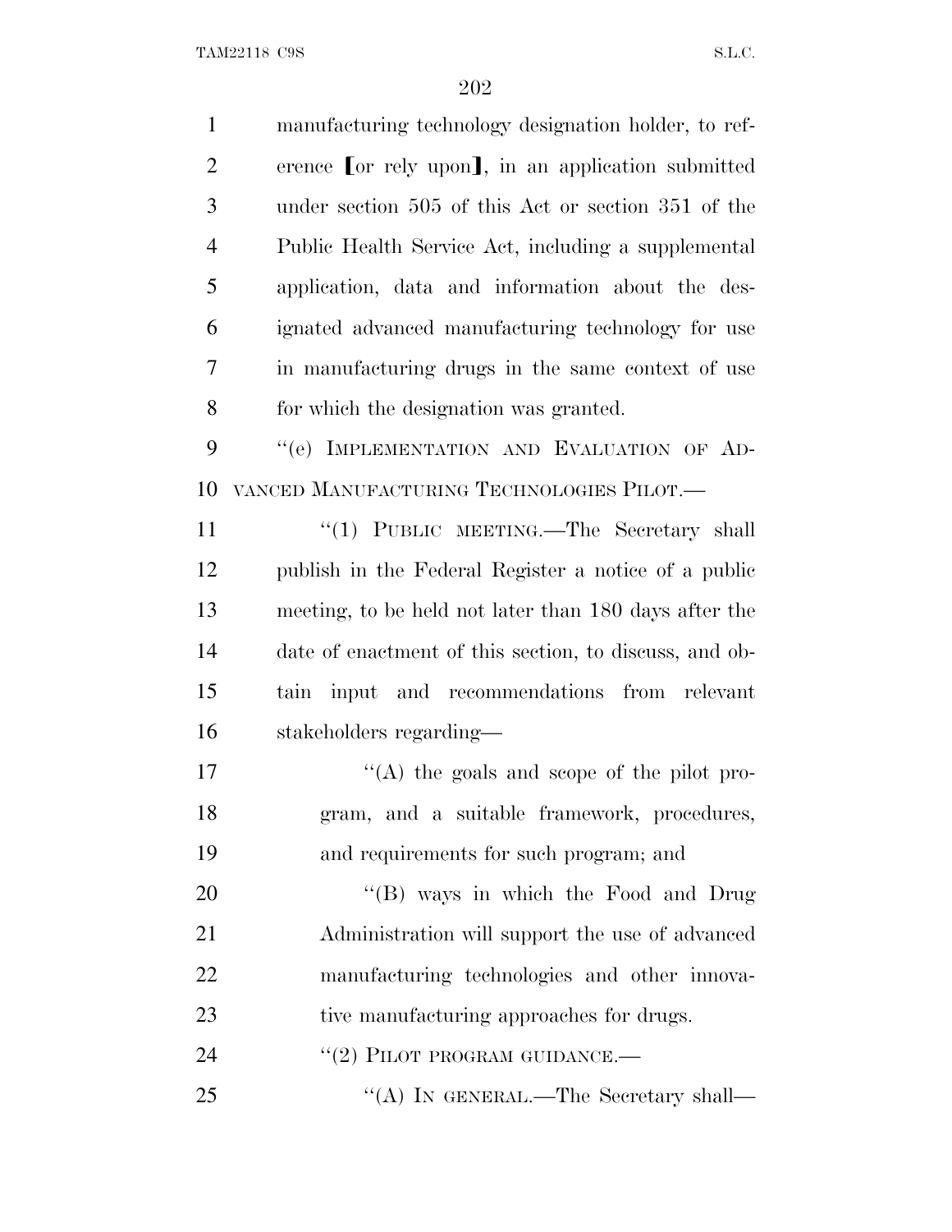manufacturing technology designation holder, to reference ⟦or rely upon⟧, in an application submitted under section 505 of this Act or section 351 of the Public Health Service Act, including a supplemental application, data and information about the designated advanced manufacturing technology for use in manufacturing drugs in the same context of use for which the designation was granted.

"(e) IMPLEMENTATION AND EVALUATION OF ADVANCED MANUFACTURING TECHNOLOGIES PILOT.—

"(1) PUBLIC MEETING.—The Secretary shall publish in the Federal Register a notice of a public meeting, to be held not later than 180 days after the date of enactment of this section, to discuss, and obtain input and recommendations from relevant stakeholders regarding—

"(A) the goals and scope of the pilot program, and a suitable framework, procedures, and requirements for such program; and

"(B) ways in which the Food and Drug Administration will support the use of advanced manufacturing technologies and other innovative manufacturing approaches for drugs.

"(2) PILOT PROGRAM GUIDANCE.—

"(A) IN GENERAL.—The Secretary shall—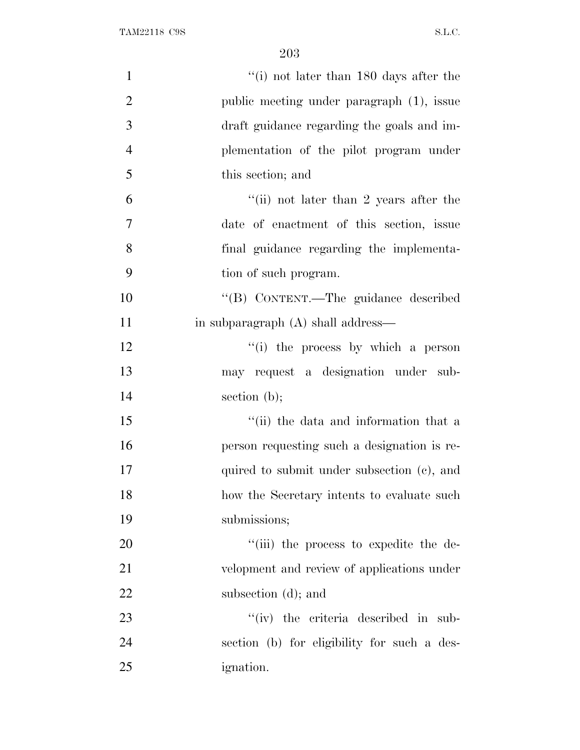"(i) not later than 180 days after the public meeting under paragraph (1), issue draft guidance regarding the goals and implementation of the pilot program under this section; and

"(ii) not later than 2 years after the date of enactment of this section, issue final guidance regarding the implementation of such program.

"(B) CONTENT.—The guidance described in subparagraph (A) shall address—

"(i) the process by which a person may request a designation under subsection (b);

"(ii) the data and information that a person requesting such a designation is required to submit under subsection (c), and how the Secretary intents to evaluate such submissions;

"(iii) the process to expedite the development and review of applications under subsection (d); and

"(iv) the criteria described in subsection (b) for eligibility for such a designation.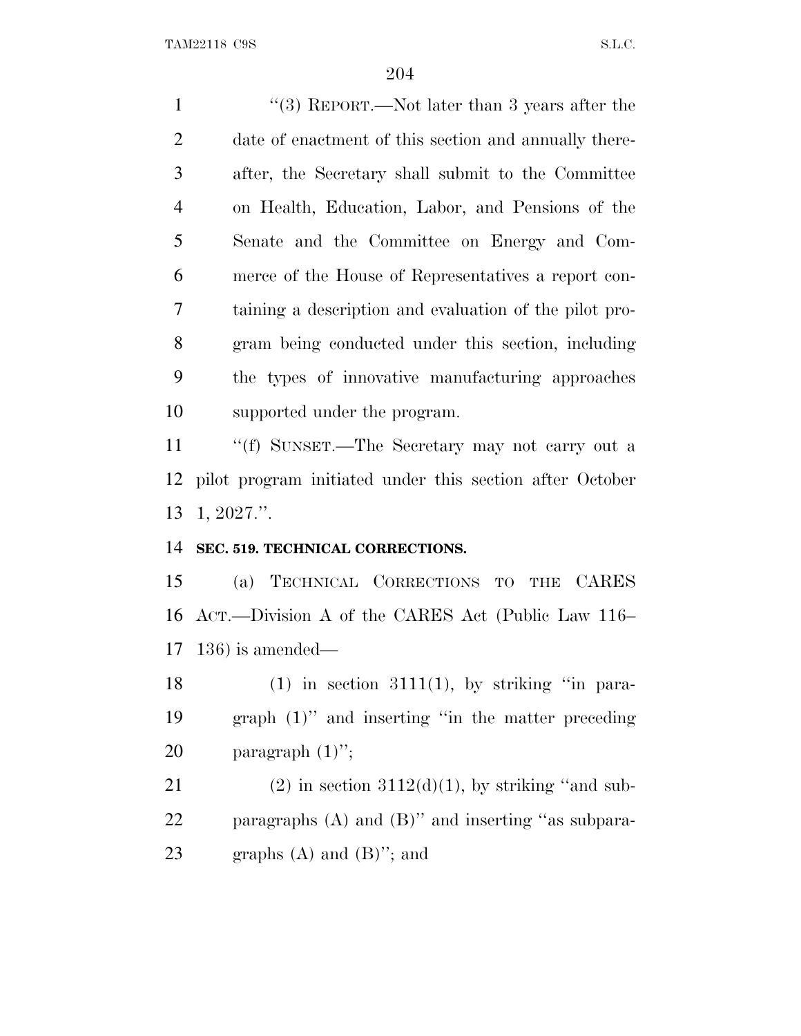''(3) REPORT.—Not later than 3 years after the date of enactment of this section and annually thereafter, the Secretary shall submit to the Committee on Health, Education, Labor, and Pensions of the Senate and the Committee on Energy and Commerce of the House of Representatives a report containing a description and evaluation of the pilot program being conducted under this section, including the types of innovative manufacturing approaches supported under the program.

''(f) SUNSET.—The Secretary may not carry out a pilot program initiated under this section after October 1, 2027.''.

**SEC. 519. TECHNICAL CORRECTIONS.**

(a) TECHNICAL CORRECTIONS TO THE CARES ACT.—Division A of the CARES Act (Public Law 116–136) is amended—

(1) in section 3111(1), by striking ''in paragraph (1)'' and inserting ''in the matter preceding paragraph (1)'';

(2) in section 3112(d)(1), by striking ''and subparagraphs (A) and (B)'' and inserting ''as subparagraphs (A) and (B)''; and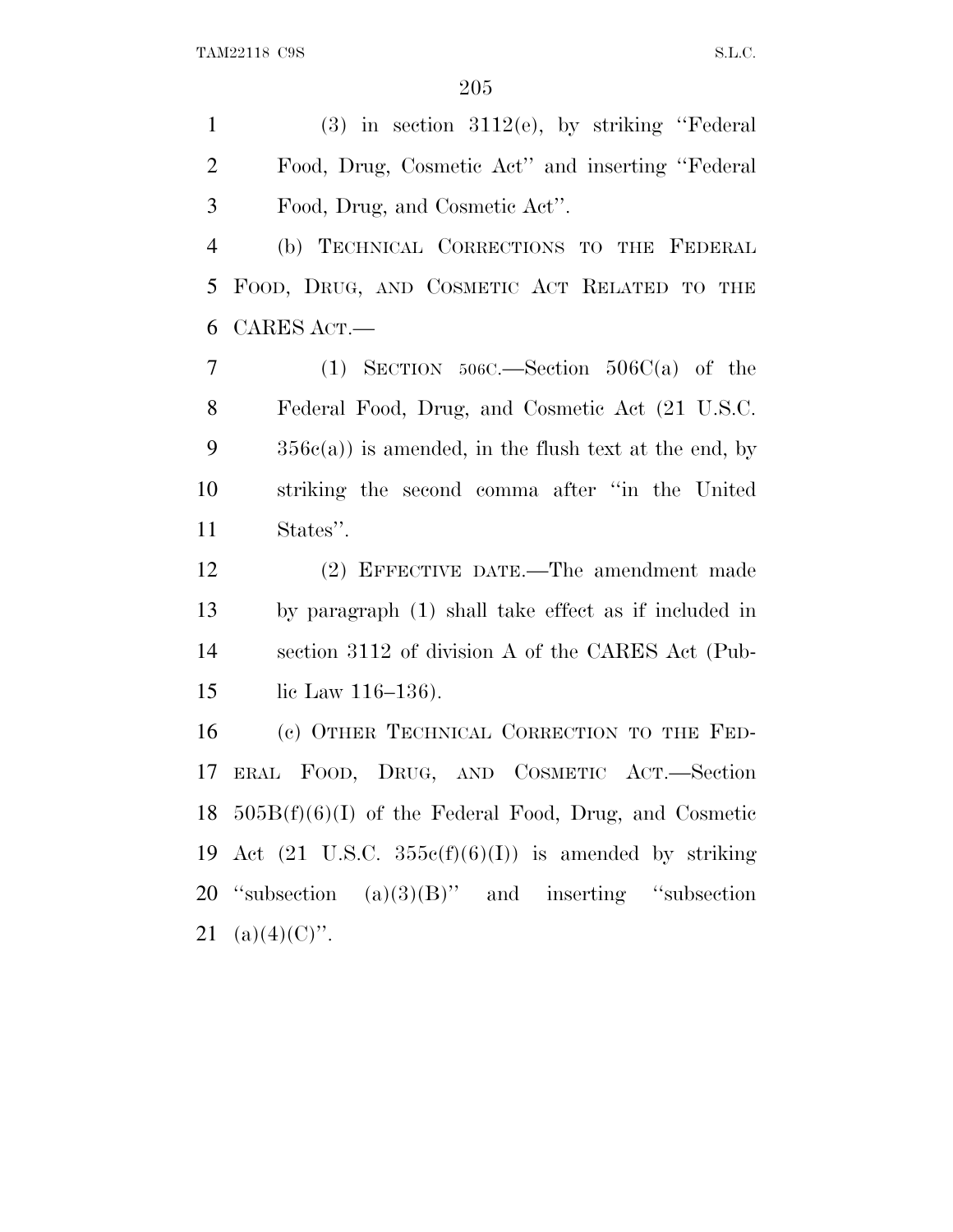(3) in section 3112(e), by striking "Federal Food, Drug, Cosmetic Act" and inserting "Federal Food, Drug, and Cosmetic Act".

(b) TECHNICAL CORRECTIONS TO THE FEDERAL FOOD, DRUG, AND COSMETIC ACT RELATED TO THE CARES ACT.—

(1) SECTION 506C.—Section 506C(a) of the Federal Food, Drug, and Cosmetic Act (21 U.S.C. 356c(a)) is amended, in the flush text at the end, by striking the second comma after "in the United States".

(2) EFFECTIVE DATE.—The amendment made by paragraph (1) shall take effect as if included in section 3112 of division A of the CARES Act (Public Law 116–136).

(c) OTHER TECHNICAL CORRECTION TO THE FEDERAL FOOD, DRUG, AND COSMETIC ACT.—Section 505B(f)(6)(I) of the Federal Food, Drug, and Cosmetic Act (21 U.S.C. 355c(f)(6)(I)) is amended by striking "subsection (a)(3)(B)" and inserting "subsection (a)(4)(C)".